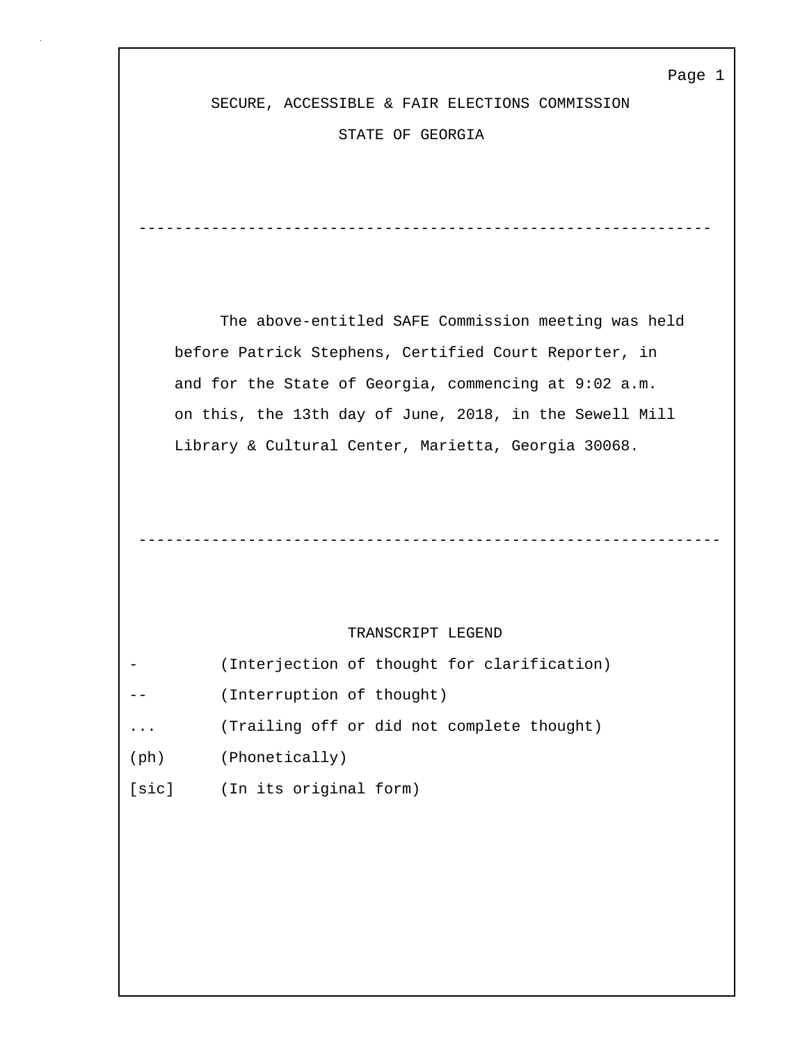# SECURE, ACCESSIBLE & FAIR ELECTIONS COMMISSION

## STATE OF GEORGIA

---

The above-entitled SAFE Commission meeting was held before Patrick Stephens, Certified Court Reporter, in and for the State of Georgia, commencing at 9:02 a.m. on this, the 13th day of June, 2018, in the Sewell Mill Library & Cultural Center, Marietta, Georgia 30068.

---

### TRANSCRIPT LEGEND

| Symbol | Meaning |
| --- | --- |
| - | (Interjection of thought for clarification) |
| -- | (Interruption of thought) |
| ... | (Trailing off or did not complete thought) |
| (ph) | (Phonetically) |
| [sic] | (In its original form) |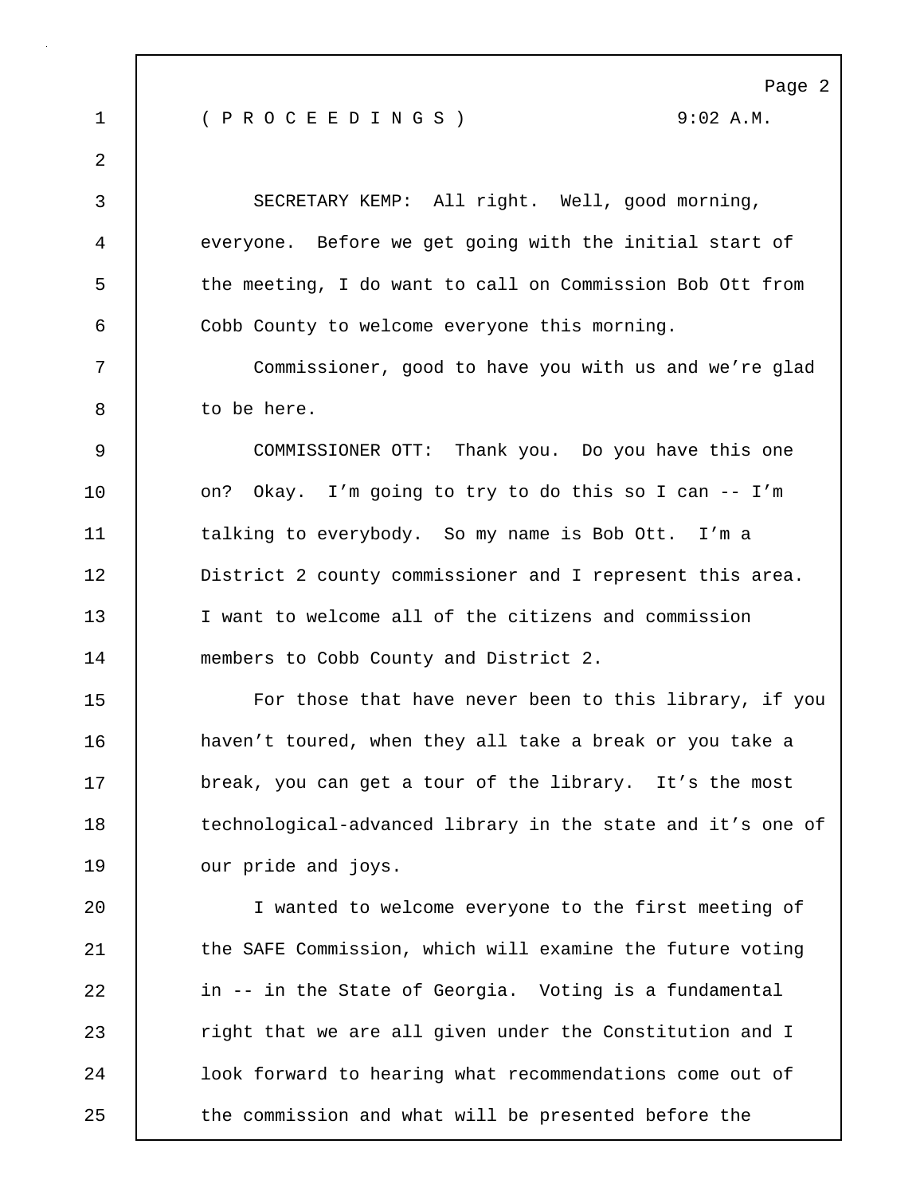( P R O C E E D I N G S )　　　　　　　　　9:02 A.M.

SECRETARY KEMP: All right. Well, good morning, everyone. Before we get going with the initial start of the meeting, I do want to call on Commission Bob Ott from Cobb County to welcome everyone this morning.

Commissioner, good to have you with us and we're glad to be here.

COMMISSIONER OTT: Thank you. Do you have this one on? Okay. I'm going to try to do this so I can -- I'm talking to everybody. So my name is Bob Ott. I'm a District 2 county commissioner and I represent this area. I want to welcome all of the citizens and commission members to Cobb County and District 2.

For those that have never been to this library, if you haven't toured, when they all take a break or you take a break, you can get a tour of the library. It's the most technological-advanced library in the state and it's one of our pride and joys.

I wanted to welcome everyone to the first meeting of the SAFE Commission, which will examine the future voting in -- in the State of Georgia. Voting is a fundamental right that we are all given under the Constitution and I look forward to hearing what recommendations come out of the commission and what will be presented before the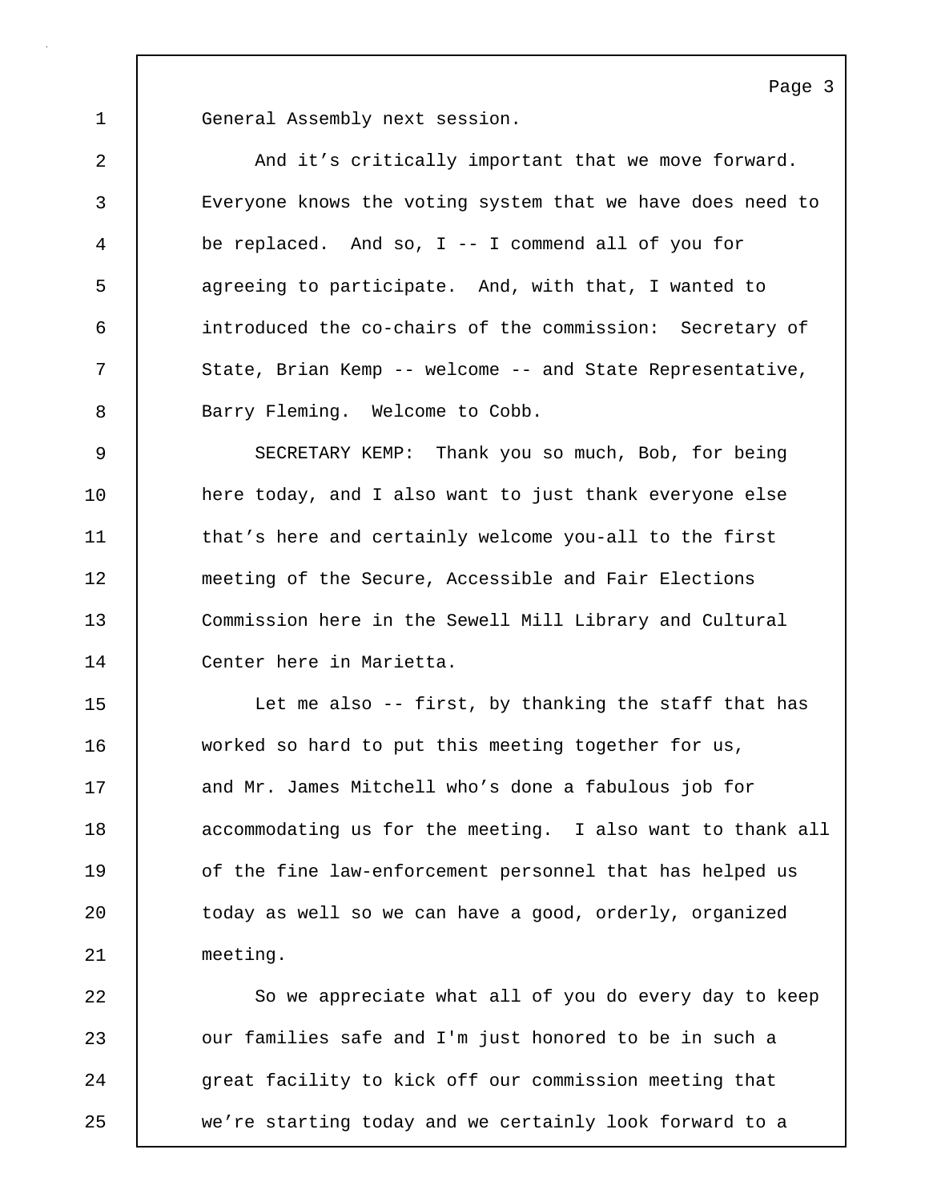General Assembly next session.

And it's critically important that we move forward. Everyone knows the voting system that we have does need to be replaced. And so, I -- I commend all of you for agreeing to participate. And, with that, I wanted to introduced the co-chairs of the commission: Secretary of State, Brian Kemp -- welcome -- and State Representative, Barry Fleming. Welcome to Cobb.

SECRETARY KEMP: Thank you so much, Bob, for being here today, and I also want to just thank everyone else that's here and certainly welcome you-all to the first meeting of the Secure, Accessible and Fair Elections Commission here in the Sewell Mill Library and Cultural Center here in Marietta.

Let me also -- first, by thanking the staff that has worked so hard to put this meeting together for us, and Mr. James Mitchell who's done a fabulous job for accommodating us for the meeting. I also want to thank all of the fine law-enforcement personnel that has helped us today as well so we can have a good, orderly, organized meeting.

So we appreciate what all of you do every day to keep our families safe and I'm just honored to be in such a great facility to kick off our commission meeting that we're starting today and we certainly look forward to a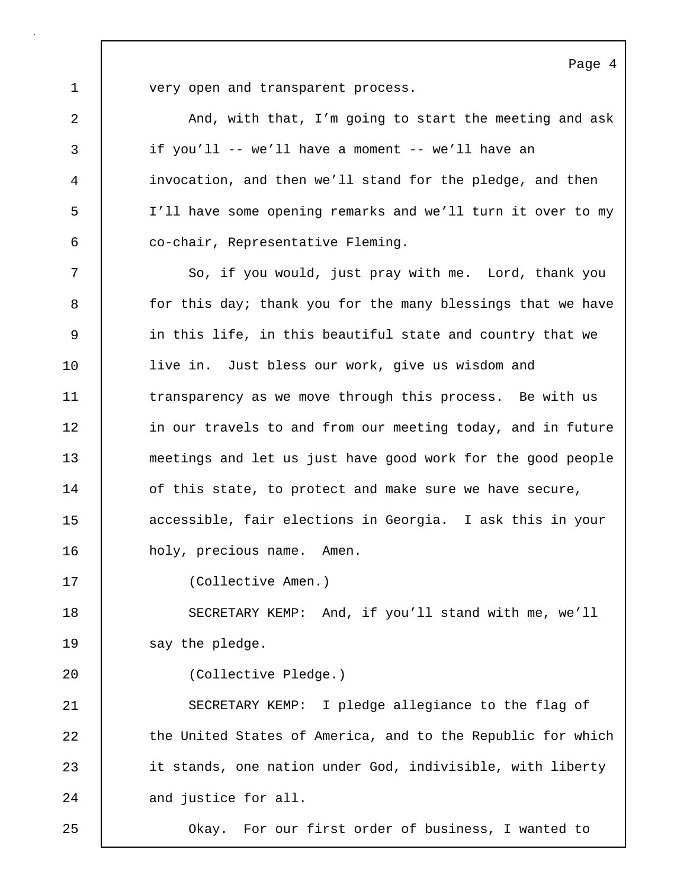very open and transparent process.

And, with that, I'm going to start the meeting and ask if you'll -- we'll have a moment -- we'll have an invocation, and then we'll stand for the pledge, and then I'll have some opening remarks and we'll turn it over to my co-chair, Representative Fleming.

So, if you would, just pray with me. Lord, thank you for this day; thank you for the many blessings that we have in this life, in this beautiful state and country that we live in. Just bless our work, give us wisdom and transparency as we move through this process. Be with us in our travels to and from our meeting today, and in future meetings and let us just have good work for the good people of this state, to protect and make sure we have secure, accessible, fair elections in Georgia. I ask this in your holy, precious name. Amen.

(Collective Amen.)

SECRETARY KEMP: And, if you'll stand with me, we'll say the pledge.

(Collective Pledge.)

SECRETARY KEMP: I pledge allegiance to the flag of the United States of America, and to the Republic for which it stands, one nation under God, indivisible, with liberty and justice for all.

Okay. For our first order of business, I wanted to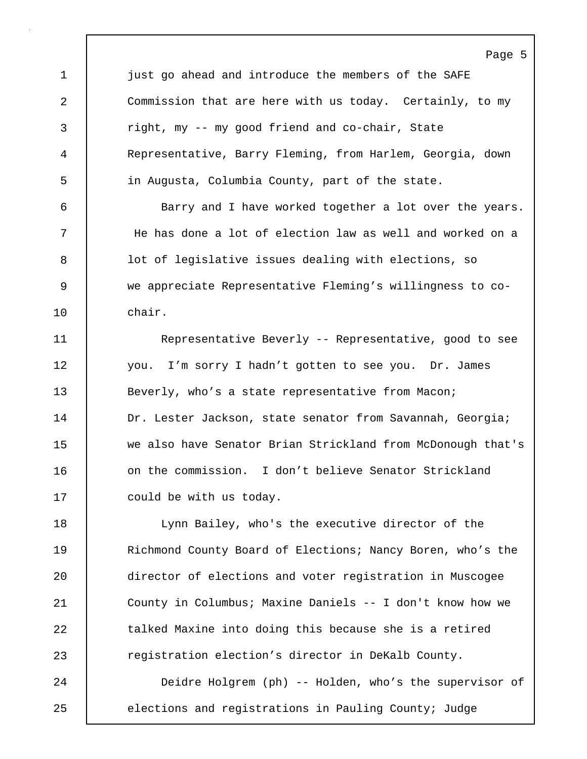just go ahead and introduce the members of the SAFE Commission that are here with us today. Certainly, to my right, my -- my good friend and co-chair, State Representative, Barry Fleming, from Harlem, Georgia, down in Augusta, Columbia County, part of the state.

Barry and I have worked together a lot over the years. He has done a lot of election law as well and worked on a lot of legislative issues dealing with elections, so we appreciate Representative Fleming's willingness to co-chair.

Representative Beverly -- Representative, good to see you. I'm sorry I hadn't gotten to see you. Dr. James Beverly, who's a state representative from Macon; Dr. Lester Jackson, state senator from Savannah, Georgia; we also have Senator Brian Strickland from McDonough that's on the commission. I don't believe Senator Strickland could be with us today.

Lynn Bailey, who's the executive director of the Richmond County Board of Elections; Nancy Boren, who's the director of elections and voter registration in Muscogee County in Columbus; Maxine Daniels -- I don't know how we talked Maxine into doing this because she is a retired registration election's director in DeKalb County.

Deidre Holgrem (ph) -- Holden, who's the supervisor of elections and registrations in Pauling County; Judge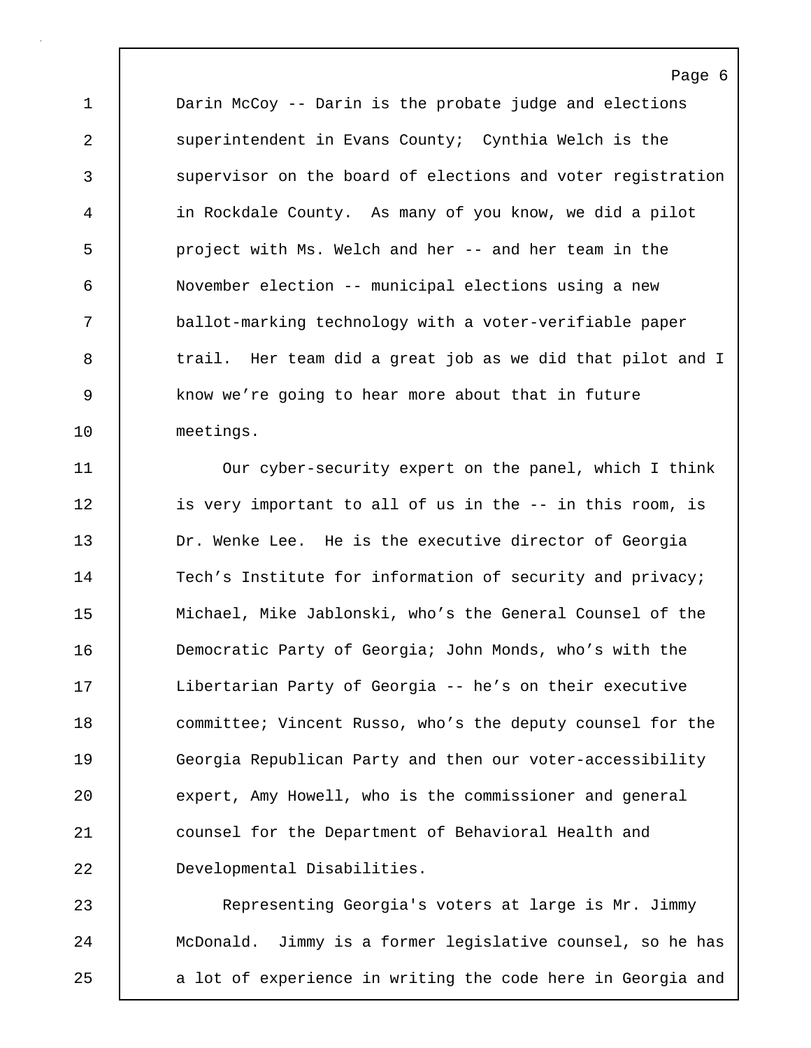Darin McCoy -- Darin is the probate judge and elections superintendent in Evans County; Cynthia Welch is the supervisor on the board of elections and voter registration in Rockdale County. As many of you know, we did a pilot project with Ms. Welch and her -- and her team in the November election -- municipal elections using a new ballot-marking technology with a voter-verifiable paper trail. Her team did a great job as we did that pilot and I know we're going to hear more about that in future meetings.

Our cyber-security expert on the panel, which I think is very important to all of us in the -- in this room, is Dr. Wenke Lee. He is the executive director of Georgia Tech's Institute for information of security and privacy; Michael, Mike Jablonski, who's the General Counsel of the Democratic Party of Georgia; John Monds, who's with the Libertarian Party of Georgia -- he's on their executive committee; Vincent Russo, who's the deputy counsel for the Georgia Republican Party and then our voter-accessibility expert, Amy Howell, who is the commissioner and general counsel for the Department of Behavioral Health and Developmental Disabilities.

Representing Georgia's voters at large is Mr. Jimmy McDonald. Jimmy is a former legislative counsel, so he has a lot of experience in writing the code here in Georgia and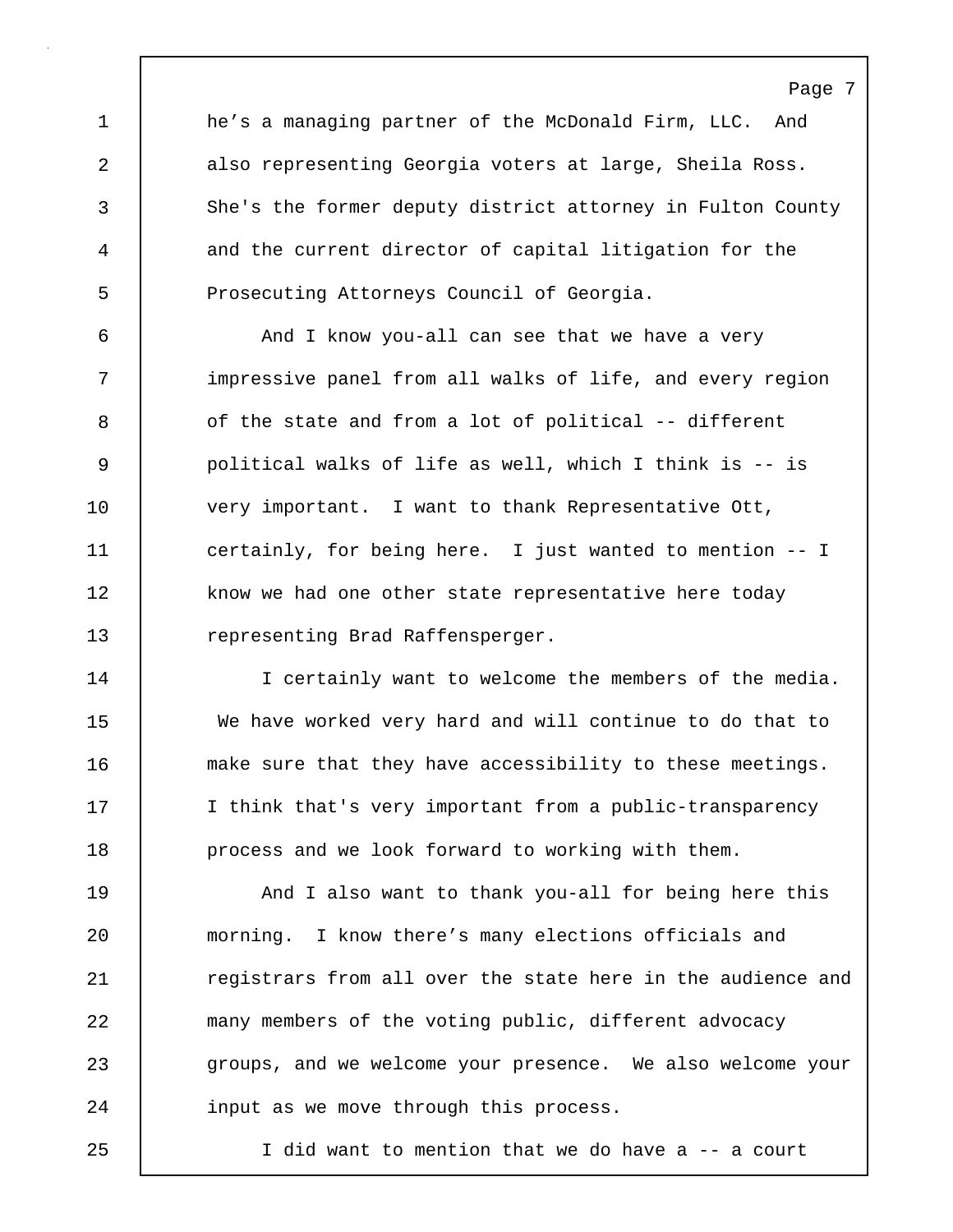he’s a managing partner of the McDonald Firm, LLC. And also representing Georgia voters at large, Sheila Ross. She's the former deputy district attorney in Fulton County and the current director of capital litigation for the Prosecuting Attorneys Council of Georgia.

And I know you-all can see that we have a very impressive panel from all walks of life, and every region of the state and from a lot of political -- different political walks of life as well, which I think is -- is very important. I want to thank Representative Ott, certainly, for being here. I just wanted to mention -- I know we had one other state representative here today representing Brad Raffensperger.

I certainly want to welcome the members of the media. We have worked very hard and will continue to do that to make sure that they have accessibility to these meetings. I think that's very important from a public-transparency process and we look forward to working with them.

And I also want to thank you-all for being here this morning. I know there’s many elections officials and registrars from all over the state here in the audience and many members of the voting public, different advocacy groups, and we welcome your presence. We also welcome your input as we move through this process.

I did want to mention that we do have a -- a court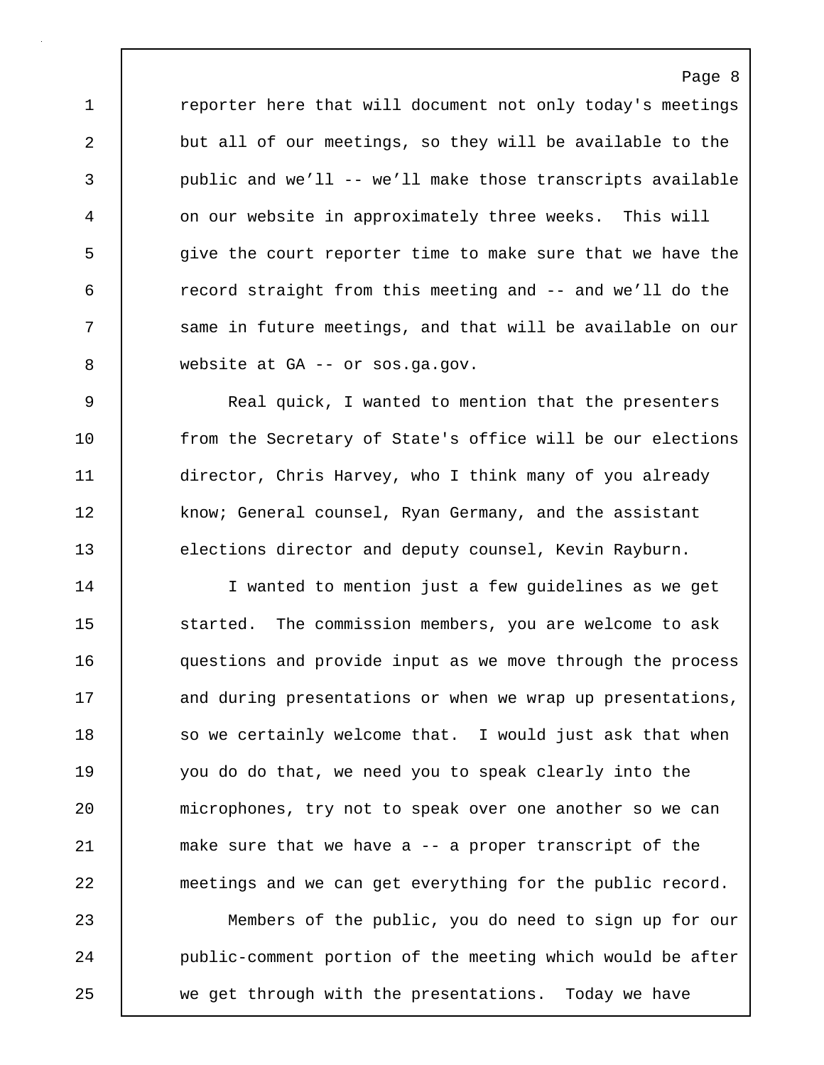reporter here that will document not only today's meetings but all of our meetings, so they will be available to the public and we'll -- we'll make those transcripts available on our website in approximately three weeks. This will give the court reporter time to make sure that we have the record straight from this meeting and -- and we'll do the same in future meetings, and that will be available on our website at GA -- or sos.ga.gov.

Real quick, I wanted to mention that the presenters from the Secretary of State's office will be our elections director, Chris Harvey, who I think many of you already know; General counsel, Ryan Germany, and the assistant elections director and deputy counsel, Kevin Rayburn.

I wanted to mention just a few guidelines as we get started. The commission members, you are welcome to ask questions and provide input as we move through the process and during presentations or when we wrap up presentations, so we certainly welcome that. I would just ask that when you do do that, we need you to speak clearly into the microphones, try not to speak over one another so we can make sure that we have a -- a proper transcript of the meetings and we can get everything for the public record.

Members of the public, you do need to sign up for our public-comment portion of the meeting which would be after we get through with the presentations. Today we have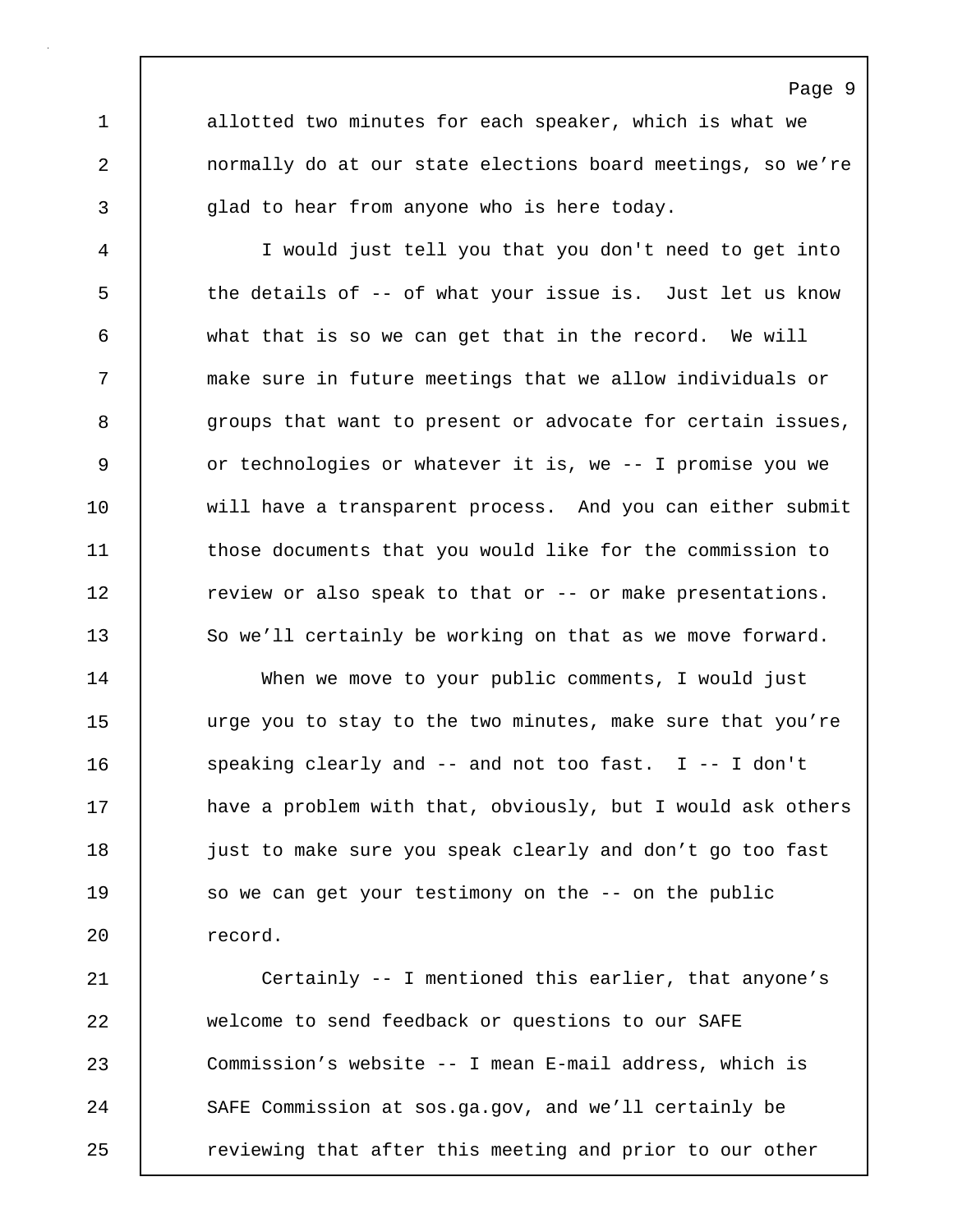allotted two minutes for each speaker, which is what we normally do at our state elections board meetings, so we're glad to hear from anyone who is here today.

I would just tell you that you don't need to get into the details of -- of what your issue is. Just let us know what that is so we can get that in the record. We will make sure in future meetings that we allow individuals or groups that want to present or advocate for certain issues, or technologies or whatever it is, we -- I promise you we will have a transparent process. And you can either submit those documents that you would like for the commission to review or also speak to that or -- or make presentations. So we'll certainly be working on that as we move forward.

When we move to your public comments, I would just urge you to stay to the two minutes, make sure that you're speaking clearly and -- and not too fast. I -- I don't have a problem with that, obviously, but I would ask others just to make sure you speak clearly and don't go too fast so we can get your testimony on the -- on the public record.

Certainly -- I mentioned this earlier, that anyone's welcome to send feedback or questions to our SAFE Commission's website -- I mean E-mail address, which is SAFE Commission at sos.ga.gov, and we'll certainly be reviewing that after this meeting and prior to our other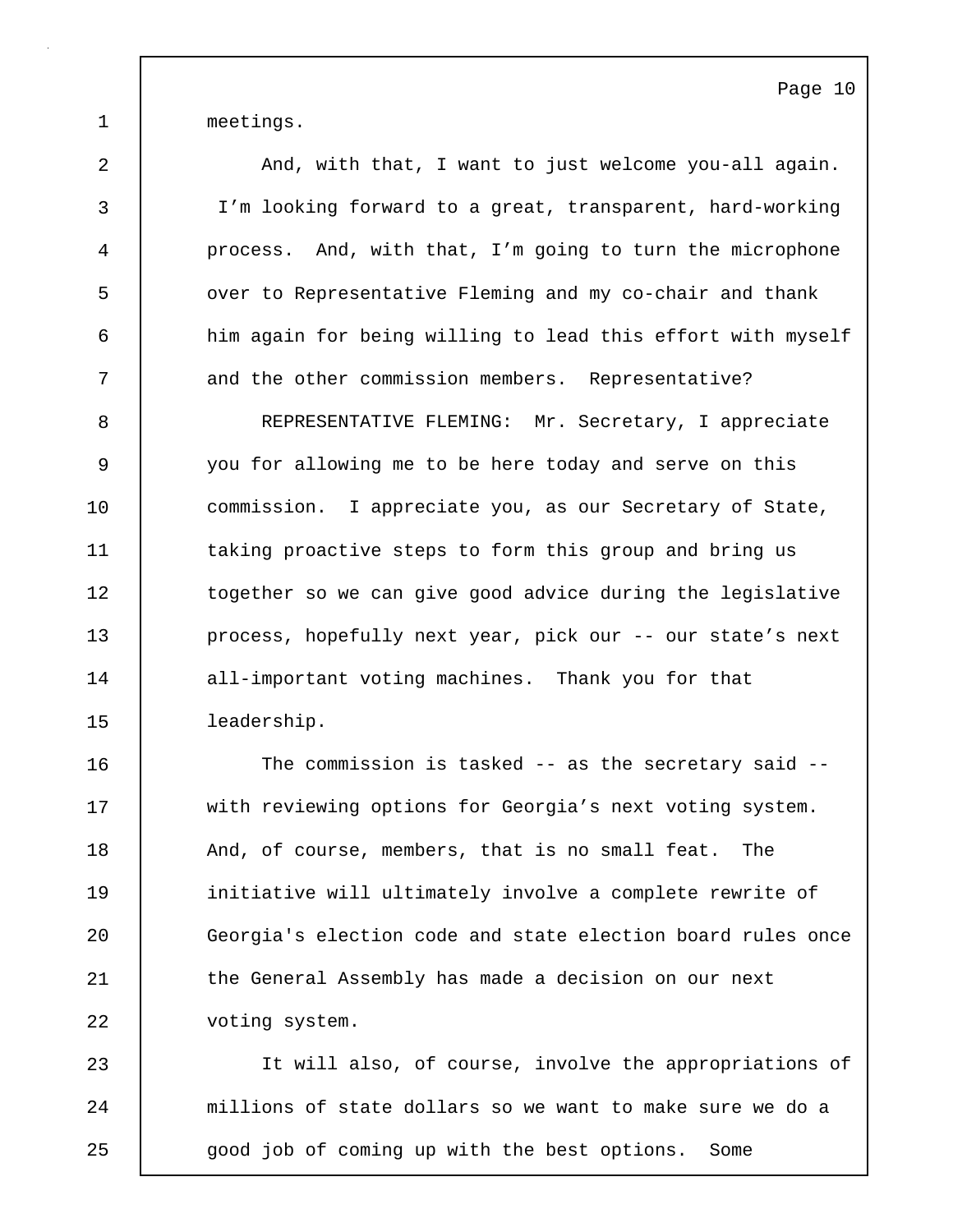meetings.

And, with that, I want to just welcome you-all again. I'm looking forward to a great, transparent, hard-working process. And, with that, I'm going to turn the microphone over to Representative Fleming and my co-chair and thank him again for being willing to lead this effort with myself and the other commission members. Representative?

REPRESENTATIVE FLEMING: Mr. Secretary, I appreciate you for allowing me to be here today and serve on this commission. I appreciate you, as our Secretary of State, taking proactive steps to form this group and bring us together so we can give good advice during the legislative process, hopefully next year, pick our -- our state's next all-important voting machines. Thank you for that leadership.

The commission is tasked -- as the secretary said -- with reviewing options for Georgia's next voting system. And, of course, members, that is no small feat. The initiative will ultimately involve a complete rewrite of Georgia's election code and state election board rules once the General Assembly has made a decision on our next voting system.

It will also, of course, involve the appropriations of millions of state dollars so we want to make sure we do a good job of coming up with the best options. Some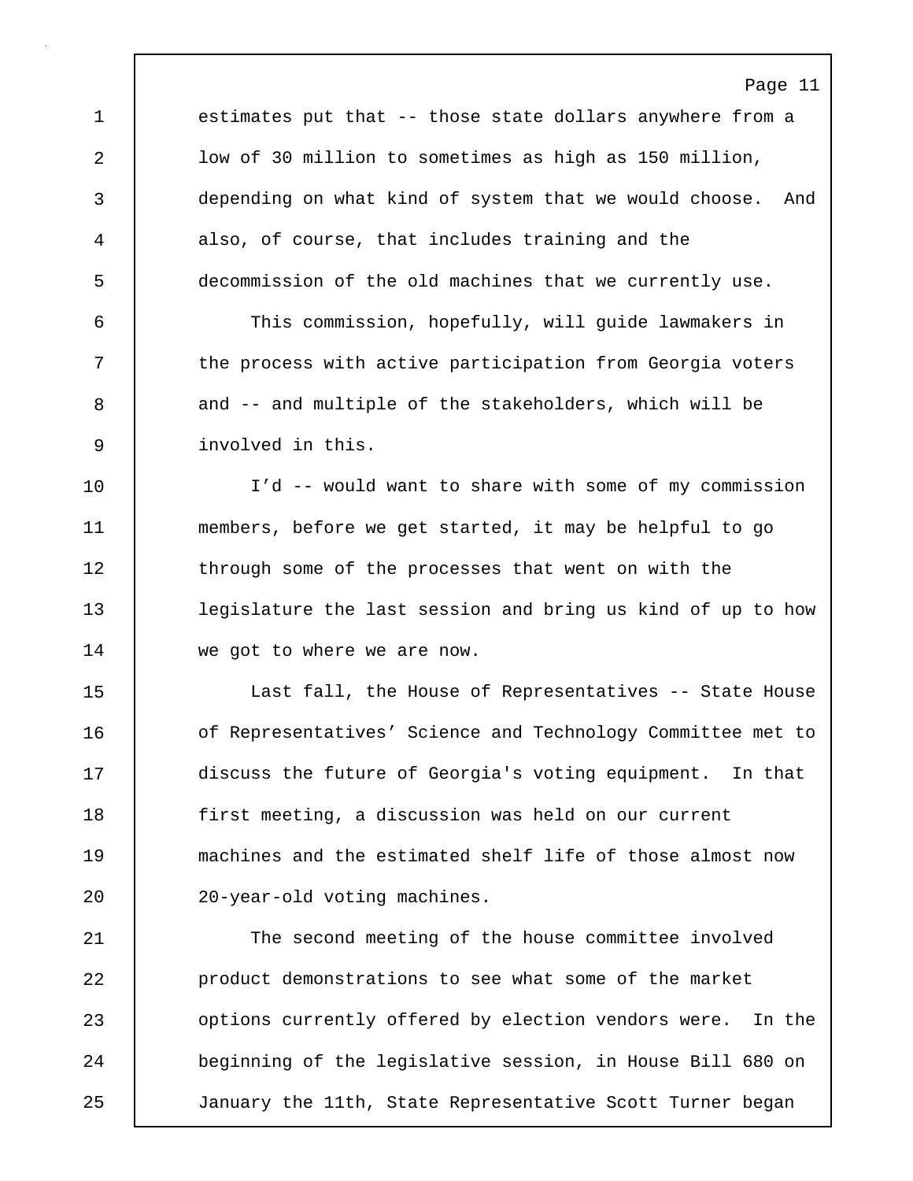estimates put that -- those state dollars anywhere from a low of 30 million to sometimes as high as 150 million, depending on what kind of system that we would choose. And also, of course, that includes training and the decommission of the old machines that we currently use.

This commission, hopefully, will guide lawmakers in the process with active participation from Georgia voters and -- and multiple of the stakeholders, which will be involved in this.

I'd -- would want to share with some of my commission members, before we get started, it may be helpful to go through some of the processes that went on with the legislature the last session and bring us kind of up to how we got to where we are now.

Last fall, the House of Representatives -- State House of Representatives' Science and Technology Committee met to discuss the future of Georgia's voting equipment. In that first meeting, a discussion was held on our current machines and the estimated shelf life of those almost now 20-year-old voting machines.

The second meeting of the house committee involved product demonstrations to see what some of the market options currently offered by election vendors were. In the beginning of the legislative session, in House Bill 680 on January the 11th, State Representative Scott Turner began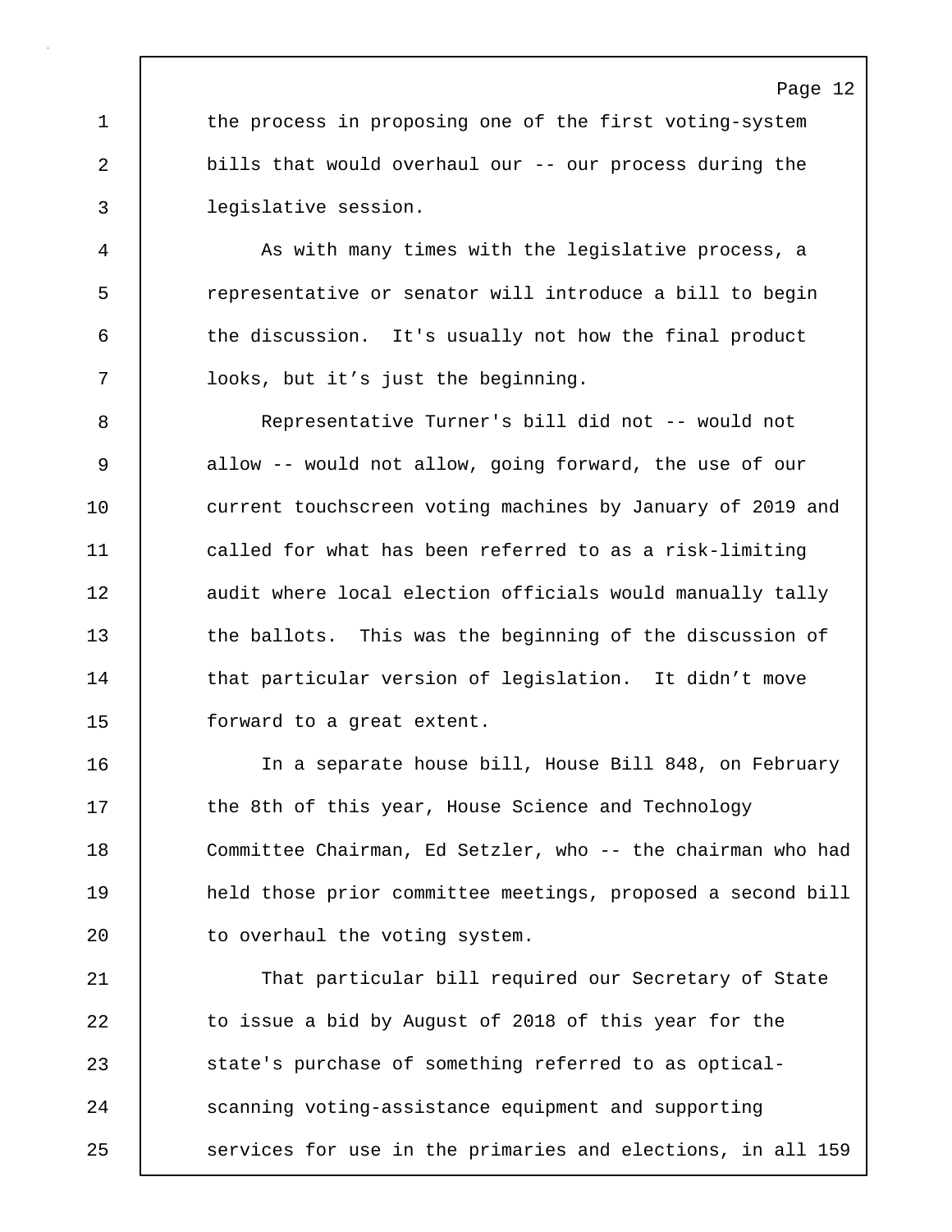the process in proposing one of the first voting-system bills that would overhaul our -- our process during the legislative session.

As with many times with the legislative process, a representative or senator will introduce a bill to begin the discussion. It's usually not how the final product looks, but it’s just the beginning.

Representative Turner's bill did not -- would not allow -- would not allow, going forward, the use of our current touchscreen voting machines by January of 2019 and called for what has been referred to as a risk-limiting audit where local election officials would manually tally the ballots. This was the beginning of the discussion of that particular version of legislation. It didn’t move forward to a great extent.

In a separate house bill, House Bill 848, on February the 8th of this year, House Science and Technology Committee Chairman, Ed Setzler, who -- the chairman who had held those prior committee meetings, proposed a second bill to overhaul the voting system.

That particular bill required our Secretary of State to issue a bid by August of 2018 of this year for the state's purchase of something referred to as optical-scanning voting-assistance equipment and supporting services for use in the primaries and elections, in all 159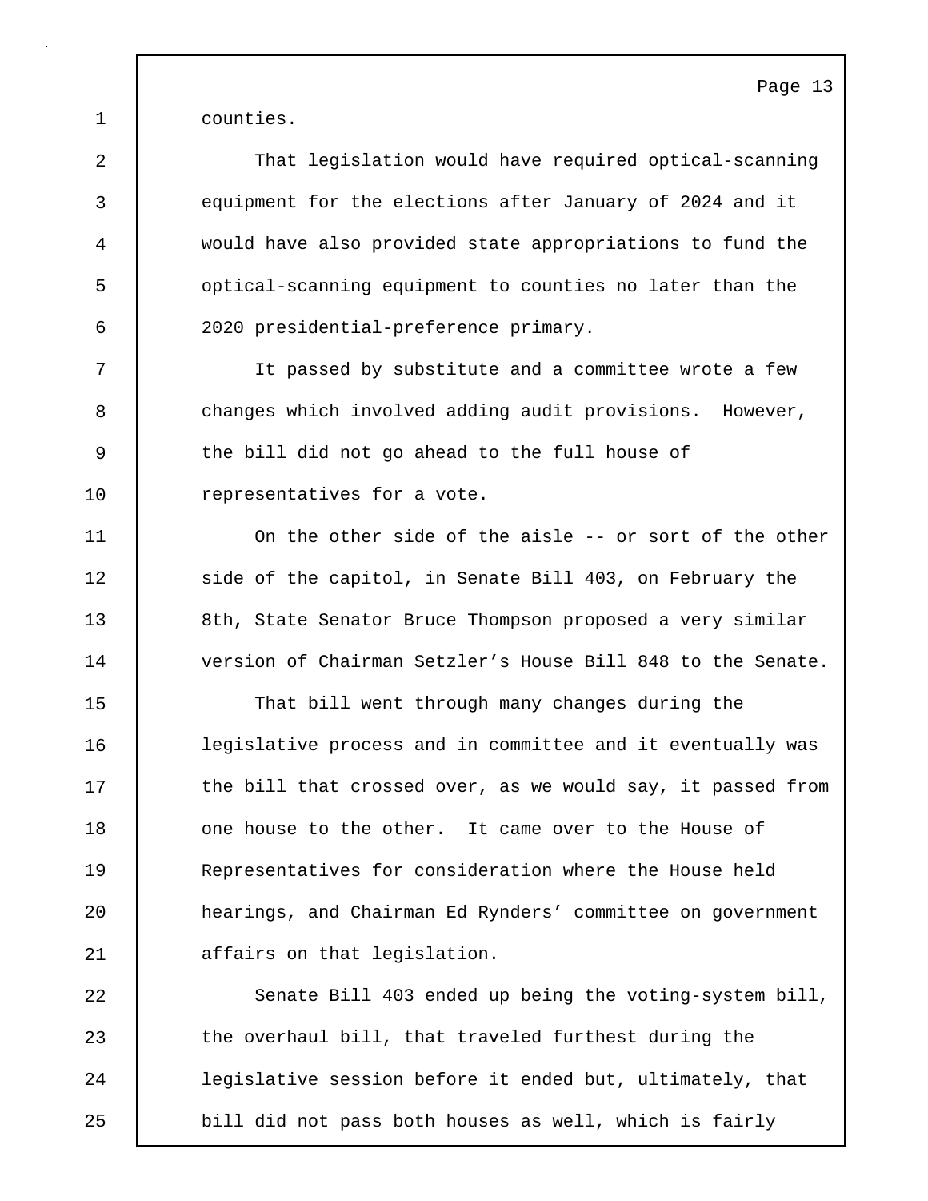counties.

That legislation would have required optical-scanning equipment for the elections after January of 2024 and it would have also provided state appropriations to fund the optical-scanning equipment to counties no later than the 2020 presidential-preference primary.

It passed by substitute and a committee wrote a few changes which involved adding audit provisions. However, the bill did not go ahead to the full house of representatives for a vote.

On the other side of the aisle -- or sort of the other side of the capitol, in Senate Bill 403, on February the 8th, State Senator Bruce Thompson proposed a very similar version of Chairman Setzler's House Bill 848 to the Senate.

That bill went through many changes during the legislative process and in committee and it eventually was the bill that crossed over, as we would say, it passed from one house to the other. It came over to the House of Representatives for consideration where the House held hearings, and Chairman Ed Rynders' committee on government affairs on that legislation.

Senate Bill 403 ended up being the voting-system bill, the overhaul bill, that traveled furthest during the legislative session before it ended but, ultimately, that bill did not pass both houses as well, which is fairly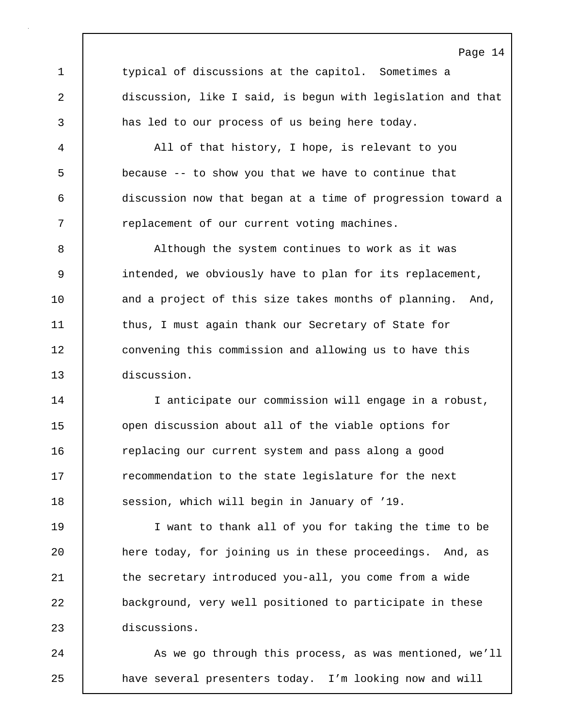typical of discussions at the capitol. Sometimes a discussion, like I said, is begun with legislation and that has led to our process of us being here today.

All of that history, I hope, is relevant to you because -- to show you that we have to continue that discussion now that began at a time of progression toward a replacement of our current voting machines.

Although the system continues to work as it was intended, we obviously have to plan for its replacement, and a project of this size takes months of planning. And, thus, I must again thank our Secretary of State for convening this commission and allowing us to have this discussion.

I anticipate our commission will engage in a robust, open discussion about all of the viable options for replacing our current system and pass along a good recommendation to the state legislature for the next session, which will begin in January of ’19.

I want to thank all of you for taking the time to be here today, for joining us in these proceedings. And, as the secretary introduced you-all, you come from a wide background, very well positioned to participate in these discussions.

As we go through this process, as was mentioned, we’ll have several presenters today. I’m looking now and will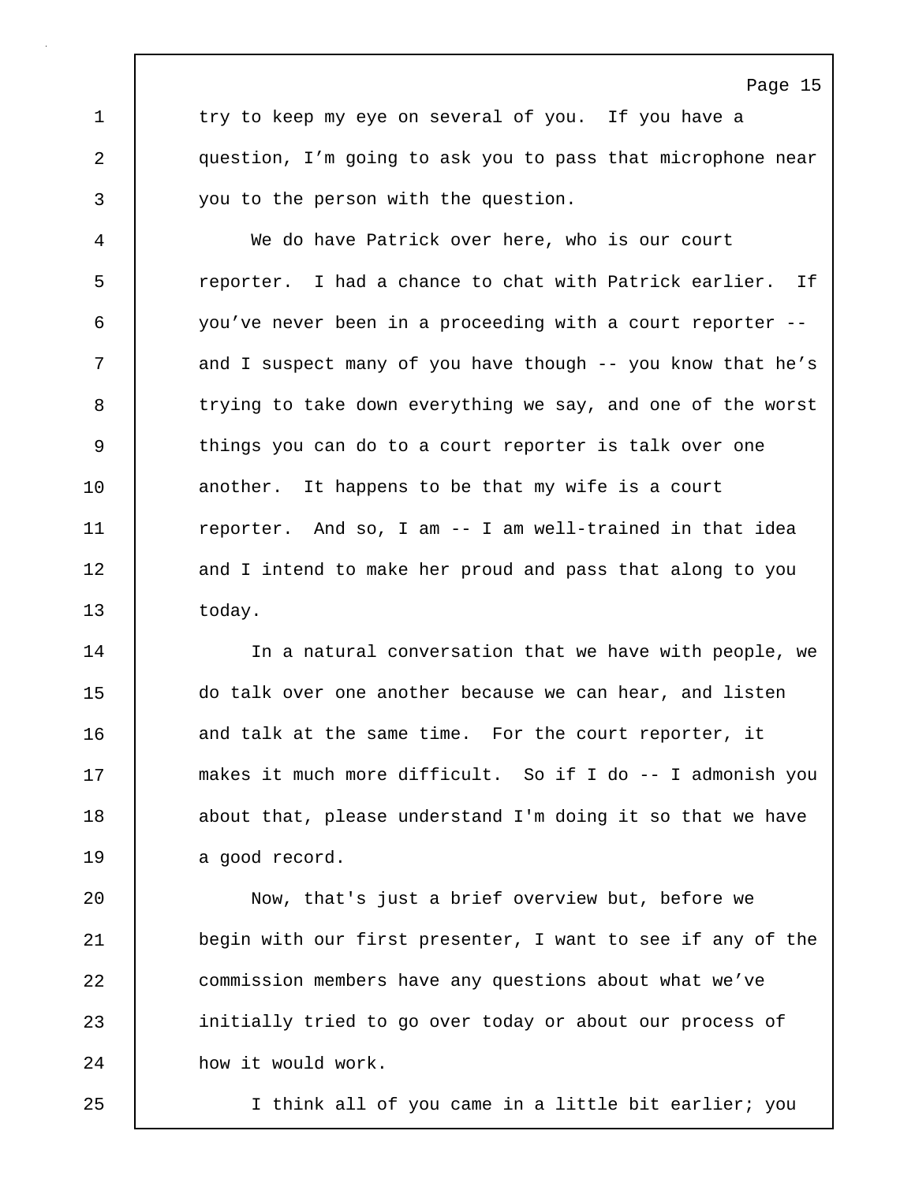try to keep my eye on several of you. If you have a question, I'm going to ask you to pass that microphone near you to the person with the question.

We do have Patrick over here, who is our court reporter. I had a chance to chat with Patrick earlier. If you've never been in a proceeding with a court reporter -- and I suspect many of you have though -- you know that he's trying to take down everything we say, and one of the worst things you can do to a court reporter is talk over one another. It happens to be that my wife is a court reporter. And so, I am -- I am well-trained in that idea and I intend to make her proud and pass that along to you today.

In a natural conversation that we have with people, we do talk over one another because we can hear, and listen and talk at the same time. For the court reporter, it makes it much more difficult. So if I do -- I admonish you about that, please understand I'm doing it so that we have a good record.

Now, that's just a brief overview but, before we begin with our first presenter, I want to see if any of the commission members have any questions about what we've initially tried to go over today or about our process of how it would work.

I think all of you came in a little bit earlier; you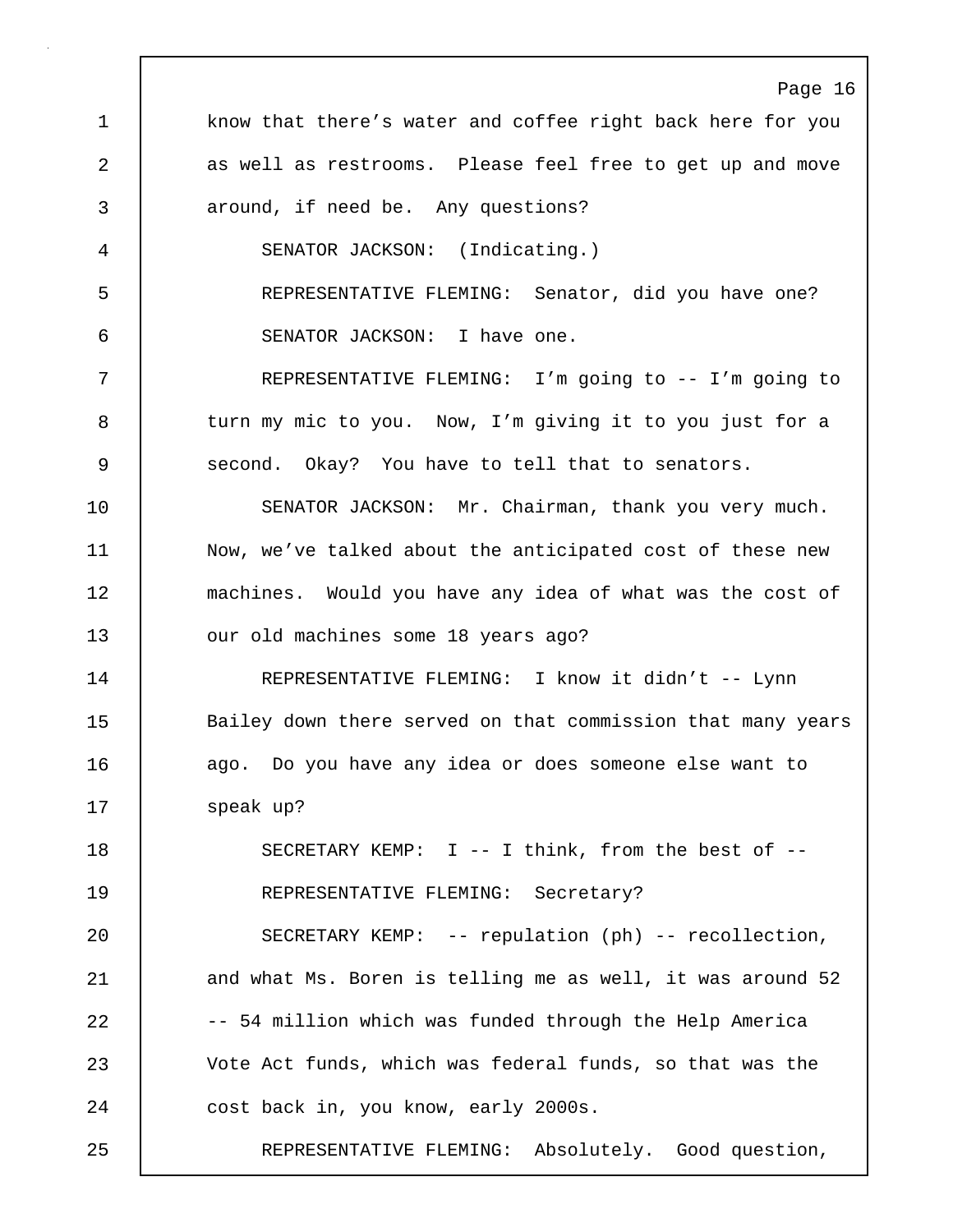know that there's water and coffee right back here for you as well as restrooms. Please feel free to get up and move around, if need be. Any questions?

SENATOR JACKSON: (Indicating.)

REPRESENTATIVE FLEMING: Senator, did you have one?

SENATOR JACKSON: I have one.

REPRESENTATIVE FLEMING: I'm going to -- I'm going to turn my mic to you. Now, I'm giving it to you just for a second. Okay? You have to tell that to senators.

SENATOR JACKSON: Mr. Chairman, thank you very much. Now, we've talked about the anticipated cost of these new machines. Would you have any idea of what was the cost of our old machines some 18 years ago?

REPRESENTATIVE FLEMING: I know it didn't -- Lynn Bailey down there served on that commission that many years ago. Do you have any idea or does someone else want to speak up?

SECRETARY KEMP: I -- I think, from the best of --

REPRESENTATIVE FLEMING: Secretary?

SECRETARY KEMP: -- repulation (ph) -- recollection, and what Ms. Boren is telling me as well, it was around 52 -- 54 million which was funded through the Help America Vote Act funds, which was federal funds, so that was the cost back in, you know, early 2000s.

REPRESENTATIVE FLEMING: Absolutely. Good question,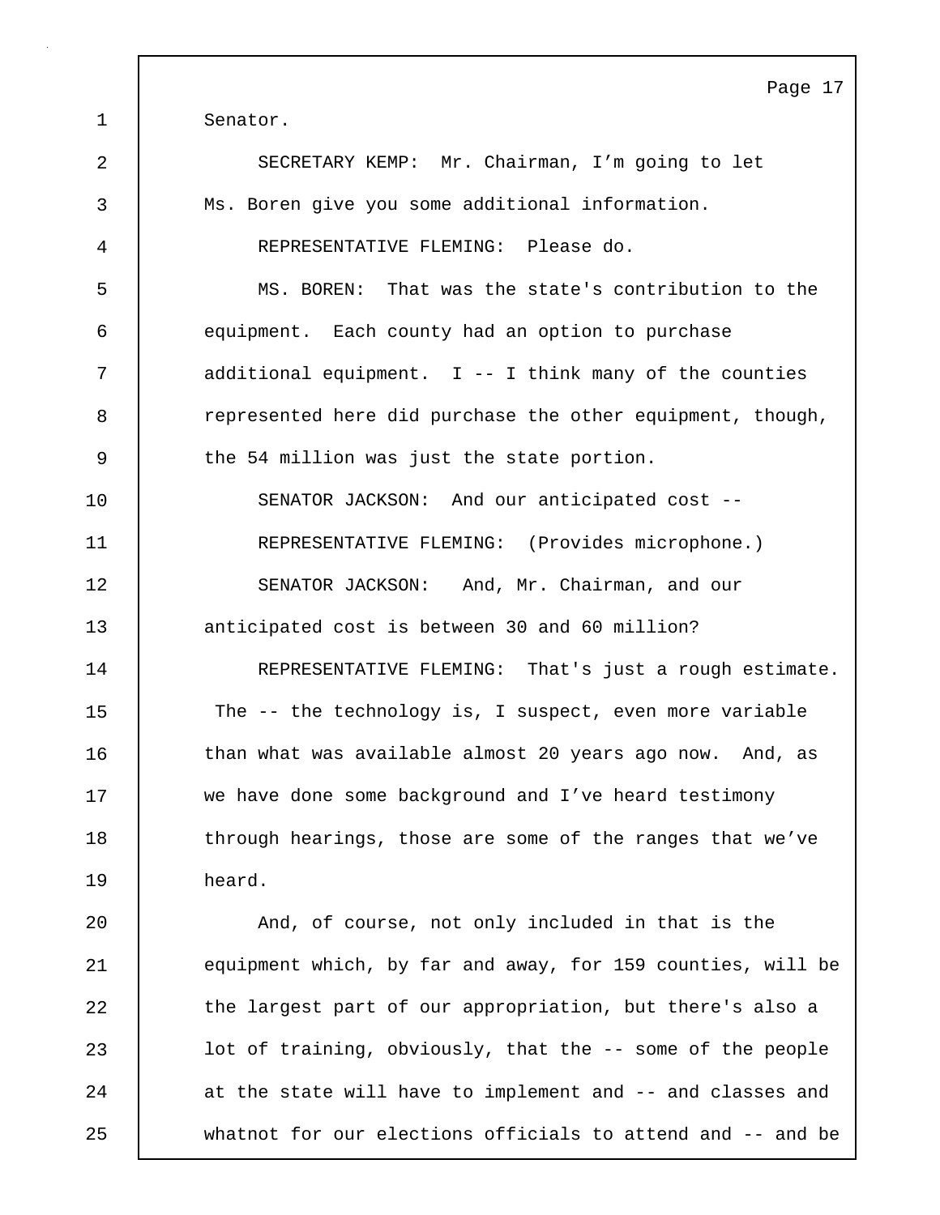Senator.

SECRETARY KEMP: Mr. Chairman, I'm going to let Ms. Boren give you some additional information.

REPRESENTATIVE FLEMING: Please do.

MS. BOREN: That was the state's contribution to the equipment. Each county had an option to purchase additional equipment. I -- I think many of the counties represented here did purchase the other equipment, though, the 54 million was just the state portion.

SENATOR JACKSON: And our anticipated cost --

REPRESENTATIVE FLEMING: (Provides microphone.)

SENATOR JACKSON: And, Mr. Chairman, and our anticipated cost is between 30 and 60 million?

REPRESENTATIVE FLEMING: That's just a rough estimate. The -- the technology is, I suspect, even more variable than what was available almost 20 years ago now. And, as we have done some background and I've heard testimony through hearings, those are some of the ranges that we've heard.

And, of course, not only included in that is the equipment which, by far and away, for 159 counties, will be the largest part of our appropriation, but there's also a lot of training, obviously, that the -- some of the people at the state will have to implement and -- and classes and whatnot for our elections officials to attend and -- and be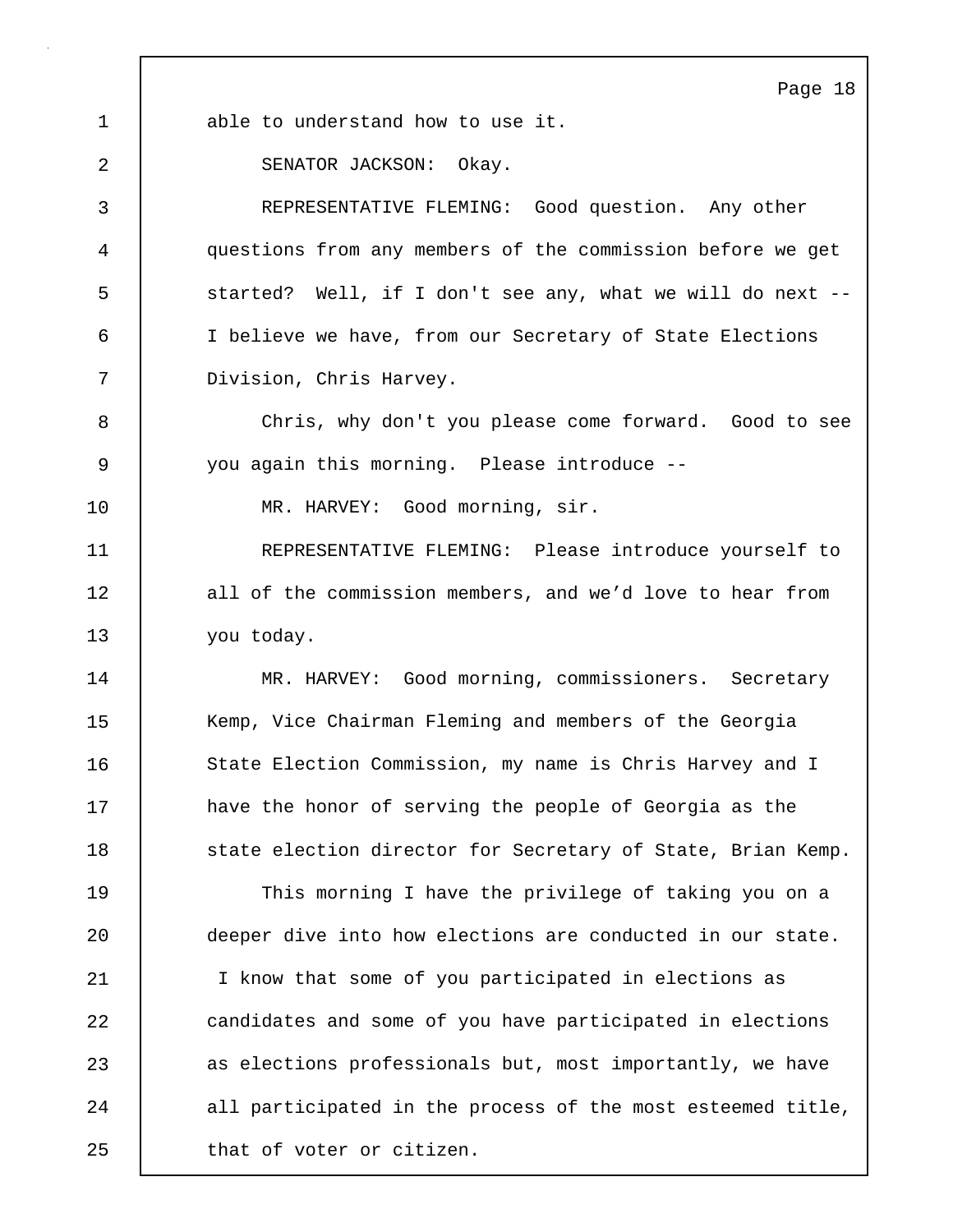able to understand how to use it.

SENATOR JACKSON: Okay.

REPRESENTATIVE FLEMING: Good question. Any other questions from any members of the commission before we get started? Well, if I don't see any, what we will do next -- I believe we have, from our Secretary of State Elections Division, Chris Harvey.

Chris, why don't you please come forward. Good to see you again this morning. Please introduce --

MR. HARVEY: Good morning, sir.

REPRESENTATIVE FLEMING: Please introduce yourself to all of the commission members, and we'd love to hear from you today.

MR. HARVEY: Good morning, commissioners. Secretary Kemp, Vice Chairman Fleming and members of the Georgia State Election Commission, my name is Chris Harvey and I have the honor of serving the people of Georgia as the state election director for Secretary of State, Brian Kemp.

This morning I have the privilege of taking you on a deeper dive into how elections are conducted in our state. I know that some of you participated in elections as candidates and some of you have participated in elections as elections professionals but, most importantly, we have all participated in the process of the most esteemed title, that of voter or citizen.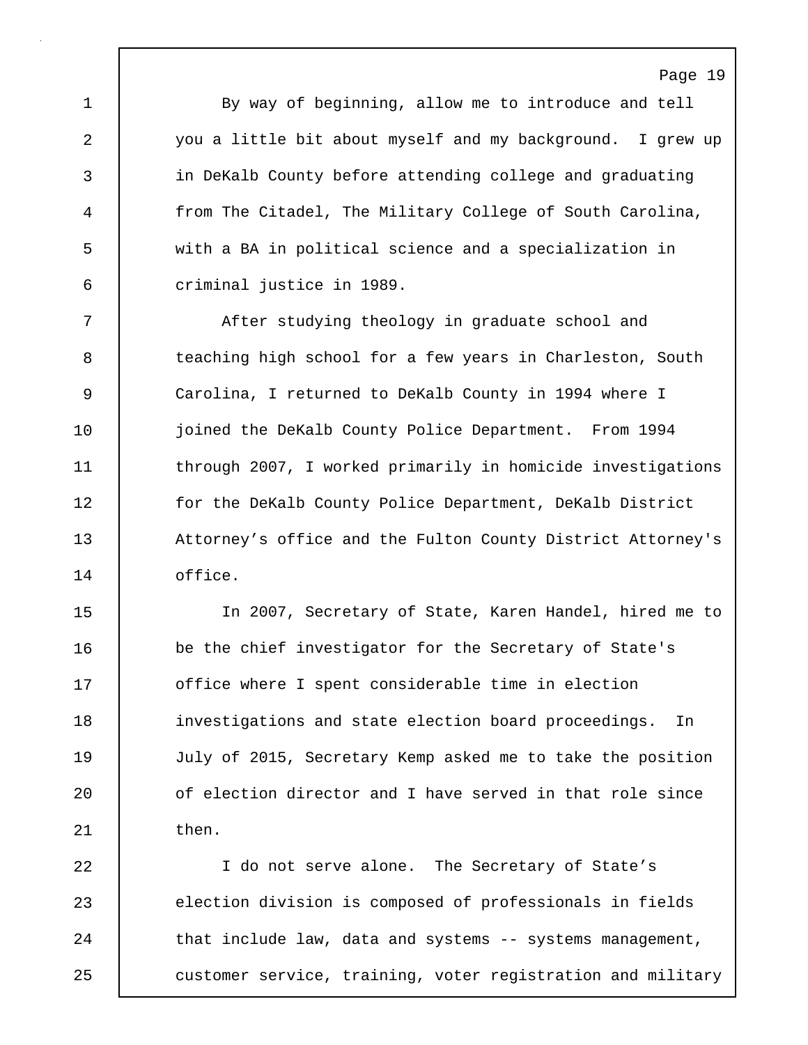By way of beginning, allow me to introduce and tell you a little bit about myself and my background. I grew up in DeKalb County before attending college and graduating from The Citadel, The Military College of South Carolina, with a BA in political science and a specialization in criminal justice in 1989.

After studying theology in graduate school and teaching high school for a few years in Charleston, South Carolina, I returned to DeKalb County in 1994 where I joined the DeKalb County Police Department. From 1994 through 2007, I worked primarily in homicide investigations for the DeKalb County Police Department, DeKalb District Attorney’s office and the Fulton County District Attorney's office.

In 2007, Secretary of State, Karen Handel, hired me to be the chief investigator for the Secretary of State's office where I spent considerable time in election investigations and state election board proceedings. In July of 2015, Secretary Kemp asked me to take the position of election director and I have served in that role since then.

I do not serve alone. The Secretary of State’s election division is composed of professionals in fields that include law, data and systems -- systems management, customer service, training, voter registration and military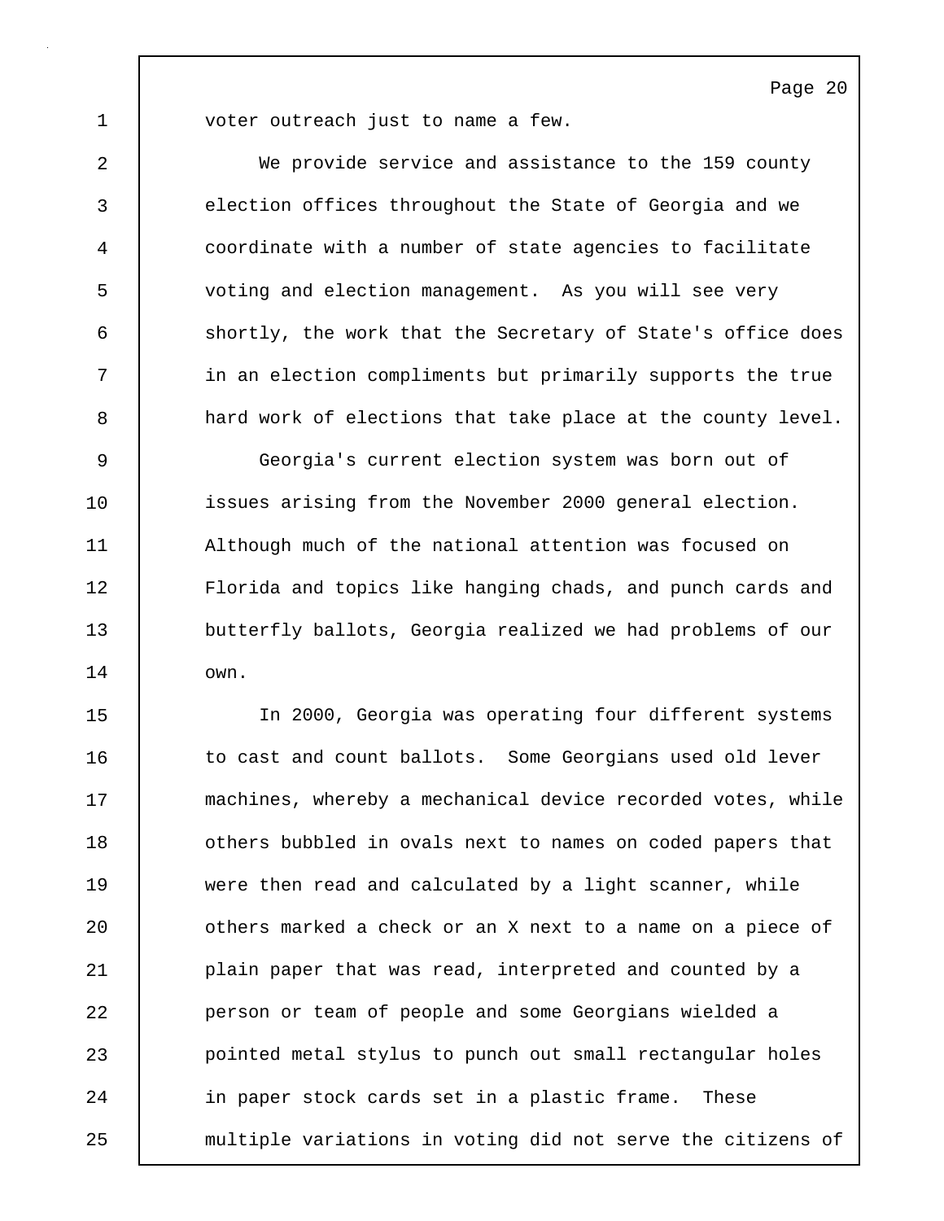voter outreach just to name a few.

We provide service and assistance to the 159 county election offices throughout the State of Georgia and we coordinate with a number of state agencies to facilitate voting and election management. As you will see very shortly, the work that the Secretary of State's office does in an election compliments but primarily supports the true hard work of elections that take place at the county level.

Georgia's current election system was born out of issues arising from the November 2000 general election. Although much of the national attention was focused on Florida and topics like hanging chads, and punch cards and butterfly ballots, Georgia realized we had problems of our own.

In 2000, Georgia was operating four different systems to cast and count ballots. Some Georgians used old lever machines, whereby a mechanical device recorded votes, while others bubbled in ovals next to names on coded papers that were then read and calculated by a light scanner, while others marked a check or an X next to a name on a piece of plain paper that was read, interpreted and counted by a person or team of people and some Georgians wielded a pointed metal stylus to punch out small rectangular holes in paper stock cards set in a plastic frame. These multiple variations in voting did not serve the citizens of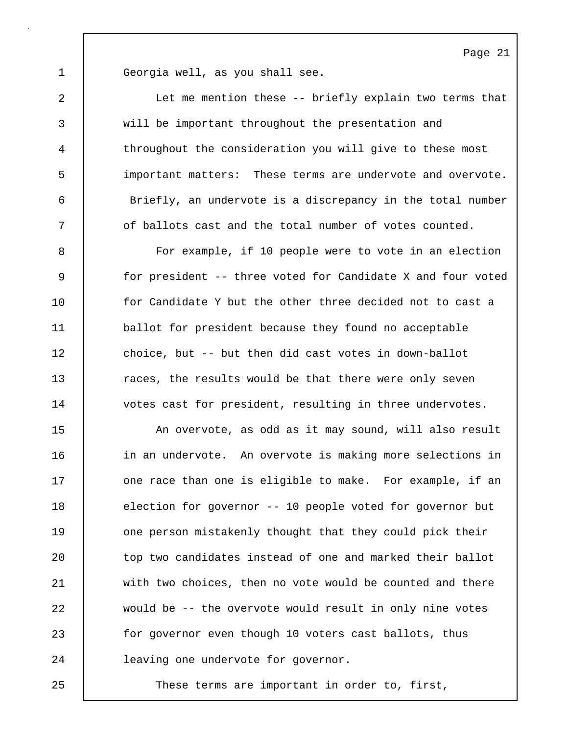Georgia well, as you shall see.

Let me mention these -- briefly explain two terms that will be important throughout the presentation and throughout the consideration you will give to these most important matters: These terms are undervote and overvote. Briefly, an undervote is a discrepancy in the total number of ballots cast and the total number of votes counted.

For example, if 10 people were to vote in an election for president -- three voted for Candidate X and four voted for Candidate Y but the other three decided not to cast a ballot for president because they found no acceptable choice, but -- but then did cast votes in down-ballot races, the results would be that there were only seven votes cast for president, resulting in three undervotes.

An overvote, as odd as it may sound, will also result in an undervote. An overvote is making more selections in one race than one is eligible to make. For example, if an election for governor -- 10 people voted for governor but one person mistakenly thought that they could pick their top two candidates instead of one and marked their ballot with two choices, then no vote would be counted and there would be -- the overvote would result in only nine votes for governor even though 10 voters cast ballots, thus leaving one undervote for governor.

These terms are important in order to, first,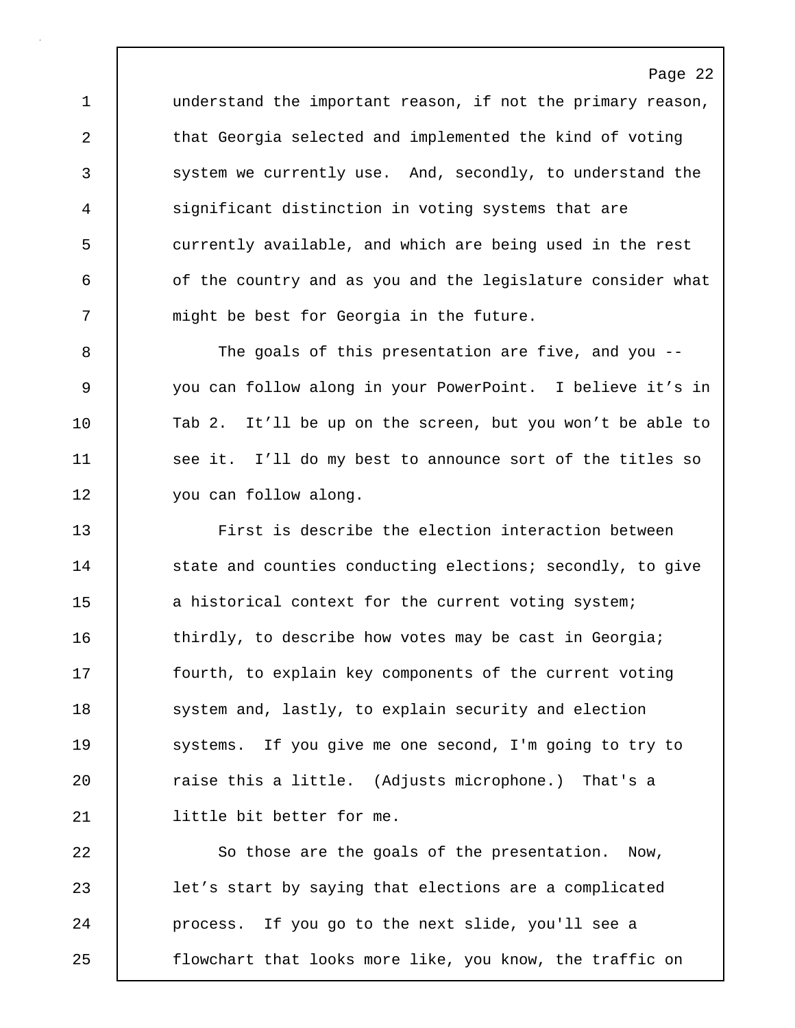understand the important reason, if not the primary reason, that Georgia selected and implemented the kind of voting system we currently use. And, secondly, to understand the significant distinction in voting systems that are currently available, and which are being used in the rest of the country and as you and the legislature consider what might be best for Georgia in the future.

The goals of this presentation are five, and you -- you can follow along in your PowerPoint. I believe it's in Tab 2. It'll be up on the screen, but you won't be able to see it. I'll do my best to announce sort of the titles so you can follow along.

First is describe the election interaction between state and counties conducting elections; secondly, to give a historical context for the current voting system; thirdly, to describe how votes may be cast in Georgia; fourth, to explain key components of the current voting system and, lastly, to explain security and election systems. If you give me one second, I'm going to try to raise this a little. (Adjusts microphone.) That's a little bit better for me.

So those are the goals of the presentation. Now, let's start by saying that elections are a complicated process. If you go to the next slide, you'll see a flowchart that looks more like, you know, the traffic on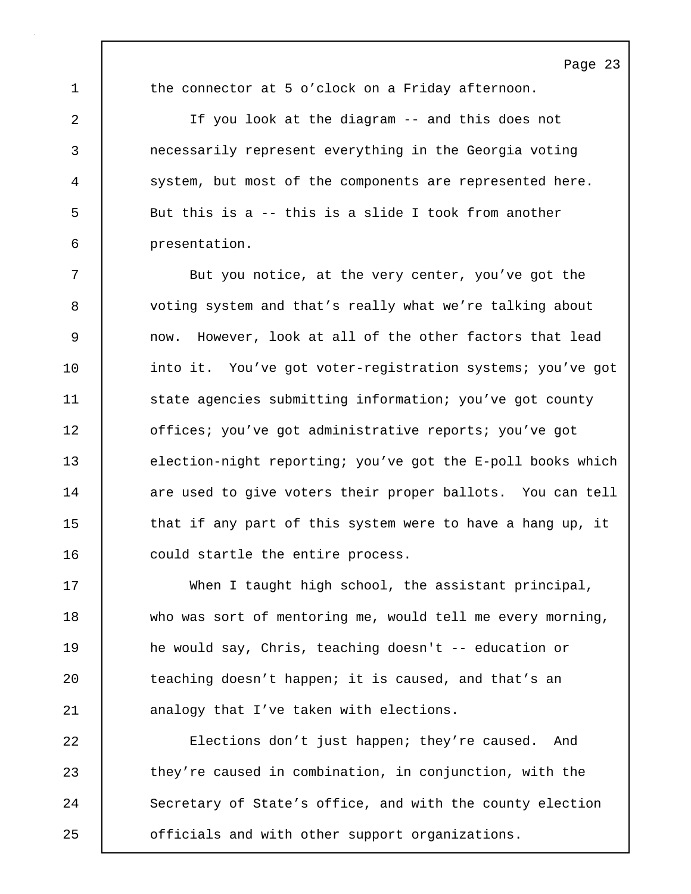the connector at 5 o'clock on a Friday afternoon.

If you look at the diagram -- and this does not necessarily represent everything in the Georgia voting system, but most of the components are represented here. But this is a -- this is a slide I took from another presentation.

But you notice, at the very center, you've got the voting system and that's really what we're talking about now. However, look at all of the other factors that lead into it. You've got voter-registration systems; you've got state agencies submitting information; you've got county offices; you've got administrative reports; you've got election-night reporting; you've got the E-poll books which are used to give voters their proper ballots. You can tell that if any part of this system were to have a hang up, it could startle the entire process.

When I taught high school, the assistant principal, who was sort of mentoring me, would tell me every morning, he would say, Chris, teaching doesn't -- education or teaching doesn't happen; it is caused, and that's an analogy that I've taken with elections.

Elections don't just happen; they're caused. And they're caused in combination, in conjunction, with the Secretary of State's office, and with the county election officials and with other support organizations.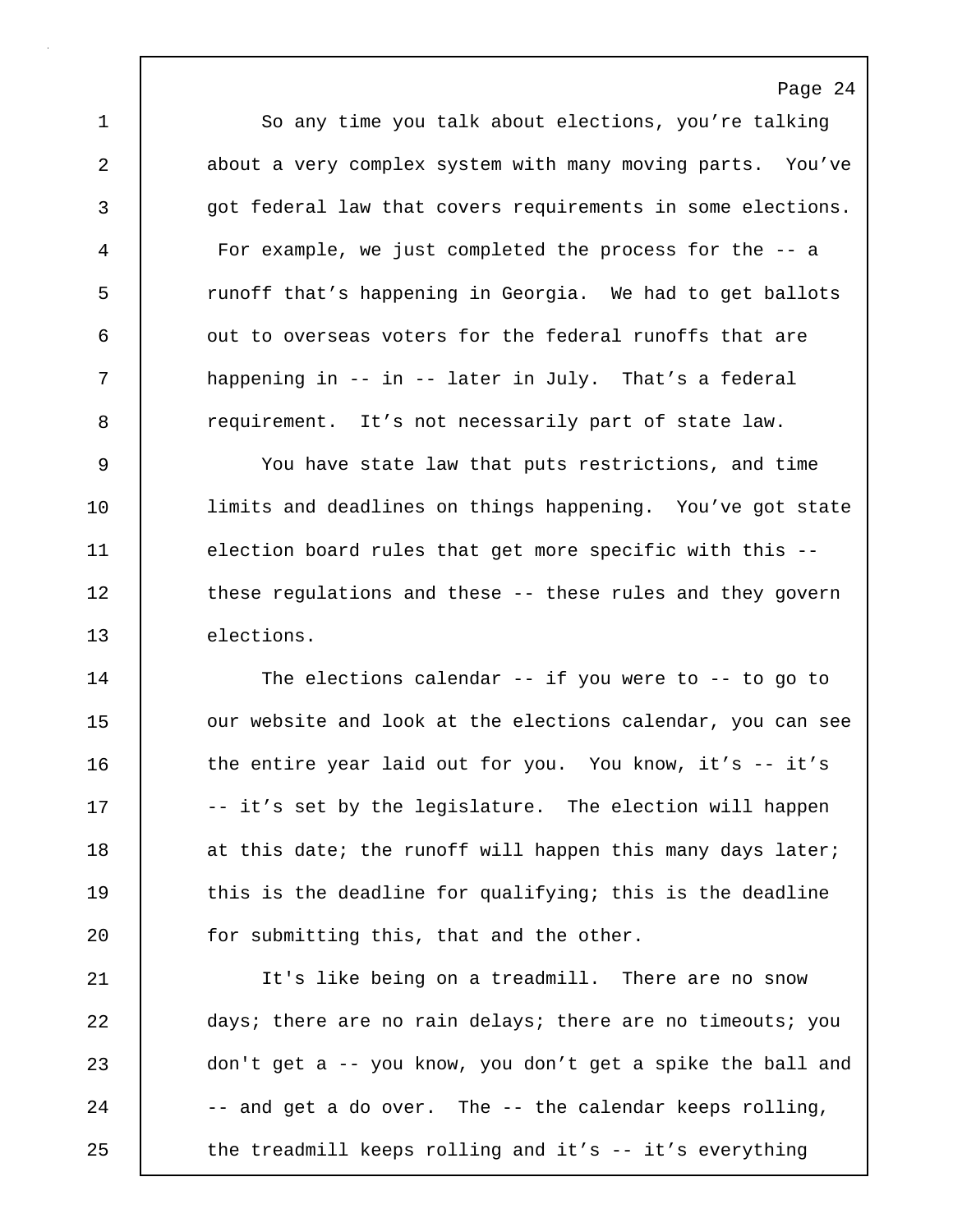So any time you talk about elections, you're talking about a very complex system with many moving parts. You've got federal law that covers requirements in some elections. For example, we just completed the process for the -- a runoff that's happening in Georgia. We had to get ballots out to overseas voters for the federal runoffs that are happening in -- in -- later in July. That's a federal requirement. It's not necessarily part of state law.

You have state law that puts restrictions, and time limits and deadlines on things happening. You've got state election board rules that get more specific with this -- these regulations and these -- these rules and they govern elections.

The elections calendar -- if you were to -- to go to our website and look at the elections calendar, you can see the entire year laid out for you. You know, it's -- it's -- it's set by the legislature. The election will happen at this date; the runoff will happen this many days later; this is the deadline for qualifying; this is the deadline for submitting this, that and the other.

It's like being on a treadmill. There are no snow days; there are no rain delays; there are no timeouts; you don't get a -- you know, you don't get a spike the ball and -- and get a do over. The -- the calendar keeps rolling, the treadmill keeps rolling and it's -- it's everything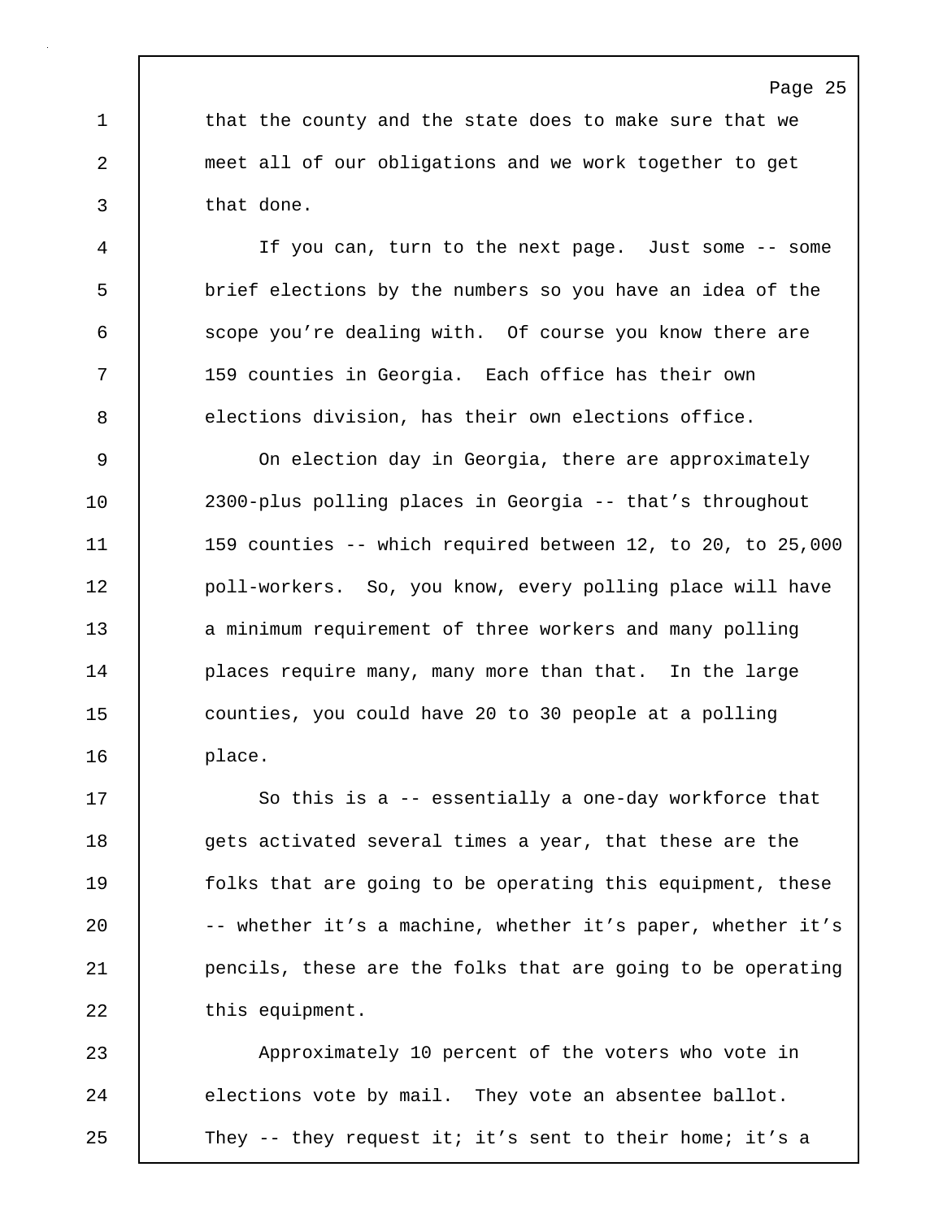that the county and the state does to make sure that we meet all of our obligations and we work together to get that done.

If you can, turn to the next page. Just some -- some brief elections by the numbers so you have an idea of the scope you're dealing with. Of course you know there are 159 counties in Georgia. Each office has their own elections division, has their own elections office.

On election day in Georgia, there are approximately 2300-plus polling places in Georgia -- that's throughout 159 counties -- which required between 12, to 20, to 25,000 poll-workers. So, you know, every polling place will have a minimum requirement of three workers and many polling places require many, many more than that. In the large counties, you could have 20 to 30 people at a polling place.

So this is a -- essentially a one-day workforce that gets activated several times a year, that these are the folks that are going to be operating this equipment, these -- whether it's a machine, whether it's paper, whether it's pencils, these are the folks that are going to be operating this equipment.

Approximately 10 percent of the voters who vote in elections vote by mail. They vote an absentee ballot. They -- they request it; it's sent to their home; it's a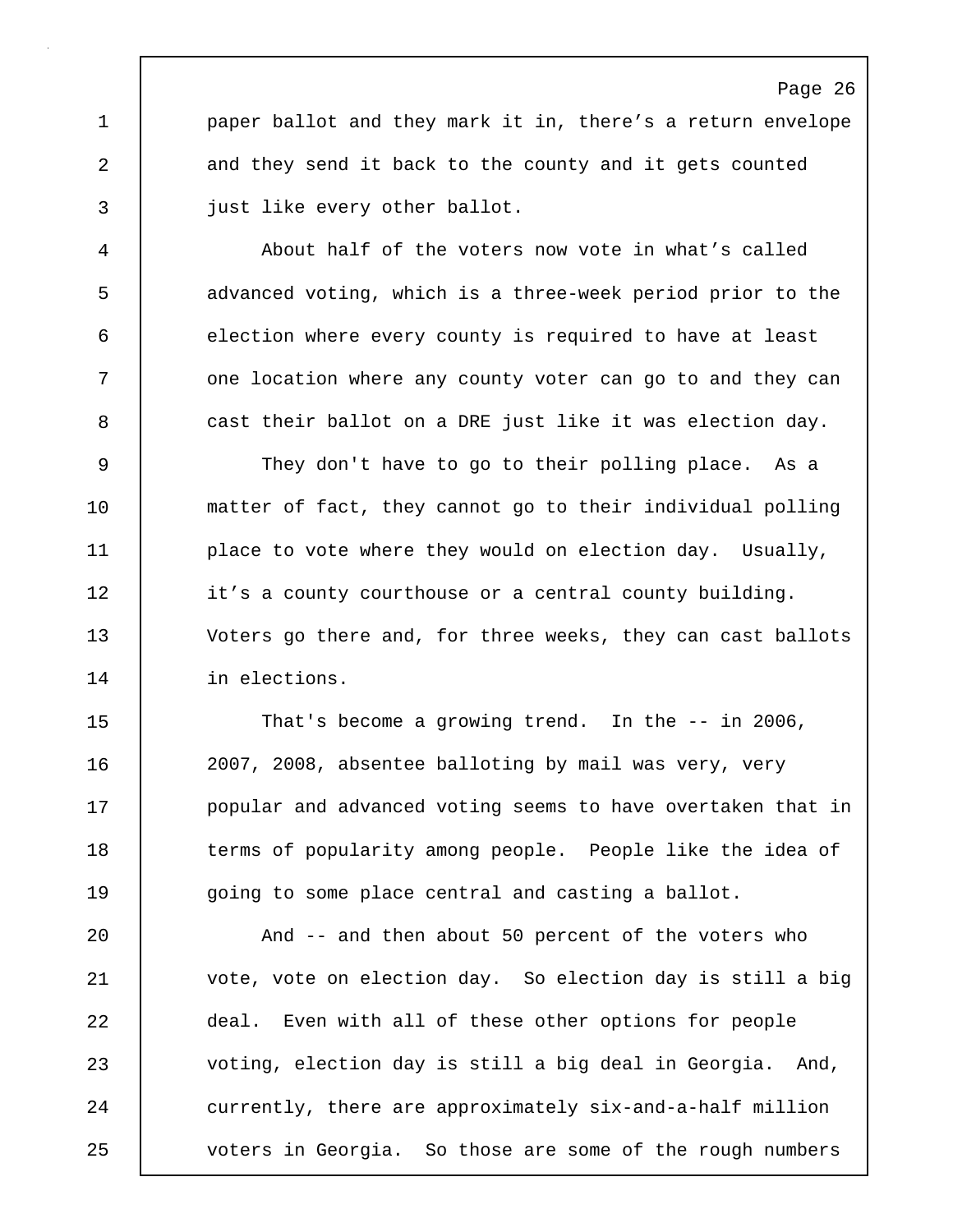paper ballot and they mark it in, there's a return envelope and they send it back to the county and it gets counted just like every other ballot.

About half of the voters now vote in what's called advanced voting, which is a three-week period prior to the election where every county is required to have at least one location where any county voter can go to and they can cast their ballot on a DRE just like it was election day.

They don't have to go to their polling place. As a matter of fact, they cannot go to their individual polling place to vote where they would on election day. Usually, it's a county courthouse or a central county building. Voters go there and, for three weeks, they can cast ballots in elections.

That's become a growing trend. In the -- in 2006, 2007, 2008, absentee balloting by mail was very, very popular and advanced voting seems to have overtaken that in terms of popularity among people. People like the idea of going to some place central and casting a ballot.

And -- and then about 50 percent of the voters who vote, vote on election day. So election day is still a big deal. Even with all of these other options for people voting, election day is still a big deal in Georgia. And, currently, there are approximately six-and-a-half million voters in Georgia. So those are some of the rough numbers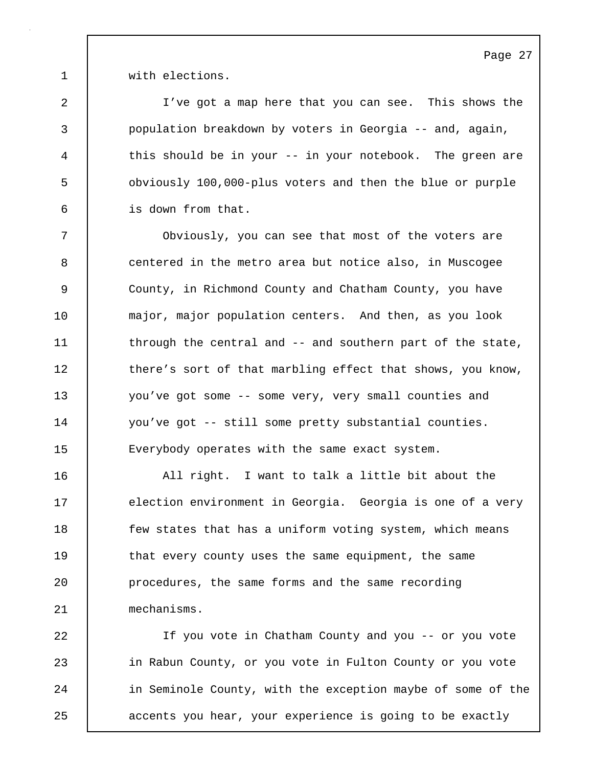with elections.

I've got a map here that you can see. This shows the population breakdown by voters in Georgia -- and, again, this should be in your -- in your notebook. The green are obviously 100,000-plus voters and then the blue or purple is down from that.

Obviously, you can see that most of the voters are centered in the metro area but notice also, in Muscogee County, in Richmond County and Chatham County, you have major, major population centers. And then, as you look through the central and -- and southern part of the state, there's sort of that marbling effect that shows, you know, you've got some -- some very, very small counties and you've got -- still some pretty substantial counties. Everybody operates with the same exact system.

All right. I want to talk a little bit about the election environment in Georgia. Georgia is one of a very few states that has a uniform voting system, which means that every county uses the same equipment, the same procedures, the same forms and the same recording mechanisms.

If you vote in Chatham County and you -- or you vote in Rabun County, or you vote in Fulton County or you vote in Seminole County, with the exception maybe of some of the accents you hear, your experience is going to be exactly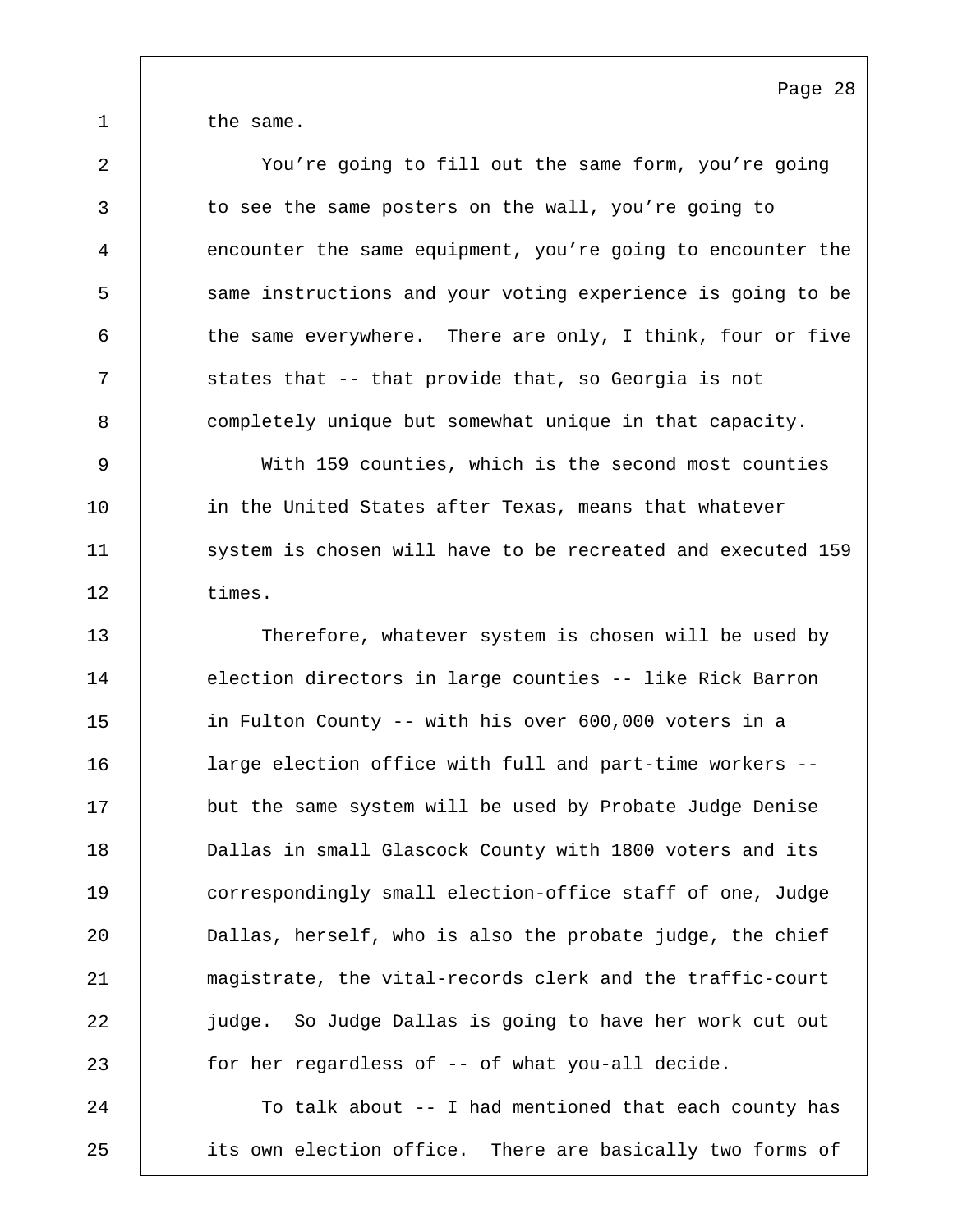the same.

You're going to fill out the same form, you're going to see the same posters on the wall, you're going to encounter the same equipment, you're going to encounter the same instructions and your voting experience is going to be the same everywhere. There are only, I think, four or five states that -- that provide that, so Georgia is not completely unique but somewhat unique in that capacity.

With 159 counties, which is the second most counties in the United States after Texas, means that whatever system is chosen will have to be recreated and executed 159 times.

Therefore, whatever system is chosen will be used by election directors in large counties -- like Rick Barron in Fulton County -- with his over 600,000 voters in a large election office with full and part-time workers -- but the same system will be used by Probate Judge Denise Dallas in small Glascock County with 1800 voters and its correspondingly small election-office staff of one, Judge Dallas, herself, who is also the probate judge, the chief magistrate, the vital-records clerk and the traffic-court judge. So Judge Dallas is going to have her work cut out for her regardless of -- of what you-all decide.

To talk about -- I had mentioned that each county has its own election office. There are basically two forms of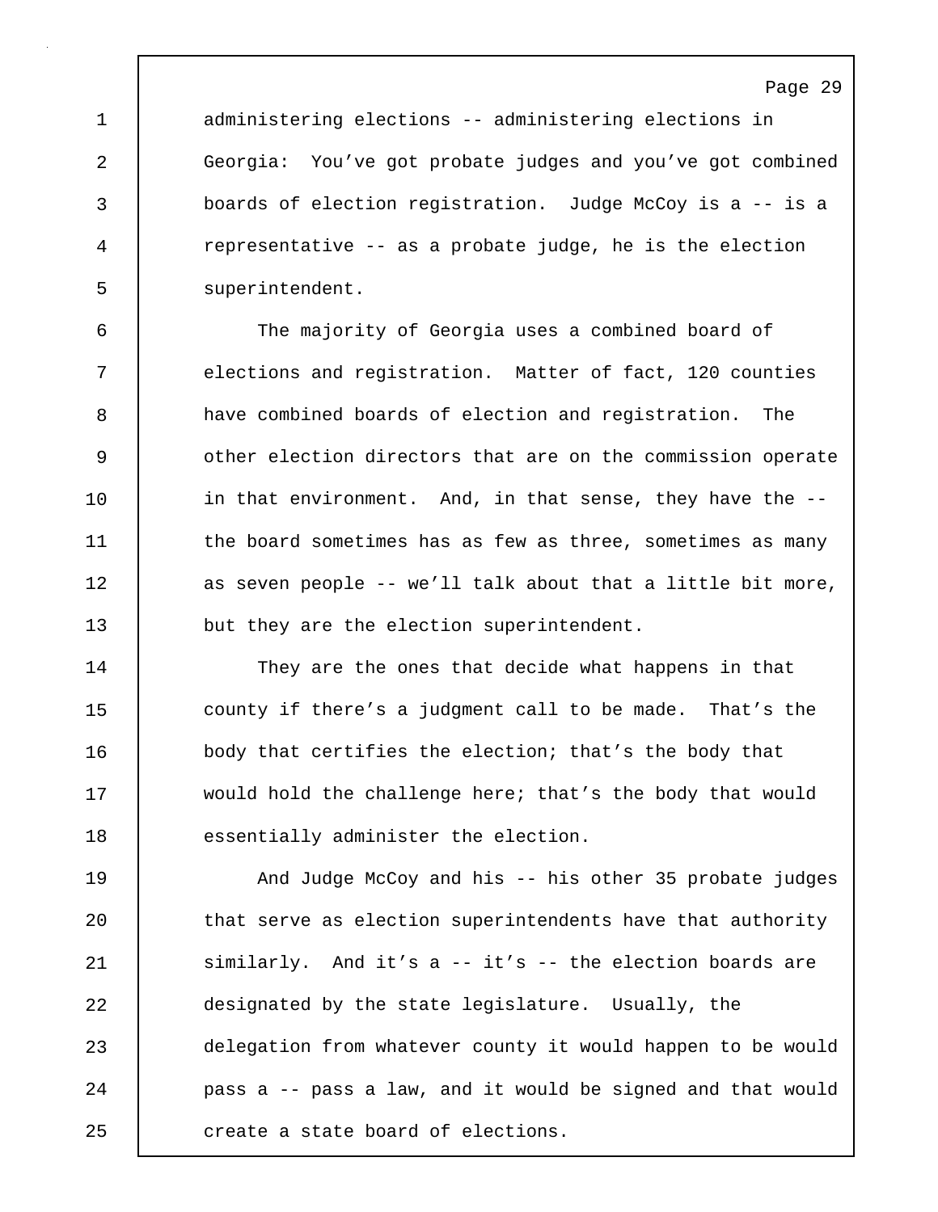administering elections -- administering elections in Georgia: You've got probate judges and you've got combined boards of election registration. Judge McCoy is a -- is a representative -- as a probate judge, he is the election superintendent.

The majority of Georgia uses a combined board of elections and registration. Matter of fact, 120 counties have combined boards of election and registration. The other election directors that are on the commission operate in that environment. And, in that sense, they have the -- the board sometimes has as few as three, sometimes as many as seven people -- we'll talk about that a little bit more, but they are the election superintendent.

They are the ones that decide what happens in that county if there's a judgment call to be made. That's the body that certifies the election; that's the body that would hold the challenge here; that's the body that would essentially administer the election.

And Judge McCoy and his -- his other 35 probate judges that serve as election superintendents have that authority similarly. And it's a -- it's -- the election boards are designated by the state legislature. Usually, the delegation from whatever county it would happen to be would pass a -- pass a law, and it would be signed and that would create a state board of elections.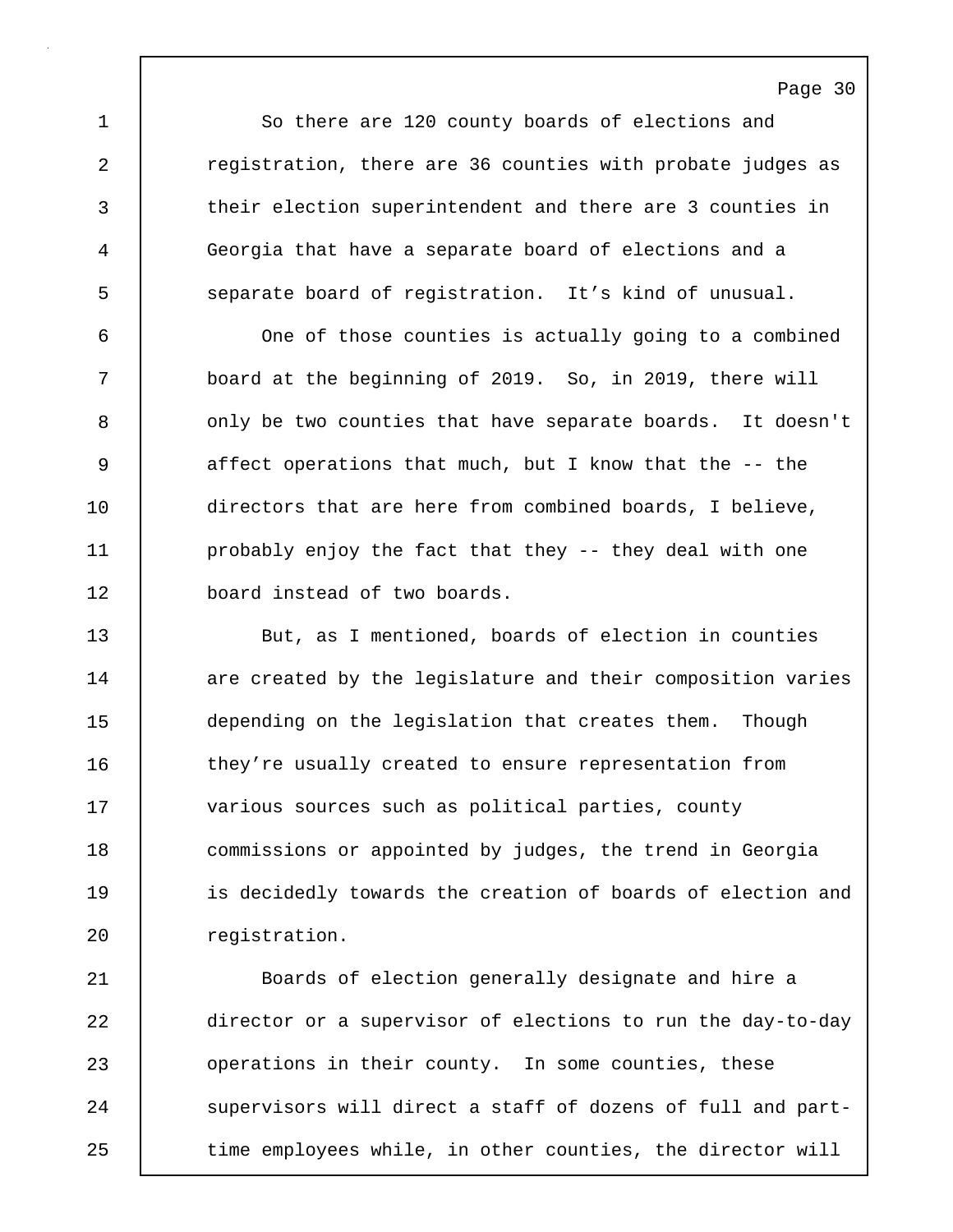So there are 120 county boards of elections and registration, there are 36 counties with probate judges as their election superintendent and there are 3 counties in Georgia that have a separate board of elections and a separate board of registration.  It's kind of unusual.

One of those counties is actually going to a combined board at the beginning of 2019.  So, in 2019, there will only be two counties that have separate boards.  It doesn't affect operations that much, but I know that the -- the directors that are here from combined boards, I believe, probably enjoy the fact that they -- they deal with one board instead of two boards.

But, as I mentioned, boards of election in counties are created by the legislature and their composition varies depending on the legislation that creates them.  Though they're usually created to ensure representation from various sources such as political parties, county commissions or appointed by judges, the trend in Georgia is decidedly towards the creation of boards of election and registration.

Boards of election generally designate and hire a director or a supervisor of elections to run the day-to-day operations in their county.  In some counties, these supervisors will direct a staff of dozens of full and part-time employees while, in other counties, the director will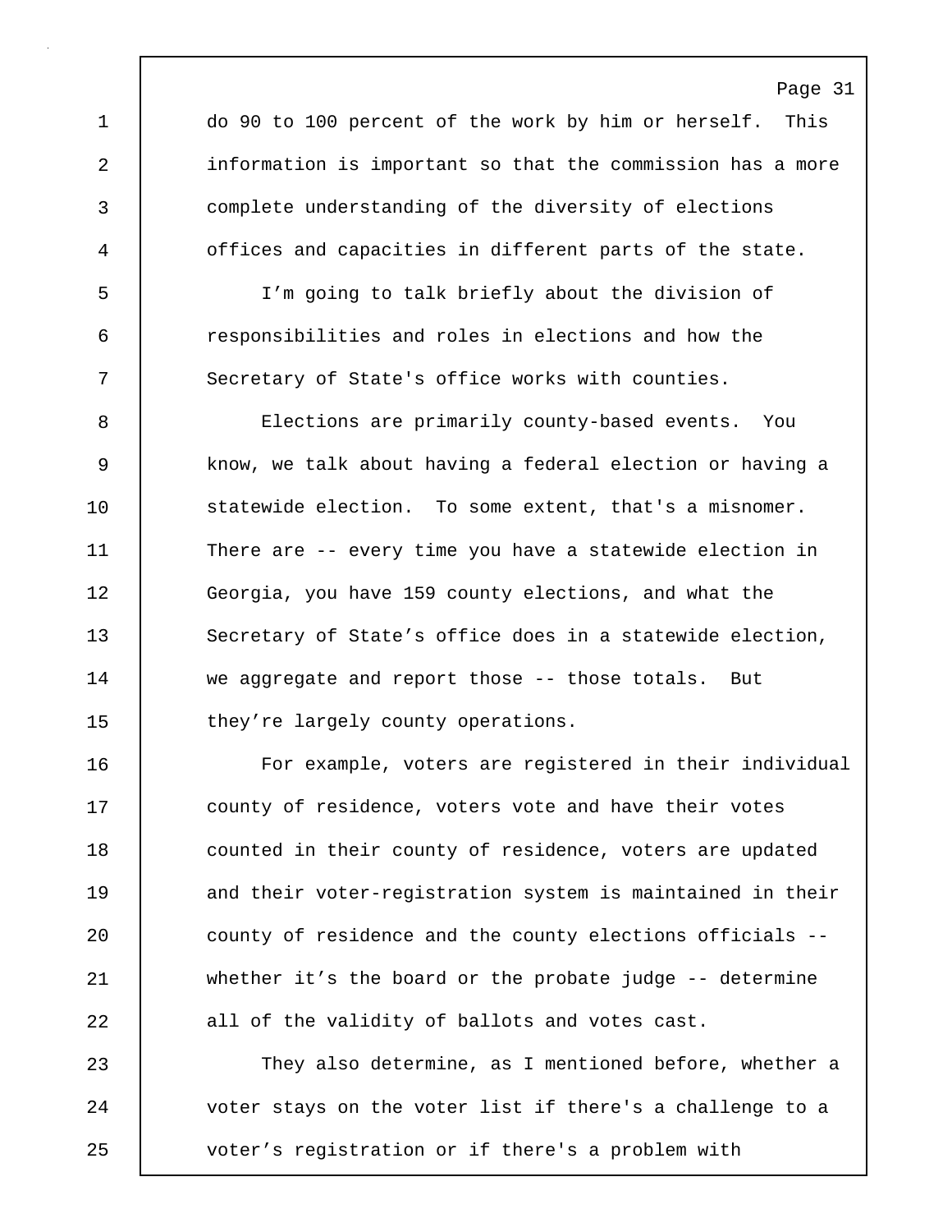do 90 to 100 percent of the work by him or herself. This information is important so that the commission has a more complete understanding of the diversity of elections offices and capacities in different parts of the state.

I'm going to talk briefly about the division of responsibilities and roles in elections and how the Secretary of State's office works with counties.

Elections are primarily county-based events. You know, we talk about having a federal election or having a statewide election. To some extent, that's a misnomer. There are -- every time you have a statewide election in Georgia, you have 159 county elections, and what the Secretary of State's office does in a statewide election, we aggregate and report those -- those totals. But they're largely county operations.

For example, voters are registered in their individual county of residence, voters vote and have their votes counted in their county of residence, voters are updated and their voter-registration system is maintained in their county of residence and the county elections officials -- whether it's the board or the probate judge -- determine all of the validity of ballots and votes cast.

They also determine, as I mentioned before, whether a voter stays on the voter list if there's a challenge to a voter's registration or if there's a problem with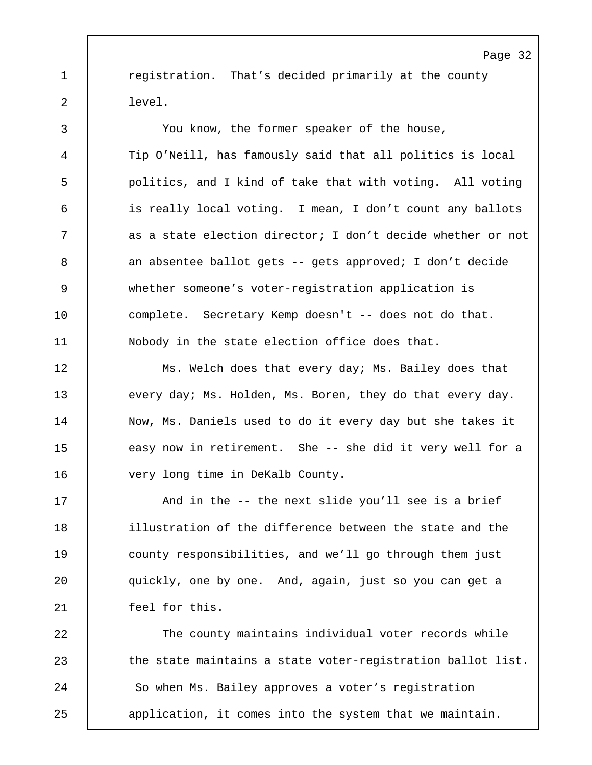registration. That's decided primarily at the county level.

You know, the former speaker of the house, Tip O'Neill, has famously said that all politics is local politics, and I kind of take that with voting. All voting is really local voting. I mean, I don't count any ballots as a state election director; I don't decide whether or not an absentee ballot gets -- gets approved; I don't decide whether someone's voter-registration application is complete. Secretary Kemp doesn't -- does not do that. Nobody in the state election office does that.

Ms. Welch does that every day; Ms. Bailey does that every day; Ms. Holden, Ms. Boren, they do that every day. Now, Ms. Daniels used to do it every day but she takes it easy now in retirement. She -- she did it very well for a very long time in DeKalb County.

And in the -- the next slide you'll see is a brief illustration of the difference between the state and the county responsibilities, and we'll go through them just quickly, one by one. And, again, just so you can get a feel for this.

The county maintains individual voter records while the state maintains a state voter-registration ballot list. So when Ms. Bailey approves a voter's registration application, it comes into the system that we maintain.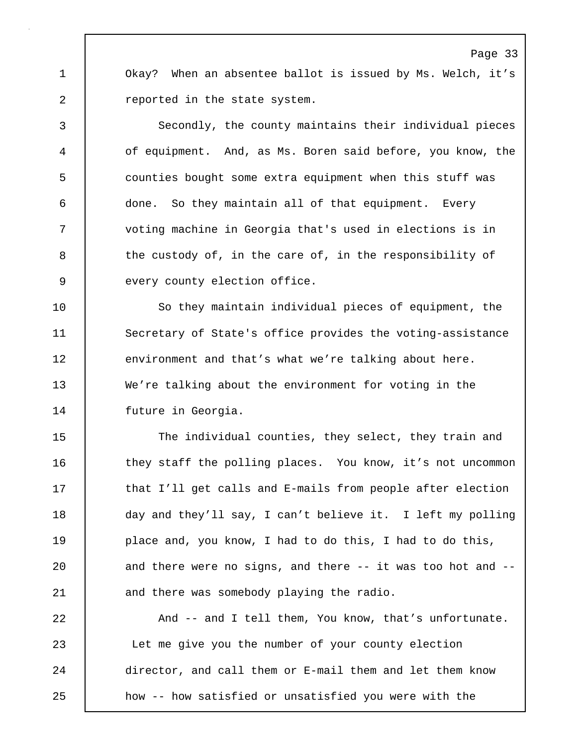Okay? When an absentee ballot is issued by Ms. Welch, it's reported in the state system.

Secondly, the county maintains their individual pieces of equipment. And, as Ms. Boren said before, you know, the counties bought some extra equipment when this stuff was done. So they maintain all of that equipment. Every voting machine in Georgia that's used in elections is in the custody of, in the care of, in the responsibility of every county election office.

So they maintain individual pieces of equipment, the Secretary of State's office provides the voting-assistance environment and that's what we're talking about here. We're talking about the environment for voting in the future in Georgia.

The individual counties, they select, they train and they staff the polling places. You know, it's not uncommon that I'll get calls and E-mails from people after election day and they'll say, I can't believe it. I left my polling place and, you know, I had to do this, I had to do this, and there were no signs, and there -- it was too hot and -- and there was somebody playing the radio.

And -- and I tell them, You know, that's unfortunate. Let me give you the number of your county election director, and call them or E-mail them and let them know how -- how satisfied or unsatisfied you were with the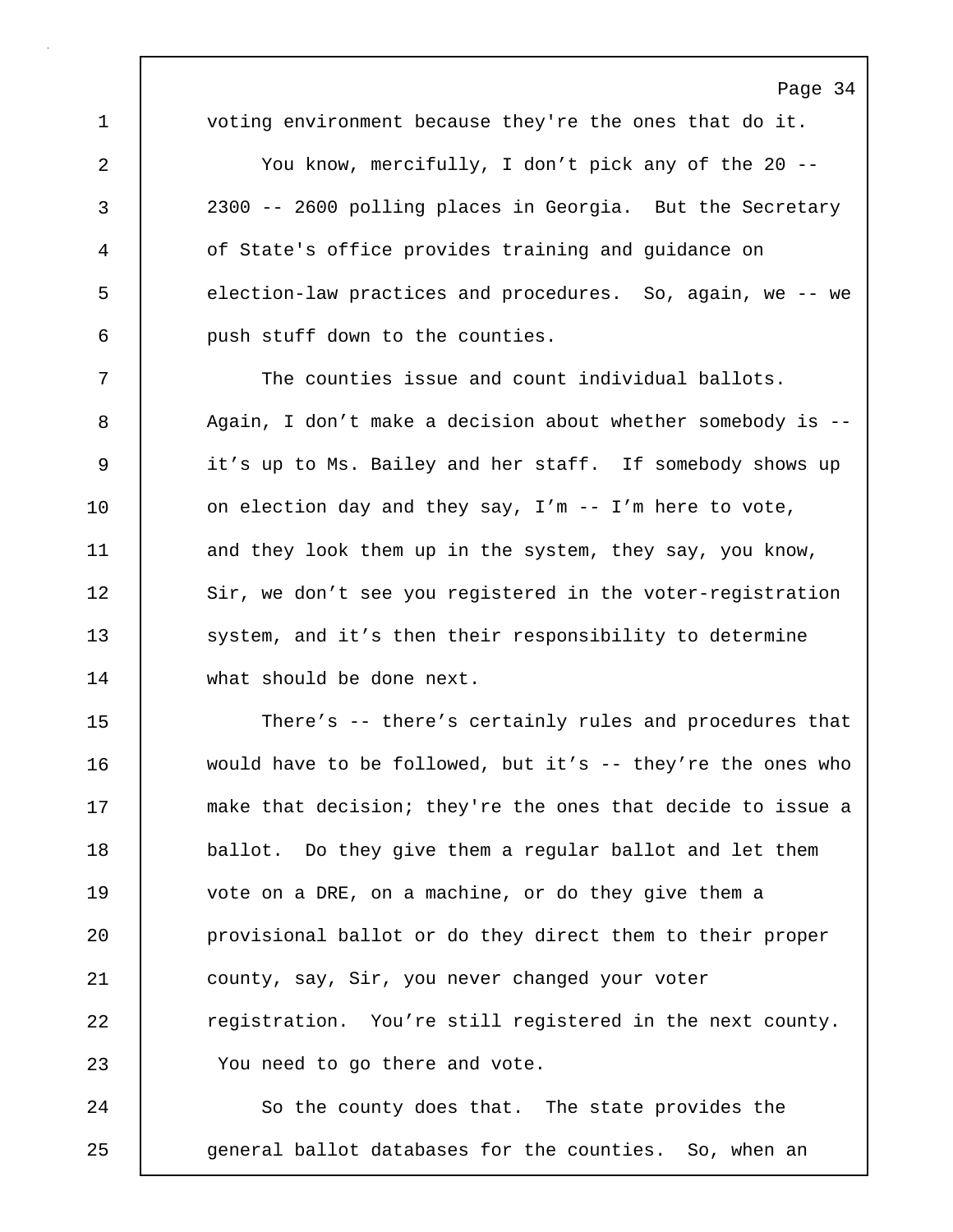voting environment because they're the ones that do it.

You know, mercifully, I don’t pick any of the 20 -- 2300 -- 2600 polling places in Georgia. But the Secretary of State's office provides training and guidance on election-law practices and procedures. So, again, we -- we push stuff down to the counties.

The counties issue and count individual ballots. Again, I don’t make a decision about whether somebody is -- it’s up to Ms. Bailey and her staff. If somebody shows up on election day and they say, I’m -- I’m here to vote, and they look them up in the system, they say, you know, Sir, we don’t see you registered in the voter-registration system, and it’s then their responsibility to determine what should be done next.

There’s -- there’s certainly rules and procedures that would have to be followed, but it’s -- they’re the ones who make that decision; they're the ones that decide to issue a ballot. Do they give them a regular ballot and let them vote on a DRE, on a machine, or do they give them a provisional ballot or do they direct them to their proper county, say, Sir, you never changed your voter registration. You’re still registered in the next county. You need to go there and vote.

So the county does that. The state provides the general ballot databases for the counties. So, when an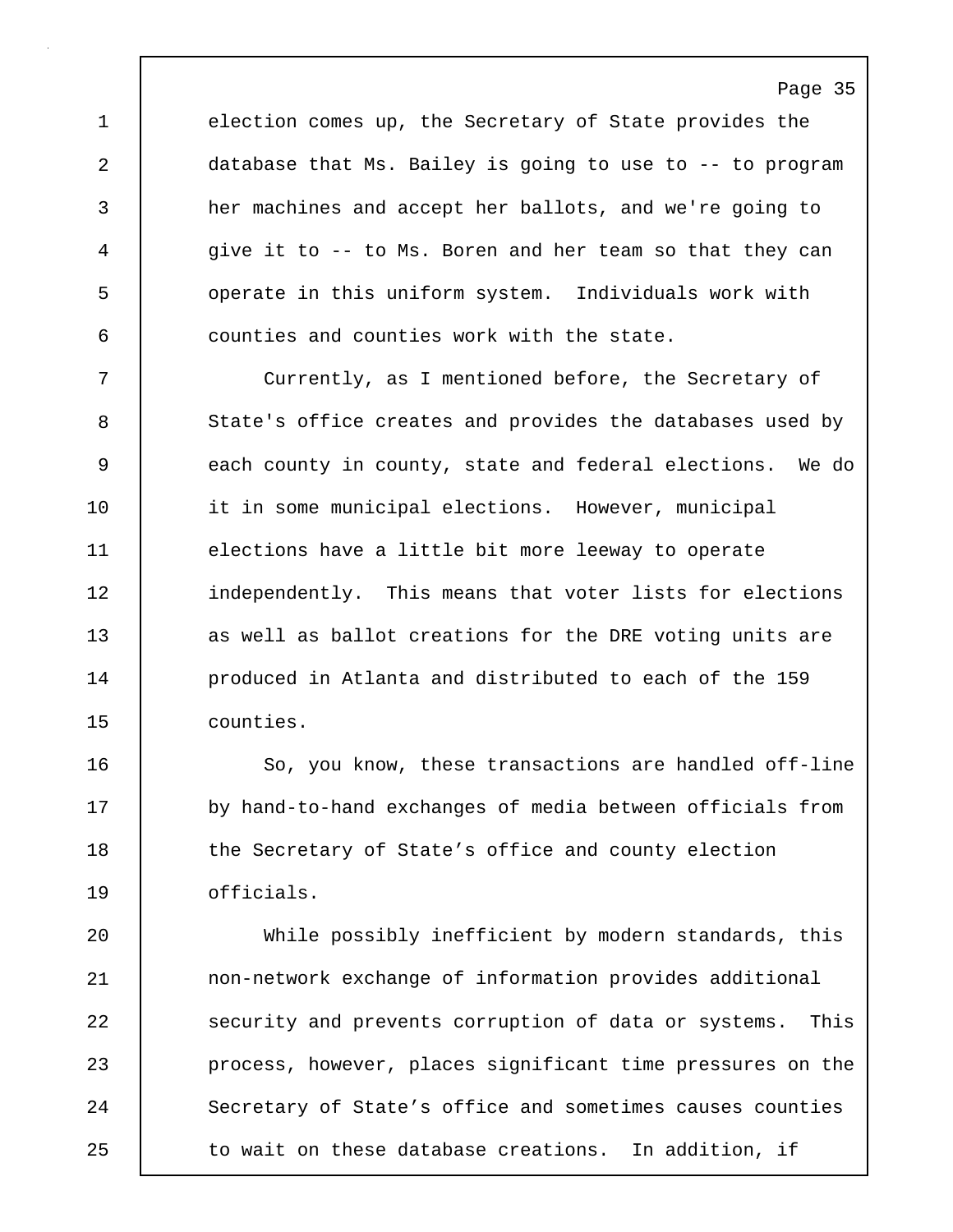election comes up, the Secretary of State provides the database that Ms. Bailey is going to use to -- to program her machines and accept her ballots, and we're going to give it to -- to Ms. Boren and her team so that they can operate in this uniform system. Individuals work with counties and counties work with the state.

Currently, as I mentioned before, the Secretary of State's office creates and provides the databases used by each county in county, state and federal elections. We do it in some municipal elections. However, municipal elections have a little bit more leeway to operate independently. This means that voter lists for elections as well as ballot creations for the DRE voting units are produced in Atlanta and distributed to each of the 159 counties.

So, you know, these transactions are handled off-line by hand-to-hand exchanges of media between officials from the Secretary of State’s office and county election officials.

While possibly inefficient by modern standards, this non-network exchange of information provides additional security and prevents corruption of data or systems. This process, however, places significant time pressures on the Secretary of State’s office and sometimes causes counties to wait on these database creations. In addition, if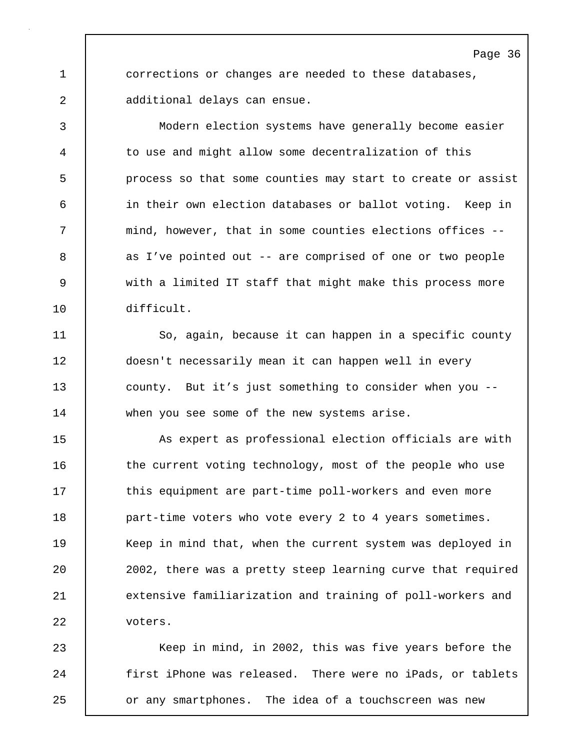corrections or changes are needed to these databases, additional delays can ensue.

Modern election systems have generally become easier to use and might allow some decentralization of this process so that some counties may start to create or assist in their own election databases or ballot voting. Keep in mind, however, that in some counties elections offices -- as I've pointed out -- are comprised of one or two people with a limited IT staff that might make this process more difficult.

So, again, because it can happen in a specific county doesn't necessarily mean it can happen well in every county. But it's just something to consider when you -- when you see some of the new systems arise.

As expert as professional election officials are with the current voting technology, most of the people who use this equipment are part-time poll-workers and even more part-time voters who vote every 2 to 4 years sometimes. Keep in mind that, when the current system was deployed in 2002, there was a pretty steep learning curve that required extensive familiarization and training of poll-workers and voters.

Keep in mind, in 2002, this was five years before the first iPhone was released. There were no iPads, or tablets or any smartphones. The idea of a touchscreen was new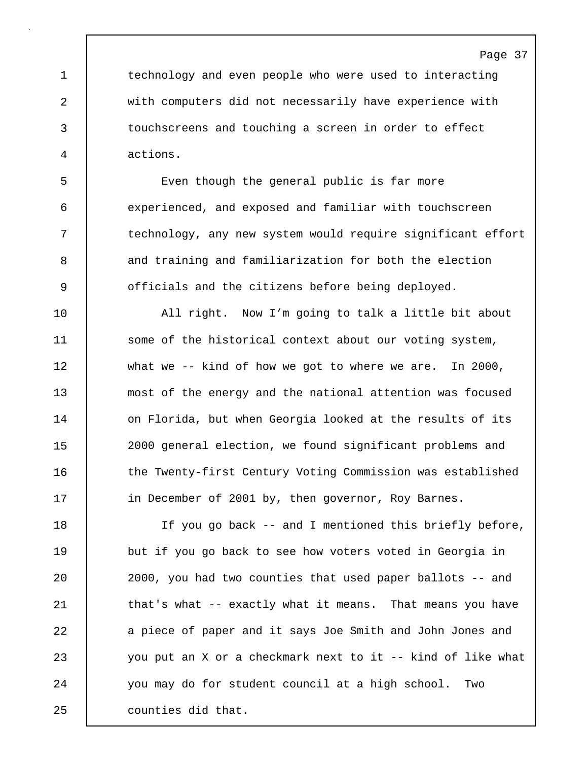technology and even people who were used to interacting with computers did not necessarily have experience with touchscreens and touching a screen in order to effect actions.

Even though the general public is far more experienced, and exposed and familiar with touchscreen technology, any new system would require significant effort and training and familiarization for both the election officials and the citizens before being deployed.

All right. Now I'm going to talk a little bit about some of the historical context about our voting system, what we -- kind of how we got to where we are. In 2000, most of the energy and the national attention was focused on Florida, but when Georgia looked at the results of its 2000 general election, we found significant problems and the Twenty-first Century Voting Commission was established in December of 2001 by, then governor, Roy Barnes.

If you go back -- and I mentioned this briefly before, but if you go back to see how voters voted in Georgia in 2000, you had two counties that used paper ballots -- and that's what -- exactly what it means. That means you have a piece of paper and it says Joe Smith and John Jones and you put an X or a checkmark next to it -- kind of like what you may do for student council at a high school. Two counties did that.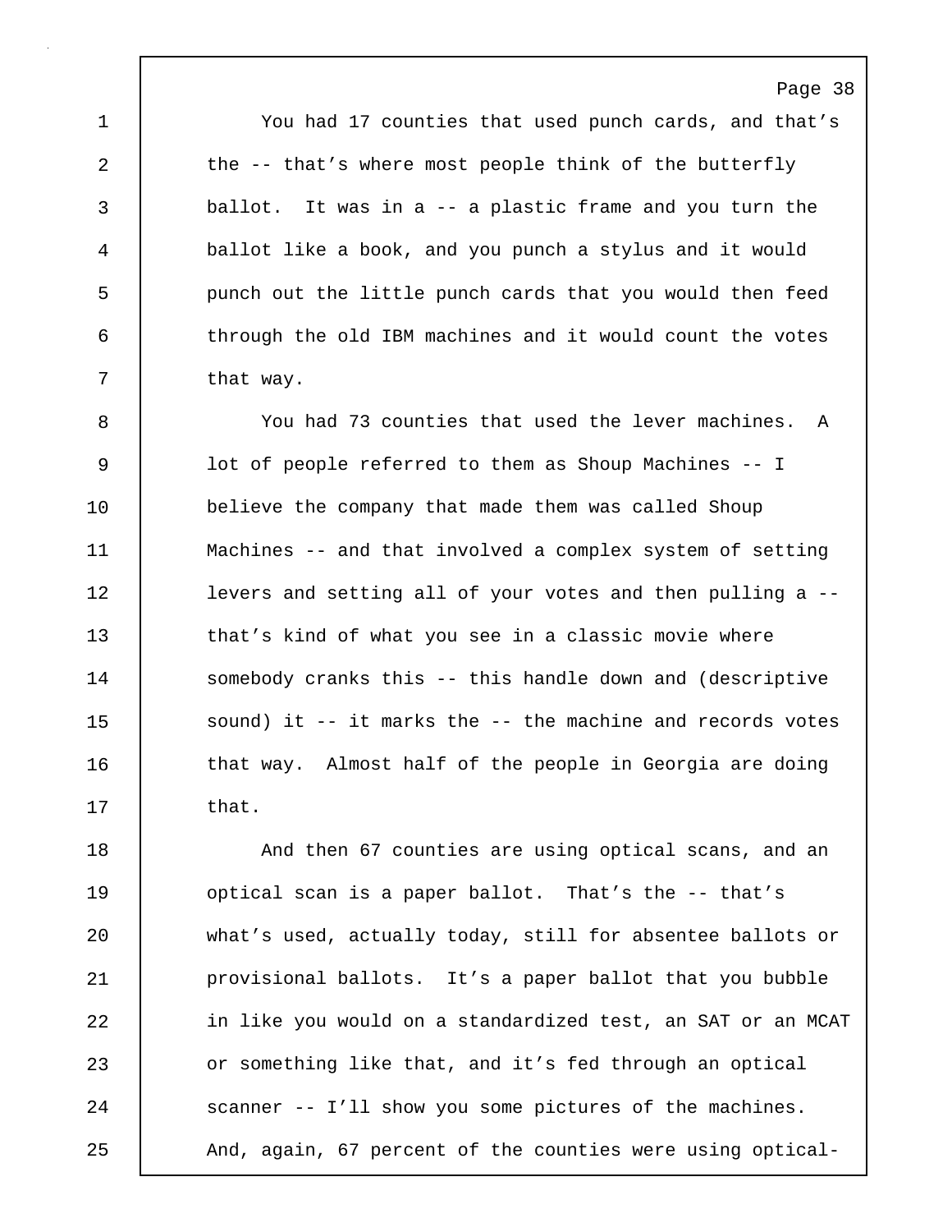You had 17 counties that used punch cards, and that's the -- that's where most people think of the butterfly ballot. It was in a -- a plastic frame and you turn the ballot like a book, and you punch a stylus and it would punch out the little punch cards that you would then feed through the old IBM machines and it would count the votes that way.

You had 73 counties that used the lever machines. A lot of people referred to them as Shoup Machines -- I believe the company that made them was called Shoup Machines -- and that involved a complex system of setting levers and setting all of your votes and then pulling a -- that's kind of what you see in a classic movie where somebody cranks this -- this handle down and (descriptive sound) it -- it marks the -- the machine and records votes that way. Almost half of the people in Georgia are doing that.

And then 67 counties are using optical scans, and an optical scan is a paper ballot. That's the -- that's what's used, actually today, still for absentee ballots or provisional ballots. It's a paper ballot that you bubble in like you would on a standardized test, an SAT or an MCAT or something like that, and it's fed through an optical scanner -- I'll show you some pictures of the machines. And, again, 67 percent of the counties were using optical-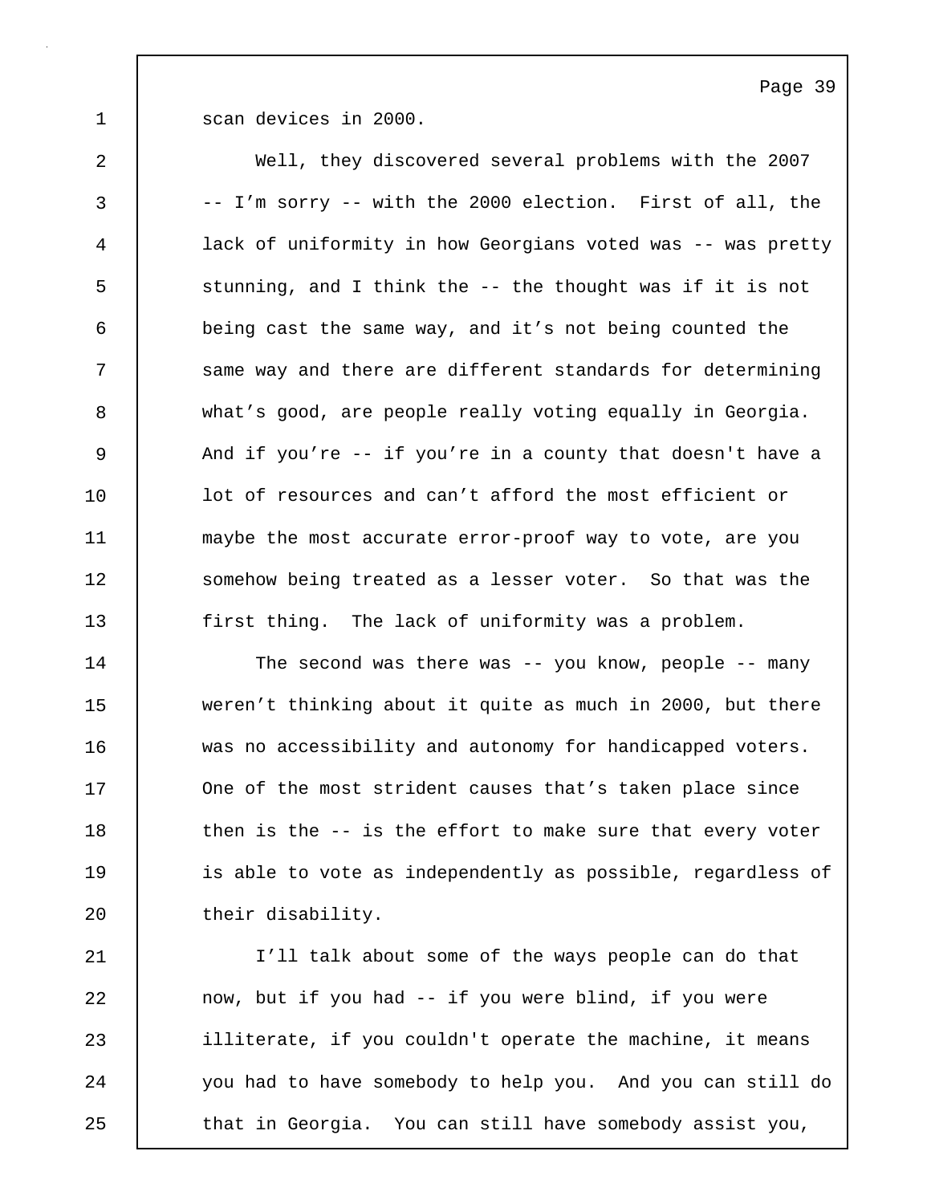scan devices in 2000.

Well, they discovered several problems with the 2007 -- I'm sorry -- with the 2000 election. First of all, the lack of uniformity in how Georgians voted was -- was pretty stunning, and I think the -- the thought was if it is not being cast the same way, and it's not being counted the same way and there are different standards for determining what's good, are people really voting equally in Georgia. And if you're -- if you're in a county that doesn't have a lot of resources and can't afford the most efficient or maybe the most accurate error-proof way to vote, are you somehow being treated as a lesser voter. So that was the first thing. The lack of uniformity was a problem.

The second was there was -- you know, people -- many weren't thinking about it quite as much in 2000, but there was no accessibility and autonomy for handicapped voters. One of the most strident causes that's taken place since then is the -- is the effort to make sure that every voter is able to vote as independently as possible, regardless of their disability.

I'll talk about some of the ways people can do that now, but if you had -- if you were blind, if you were illiterate, if you couldn't operate the machine, it means you had to have somebody to help you. And you can still do that in Georgia. You can still have somebody assist you,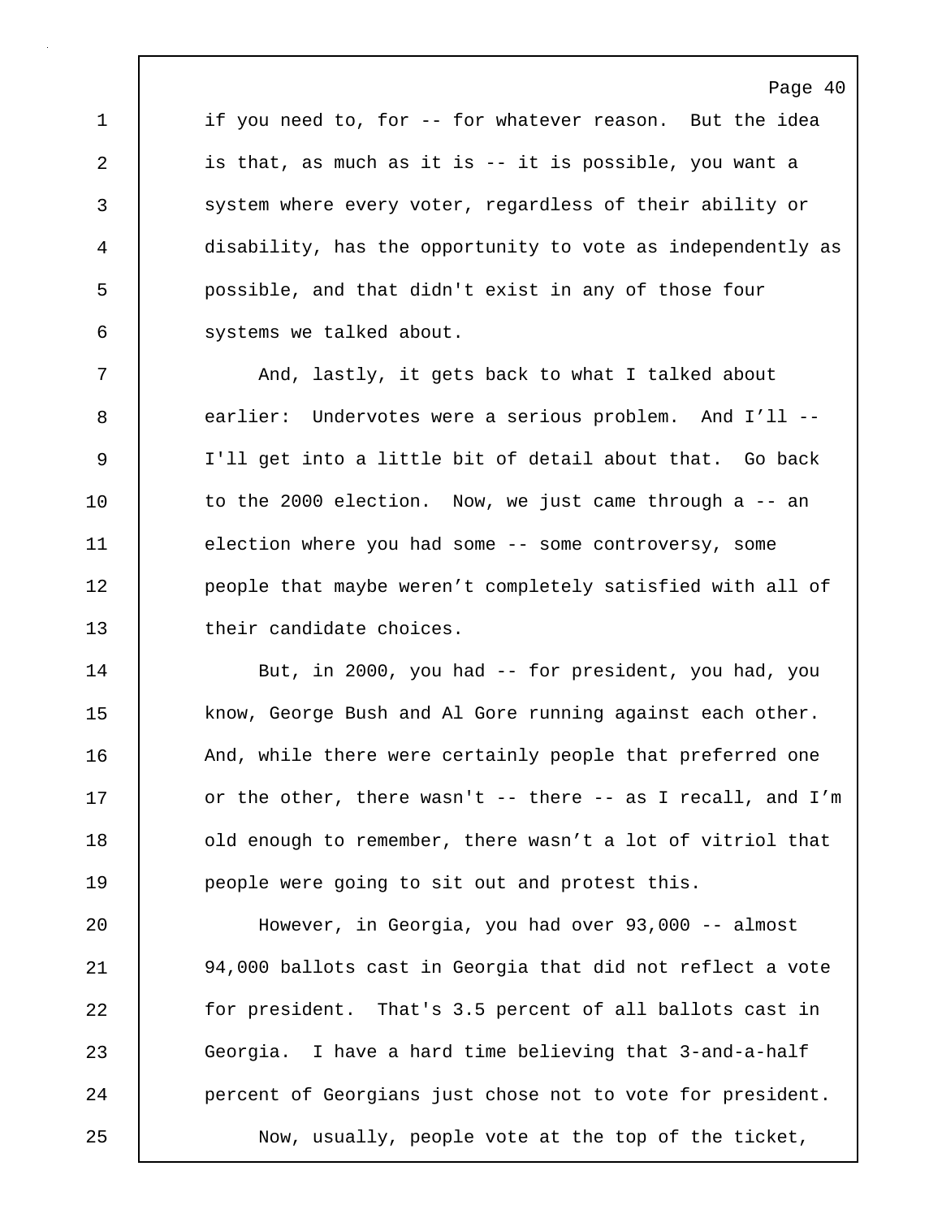if you need to, for -- for whatever reason. But the idea is that, as much as it is -- it is possible, you want a system where every voter, regardless of their ability or disability, has the opportunity to vote as independently as possible, and that didn't exist in any of those four systems we talked about.

And, lastly, it gets back to what I talked about earlier: Undervotes were a serious problem. And I'll -- I'll get into a little bit of detail about that. Go back to the 2000 election. Now, we just came through a -- an election where you had some -- some controversy, some people that maybe weren't completely satisfied with all of their candidate choices.

But, in 2000, you had -- for president, you had, you know, George Bush and Al Gore running against each other. And, while there were certainly people that preferred one or the other, there wasn't -- there -- as I recall, and I'm old enough to remember, there wasn't a lot of vitriol that people were going to sit out and protest this.

However, in Georgia, you had over 93,000 -- almost 94,000 ballots cast in Georgia that did not reflect a vote for president. That's 3.5 percent of all ballots cast in Georgia. I have a hard time believing that 3-and-a-half percent of Georgians just chose not to vote for president.

Now, usually, people vote at the top of the ticket,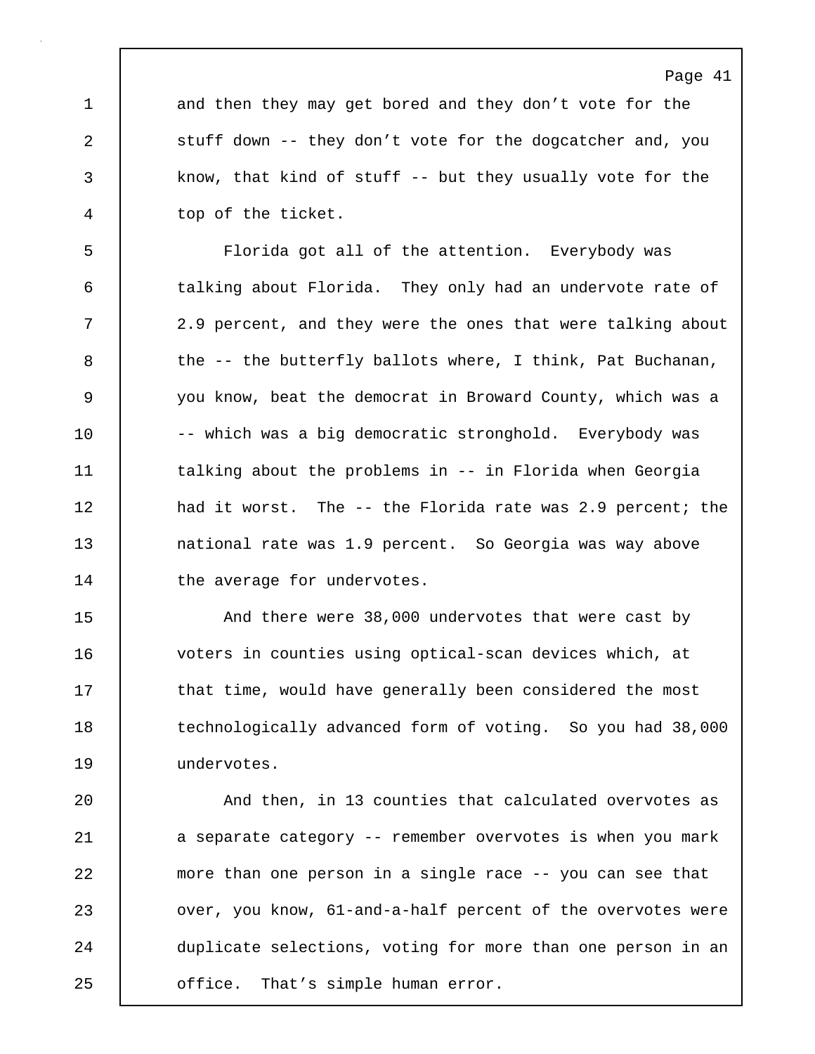and then they may get bored and they don't vote for the stuff down -- they don't vote for the dogcatcher and, you know, that kind of stuff -- but they usually vote for the top of the ticket.

Florida got all of the attention. Everybody was talking about Florida. They only had an undervote rate of 2.9 percent, and they were the ones that were talking about the -- the butterfly ballots where, I think, Pat Buchanan, you know, beat the democrat in Broward County, which was a -- which was a big democratic stronghold. Everybody was talking about the problems in -- in Florida when Georgia had it worst. The -- the Florida rate was 2.9 percent; the national rate was 1.9 percent. So Georgia was way above the average for undervotes.

And there were 38,000 undervotes that were cast by voters in counties using optical-scan devices which, at that time, would have generally been considered the most technologically advanced form of voting. So you had 38,000 undervotes.

And then, in 13 counties that calculated overvotes as a separate category -- remember overvotes is when you mark more than one person in a single race -- you can see that over, you know, 61-and-a-half percent of the overvotes were duplicate selections, voting for more than one person in an office. That's simple human error.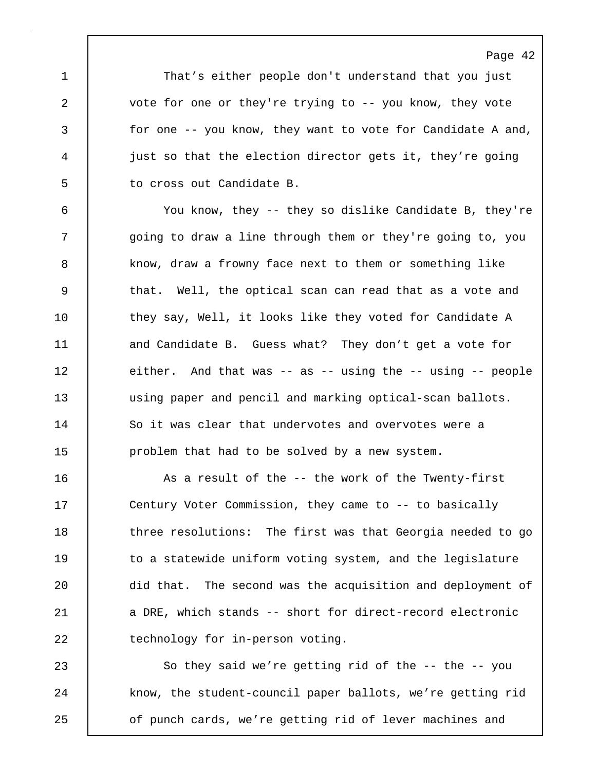That's either people don't understand that you just vote for one or they're trying to -- you know, they vote for one -- you know, they want to vote for Candidate A and, just so that the election director gets it, they're going to cross out Candidate B.

You know, they -- they so dislike Candidate B, they're going to draw a line through them or they're going to, you know, draw a frowny face next to them or something like that. Well, the optical scan can read that as a vote and they say, Well, it looks like they voted for Candidate A and Candidate B. Guess what? They don't get a vote for either. And that was -- as -- using the -- using -- people using paper and pencil and marking optical-scan ballots. So it was clear that undervotes and overvotes were a problem that had to be solved by a new system.

As a result of the -- the work of the Twenty-first Century Voter Commission, they came to -- to basically three resolutions: The first was that Georgia needed to go to a statewide uniform voting system, and the legislature did that. The second was the acquisition and deployment of a DRE, which stands -- short for direct-record electronic technology for in-person voting.

So they said we're getting rid of the -- the -- you know, the student-council paper ballots, we're getting rid of punch cards, we're getting rid of lever machines and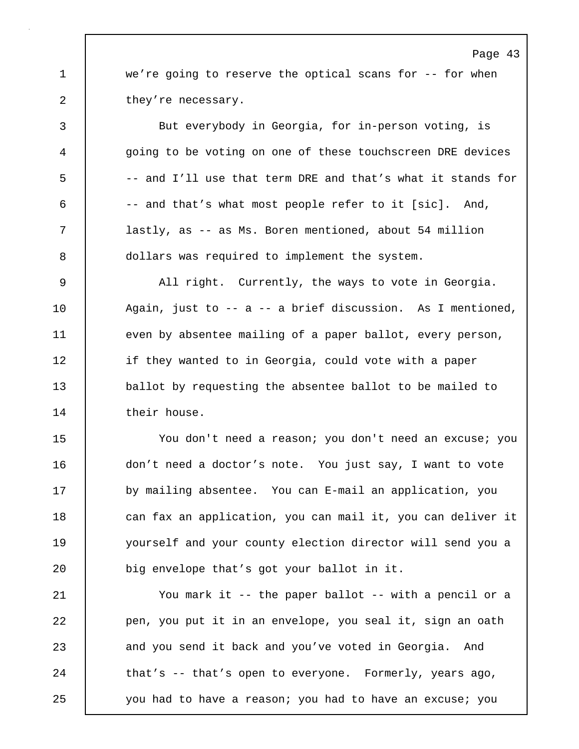we're going to reserve the optical scans for -- for when they're necessary.

But everybody in Georgia, for in-person voting, is going to be voting on one of these touchscreen DRE devices -- and I'll use that term DRE and that's what it stands for -- and that's what most people refer to it [sic]. And, lastly, as -- as Ms. Boren mentioned, about 54 million dollars was required to implement the system.

All right. Currently, the ways to vote in Georgia. Again, just to -- a -- a brief discussion. As I mentioned, even by absentee mailing of a paper ballot, every person, if they wanted to in Georgia, could vote with a paper ballot by requesting the absentee ballot to be mailed to their house.

You don't need a reason; you don't need an excuse; you don't need a doctor's note. You just say, I want to vote by mailing absentee. You can E-mail an application, you can fax an application, you can mail it, you can deliver it yourself and your county election director will send you a big envelope that's got your ballot in it.

You mark it -- the paper ballot -- with a pencil or a pen, you put it in an envelope, you seal it, sign an oath and you send it back and you've voted in Georgia. And that's -- that's open to everyone. Formerly, years ago, you had to have a reason; you had to have an excuse; you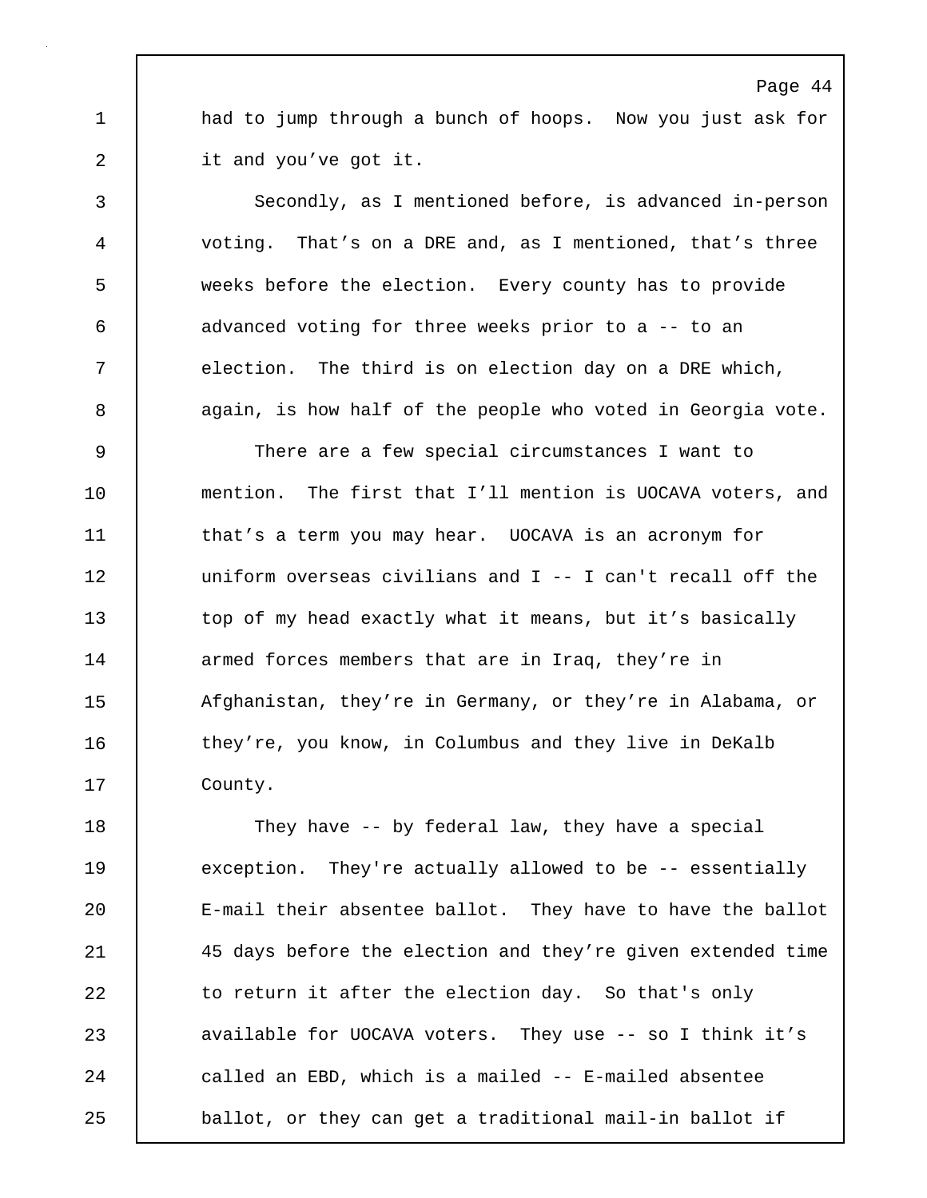had to jump through a bunch of hoops. Now you just ask for it and you've got it.

Secondly, as I mentioned before, is advanced in-person voting. That's on a DRE and, as I mentioned, that's three weeks before the election. Every county has to provide advanced voting for three weeks prior to a -- to an election. The third is on election day on a DRE which, again, is how half of the people who voted in Georgia vote.

There are a few special circumstances I want to mention. The first that I'll mention is UOCAVA voters, and that's a term you may hear. UOCAVA is an acronym for uniform overseas civilians and I -- I can't recall off the top of my head exactly what it means, but it's basically armed forces members that are in Iraq, they're in Afghanistan, they're in Germany, or they're in Alabama, or they're, you know, in Columbus and they live in DeKalb County.

They have -- by federal law, they have a special exception. They're actually allowed to be -- essentially E-mail their absentee ballot. They have to have the ballot 45 days before the election and they're given extended time to return it after the election day. So that's only available for UOCAVA voters. They use -- so I think it's called an EBD, which is a mailed -- E-mailed absentee ballot, or they can get a traditional mail-in ballot if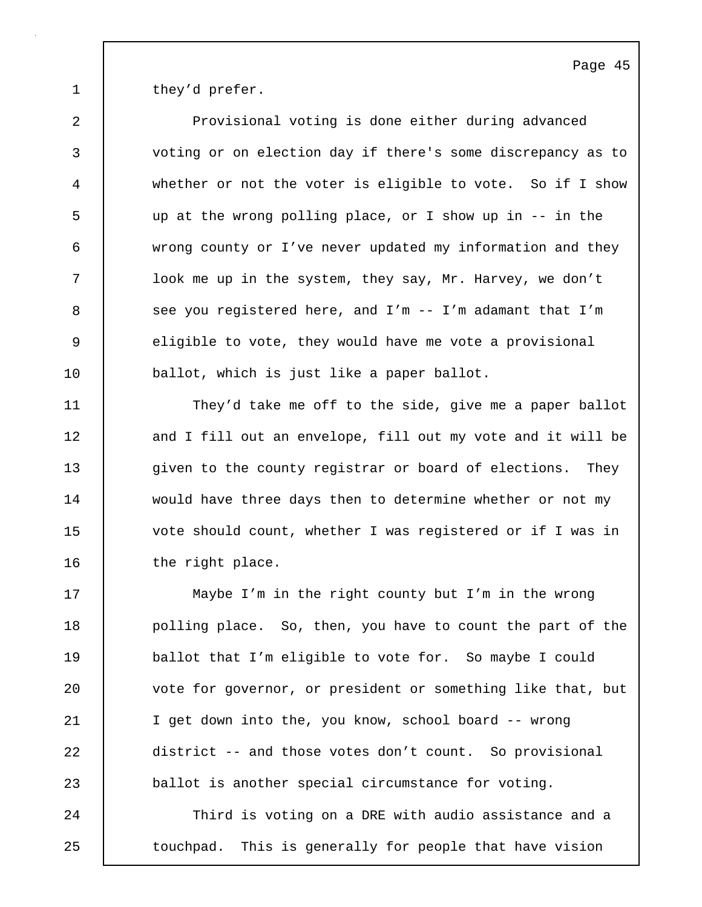they'd prefer.

Provisional voting is done either during advanced voting or on election day if there's some discrepancy as to whether or not the voter is eligible to vote. So if I show up at the wrong polling place, or I show up in -- in the wrong county or I've never updated my information and they look me up in the system, they say, Mr. Harvey, we don't see you registered here, and I'm -- I'm adamant that I'm eligible to vote, they would have me vote a provisional ballot, which is just like a paper ballot.

They'd take me off to the side, give me a paper ballot and I fill out an envelope, fill out my vote and it will be given to the county registrar or board of elections. They would have three days then to determine whether or not my vote should count, whether I was registered or if I was in the right place.

Maybe I'm in the right county but I'm in the wrong polling place. So, then, you have to count the part of the ballot that I'm eligible to vote for. So maybe I could vote for governor, or president or something like that, but I get down into the, you know, school board -- wrong district -- and those votes don't count. So provisional ballot is another special circumstance for voting.

Third is voting on a DRE with audio assistance and a touchpad. This is generally for people that have vision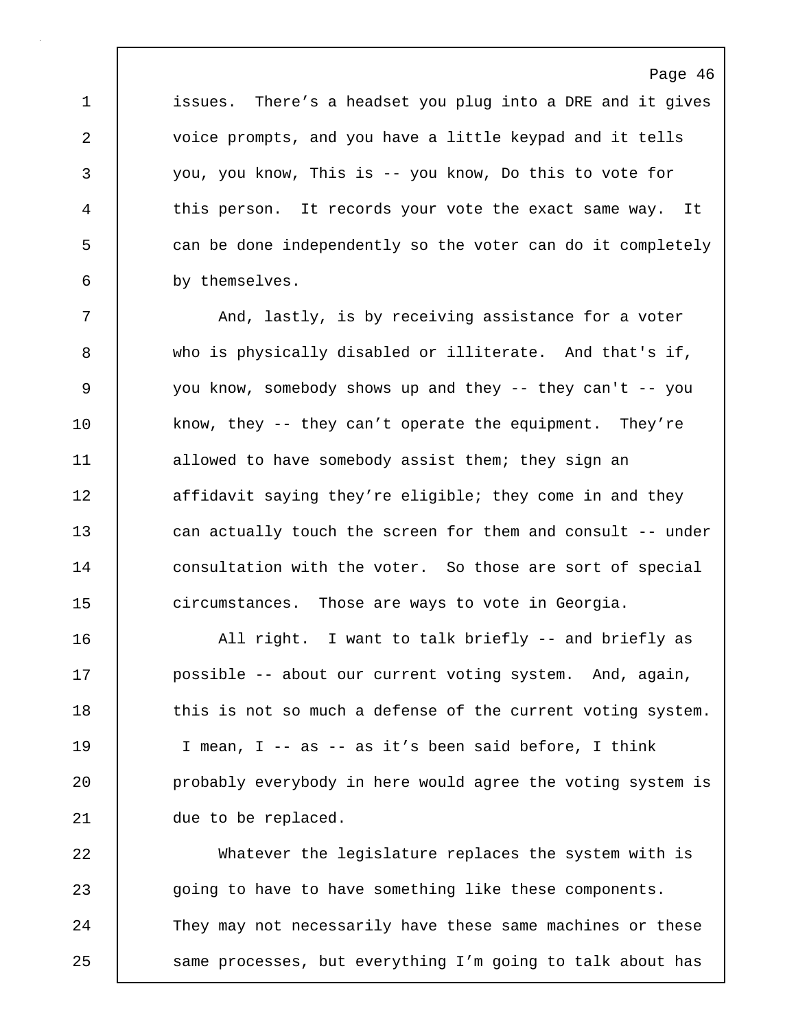issues. There's a headset you plug into a DRE and it gives voice prompts, and you have a little keypad and it tells you, you know, This is -- you know, Do this to vote for this person. It records your vote the exact same way. It can be done independently so the voter can do it completely by themselves.

And, lastly, is by receiving assistance for a voter who is physically disabled or illiterate. And that's if, you know, somebody shows up and they -- they can't -- you know, they -- they can't operate the equipment. They're allowed to have somebody assist them; they sign an affidavit saying they're eligible; they come in and they can actually touch the screen for them and consult -- under consultation with the voter. So those are sort of special circumstances. Those are ways to vote in Georgia.

All right. I want to talk briefly -- and briefly as possible -- about our current voting system. And, again, this is not so much a defense of the current voting system. I mean, I -- as -- as it's been said before, I think probably everybody in here would agree the voting system is due to be replaced.

Whatever the legislature replaces the system with is going to have to have something like these components. They may not necessarily have these same machines or these same processes, but everything I'm going to talk about has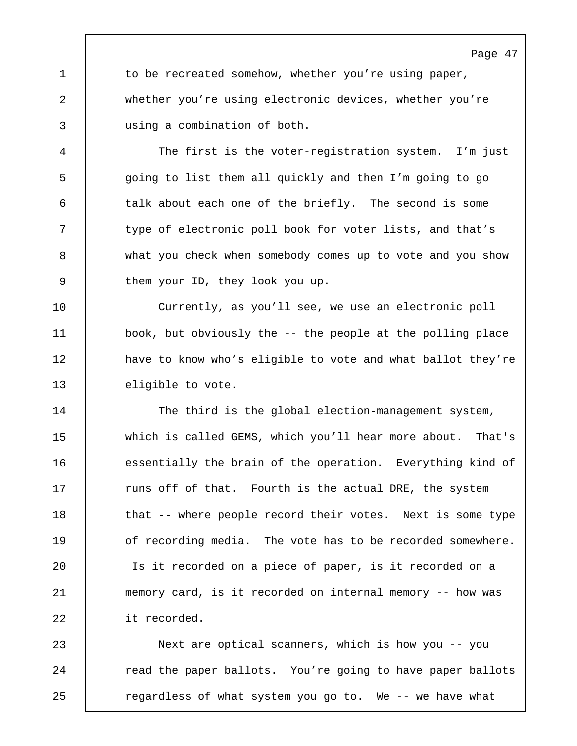to be recreated somehow, whether you're using paper, whether you're using electronic devices, whether you're using a combination of both.

The first is the voter-registration system. I'm just going to list them all quickly and then I'm going to go talk about each one of the briefly. The second is some type of electronic poll book for voter lists, and that's what you check when somebody comes up to vote and you show them your ID, they look you up.

Currently, as you'll see, we use an electronic poll book, but obviously the -- the people at the polling place have to know who's eligible to vote and what ballot they're eligible to vote.

The third is the global election-management system, which is called GEMS, which you'll hear more about. That's essentially the brain of the operation. Everything kind of runs off of that. Fourth is the actual DRE, the system that -- where people record their votes. Next is some type of recording media. The vote has to be recorded somewhere. Is it recorded on a piece of paper, is it recorded on a memory card, is it recorded on internal memory -- how was it recorded.

Next are optical scanners, which is how you -- you read the paper ballots. You're going to have paper ballots regardless of what system you go to. We -- we have what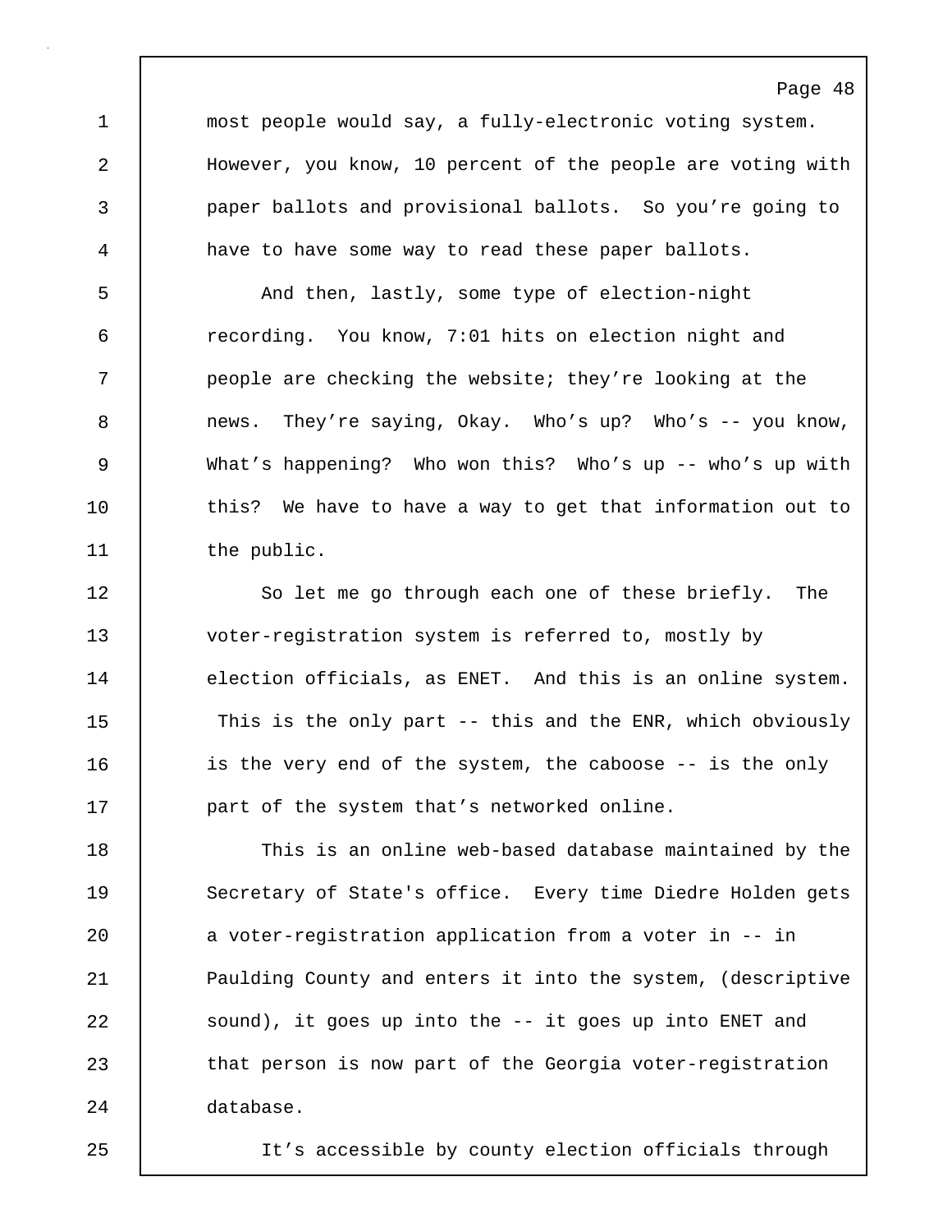most people would say, a fully-electronic voting system. However, you know, 10 percent of the people are voting with paper ballots and provisional ballots. So you're going to have to have some way to read these paper ballots.

And then, lastly, some type of election-night recording. You know, 7:01 hits on election night and people are checking the website; they're looking at the news. They're saying, Okay. Who's up? Who's -- you know, What's happening? Who won this? Who's up -- who's up with this? We have to have a way to get that information out to the public.

So let me go through each one of these briefly. The voter-registration system is referred to, mostly by election officials, as ENET. And this is an online system. This is the only part -- this and the ENR, which obviously is the very end of the system, the caboose -- is the only part of the system that's networked online.

This is an online web-based database maintained by the Secretary of State's office. Every time Diedre Holden gets a voter-registration application from a voter in -- in Paulding County and enters it into the system, (descriptive sound), it goes up into the -- it goes up into ENET and that person is now part of the Georgia voter-registration database.

It's accessible by county election officials through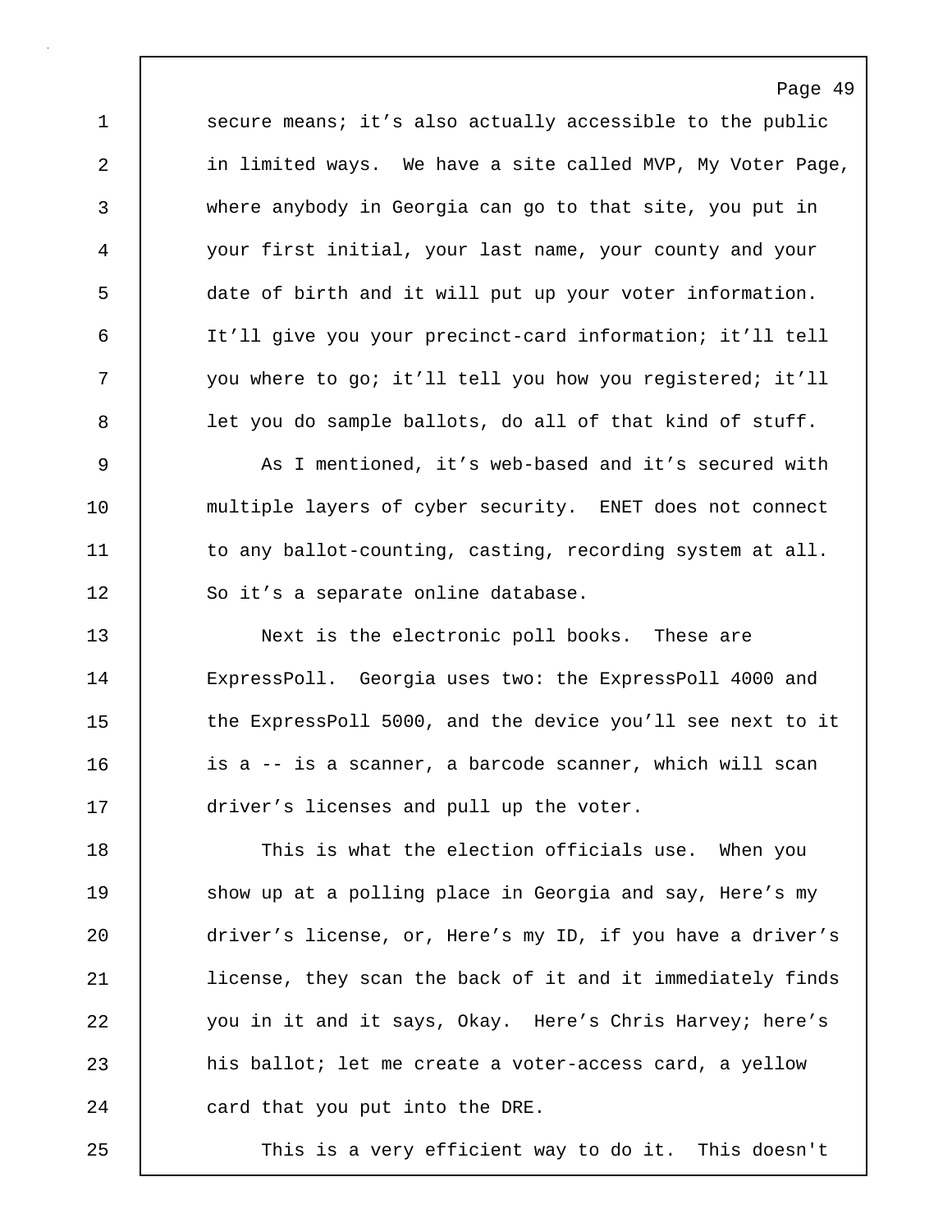secure means; it’s also actually accessible to the public in limited ways. We have a site called MVP, My Voter Page, where anybody in Georgia can go to that site, you put in your first initial, your last name, your county and your date of birth and it will put up your voter information. It’ll give you your precinct-card information; it’ll tell you where to go; it’ll tell you how you registered; it’ll let you do sample ballots, do all of that kind of stuff.

As I mentioned, it’s web-based and it’s secured with multiple layers of cyber security. ENET does not connect to any ballot-counting, casting, recording system at all. So it’s a separate online database.

Next is the electronic poll books. These are ExpressPoll. Georgia uses two: the ExpressPoll 4000 and the ExpressPoll 5000, and the device you’ll see next to it is a -- is a scanner, a barcode scanner, which will scan driver’s licenses and pull up the voter.

This is what the election officials use. When you show up at a polling place in Georgia and say, Here’s my driver’s license, or, Here’s my ID, if you have a driver’s license, they scan the back of it and it immediately finds you in it and it says, Okay. Here’s Chris Harvey; here’s his ballot; let me create a voter-access card, a yellow card that you put into the DRE.

This is a very efficient way to do it. This doesn't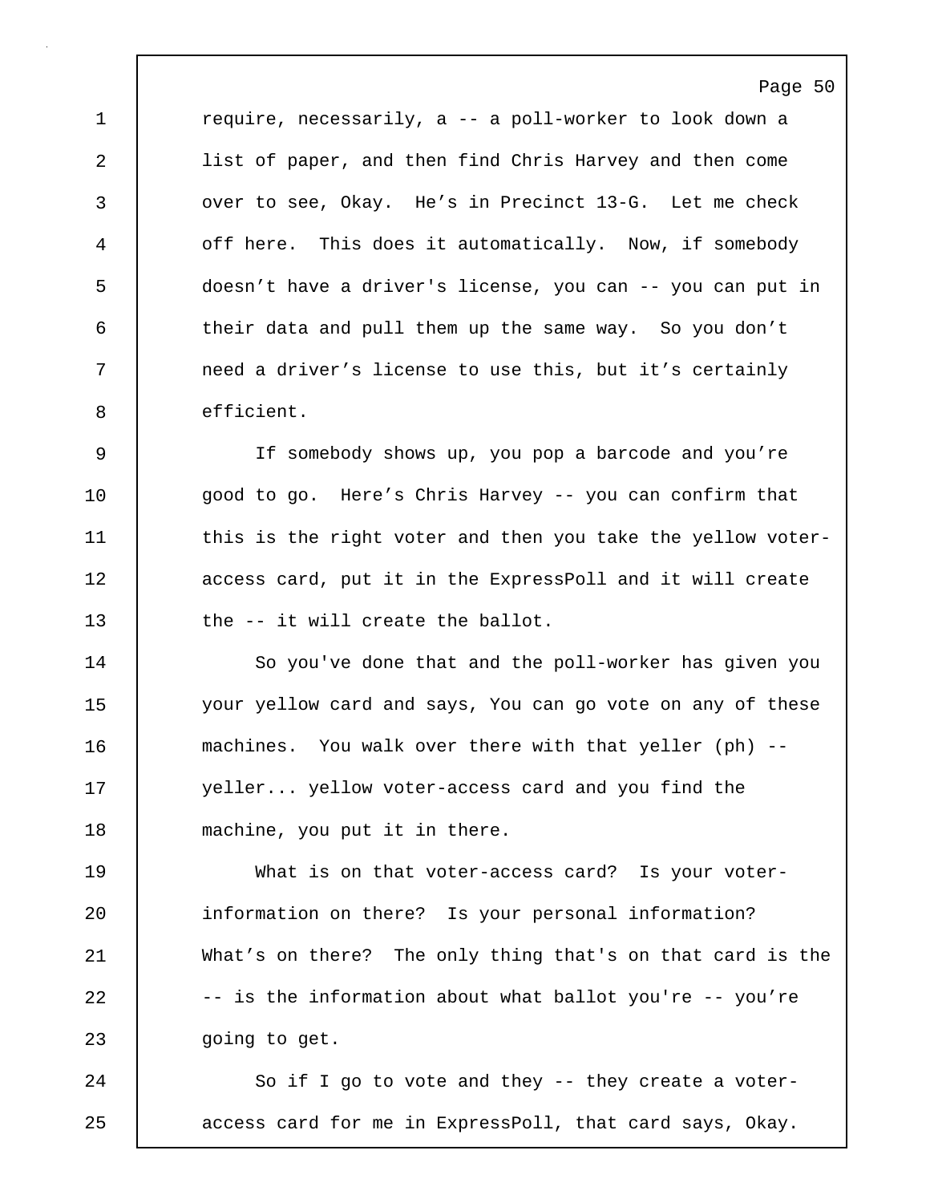require, necessarily, a -- a poll-worker to look down a list of paper, and then find Chris Harvey and then come over to see, Okay. He's in Precinct 13-G. Let me check off here. This does it automatically. Now, if somebody doesn't have a driver's license, you can -- you can put in their data and pull them up the same way. So you don't need a driver's license to use this, but it's certainly efficient.

If somebody shows up, you pop a barcode and you're good to go. Here's Chris Harvey -- you can confirm that this is the right voter and then you take the yellow voter-access card, put it in the ExpressPoll and it will create the -- it will create the ballot.

So you've done that and the poll-worker has given you your yellow card and says, You can go vote on any of these machines. You walk over there with that yeller (ph) -- yeller... yellow voter-access card and you find the machine, you put it in there.

What is on that voter-access card? Is your voter-information on there? Is your personal information? What's on there? The only thing that's on that card is the -- is the information about what ballot you're -- you're going to get.

So if I go to vote and they -- they create a voter-access card for me in ExpressPoll, that card says, Okay.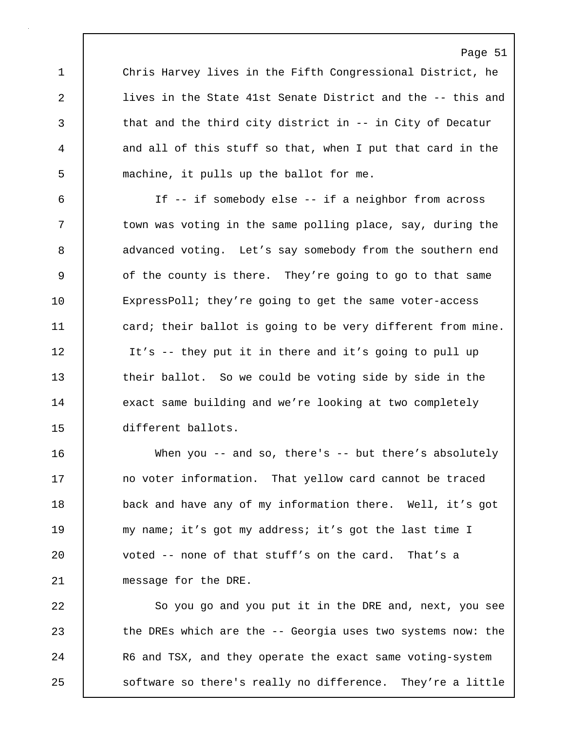Chris Harvey lives in the Fifth Congressional District, he lives in the State 41st Senate District and the -- this and that and the third city district in -- in City of Decatur and all of this stuff so that, when I put that card in the machine, it pulls up the ballot for me.

If -- if somebody else -- if a neighbor from across town was voting in the same polling place, say, during the advanced voting. Let's say somebody from the southern end of the county is there. They're going to go to that same ExpressPoll; they're going to get the same voter-access card; their ballot is going to be very different from mine. It's -- they put it in there and it's going to pull up their ballot. So we could be voting side by side in the exact same building and we're looking at two completely different ballots.

When you -- and so, there's -- but there's absolutely no voter information. That yellow card cannot be traced back and have any of my information there. Well, it's got my name; it's got my address; it's got the last time I voted -- none of that stuff's on the card. That's a message for the DRE.

So you go and you put it in the DRE and, next, you see the DREs which are the -- Georgia uses two systems now: the R6 and TSX, and they operate the exact same voting-system software so there's really no difference. They're a little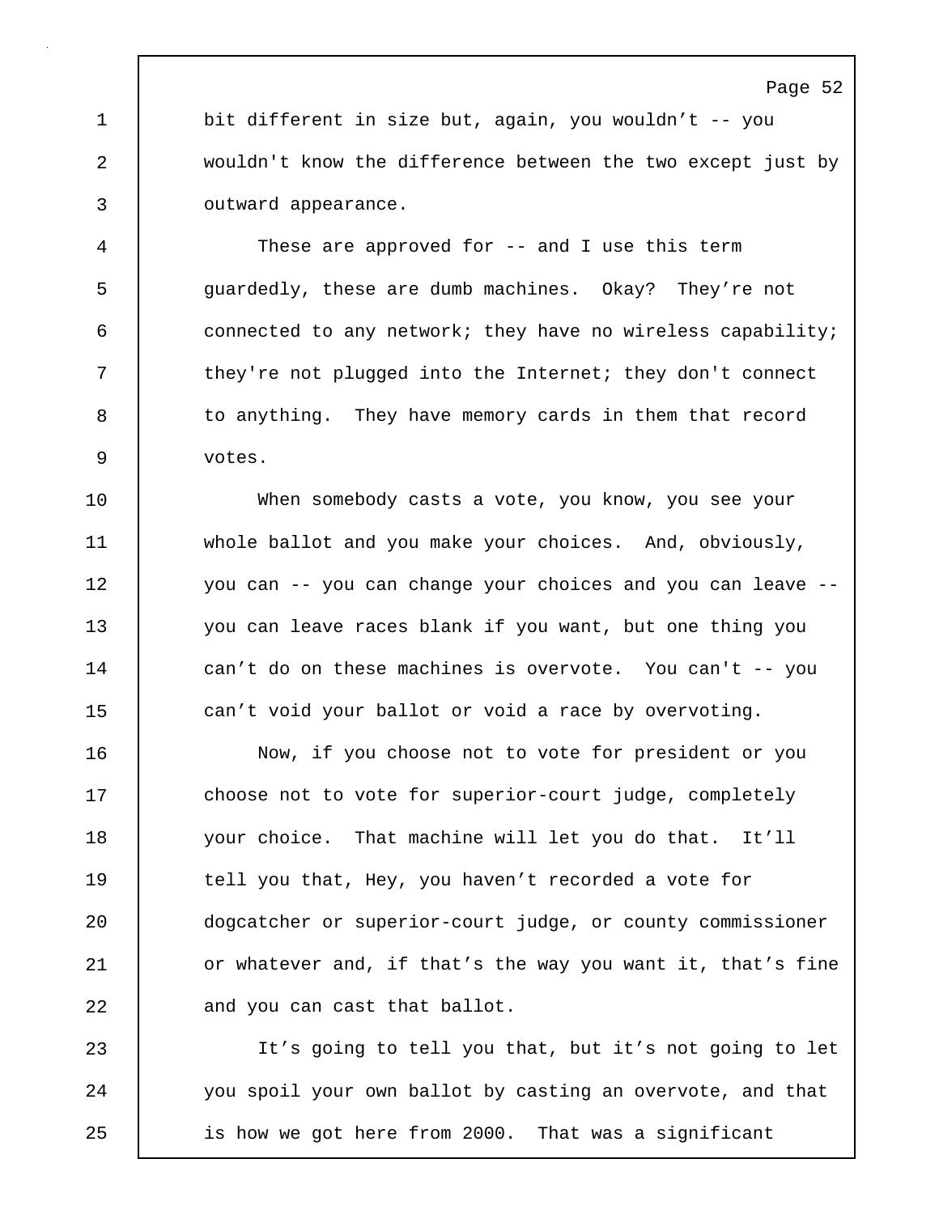bit different in size but, again, you wouldn't -- you wouldn't know the difference between the two except just by outward appearance.

These are approved for -- and I use this term guardedly, these are dumb machines. Okay? They're not connected to any network; they have no wireless capability; they're not plugged into the Internet; they don't connect to anything. They have memory cards in them that record votes.

When somebody casts a vote, you know, you see your whole ballot and you make your choices. And, obviously, you can -- you can change your choices and you can leave -- you can leave races blank if you want, but one thing you can't do on these machines is overvote. You can't -- you can't void your ballot or void a race by overvoting.

Now, if you choose not to vote for president or you choose not to vote for superior-court judge, completely your choice. That machine will let you do that. It'll tell you that, Hey, you haven't recorded a vote for dogcatcher or superior-court judge, or county commissioner or whatever and, if that's the way you want it, that's fine and you can cast that ballot.

It's going to tell you that, but it's not going to let you spoil your own ballot by casting an overvote, and that is how we got here from 2000. That was a significant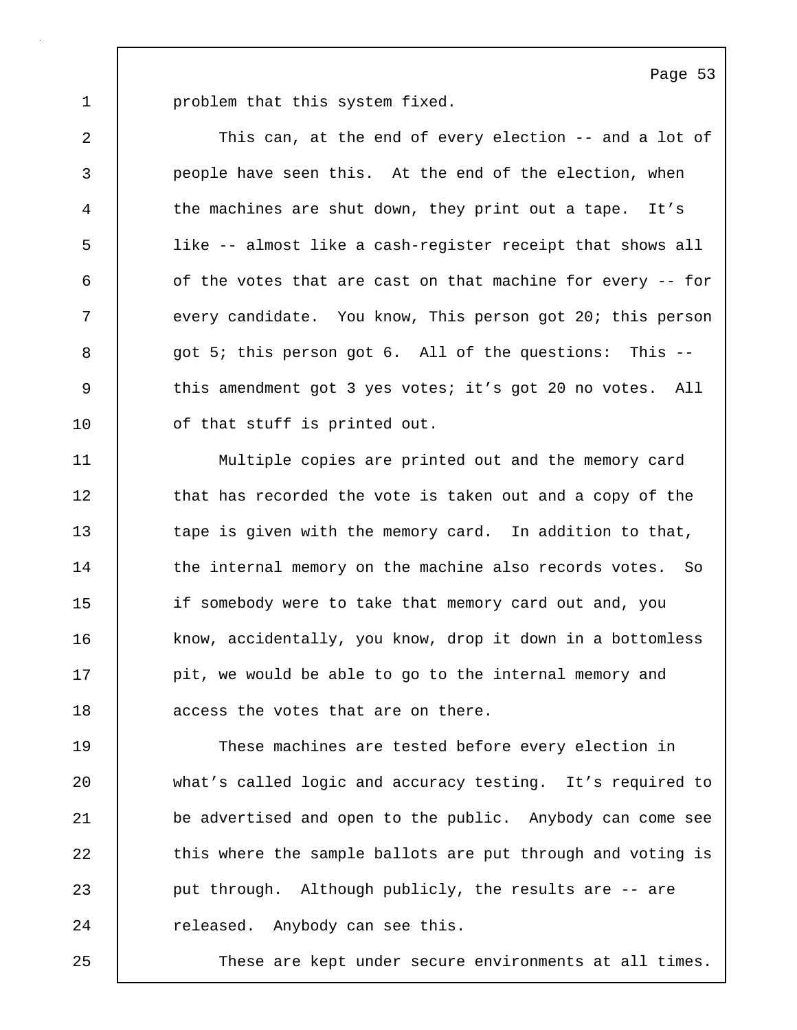problem that this system fixed.

This can, at the end of every election -- and a lot of people have seen this. At the end of the election, when the machines are shut down, they print out a tape. It's like -- almost like a cash-register receipt that shows all of the votes that are cast on that machine for every -- for every candidate. You know, This person got 20; this person got 5; this person got 6. All of the questions: This -- this amendment got 3 yes votes; it's got 20 no votes. All of that stuff is printed out.

Multiple copies are printed out and the memory card that has recorded the vote is taken out and a copy of the tape is given with the memory card. In addition to that, the internal memory on the machine also records votes. So if somebody were to take that memory card out and, you know, accidentally, you know, drop it down in a bottomless pit, we would be able to go to the internal memory and access the votes that are on there.

These machines are tested before every election in what's called logic and accuracy testing. It's required to be advertised and open to the public. Anybody can come see this where the sample ballots are put through and voting is put through. Although publicly, the results are -- are released. Anybody can see this.

These are kept under secure environments at all times.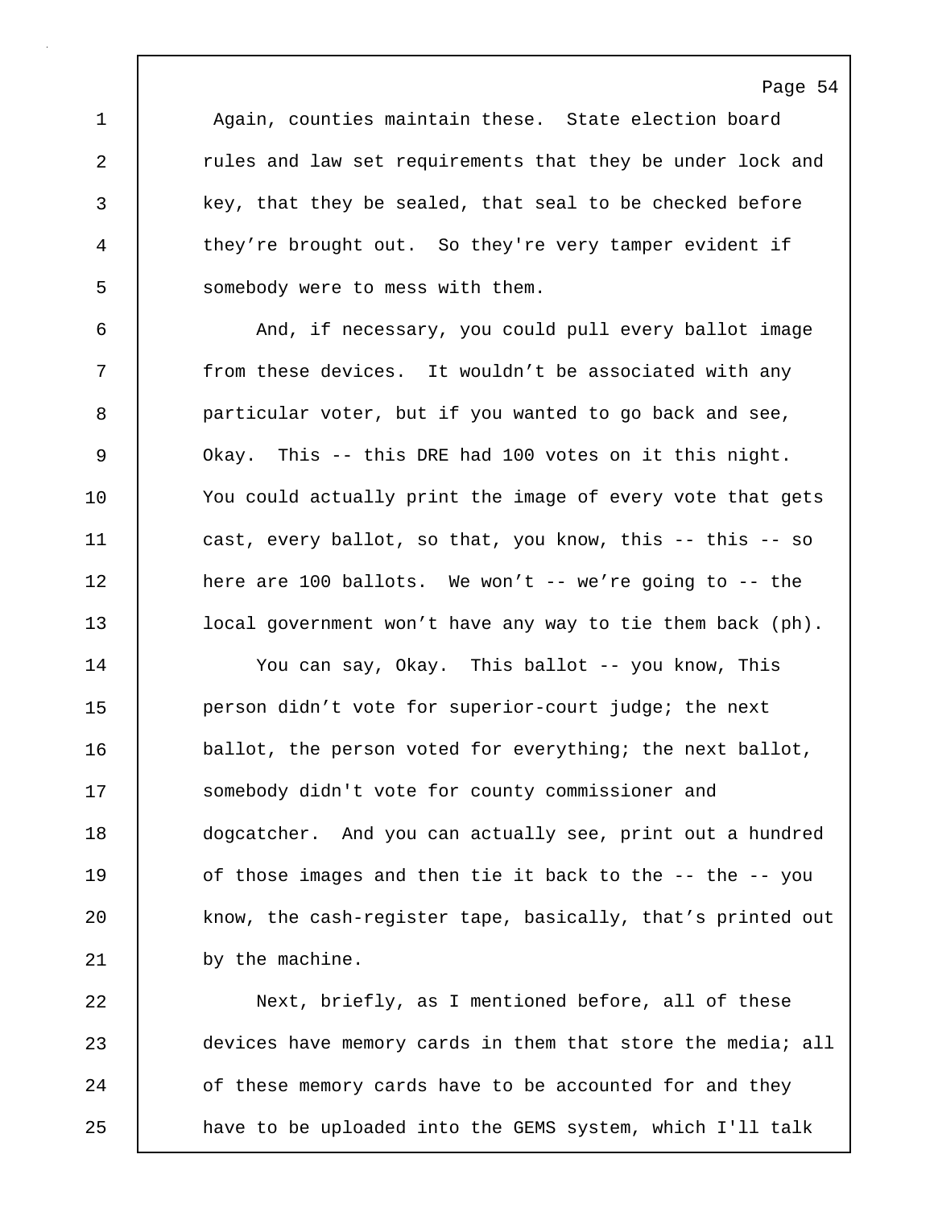Again, counties maintain these. State election board rules and law set requirements that they be under lock and key, that they be sealed, that seal to be checked before they're brought out. So they're very tamper evident if somebody were to mess with them.

And, if necessary, you could pull every ballot image from these devices. It wouldn't be associated with any particular voter, but if you wanted to go back and see, Okay. This -- this DRE had 100 votes on it this night. You could actually print the image of every vote that gets cast, every ballot, so that, you know, this -- this -- so here are 100 ballots. We won't -- we're going to -- the local government won't have any way to tie them back (ph).

You can say, Okay. This ballot -- you know, This person didn't vote for superior-court judge; the next ballot, the person voted for everything; the next ballot, somebody didn't vote for county commissioner and dogcatcher. And you can actually see, print out a hundred of those images and then tie it back to the -- the -- you know, the cash-register tape, basically, that's printed out by the machine.

Next, briefly, as I mentioned before, all of these devices have memory cards in them that store the media; all of these memory cards have to be accounted for and they have to be uploaded into the GEMS system, which I'll talk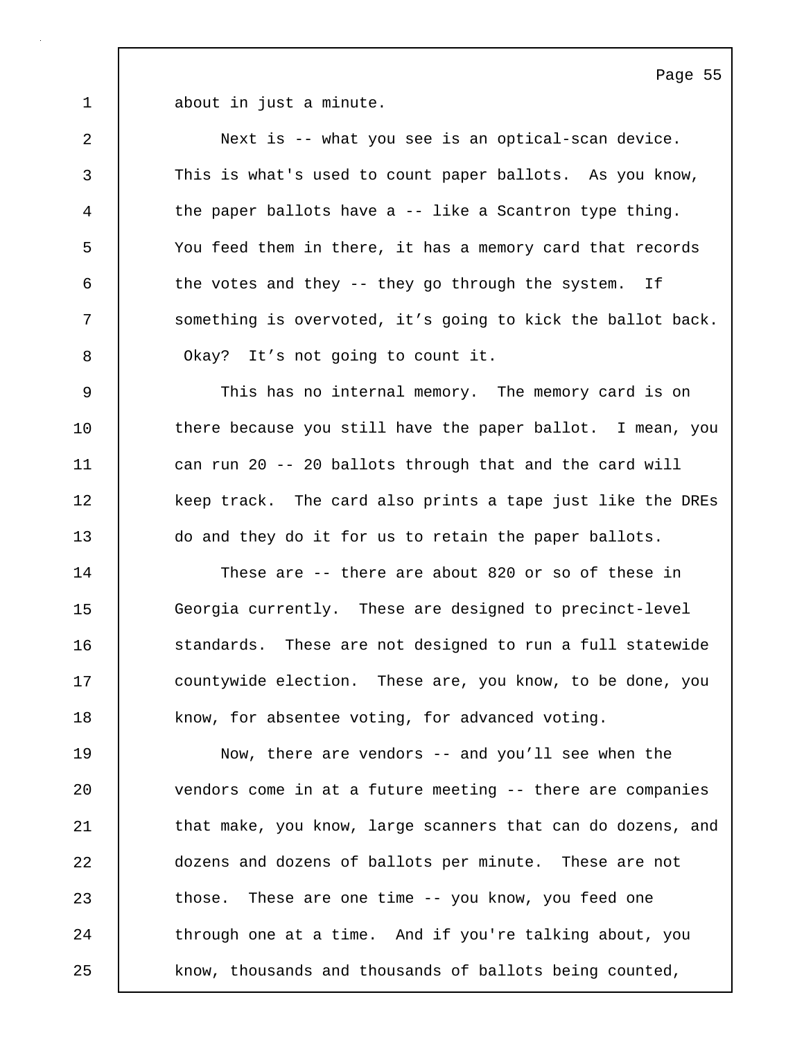about in just a minute.

Next is -- what you see is an optical-scan device. This is what's used to count paper ballots. As you know, the paper ballots have a -- like a Scantron type thing. You feed them in there, it has a memory card that records the votes and they -- they go through the system. If something is overvoted, it’s going to kick the ballot back. Okay? It’s not going to count it.

This has no internal memory. The memory card is on there because you still have the paper ballot. I mean, you can run 20 -- 20 ballots through that and the card will keep track. The card also prints a tape just like the DREs do and they do it for us to retain the paper ballots.

These are -- there are about 820 or so of these in Georgia currently. These are designed to precinct-level standards. These are not designed to run a full statewide countywide election. These are, you know, to be done, you know, for absentee voting, for advanced voting.

Now, there are vendors -- and you’ll see when the vendors come in at a future meeting -- there are companies that make, you know, large scanners that can do dozens, and dozens and dozens of ballots per minute. These are not those. These are one time -- you know, you feed one through one at a time. And if you're talking about, you know, thousands and thousands of ballots being counted,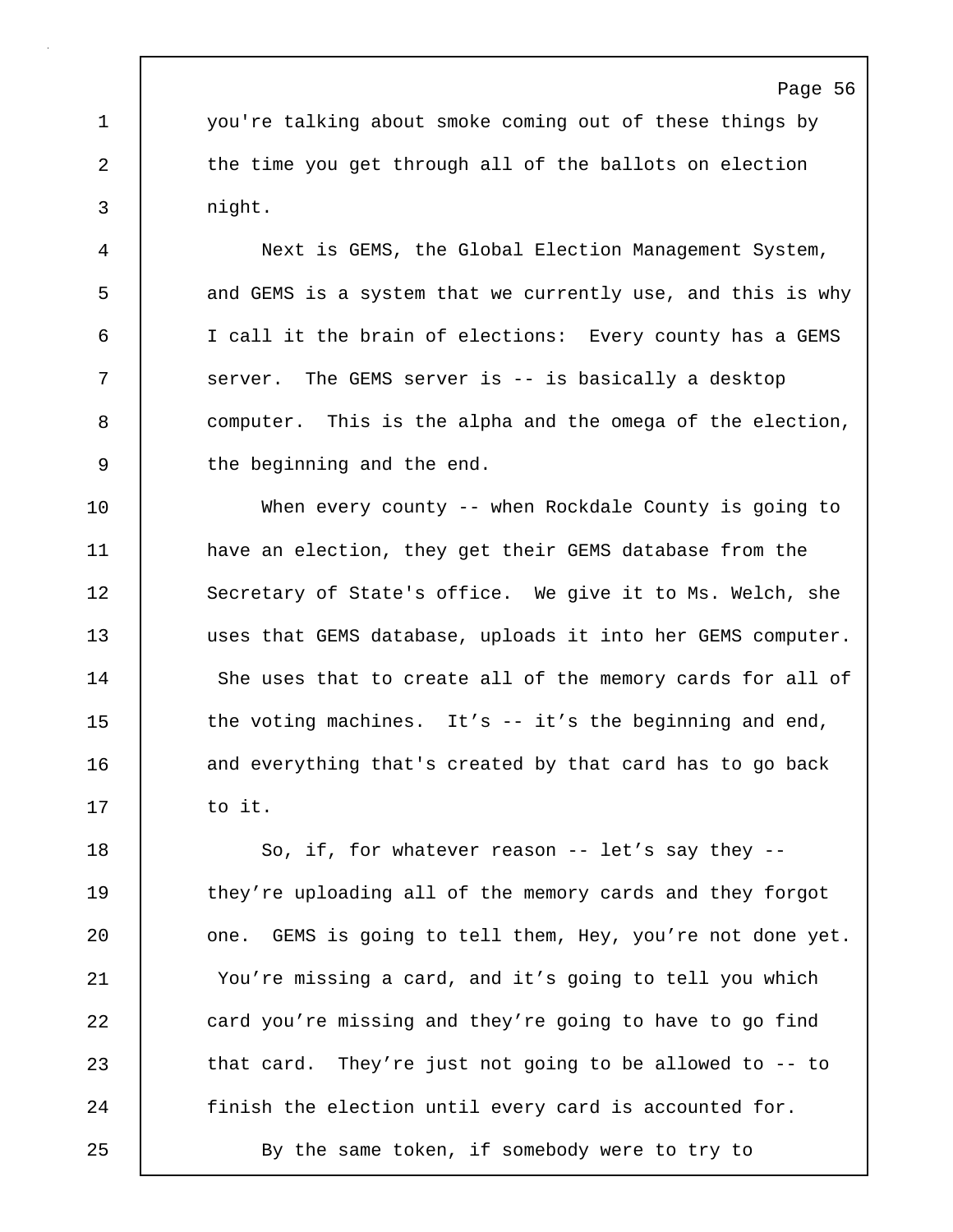you're talking about smoke coming out of these things by the time you get through all of the ballots on election night.

Next is GEMS, the Global Election Management System, and GEMS is a system that we currently use, and this is why I call it the brain of elections: Every county has a GEMS server. The GEMS server is -- is basically a desktop computer. This is the alpha and the omega of the election, the beginning and the end.

When every county -- when Rockdale County is going to have an election, they get their GEMS database from the Secretary of State's office. We give it to Ms. Welch, she uses that GEMS database, uploads it into her GEMS computer. She uses that to create all of the memory cards for all of the voting machines. It’s -- it’s the beginning and end, and everything that's created by that card has to go back to it.

So, if, for whatever reason -- let’s say they -- they’re uploading all of the memory cards and they forgot one. GEMS is going to tell them, Hey, you’re not done yet. You’re missing a card, and it’s going to tell you which card you’re missing and they’re going to have to go find that card. They’re just not going to be allowed to -- to finish the election until every card is accounted for.

By the same token, if somebody were to try to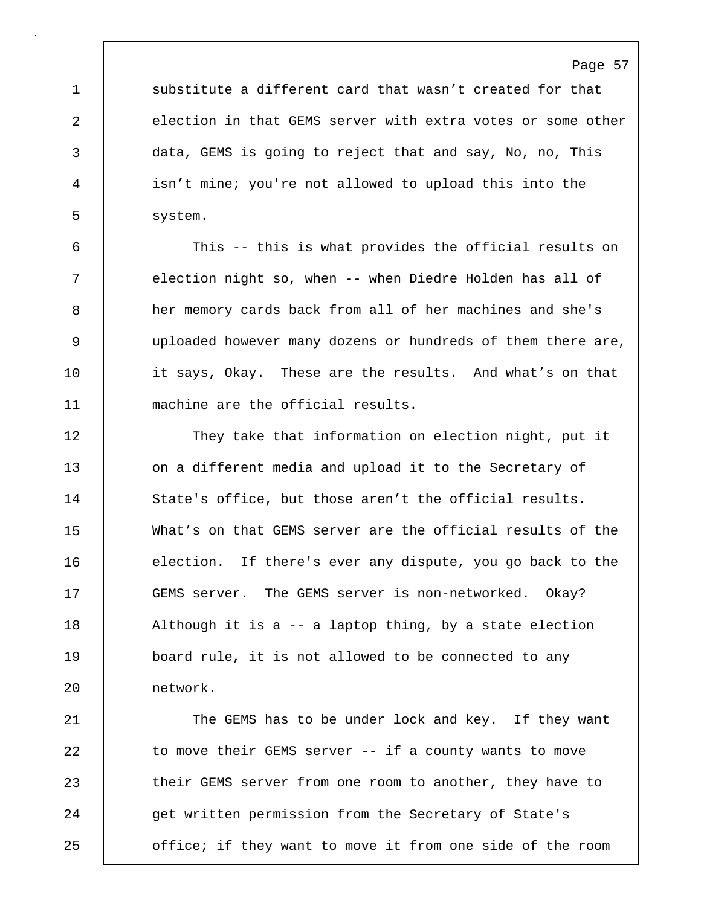substitute a different card that wasn't created for that election in that GEMS server with extra votes or some other data, GEMS is going to reject that and say, No, no, This isn't mine; you're not allowed to upload this into the system.

This -- this is what provides the official results on election night so, when -- when Diedre Holden has all of her memory cards back from all of her machines and she's uploaded however many dozens or hundreds of them there are, it says, Okay. These are the results. And what's on that machine are the official results.

They take that information on election night, put it on a different media and upload it to the Secretary of State's office, but those aren't the official results. What's on that GEMS server are the official results of the election. If there's ever any dispute, you go back to the GEMS server. The GEMS server is non-networked. Okay? Although it is a -- a laptop thing, by a state election board rule, it is not allowed to be connected to any network.

The GEMS has to be under lock and key. If they want to move their GEMS server -- if a county wants to move their GEMS server from one room to another, they have to get written permission from the Secretary of State's office; if they want to move it from one side of the room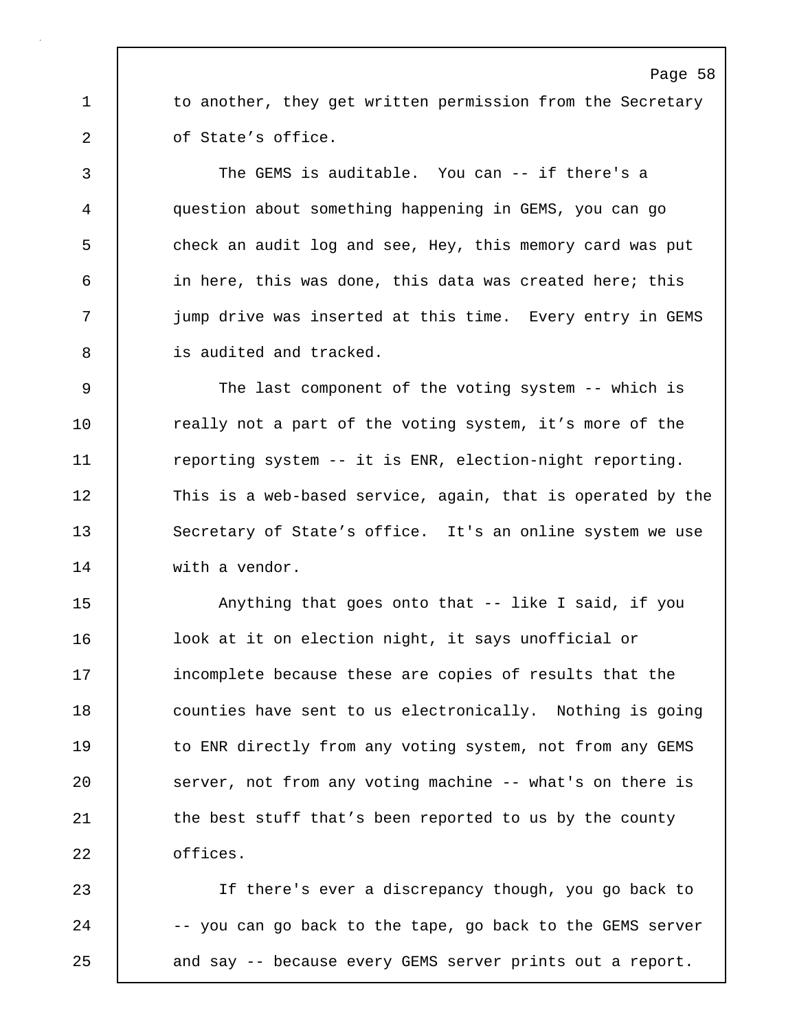to another, they get written permission from the Secretary of State's office.

The GEMS is auditable. You can -- if there's a question about something happening in GEMS, you can go check an audit log and see, Hey, this memory card was put in here, this was done, this data was created here; this jump drive was inserted at this time. Every entry in GEMS is audited and tracked.

The last component of the voting system -- which is really not a part of the voting system, it's more of the reporting system -- it is ENR, election-night reporting. This is a web-based service, again, that is operated by the Secretary of State's office. It's an online system we use with a vendor.

Anything that goes onto that -- like I said, if you look at it on election night, it says unofficial or incomplete because these are copies of results that the counties have sent to us electronically. Nothing is going to ENR directly from any voting system, not from any GEMS server, not from any voting machine -- what's on there is the best stuff that's been reported to us by the county offices.

If there's ever a discrepancy though, you go back to -- you can go back to the tape, go back to the GEMS server and say -- because every GEMS server prints out a report.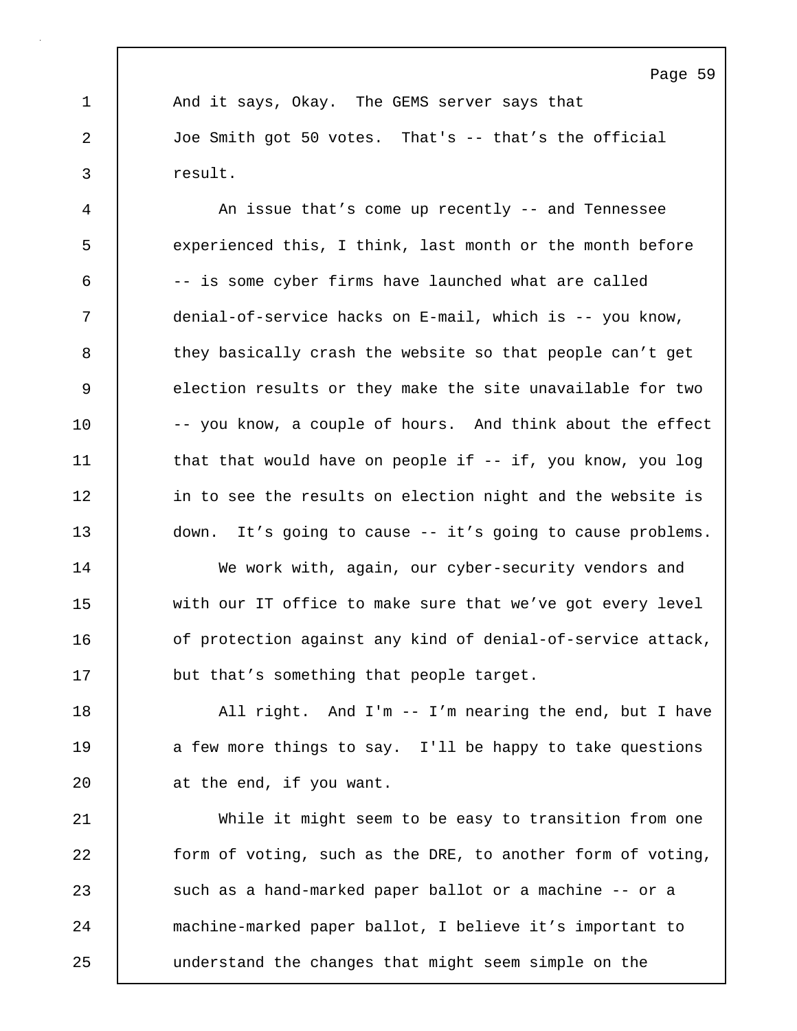And it says, Okay. The GEMS server says that Joe Smith got 50 votes. That's -- that's the official result.

An issue that's come up recently -- and Tennessee experienced this, I think, last month or the month before -- is some cyber firms have launched what are called denial-of-service hacks on E-mail, which is -- you know, they basically crash the website so that people can't get election results or they make the site unavailable for two -- you know, a couple of hours. And think about the effect that that would have on people if -- if, you know, you log in to see the results on election night and the website is down. It's going to cause -- it's going to cause problems.

We work with, again, our cyber-security vendors and with our IT office to make sure that we've got every level of protection against any kind of denial-of-service attack, but that's something that people target.

All right. And I'm -- I'm nearing the end, but I have a few more things to say. I'll be happy to take questions at the end, if you want.

While it might seem to be easy to transition from one form of voting, such as the DRE, to another form of voting, such as a hand-marked paper ballot or a machine -- or a machine-marked paper ballot, I believe it's important to understand the changes that might seem simple on the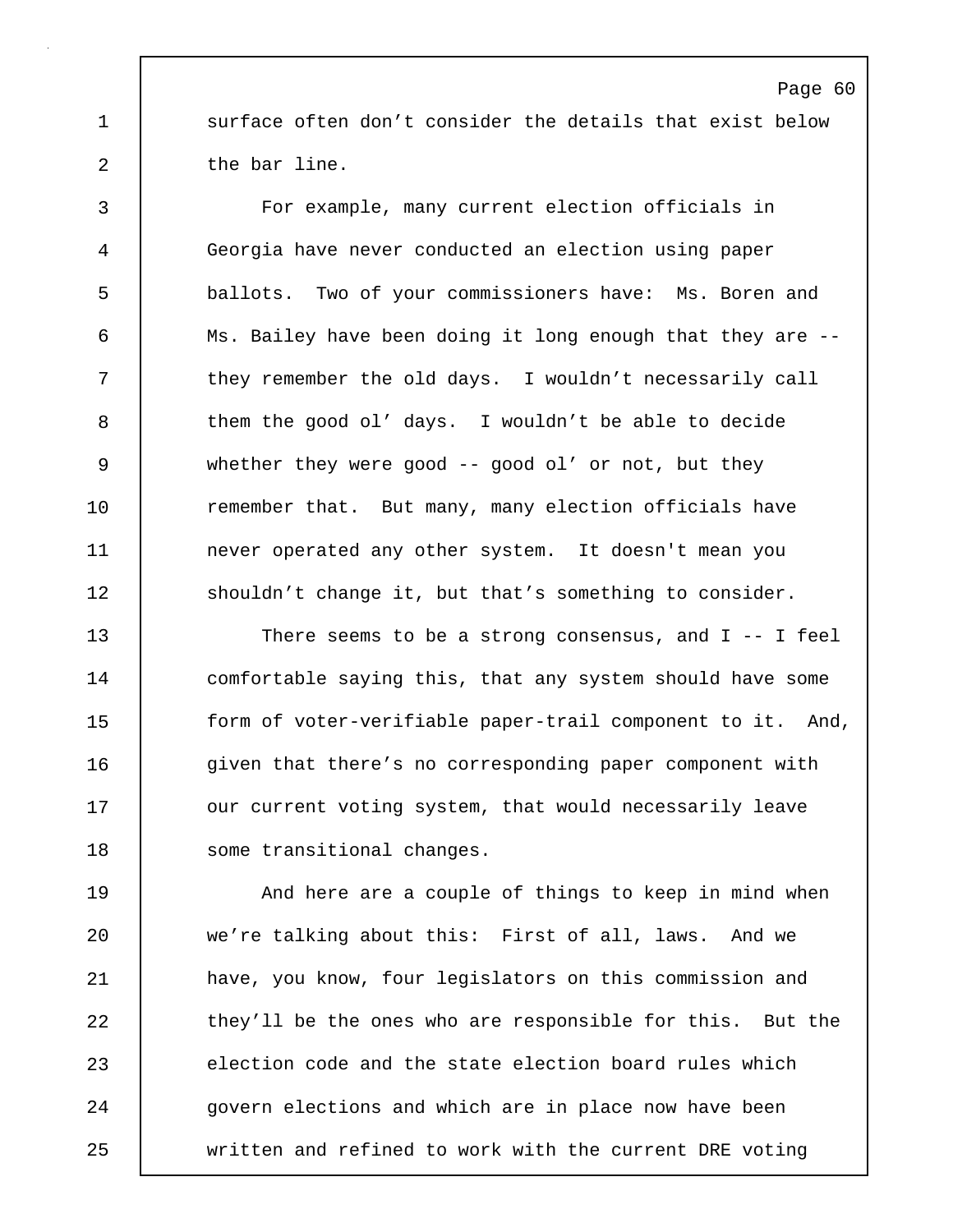surface often don't consider the details that exist below the bar line.

For example, many current election officials in Georgia have never conducted an election using paper ballots. Two of your commissioners have: Ms. Boren and Ms. Bailey have been doing it long enough that they are -- they remember the old days. I wouldn't necessarily call them the good ol' days. I wouldn't be able to decide whether they were good -- good ol' or not, but they remember that. But many, many election officials have never operated any other system. It doesn't mean you shouldn't change it, but that's something to consider.

There seems to be a strong consensus, and I -- I feel comfortable saying this, that any system should have some form of voter-verifiable paper-trail component to it. And, given that there's no corresponding paper component with our current voting system, that would necessarily leave some transitional changes.

And here are a couple of things to keep in mind when we're talking about this: First of all, laws. And we have, you know, four legislators on this commission and they'll be the ones who are responsible for this. But the election code and the state election board rules which govern elections and which are in place now have been written and refined to work with the current DRE voting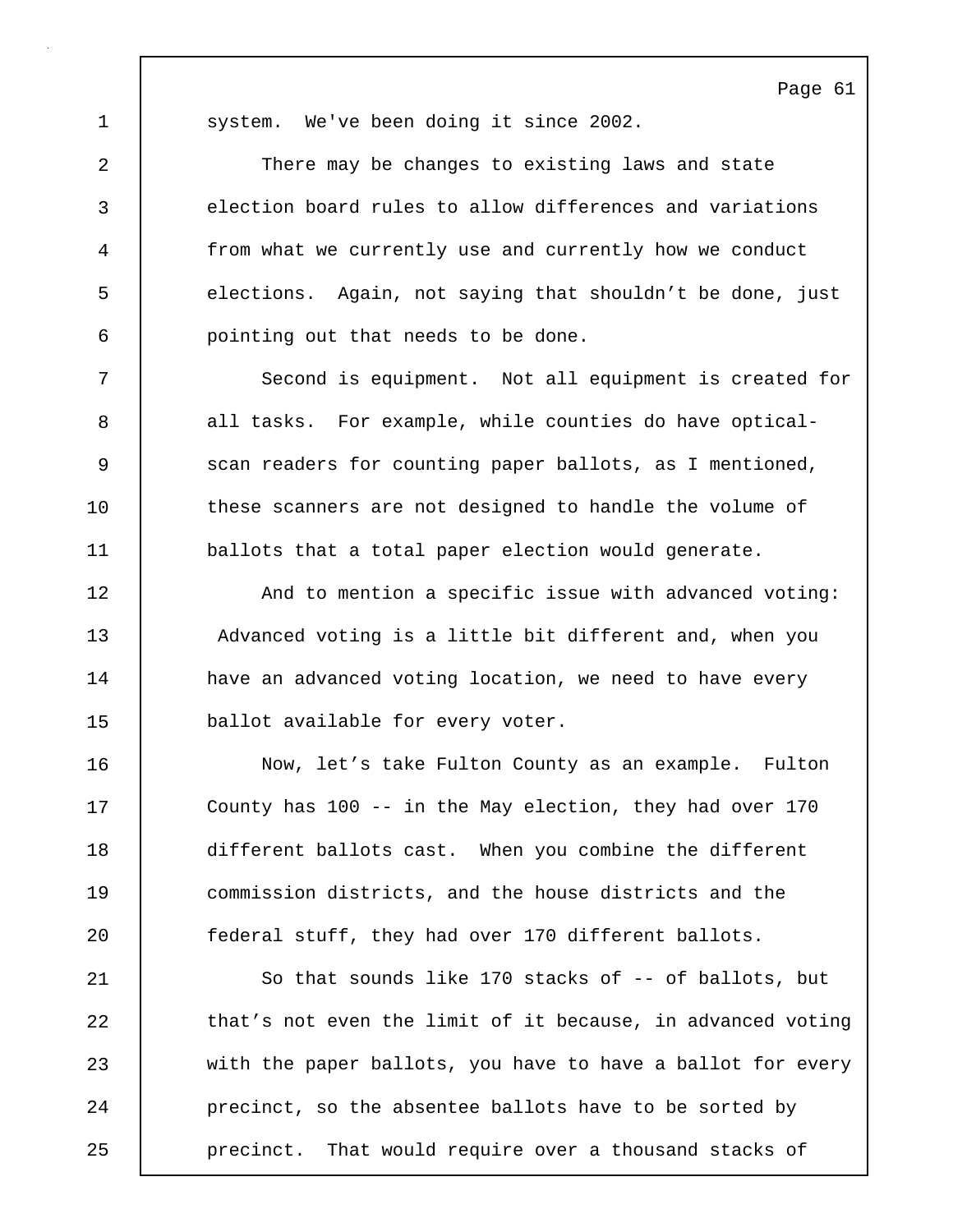system. We've been doing it since 2002.

There may be changes to existing laws and state election board rules to allow differences and variations from what we currently use and currently how we conduct elections. Again, not saying that shouldn't be done, just pointing out that needs to be done.

Second is equipment. Not all equipment is created for all tasks. For example, while counties do have optical-scan readers for counting paper ballots, as I mentioned, these scanners are not designed to handle the volume of ballots that a total paper election would generate.

And to mention a specific issue with advanced voting: Advanced voting is a little bit different and, when you have an advanced voting location, we need to have every ballot available for every voter.

Now, let's take Fulton County as an example. Fulton County has 100 -- in the May election, they had over 170 different ballots cast. When you combine the different commission districts, and the house districts and the federal stuff, they had over 170 different ballots.

So that sounds like 170 stacks of -- of ballots, but that's not even the limit of it because, in advanced voting with the paper ballots, you have to have a ballot for every precinct, so the absentee ballots have to be sorted by precinct. That would require over a thousand stacks of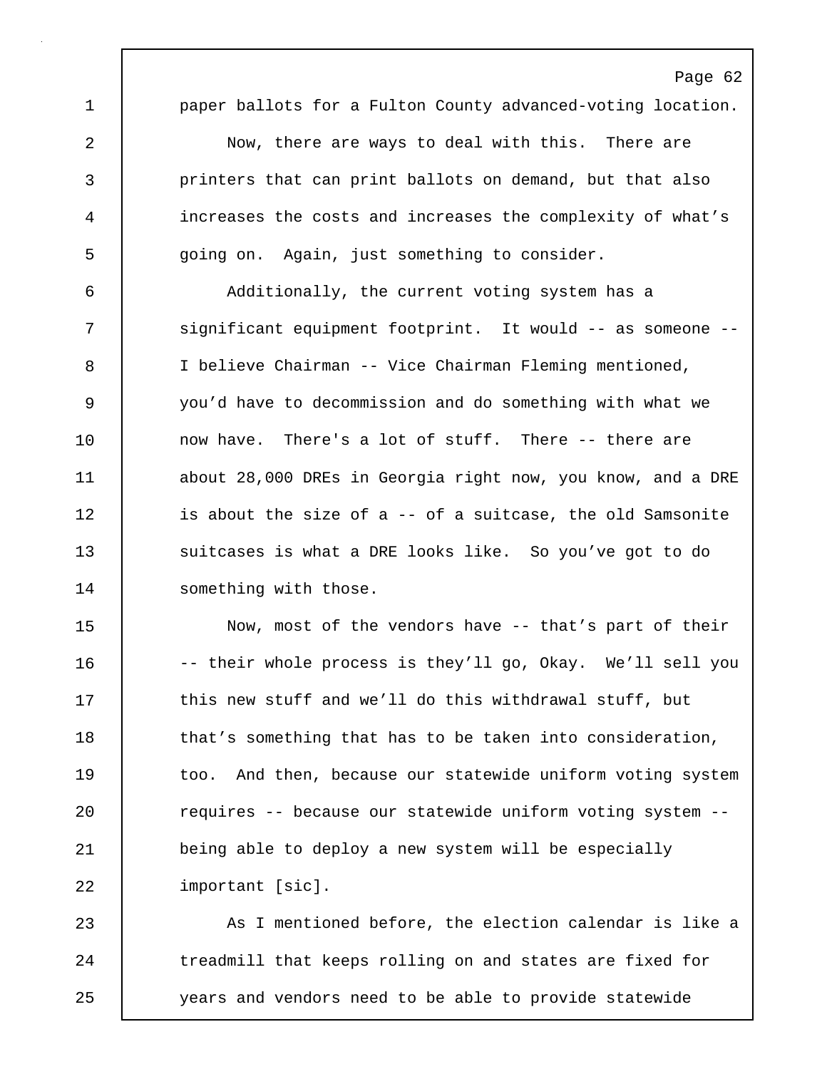paper ballots for a Fulton County advanced-voting location.

Now, there are ways to deal with this. There are printers that can print ballots on demand, but that also increases the costs and increases the complexity of what's going on. Again, just something to consider.

Additionally, the current voting system has a significant equipment footprint. It would -- as someone -- I believe Chairman -- Vice Chairman Fleming mentioned, you'd have to decommission and do something with what we now have. There's a lot of stuff. There -- there are about 28,000 DREs in Georgia right now, you know, and a DRE is about the size of a -- of a suitcase, the old Samsonite suitcases is what a DRE looks like. So you've got to do something with those.

Now, most of the vendors have -- that's part of their -- their whole process is they'll go, Okay. We'll sell you this new stuff and we'll do this withdrawal stuff, but that's something that has to be taken into consideration, too. And then, because our statewide uniform voting system requires -- because our statewide uniform voting system -- being able to deploy a new system will be especially important [sic].

As I mentioned before, the election calendar is like a treadmill that keeps rolling on and states are fixed for years and vendors need to be able to provide statewide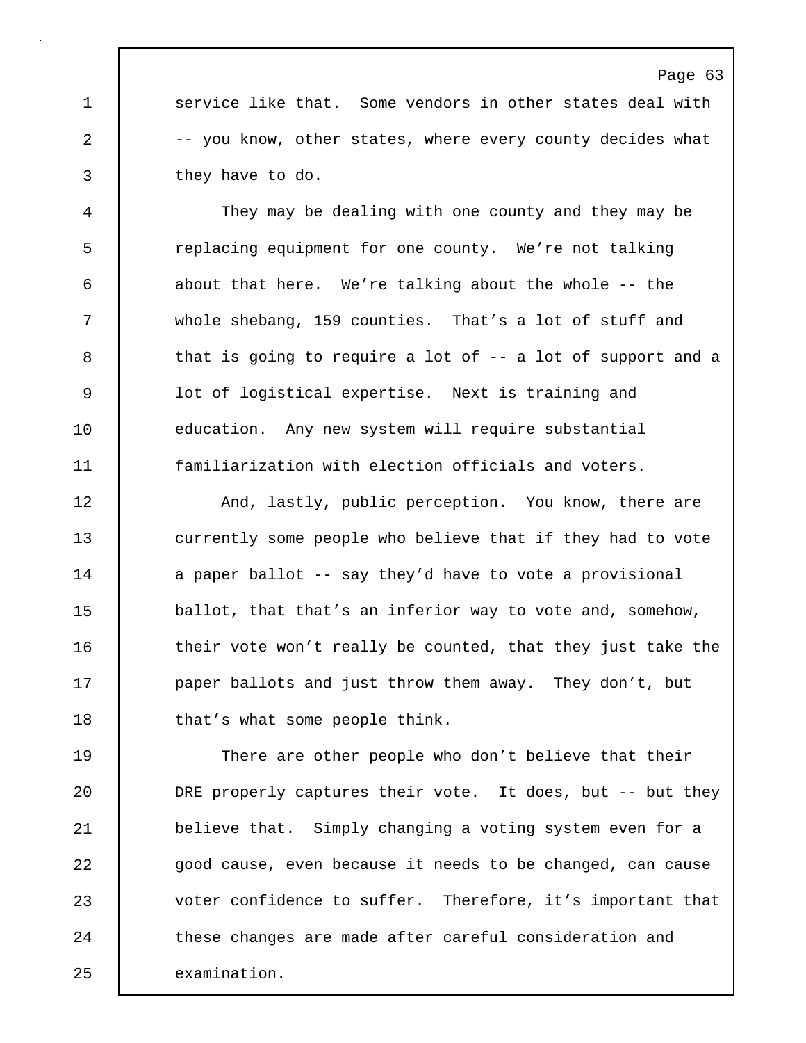service like that. Some vendors in other states deal with -- you know, other states, where every county decides what they have to do.

They may be dealing with one county and they may be replacing equipment for one county. We’re not talking about that here. We’re talking about the whole -- the whole shebang, 159 counties. That’s a lot of stuff and that is going to require a lot of -- a lot of support and a lot of logistical expertise. Next is training and education. Any new system will require substantial familiarization with election officials and voters.

And, lastly, public perception. You know, there are currently some people who believe that if they had to vote a paper ballot -- say they’d have to vote a provisional ballot, that that’s an inferior way to vote and, somehow, their vote won’t really be counted, that they just take the paper ballots and just throw them away. They don’t, but that’s what some people think.

There are other people who don’t believe that their DRE properly captures their vote. It does, but -- but they believe that. Simply changing a voting system even for a good cause, even because it needs to be changed, can cause voter confidence to suffer. Therefore, it’s important that these changes are made after careful consideration and examination.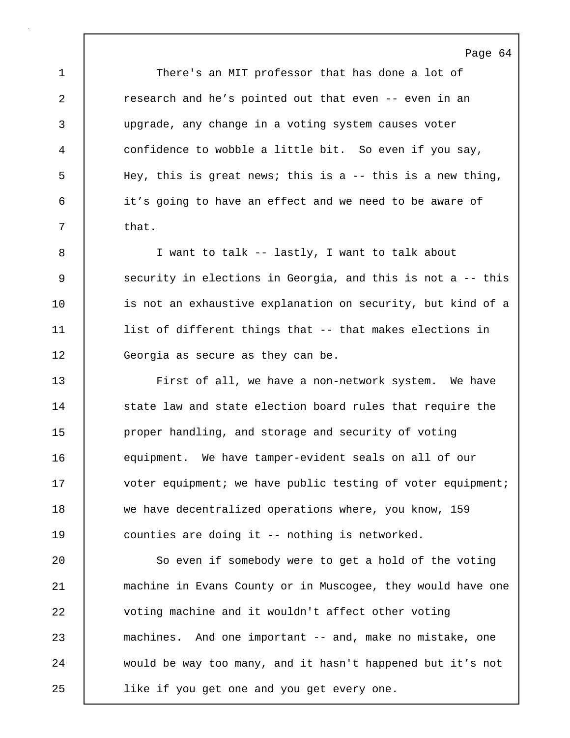There's an MIT professor that has done a lot of research and he’s pointed out that even -- even in an upgrade, any change in a voting system causes voter confidence to wobble a little bit. So even if you say, Hey, this is great news; this is a -- this is a new thing, it’s going to have an effect and we need to be aware of that.

I want to talk -- lastly, I want to talk about security in elections in Georgia, and this is not a -- this is not an exhaustive explanation on security, but kind of a list of different things that -- that makes elections in Georgia as secure as they can be.

First of all, we have a non-network system. We have state law and state election board rules that require the proper handling, and storage and security of voting equipment. We have tamper-evident seals on all of our voter equipment; we have public testing of voter equipment; we have decentralized operations where, you know, 159 counties are doing it -- nothing is networked.

So even if somebody were to get a hold of the voting machine in Evans County or in Muscogee, they would have one voting machine and it wouldn't affect other voting machines. And one important -- and, make no mistake, one would be way too many, and it hasn't happened but it’s not like if you get one and you get every one.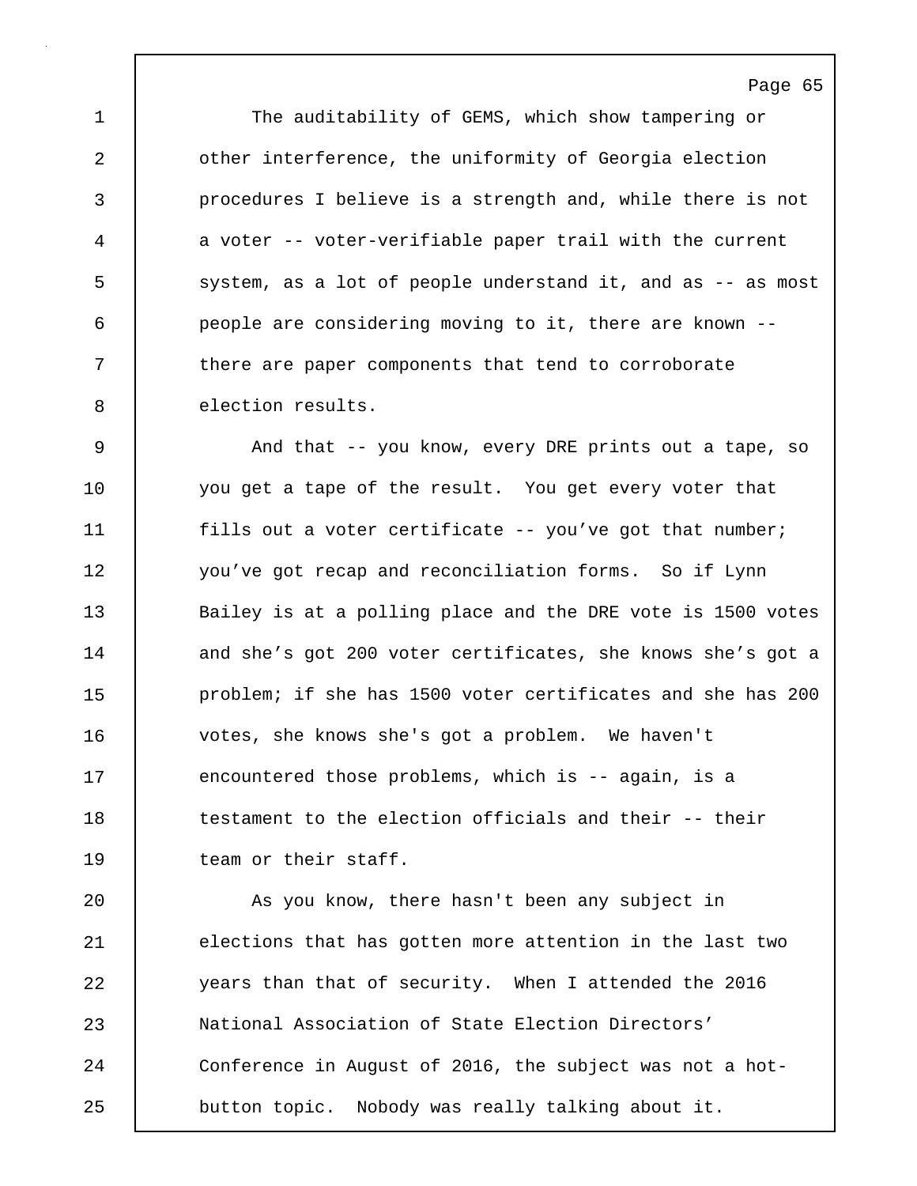The auditability of GEMS, which show tampering or other interference, the uniformity of Georgia election procedures I believe is a strength and, while there is not a voter -- voter-verifiable paper trail with the current system, as a lot of people understand it, and as -- as most people are considering moving to it, there are known -- there are paper components that tend to corroborate election results.

And that -- you know, every DRE prints out a tape, so you get a tape of the result. You get every voter that fills out a voter certificate -- you’ve got that number; you’ve got recap and reconciliation forms. So if Lynn Bailey is at a polling place and the DRE vote is 1500 votes and she’s got 200 voter certificates, she knows she’s got a problem; if she has 1500 voter certificates and she has 200 votes, she knows she's got a problem. We haven't encountered those problems, which is -- again, is a testament to the election officials and their -- their team or their staff.

As you know, there hasn't been any subject in elections that has gotten more attention in the last two years than that of security. When I attended the 2016 National Association of State Election Directors’ Conference in August of 2016, the subject was not a hot-button topic. Nobody was really talking about it.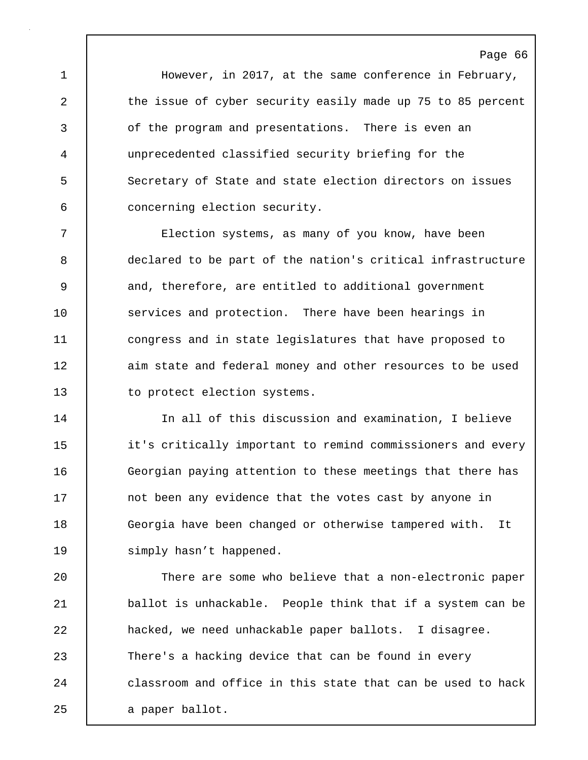However, in 2017, at the same conference in February, the issue of cyber security easily made up 75 to 85 percent of the program and presentations. There is even an unprecedented classified security briefing for the Secretary of State and state election directors on issues concerning election security.

Election systems, as many of you know, have been declared to be part of the nation's critical infrastructure and, therefore, are entitled to additional government services and protection. There have been hearings in congress and in state legislatures that have proposed to aim state and federal money and other resources to be used to protect election systems.

In all of this discussion and examination, I believe it's critically important to remind commissioners and every Georgian paying attention to these meetings that there has not been any evidence that the votes cast by anyone in Georgia have been changed or otherwise tampered with. It simply hasn’t happened.

There are some who believe that a non-electronic paper ballot is unhackable. People think that if a system can be hacked, we need unhackable paper ballots. I disagree. There's a hacking device that can be found in every classroom and office in this state that can be used to hack a paper ballot.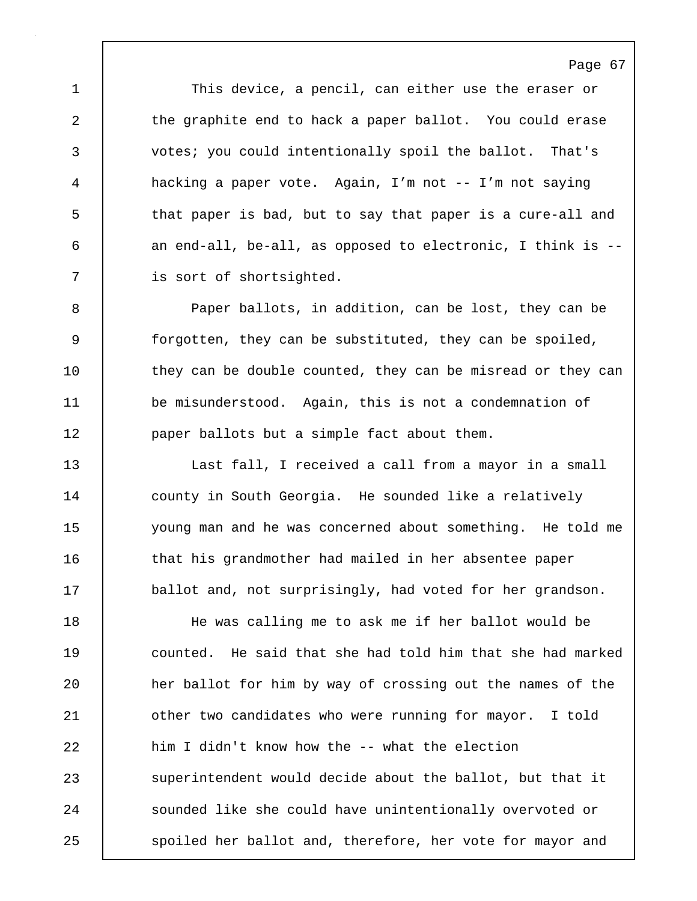This device, a pencil, can either use the eraser or the graphite end to hack a paper ballot. You could erase votes; you could intentionally spoil the ballot. That's hacking a paper vote. Again, I'm not -- I'm not saying that paper is bad, but to say that paper is a cure-all and an end-all, be-all, as opposed to electronic, I think is -- is sort of shortsighted.

Paper ballots, in addition, can be lost, they can be forgotten, they can be substituted, they can be spoiled, they can be double counted, they can be misread or they can be misunderstood. Again, this is not a condemnation of paper ballots but a simple fact about them.

Last fall, I received a call from a mayor in a small county in South Georgia. He sounded like a relatively young man and he was concerned about something. He told me that his grandmother had mailed in her absentee paper ballot and, not surprisingly, had voted for her grandson.

He was calling me to ask me if her ballot would be counted. He said that she had told him that she had marked her ballot for him by way of crossing out the names of the other two candidates who were running for mayor. I told him I didn't know how the -- what the election superintendent would decide about the ballot, but that it sounded like she could have unintentionally overvoted or spoiled her ballot and, therefore, her vote for mayor and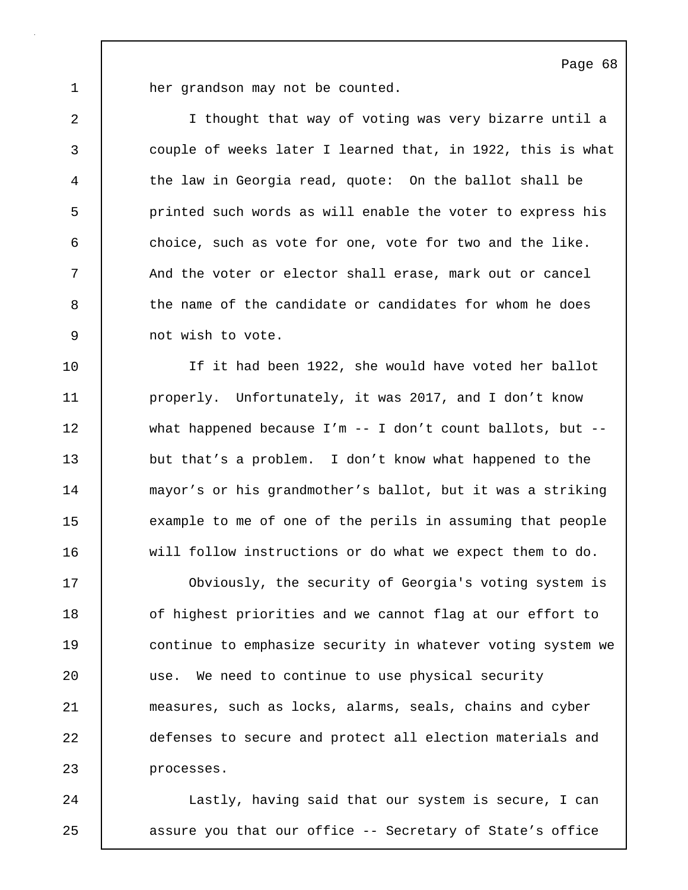her grandson may not be counted.

I thought that way of voting was very bizarre until a couple of weeks later I learned that, in 1922, this is what the law in Georgia read, quote: On the ballot shall be printed such words as will enable the voter to express his choice, such as vote for one, vote for two and the like. And the voter or elector shall erase, mark out or cancel the name of the candidate or candidates for whom he does not wish to vote.

If it had been 1922, she would have voted her ballot properly. Unfortunately, it was 2017, and I don't know what happened because I'm -- I don't count ballots, but -- but that's a problem. I don't know what happened to the mayor's or his grandmother's ballot, but it was a striking example to me of one of the perils in assuming that people will follow instructions or do what we expect them to do.

Obviously, the security of Georgia's voting system is of highest priorities and we cannot flag at our effort to continue to emphasize security in whatever voting system we use. We need to continue to use physical security measures, such as locks, alarms, seals, chains and cyber defenses to secure and protect all election materials and processes.

Lastly, having said that our system is secure, I can assure you that our office -- Secretary of State's office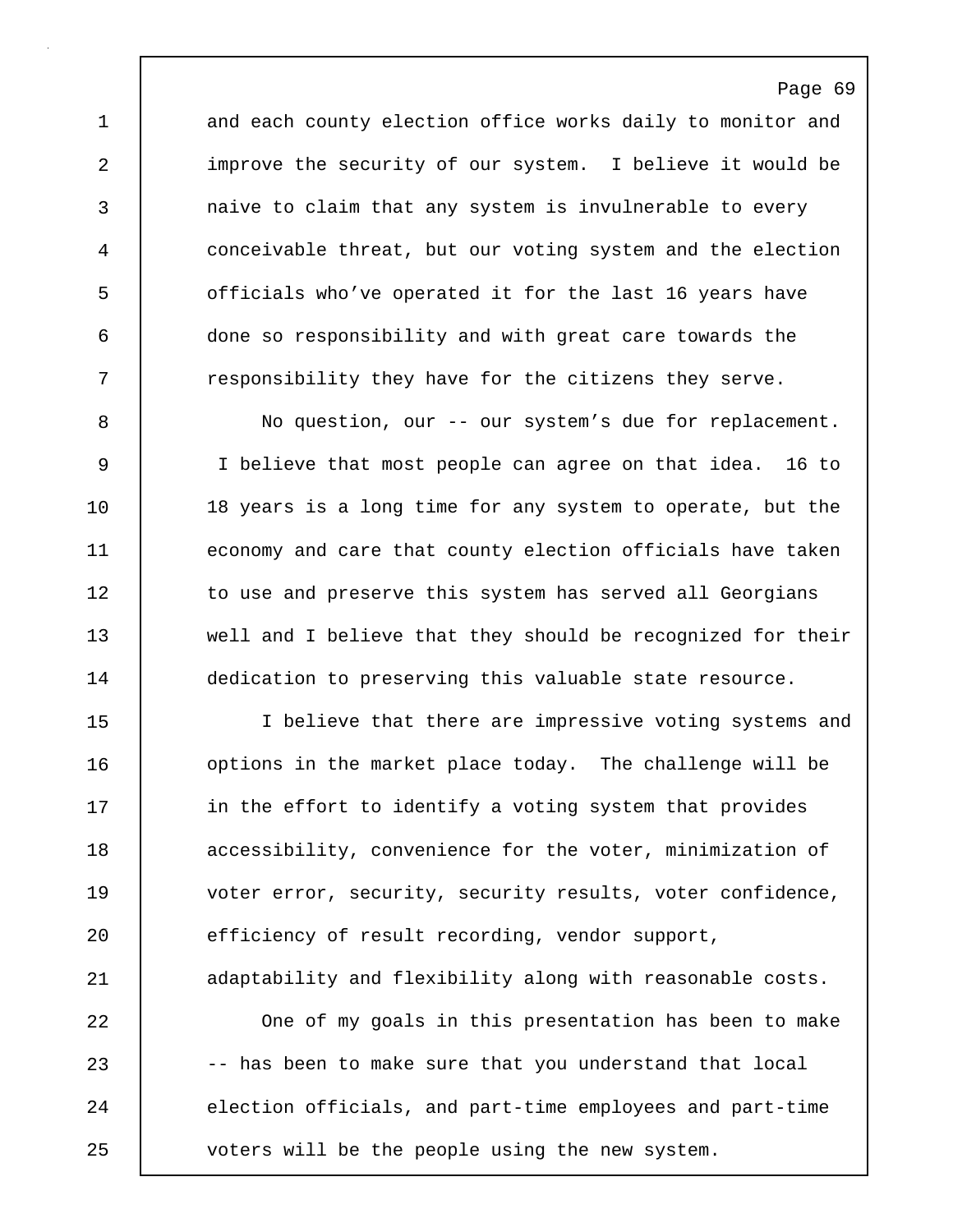and each county election office works daily to monitor and improve the security of our system. I believe it would be naive to claim that any system is invulnerable to every conceivable threat, but our voting system and the election officials who've operated it for the last 16 years have done so responsibility and with great care towards the responsibility they have for the citizens they serve.

No question, our -- our system's due for replacement. I believe that most people can agree on that idea. 16 to 18 years is a long time for any system to operate, but the economy and care that county election officials have taken to use and preserve this system has served all Georgians well and I believe that they should be recognized for their dedication to preserving this valuable state resource.

I believe that there are impressive voting systems and options in the market place today. The challenge will be in the effort to identify a voting system that provides accessibility, convenience for the voter, minimization of voter error, security, security results, voter confidence, efficiency of result recording, vendor support, adaptability and flexibility along with reasonable costs.

One of my goals in this presentation has been to make -- has been to make sure that you understand that local election officials, and part-time employees and part-time voters will be the people using the new system.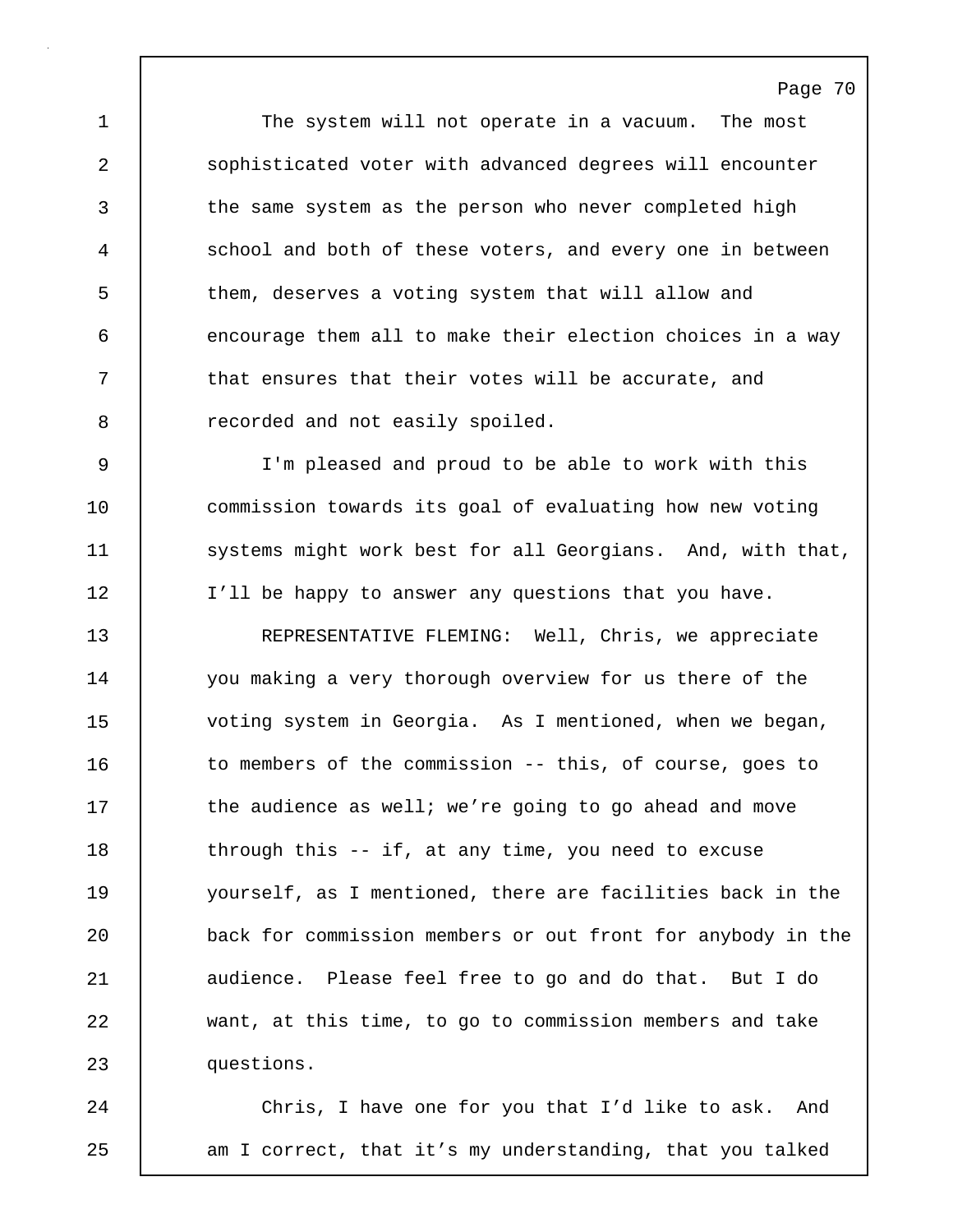The system will not operate in a vacuum. The most sophisticated voter with advanced degrees will encounter the same system as the person who never completed high school and both of these voters, and every one in between them, deserves a voting system that will allow and encourage them all to make their election choices in a way that ensures that their votes will be accurate, and recorded and not easily spoiled.

I'm pleased and proud to be able to work with this commission towards its goal of evaluating how new voting systems might work best for all Georgians. And, with that, I'll be happy to answer any questions that you have.

REPRESENTATIVE FLEMING: Well, Chris, we appreciate you making a very thorough overview for us there of the voting system in Georgia. As I mentioned, when we began, to members of the commission -- this, of course, goes to the audience as well; we're going to go ahead and move through this -- if, at any time, you need to excuse yourself, as I mentioned, there are facilities back in the back for commission members or out front for anybody in the audience. Please feel free to go and do that. But I do want, at this time, to go to commission members and take questions.

Chris, I have one for you that I'd like to ask. And am I correct, that it's my understanding, that you talked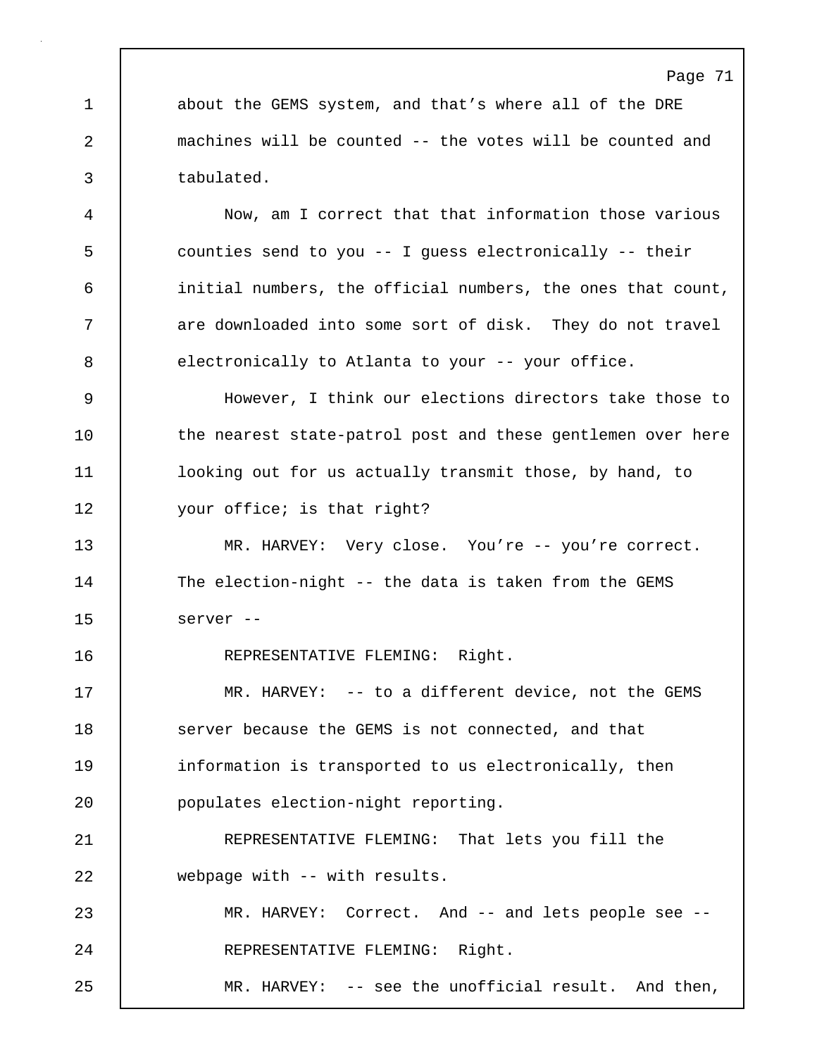about the GEMS system, and that’s where all of the DRE machines will be counted -- the votes will be counted and tabulated.

Now, am I correct that that information those various counties send to you -- I guess electronically -- their initial numbers, the official numbers, the ones that count, are downloaded into some sort of disk. They do not travel electronically to Atlanta to your -- your office.

However, I think our elections directors take those to the nearest state-patrol post and these gentlemen over here looking out for us actually transmit those, by hand, to your office; is that right?

MR. HARVEY: Very close. You’re -- you’re correct. The election-night -- the data is taken from the GEMS server --

REPRESENTATIVE FLEMING: Right.

MR. HARVEY: -- to a different device, not the GEMS server because the GEMS is not connected, and that information is transported to us electronically, then populates election-night reporting.

REPRESENTATIVE FLEMING: That lets you fill the webpage with -- with results.

MR. HARVEY: Correct. And -- and lets people see --

REPRESENTATIVE FLEMING: Right.

MR. HARVEY: -- see the unofficial result. And then,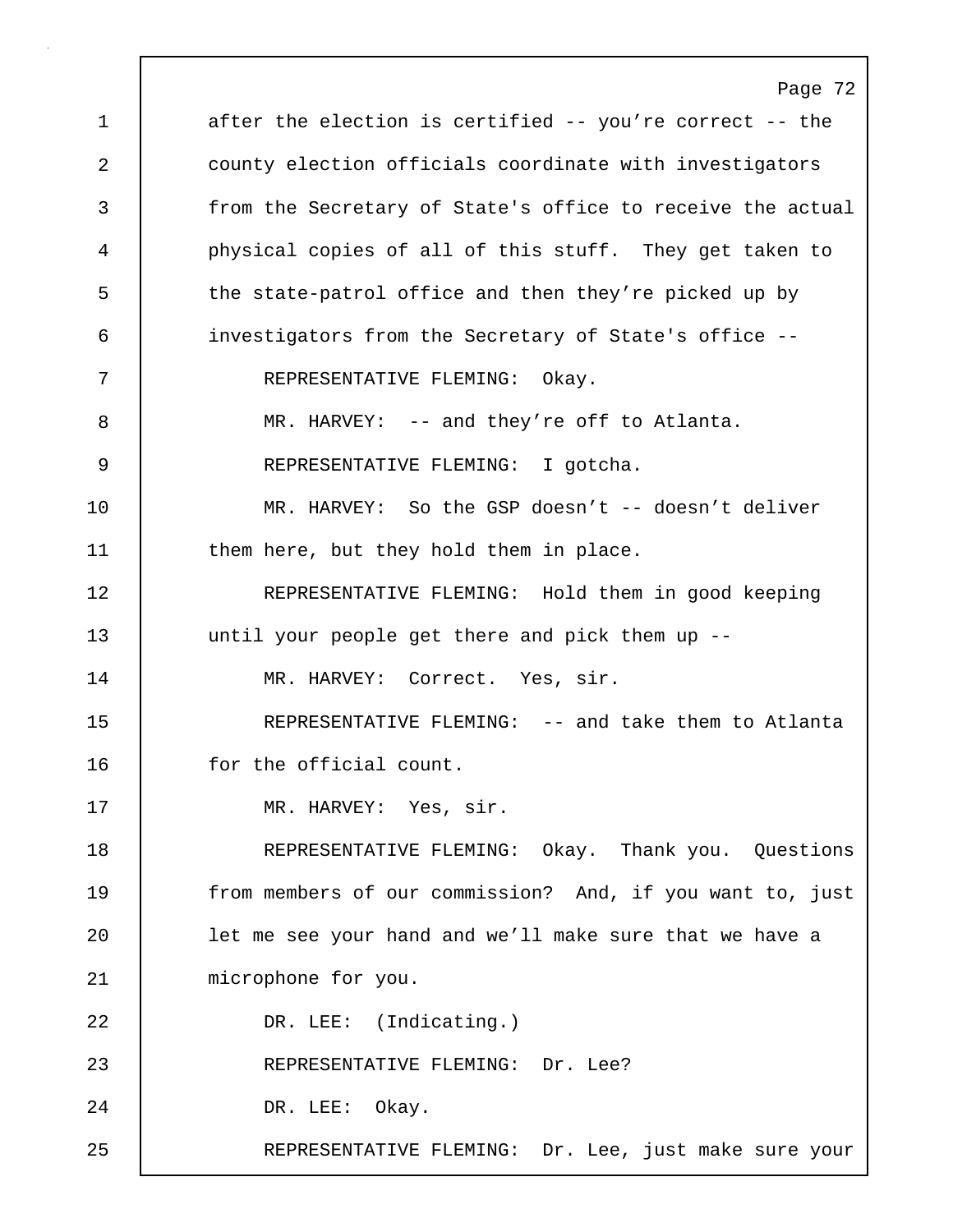after the election is certified -- you're correct -- the county election officials coordinate with investigators from the Secretary of State's office to receive the actual physical copies of all of this stuff. They get taken to the state-patrol office and then they're picked up by investigators from the Secretary of State's office --

REPRESENTATIVE FLEMING: Okay.

MR. HARVEY: -- and they're off to Atlanta.

REPRESENTATIVE FLEMING: I gotcha.

MR. HARVEY: So the GSP doesn't -- doesn't deliver them here, but they hold them in place.

REPRESENTATIVE FLEMING: Hold them in good keeping until your people get there and pick them up --

MR. HARVEY: Correct. Yes, sir.

REPRESENTATIVE FLEMING: -- and take them to Atlanta for the official count.

MR. HARVEY: Yes, sir.

REPRESENTATIVE FLEMING: Okay. Thank you. Questions from members of our commission? And, if you want to, just let me see your hand and we'll make sure that we have a microphone for you.

DR. LEE: (Indicating.)

REPRESENTATIVE FLEMING: Dr. Lee?

DR. LEE: Okay.

REPRESENTATIVE FLEMING: Dr. Lee, just make sure your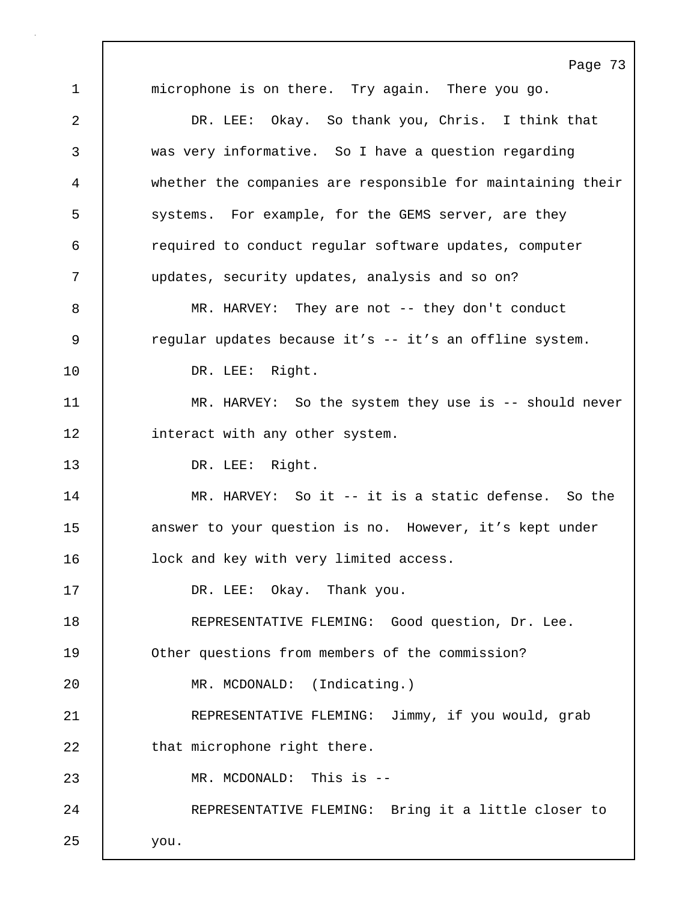microphone is on there. Try again. There you go.

DR. LEE: Okay. So thank you, Chris. I think that was very informative. So I have a question regarding whether the companies are responsible for maintaining their systems. For example, for the GEMS server, are they required to conduct regular software updates, computer updates, security updates, analysis and so on?

MR. HARVEY: They are not -- they don't conduct regular updates because it’s -- it’s an offline system.

DR. LEE: Right.

MR. HARVEY: So the system they use is -- should never interact with any other system.

DR. LEE: Right.

MR. HARVEY: So it -- it is a static defense. So the answer to your question is no. However, it’s kept under lock and key with very limited access.

DR. LEE: Okay. Thank you.

REPRESENTATIVE FLEMING: Good question, Dr. Lee. Other questions from members of the commission?

MR. MCDONALD: (Indicating.)

REPRESENTATIVE FLEMING: Jimmy, if you would, grab that microphone right there.

MR. MCDONALD: This is --

REPRESENTATIVE FLEMING: Bring it a little closer to you.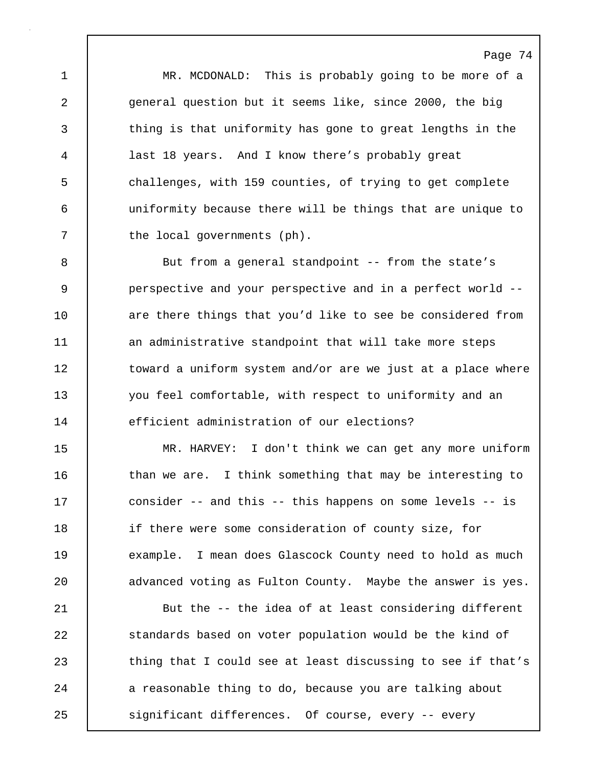MR. MCDONALD: This is probably going to be more of a general question but it seems like, since 2000, the big thing is that uniformity has gone to great lengths in the last 18 years. And I know there's probably great challenges, with 159 counties, of trying to get complete uniformity because there will be things that are unique to the local governments (ph).

But from a general standpoint -- from the state's perspective and your perspective and in a perfect world -- are there things that you'd like to see be considered from an administrative standpoint that will take more steps toward a uniform system and/or are we just at a place where you feel comfortable, with respect to uniformity and an efficient administration of our elections?

MR. HARVEY: I don't think we can get any more uniform than we are. I think something that may be interesting to consider -- and this -- this happens on some levels -- is if there were some consideration of county size, for example. I mean does Glascock County need to hold as much advanced voting as Fulton County. Maybe the answer is yes.

But the -- the idea of at least considering different standards based on voter population would be the kind of thing that I could see at least discussing to see if that's a reasonable thing to do, because you are talking about significant differences. Of course, every -- every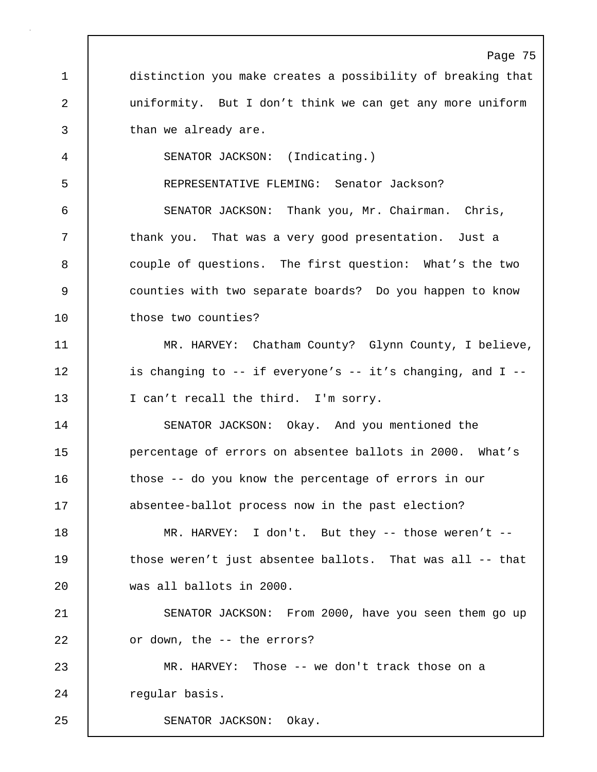distinction you make creates a possibility of breaking that uniformity. But I don't think we can get any more uniform than we already are.

SENATOR JACKSON: (Indicating.)

REPRESENTATIVE FLEMING: Senator Jackson?

SENATOR JACKSON: Thank you, Mr. Chairman. Chris, thank you. That was a very good presentation. Just a couple of questions. The first question: What's the two counties with two separate boards? Do you happen to know those two counties?

MR. HARVEY: Chatham County? Glynn County, I believe, is changing to -- if everyone's -- it's changing, and I -- I can't recall the third. I'm sorry.

SENATOR JACKSON: Okay. And you mentioned the percentage of errors on absentee ballots in 2000. What's those -- do you know the percentage of errors in our absentee-ballot process now in the past election?

MR. HARVEY: I don't. But they -- those weren't -- those weren't just absentee ballots. That was all -- that was all ballots in 2000.

SENATOR JACKSON: From 2000, have you seen them go up or down, the -- the errors?

MR. HARVEY: Those -- we don't track those on a regular basis.

SENATOR JACKSON: Okay.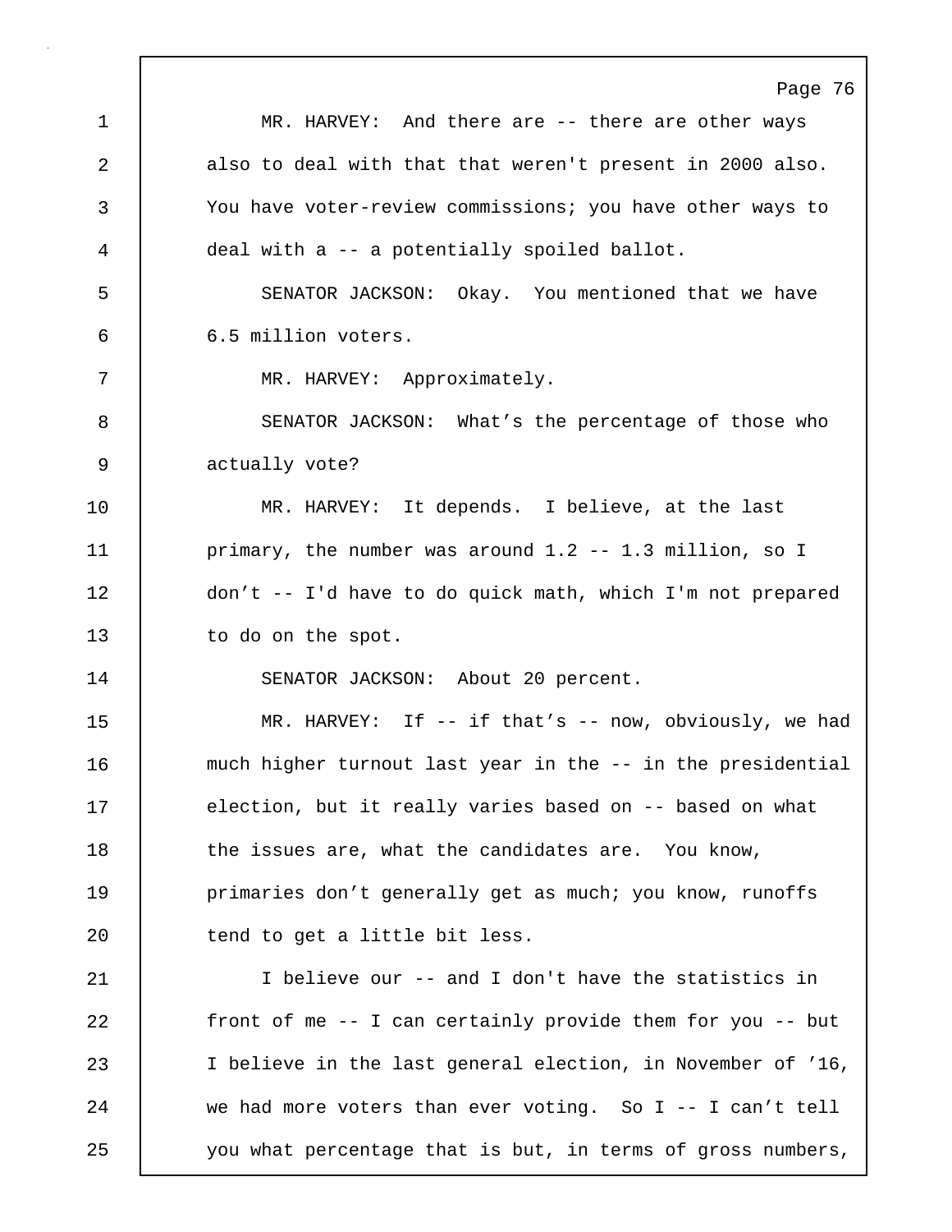MR. HARVEY: And there are -- there are other ways also to deal with that that weren't present in 2000 also. You have voter-review commissions; you have other ways to deal with a -- a potentially spoiled ballot.

SENATOR JACKSON: Okay. You mentioned that we have 6.5 million voters.

MR. HARVEY: Approximately.

SENATOR JACKSON: What's the percentage of those who actually vote?

MR. HARVEY: It depends. I believe, at the last primary, the number was around 1.2 -- 1.3 million, so I don't -- I'd have to do quick math, which I'm not prepared to do on the spot.

SENATOR JACKSON: About 20 percent.

MR. HARVEY: If -- if that's -- now, obviously, we had much higher turnout last year in the -- in the presidential election, but it really varies based on -- based on what the issues are, what the candidates are. You know, primaries don't generally get as much; you know, runoffs tend to get a little bit less.

I believe our -- and I don't have the statistics in front of me -- I can certainly provide them for you -- but I believe in the last general election, in November of '16, we had more voters than ever voting. So I -- I can't tell you what percentage that is but, in terms of gross numbers,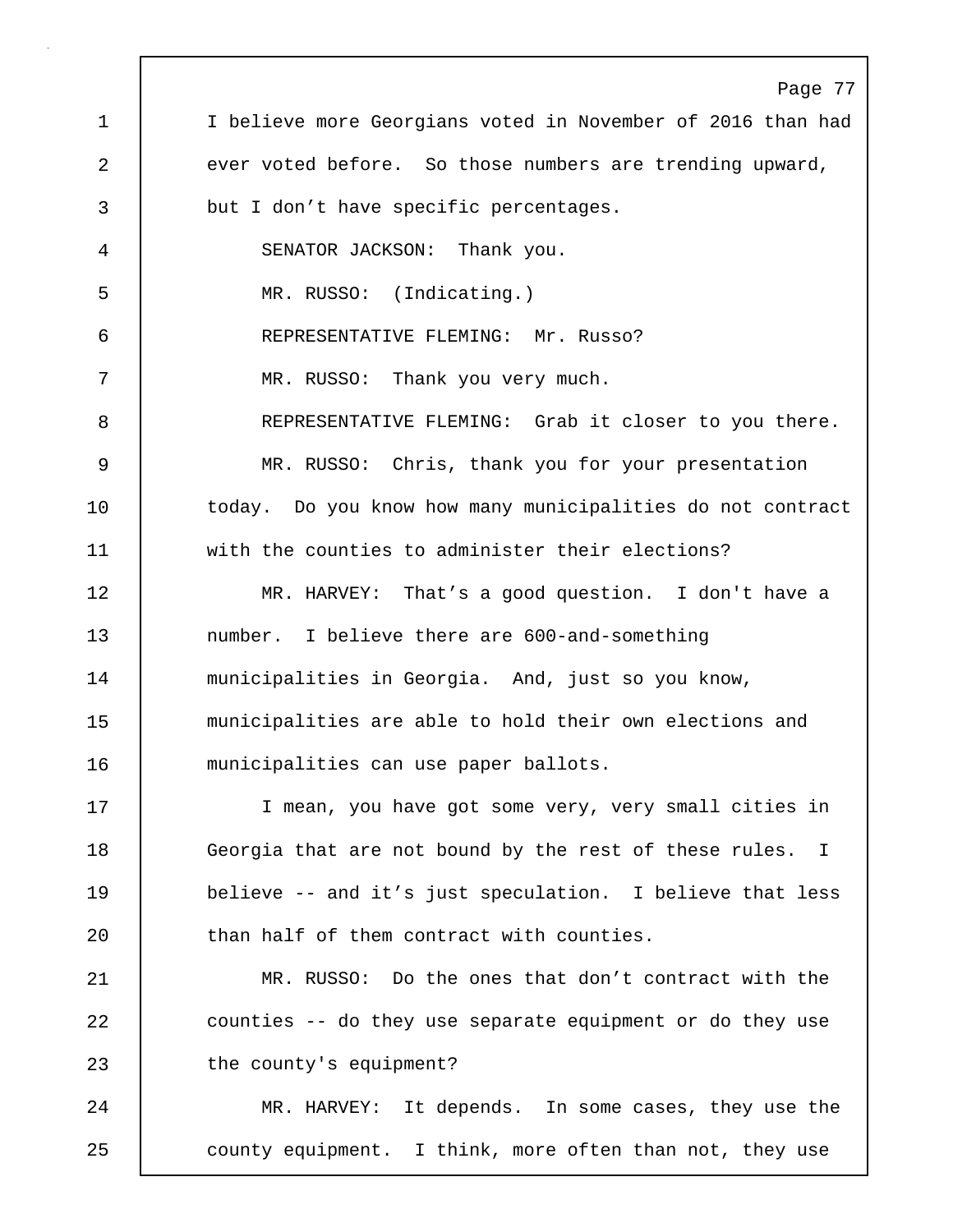I believe more Georgians voted in November of 2016 than had ever voted before. So those numbers are trending upward, but I don’t have specific percentages.

SENATOR JACKSON: Thank you.

MR. RUSSO: (Indicating.)

REPRESENTATIVE FLEMING: Mr. Russo?

MR. RUSSO: Thank you very much.

REPRESENTATIVE FLEMING: Grab it closer to you there.

MR. RUSSO: Chris, thank you for your presentation today. Do you know how many municipalities do not contract with the counties to administer their elections?

MR. HARVEY: That’s a good question. I don't have a number. I believe there are 600-and-something municipalities in Georgia. And, just so you know, municipalities are able to hold their own elections and municipalities can use paper ballots.

I mean, you have got some very, very small cities in Georgia that are not bound by the rest of these rules. I believe -- and it’s just speculation. I believe that less than half of them contract with counties.

MR. RUSSO: Do the ones that don’t contract with the counties -- do they use separate equipment or do they use the county's equipment?

MR. HARVEY: It depends. In some cases, they use the county equipment. I think, more often than not, they use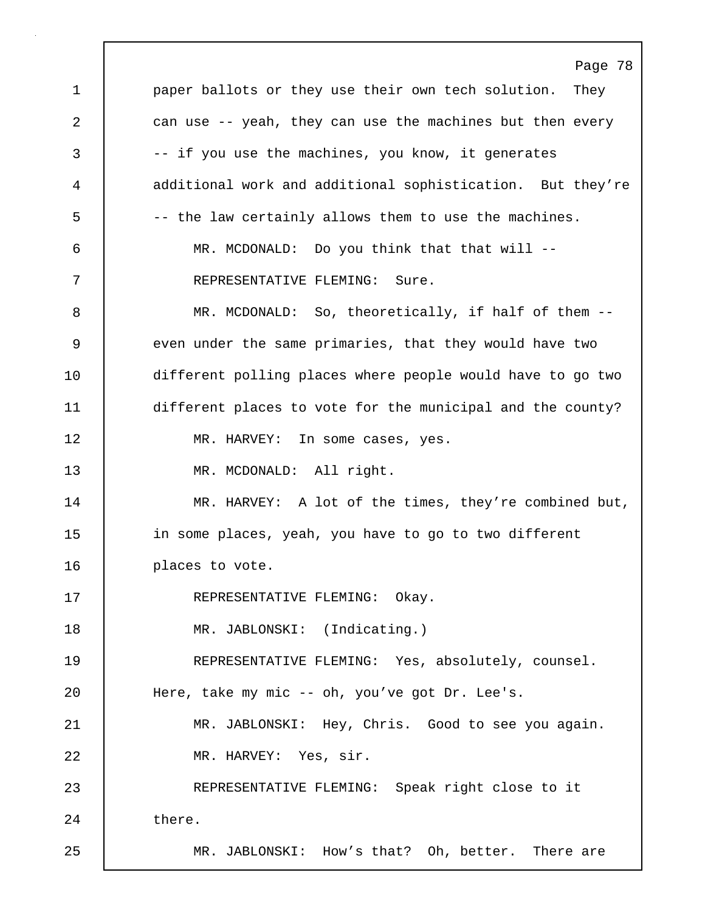paper ballots or they use their own tech solution. They can use -- yeah, they can use the machines but then every -- if you use the machines, you know, it generates additional work and additional sophistication. But they're -- the law certainly allows them to use the machines.

MR. MCDONALD: Do you think that that will --

REPRESENTATIVE FLEMING: Sure.

MR. MCDONALD: So, theoretically, if half of them -- even under the same primaries, that they would have two different polling places where people would have to go two different places to vote for the municipal and the county?

MR. HARVEY: In some cases, yes.

MR. MCDONALD: All right.

MR. HARVEY: A lot of the times, they're combined but, in some places, yeah, you have to go to two different places to vote.

REPRESENTATIVE FLEMING: Okay.

MR. JABLONSKI: (Indicating.)

REPRESENTATIVE FLEMING: Yes, absolutely, counsel. Here, take my mic -- oh, you've got Dr. Lee's.

MR. JABLONSKI: Hey, Chris. Good to see you again.

MR. HARVEY: Yes, sir.

REPRESENTATIVE FLEMING: Speak right close to it there.

MR. JABLONSKI: How's that? Oh, better. There are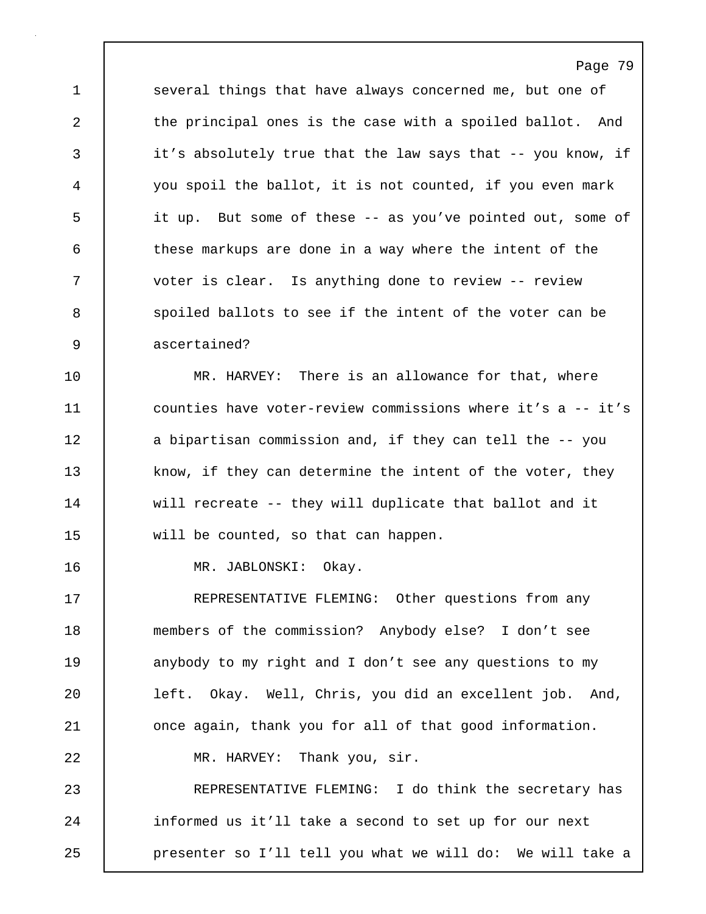several things that have always concerned me, but one of the principal ones is the case with a spoiled ballot. And it's absolutely true that the law says that -- you know, if you spoil the ballot, it is not counted, if you even mark it up. But some of these -- as you've pointed out, some of these markups are done in a way where the intent of the voter is clear. Is anything done to review -- review spoiled ballots to see if the intent of the voter can be ascertained?

MR. HARVEY: There is an allowance for that, where counties have voter-review commissions where it's a -- it's a bipartisan commission and, if they can tell the -- you know, if they can determine the intent of the voter, they will recreate -- they will duplicate that ballot and it will be counted, so that can happen.

MR. JABLONSKI: Okay.

REPRESENTATIVE FLEMING: Other questions from any members of the commission? Anybody else? I don't see anybody to my right and I don't see any questions to my left. Okay. Well, Chris, you did an excellent job. And, once again, thank you for all of that good information.

MR. HARVEY: Thank you, sir.

REPRESENTATIVE FLEMING: I do think the secretary has informed us it'll take a second to set up for our next presenter so I'll tell you what we will do: We will take a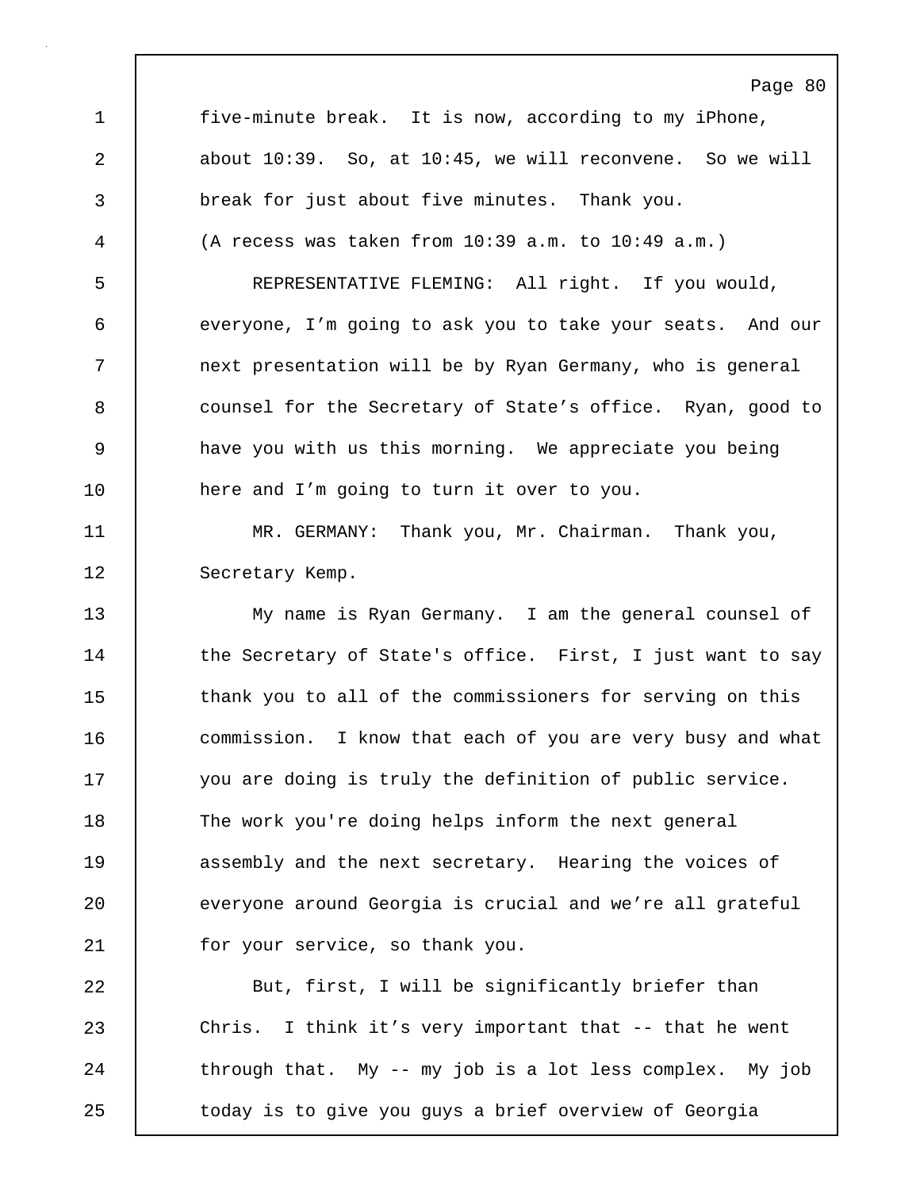five-minute break. It is now, according to my iPhone, about 10:39. So, at 10:45, we will reconvene. So we will break for just about five minutes. Thank you.

(A recess was taken from 10:39 a.m. to 10:49 a.m.)

REPRESENTATIVE FLEMING: All right. If you would, everyone, I'm going to ask you to take your seats. And our next presentation will be by Ryan Germany, who is general counsel for the Secretary of State's office. Ryan, good to have you with us this morning. We appreciate you being here and I'm going to turn it over to you.

MR. GERMANY: Thank you, Mr. Chairman. Thank you, Secretary Kemp.

My name is Ryan Germany. I am the general counsel of the Secretary of State's office. First, I just want to say thank you to all of the commissioners for serving on this commission. I know that each of you are very busy and what you are doing is truly the definition of public service. The work you're doing helps inform the next general assembly and the next secretary. Hearing the voices of everyone around Georgia is crucial and we're all grateful for your service, so thank you.

But, first, I will be significantly briefer than Chris. I think it's very important that -- that he went through that. My -- my job is a lot less complex. My job today is to give you guys a brief overview of Georgia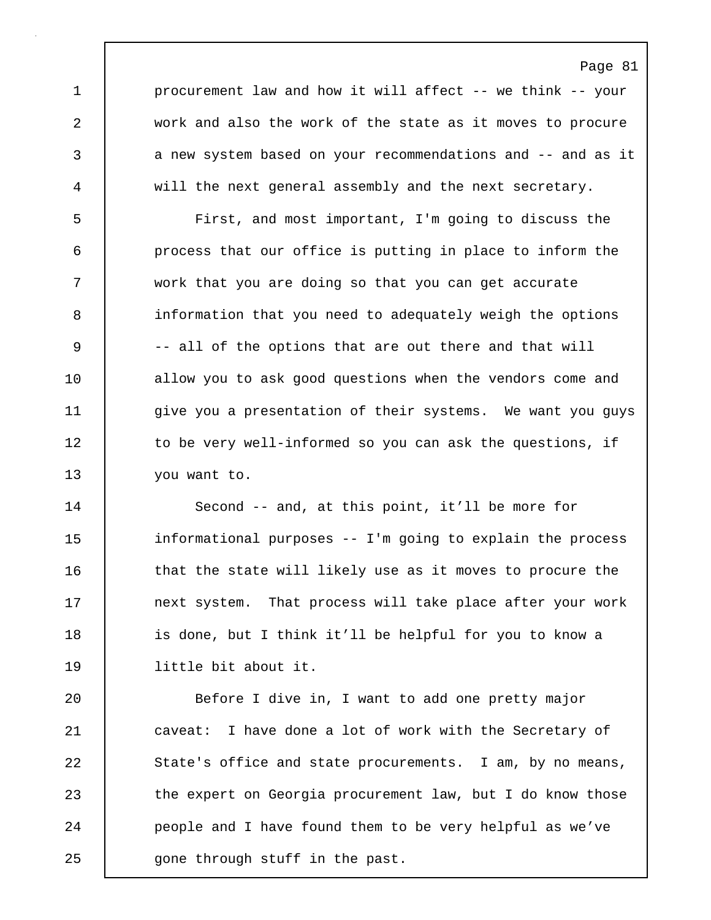procurement law and how it will affect -- we think -- your work and also the work of the state as it moves to procure a new system based on your recommendations and -- and as it will the next general assembly and the next secretary.

First, and most important, I'm going to discuss the process that our office is putting in place to inform the work that you are doing so that you can get accurate information that you need to adequately weigh the options -- all of the options that are out there and that will allow you to ask good questions when the vendors come and give you a presentation of their systems. We want you guys to be very well-informed so you can ask the questions, if you want to.

Second -- and, at this point, it'll be more for informational purposes -- I'm going to explain the process that the state will likely use as it moves to procure the next system. That process will take place after your work is done, but I think it'll be helpful for you to know a little bit about it.

Before I dive in, I want to add one pretty major caveat: I have done a lot of work with the Secretary of State's office and state procurements. I am, by no means, the expert on Georgia procurement law, but I do know those people and I have found them to be very helpful as we've gone through stuff in the past.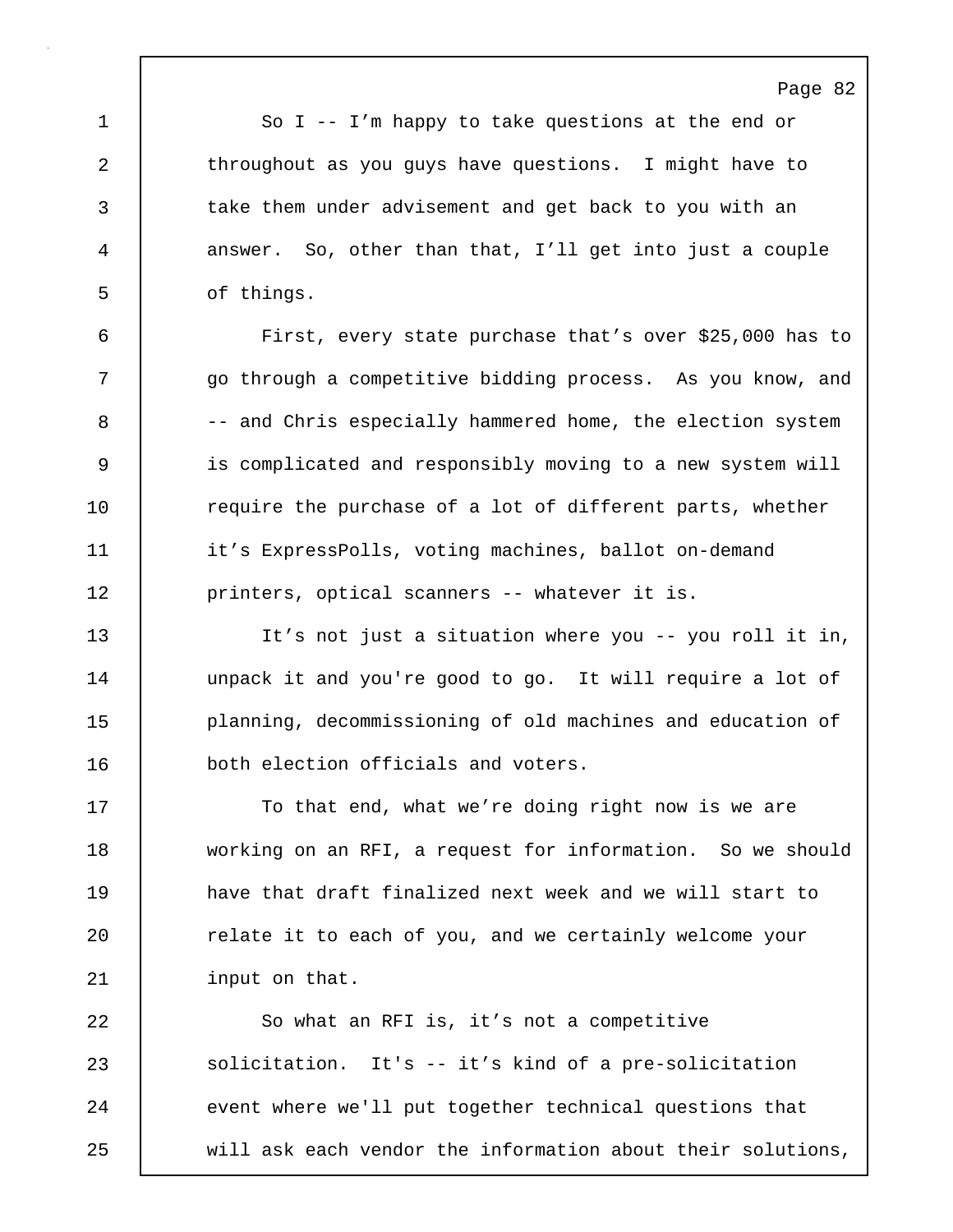So I -- I'm happy to take questions at the end or throughout as you guys have questions. I might have to take them under advisement and get back to you with an answer. So, other than that, I'll get into just a couple of things.

First, every state purchase that's over $25,000 has to go through a competitive bidding process. As you know, and -- and Chris especially hammered home, the election system is complicated and responsibly moving to a new system will require the purchase of a lot of different parts, whether it's ExpressPolls, voting machines, ballot on-demand printers, optical scanners -- whatever it is.

It's not just a situation where you -- you roll it in, unpack it and you're good to go. It will require a lot of planning, decommissioning of old machines and education of both election officials and voters.

To that end, what we're doing right now is we are working on an RFI, a request for information. So we should have that draft finalized next week and we will start to relate it to each of you, and we certainly welcome your input on that.

So what an RFI is, it's not a competitive solicitation. It's -- it's kind of a pre-solicitation event where we'll put together technical questions that will ask each vendor the information about their solutions,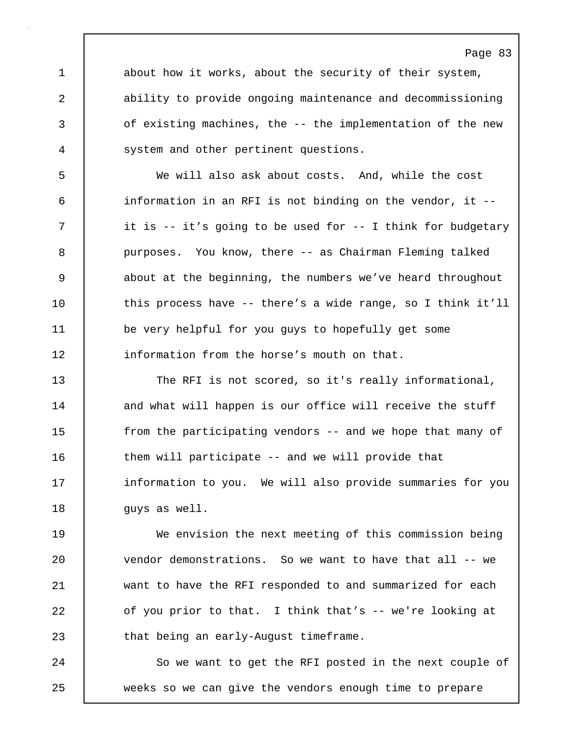about how it works, about the security of their system, ability to provide ongoing maintenance and decommissioning of existing machines, the -- the implementation of the new system and other pertinent questions.

We will also ask about costs. And, while the cost information in an RFI is not binding on the vendor, it -- it is -- it's going to be used for -- I think for budgetary purposes. You know, there -- as Chairman Fleming talked about at the beginning, the numbers we've heard throughout this process have -- there's a wide range, so I think it'll be very helpful for you guys to hopefully get some information from the horse's mouth on that.

The RFI is not scored, so it's really informational, and what will happen is our office will receive the stuff from the participating vendors -- and we hope that many of them will participate -- and we will provide that information to you. We will also provide summaries for you guys as well.

We envision the next meeting of this commission being vendor demonstrations. So we want to have that all -- we want to have the RFI responded to and summarized for each of you prior to that. I think that's -- we're looking at that being an early-August timeframe.

So we want to get the RFI posted in the next couple of weeks so we can give the vendors enough time to prepare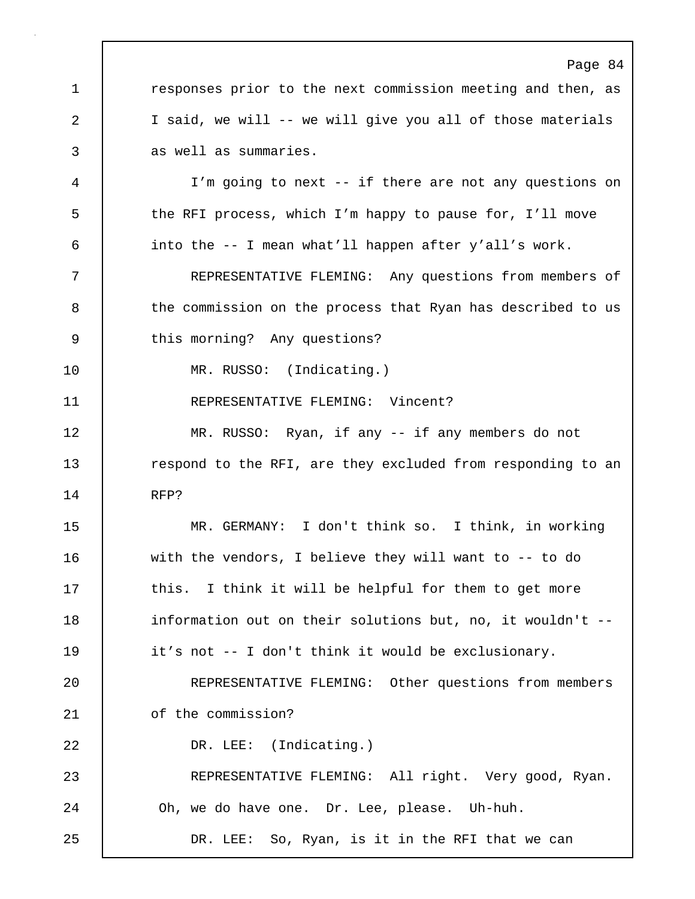responses prior to the next commission meeting and then, as I said, we will -- we will give you all of those materials as well as summaries.

I'm going to next -- if there are not any questions on the RFI process, which I'm happy to pause for, I'll move into the -- I mean what'll happen after y'all's work.

REPRESENTATIVE FLEMING: Any questions from members of the commission on the process that Ryan has described to us this morning? Any questions?

MR. RUSSO: (Indicating.)

REPRESENTATIVE FLEMING: Vincent?

MR. RUSSO: Ryan, if any -- if any members do not respond to the RFI, are they excluded from responding to an RFP?

MR. GERMANY: I don't think so. I think, in working with the vendors, I believe they will want to -- to do this. I think it will be helpful for them to get more information out on their solutions but, no, it wouldn't -- it's not -- I don't think it would be exclusionary.

REPRESENTATIVE FLEMING: Other questions from members of the commission?

DR. LEE: (Indicating.)

REPRESENTATIVE FLEMING: All right. Very good, Ryan. Oh, we do have one. Dr. Lee, please. Uh-huh.

DR. LEE: So, Ryan, is it in the RFI that we can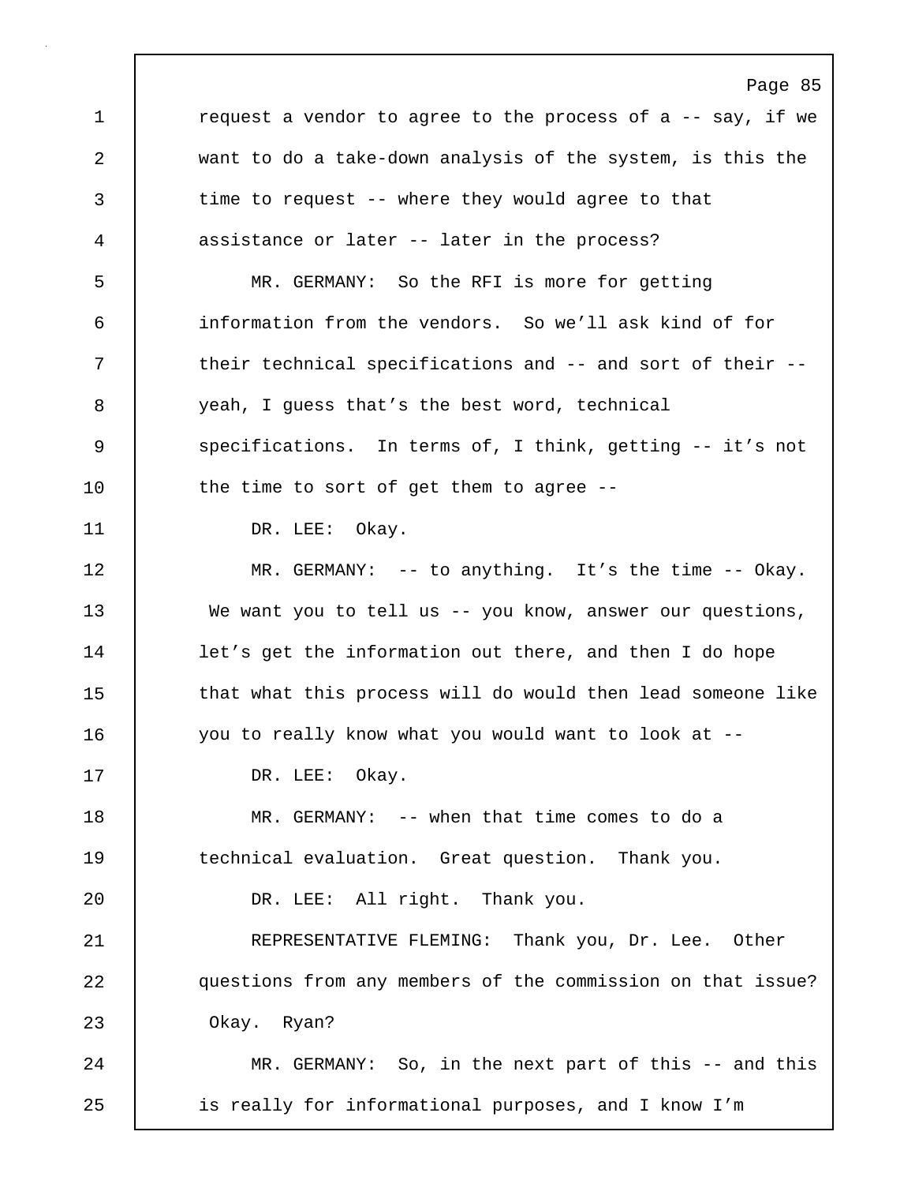request a vendor to agree to the process of a -- say, if we want to do a take-down analysis of the system, is this the time to request -- where they would agree to that assistance or later -- later in the process?

MR. GERMANY: So the RFI is more for getting information from the vendors. So we'll ask kind of for their technical specifications and -- and sort of their -- yeah, I guess that's the best word, technical specifications. In terms of, I think, getting -- it's not the time to sort of get them to agree --

DR. LEE: Okay.

MR. GERMANY: -- to anything. It's the time -- Okay. We want you to tell us -- you know, answer our questions, let's get the information out there, and then I do hope that what this process will do would then lead someone like you to really know what you would want to look at --

DR. LEE: Okay.

MR. GERMANY: -- when that time comes to do a technical evaluation. Great question. Thank you.

DR. LEE: All right. Thank you.

REPRESENTATIVE FLEMING: Thank you, Dr. Lee. Other questions from any members of the commission on that issue? Okay. Ryan?

MR. GERMANY: So, in the next part of this -- and this is really for informational purposes, and I know I'm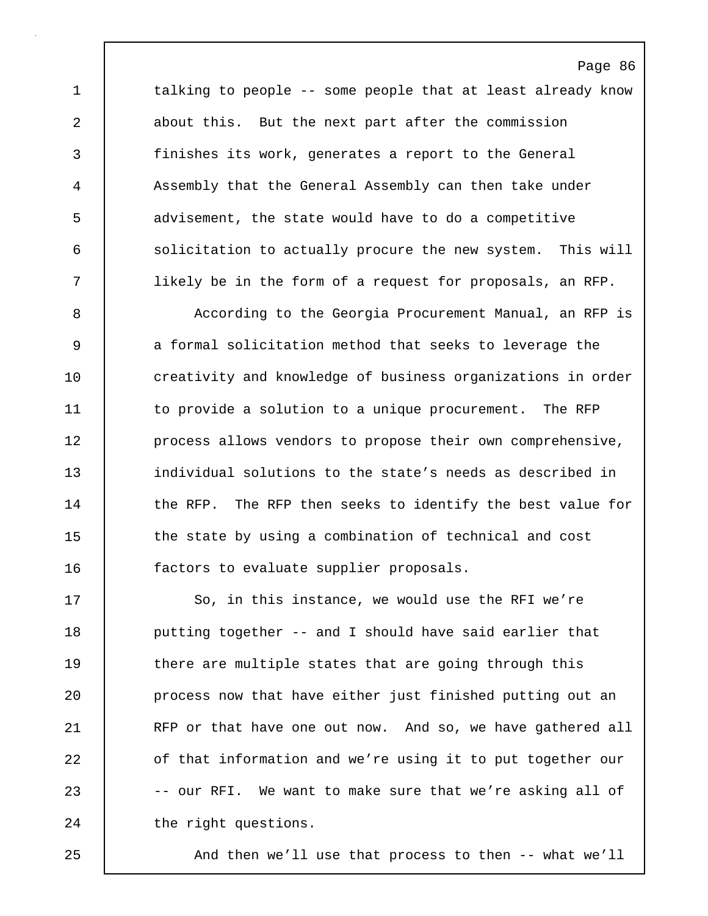talking to people -- some people that at least already know about this. But the next part after the commission finishes its work, generates a report to the General Assembly that the General Assembly can then take under advisement, the state would have to do a competitive solicitation to actually procure the new system. This will likely be in the form of a request for proposals, an RFP.

According to the Georgia Procurement Manual, an RFP is a formal solicitation method that seeks to leverage the creativity and knowledge of business organizations in order to provide a solution to a unique procurement. The RFP process allows vendors to propose their own comprehensive, individual solutions to the state's needs as described in the RFP. The RFP then seeks to identify the best value for the state by using a combination of technical and cost factors to evaluate supplier proposals.

So, in this instance, we would use the RFI we're putting together -- and I should have said earlier that there are multiple states that are going through this process now that have either just finished putting out an RFP or that have one out now. And so, we have gathered all of that information and we're using it to put together our -- our RFI. We want to make sure that we're asking all of the right questions.

And then we'll use that process to then -- what we'll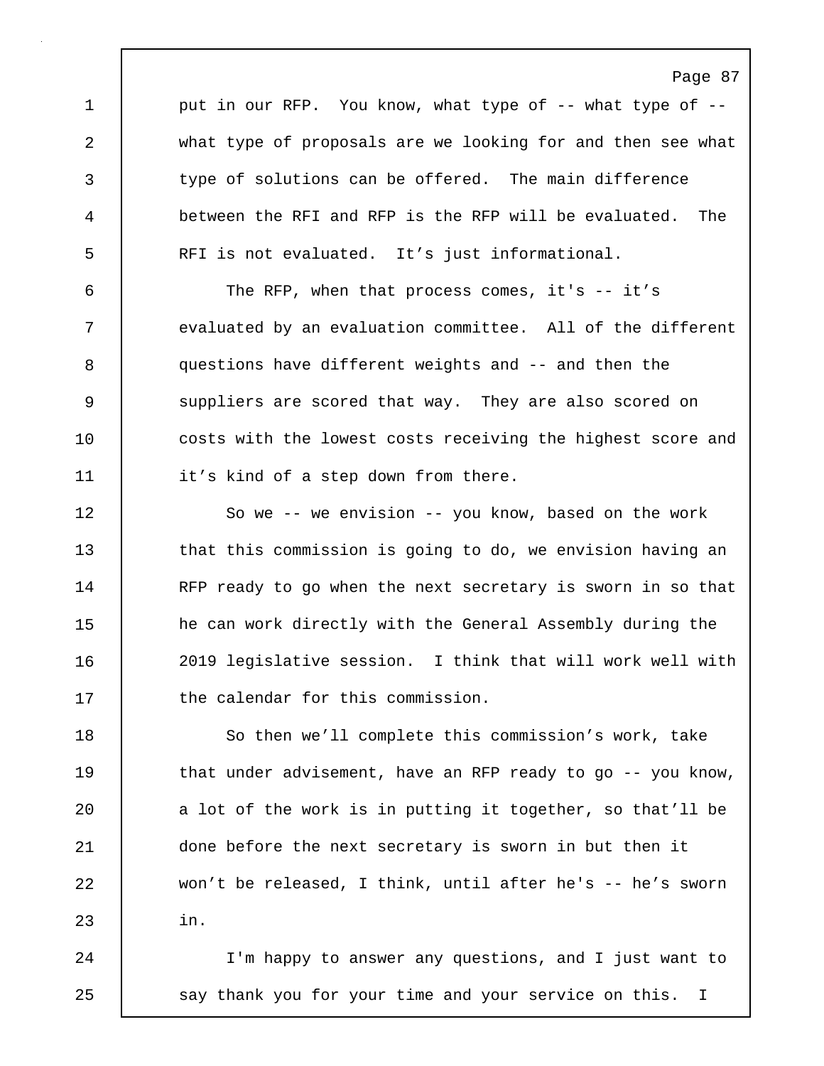put in our RFP. You know, what type of -- what type of -- what type of proposals are we looking for and then see what type of solutions can be offered. The main difference between the RFI and RFP is the RFP will be evaluated. The RFI is not evaluated. It's just informational.

The RFP, when that process comes, it's -- it's evaluated by an evaluation committee. All of the different questions have different weights and -- and then the suppliers are scored that way. They are also scored on costs with the lowest costs receiving the highest score and it's kind of a step down from there.

So we -- we envision -- you know, based on the work that this commission is going to do, we envision having an RFP ready to go when the next secretary is sworn in so that he can work directly with the General Assembly during the 2019 legislative session. I think that will work well with the calendar for this commission.

So then we'll complete this commission's work, take that under advisement, have an RFP ready to go -- you know, a lot of the work is in putting it together, so that'll be done before the next secretary is sworn in but then it won't be released, I think, until after he's -- he's sworn in.

I'm happy to answer any questions, and I just want to say thank you for your time and your service on this. I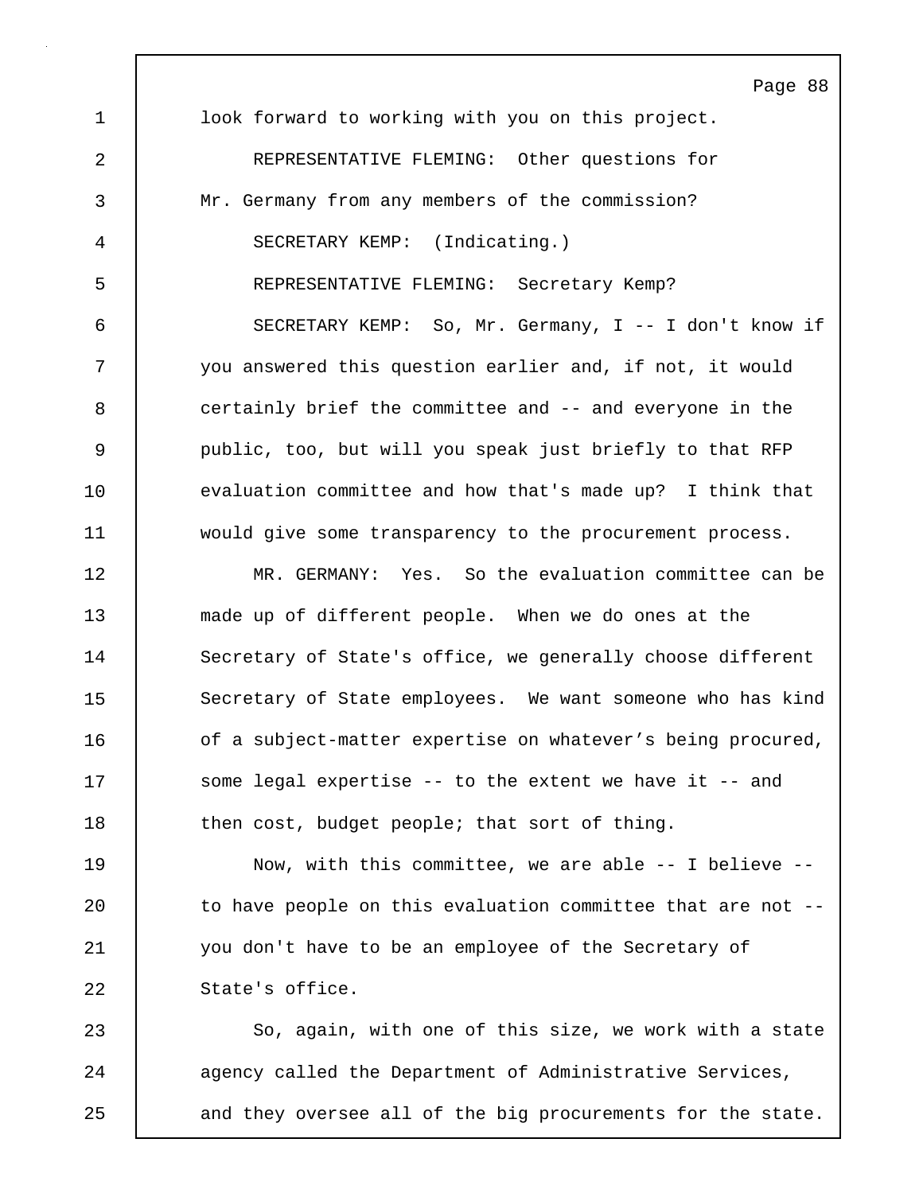look forward to working with you on this project.

REPRESENTATIVE FLEMING: Other questions for Mr. Germany from any members of the commission?

SECRETARY KEMP: (Indicating.)

REPRESENTATIVE FLEMING: Secretary Kemp?

SECRETARY KEMP: So, Mr. Germany, I -- I don't know if you answered this question earlier and, if not, it would certainly brief the committee and -- and everyone in the public, too, but will you speak just briefly to that RFP evaluation committee and how that's made up? I think that would give some transparency to the procurement process.

MR. GERMANY: Yes. So the evaluation committee can be made up of different people. When we do ones at the Secretary of State's office, we generally choose different Secretary of State employees. We want someone who has kind of a subject-matter expertise on whatever’s being procured, some legal expertise -- to the extent we have it -- and then cost, budget people; that sort of thing.

Now, with this committee, we are able -- I believe -- to have people on this evaluation committee that are not -- you don't have to be an employee of the Secretary of State's office.

So, again, with one of this size, we work with a state agency called the Department of Administrative Services, and they oversee all of the big procurements for the state.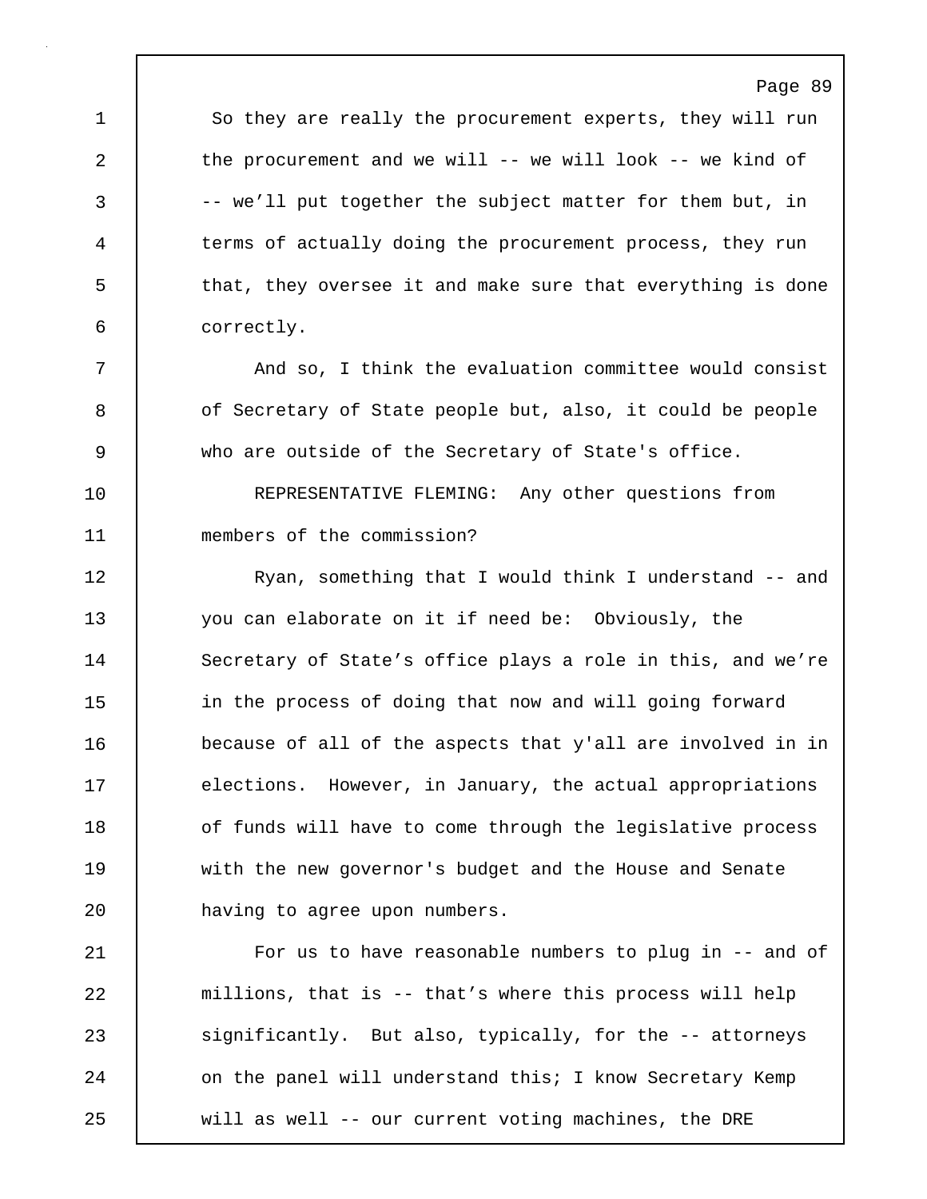So they are really the procurement experts, they will run the procurement and we will -- we will look -- we kind of -- we'll put together the subject matter for them but, in terms of actually doing the procurement process, they run that, they oversee it and make sure that everything is done correctly.

And so, I think the evaluation committee would consist of Secretary of State people but, also, it could be people who are outside of the Secretary of State's office.

REPRESENTATIVE FLEMING: Any other questions from members of the commission?

Ryan, something that I would think I understand -- and you can elaborate on it if need be: Obviously, the Secretary of State's office plays a role in this, and we're in the process of doing that now and will going forward because of all of the aspects that y'all are involved in in elections. However, in January, the actual appropriations of funds will have to come through the legislative process with the new governor's budget and the House and Senate having to agree upon numbers.

For us to have reasonable numbers to plug in -- and of millions, that is -- that's where this process will help significantly. But also, typically, for the -- attorneys on the panel will understand this; I know Secretary Kemp will as well -- our current voting machines, the DRE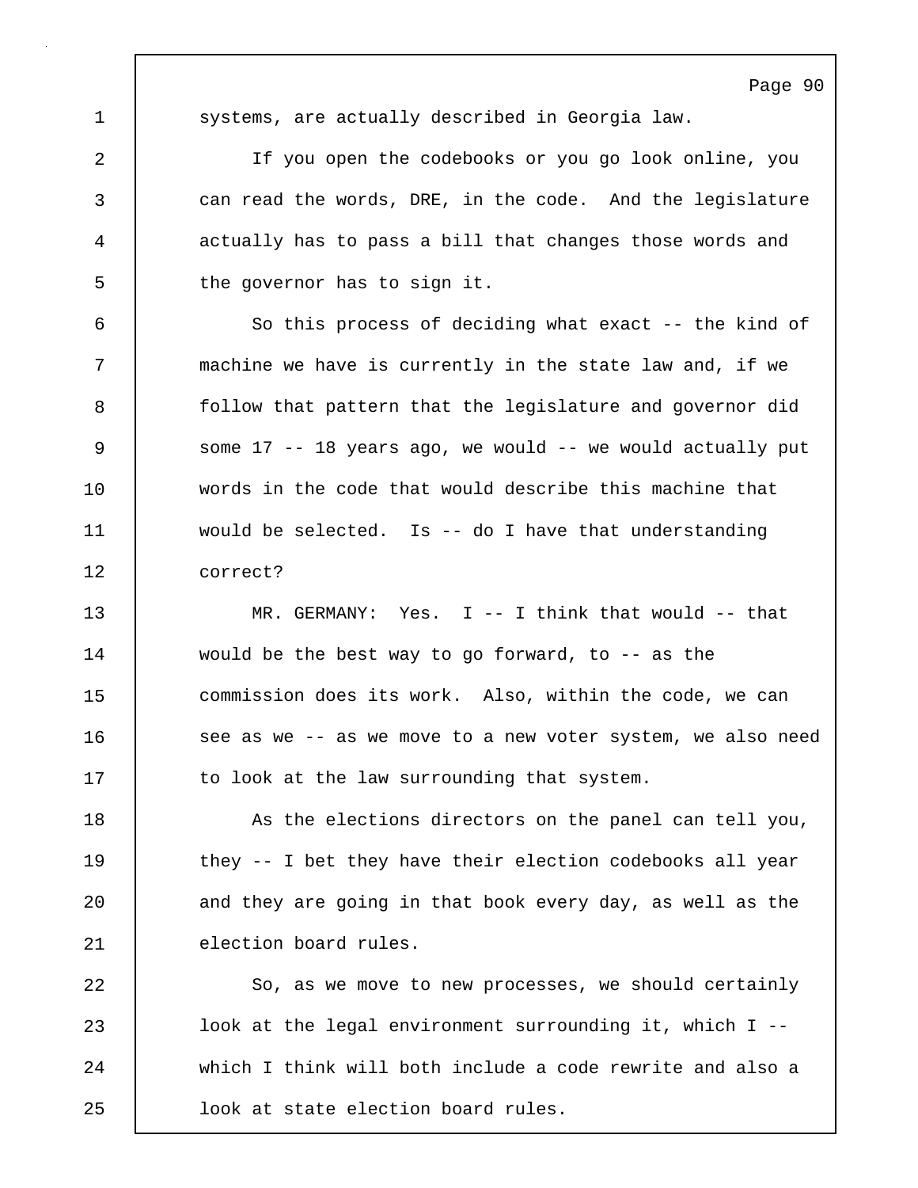systems, are actually described in Georgia law.

If you open the codebooks or you go look online, you can read the words, DRE, in the code. And the legislature actually has to pass a bill that changes those words and the governor has to sign it.

So this process of deciding what exact -- the kind of machine we have is currently in the state law and, if we follow that pattern that the legislature and governor did some 17 -- 18 years ago, we would -- we would actually put words in the code that would describe this machine that would be selected. Is -- do I have that understanding correct?

MR. GERMANY: Yes. I -- I think that would -- that would be the best way to go forward, to -- as the commission does its work. Also, within the code, we can see as we -- as we move to a new voter system, we also need to look at the law surrounding that system.

As the elections directors on the panel can tell you, they -- I bet they have their election codebooks all year and they are going in that book every day, as well as the election board rules.

So, as we move to new processes, we should certainly look at the legal environment surrounding it, which I -- which I think will both include a code rewrite and also a look at state election board rules.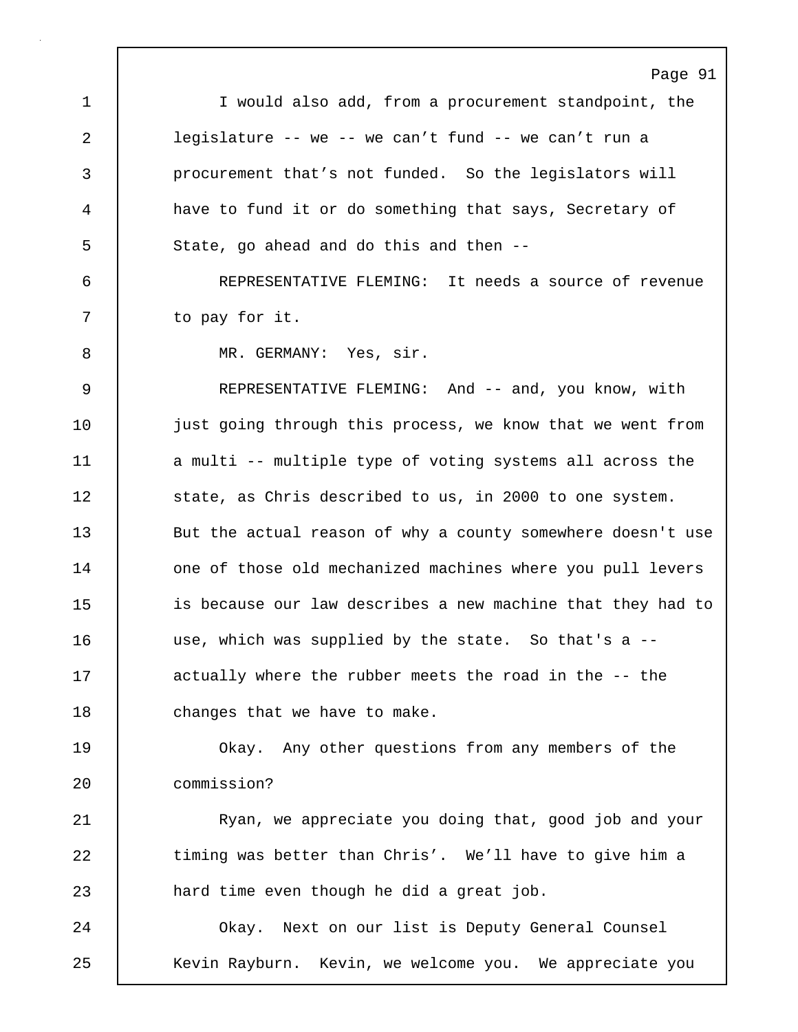I would also add, from a procurement standpoint, the legislature -- we -- we can't fund -- we can't run a procurement that's not funded. So the legislators will have to fund it or do something that says, Secretary of State, go ahead and do this and then --

REPRESENTATIVE FLEMING: It needs a source of revenue to pay for it.

MR. GERMANY: Yes, sir.

REPRESENTATIVE FLEMING: And -- and, you know, with just going through this process, we know that we went from a multi -- multiple type of voting systems all across the state, as Chris described to us, in 2000 to one system. But the actual reason of why a county somewhere doesn't use one of those old mechanized machines where you pull levers is because our law describes a new machine that they had to use, which was supplied by the state. So that's a -- actually where the rubber meets the road in the -- the changes that we have to make.

Okay. Any other questions from any members of the commission?

Ryan, we appreciate you doing that, good job and your timing was better than Chris'. We'll have to give him a hard time even though he did a great job.

Okay. Next on our list is Deputy General Counsel Kevin Rayburn. Kevin, we welcome you. We appreciate you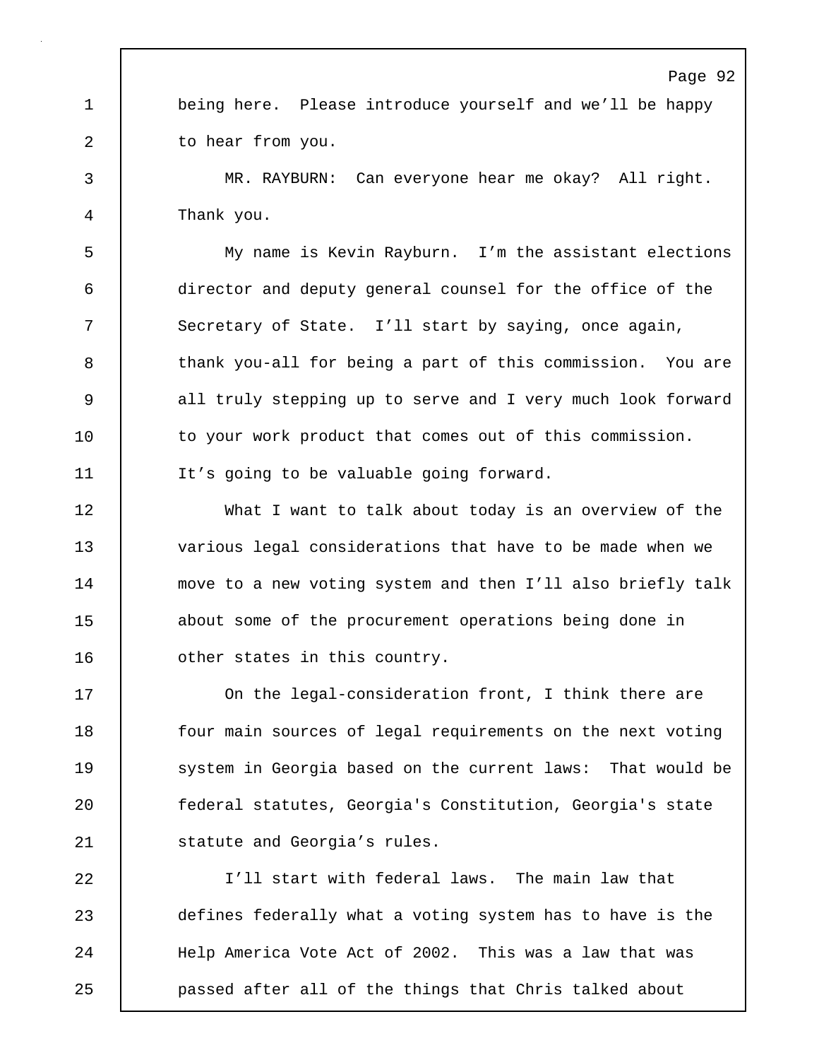being here. Please introduce yourself and we'll be happy to hear from you.

MR. RAYBURN: Can everyone hear me okay? All right. Thank you.

My name is Kevin Rayburn. I'm the assistant elections director and deputy general counsel for the office of the Secretary of State. I'll start by saying, once again, thank you-all for being a part of this commission. You are all truly stepping up to serve and I very much look forward to your work product that comes out of this commission. It's going to be valuable going forward.

What I want to talk about today is an overview of the various legal considerations that have to be made when we move to a new voting system and then I'll also briefly talk about some of the procurement operations being done in other states in this country.

On the legal-consideration front, I think there are four main sources of legal requirements on the next voting system in Georgia based on the current laws: That would be federal statutes, Georgia's Constitution, Georgia's state statute and Georgia's rules.

I'll start with federal laws. The main law that defines federally what a voting system has to have is the Help America Vote Act of 2002. This was a law that was passed after all of the things that Chris talked about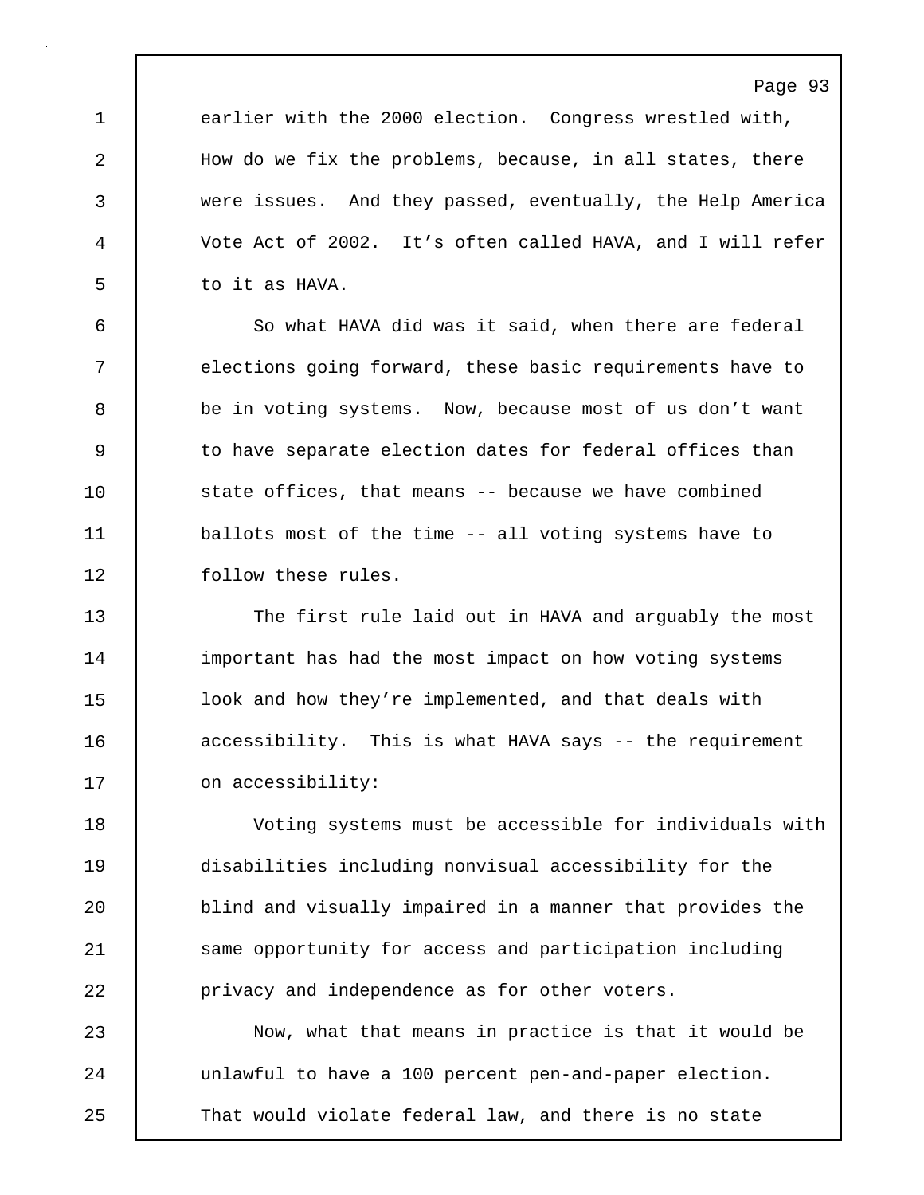earlier with the 2000 election. Congress wrestled with, How do we fix the problems, because, in all states, there were issues. And they passed, eventually, the Help America Vote Act of 2002. It's often called HAVA, and I will refer to it as HAVA.

So what HAVA did was it said, when there are federal elections going forward, these basic requirements have to be in voting systems. Now, because most of us don't want to have separate election dates for federal offices than state offices, that means -- because we have combined ballots most of the time -- all voting systems have to follow these rules.

The first rule laid out in HAVA and arguably the most important has had the most impact on how voting systems look and how they're implemented, and that deals with accessibility. This is what HAVA says -- the requirement on accessibility:

Voting systems must be accessible for individuals with disabilities including nonvisual accessibility for the blind and visually impaired in a manner that provides the same opportunity for access and participation including privacy and independence as for other voters.

Now, what that means in practice is that it would be unlawful to have a 100 percent pen-and-paper election. That would violate federal law, and there is no state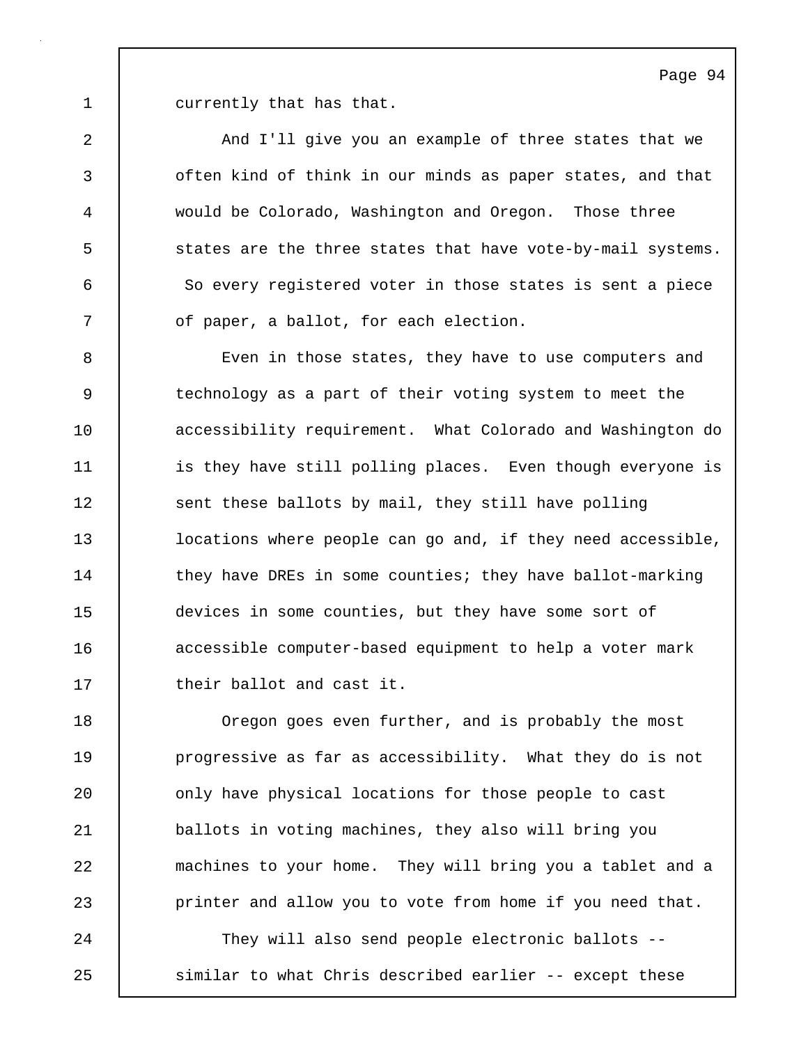currently that has that.

And I'll give you an example of three states that we often kind of think in our minds as paper states, and that would be Colorado, Washington and Oregon. Those three states are the three states that have vote-by-mail systems. So every registered voter in those states is sent a piece of paper, a ballot, for each election.

Even in those states, they have to use computers and technology as a part of their voting system to meet the accessibility requirement. What Colorado and Washington do is they have still polling places. Even though everyone is sent these ballots by mail, they still have polling locations where people can go and, if they need accessible, they have DREs in some counties; they have ballot-marking devices in some counties, but they have some sort of accessible computer-based equipment to help a voter mark their ballot and cast it.

Oregon goes even further, and is probably the most progressive as far as accessibility. What they do is not only have physical locations for those people to cast ballots in voting machines, they also will bring you machines to your home. They will bring you a tablet and a printer and allow you to vote from home if you need that.

They will also send people electronic ballots -- similar to what Chris described earlier -- except these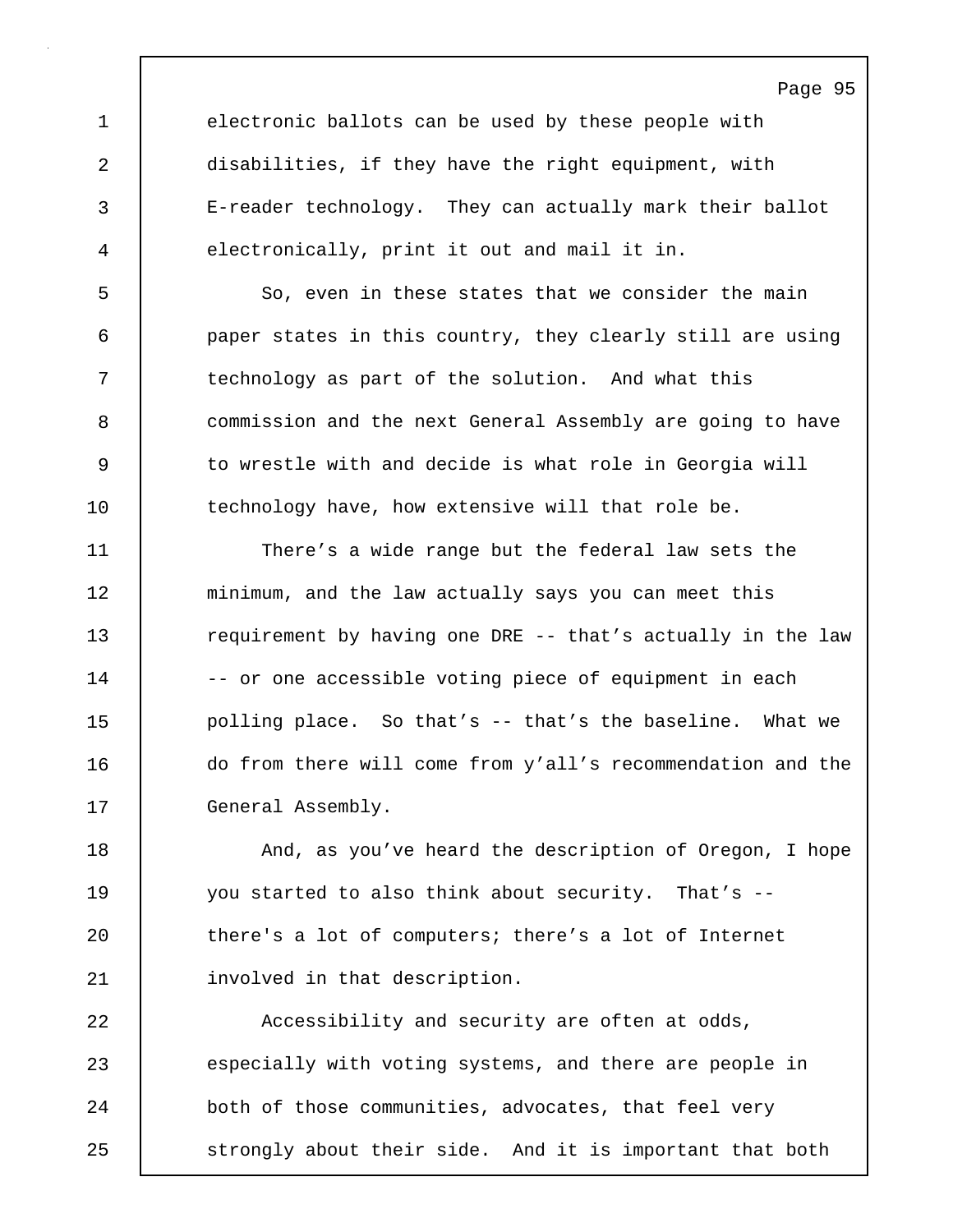electronic ballots can be used by these people with disabilities, if they have the right equipment, with E-reader technology. They can actually mark their ballot electronically, print it out and mail it in.

So, even in these states that we consider the main paper states in this country, they clearly still are using technology as part of the solution. And what this commission and the next General Assembly are going to have to wrestle with and decide is what role in Georgia will technology have, how extensive will that role be.

There’s a wide range but the federal law sets the minimum, and the law actually says you can meet this requirement by having one DRE -- that’s actually in the law -- or one accessible voting piece of equipment in each polling place. So that’s -- that’s the baseline. What we do from there will come from y’all’s recommendation and the General Assembly.

And, as you’ve heard the description of Oregon, I hope you started to also think about security. That’s -- there's a lot of computers; there’s a lot of Internet involved in that description.

Accessibility and security are often at odds, especially with voting systems, and there are people in both of those communities, advocates, that feel very strongly about their side. And it is important that both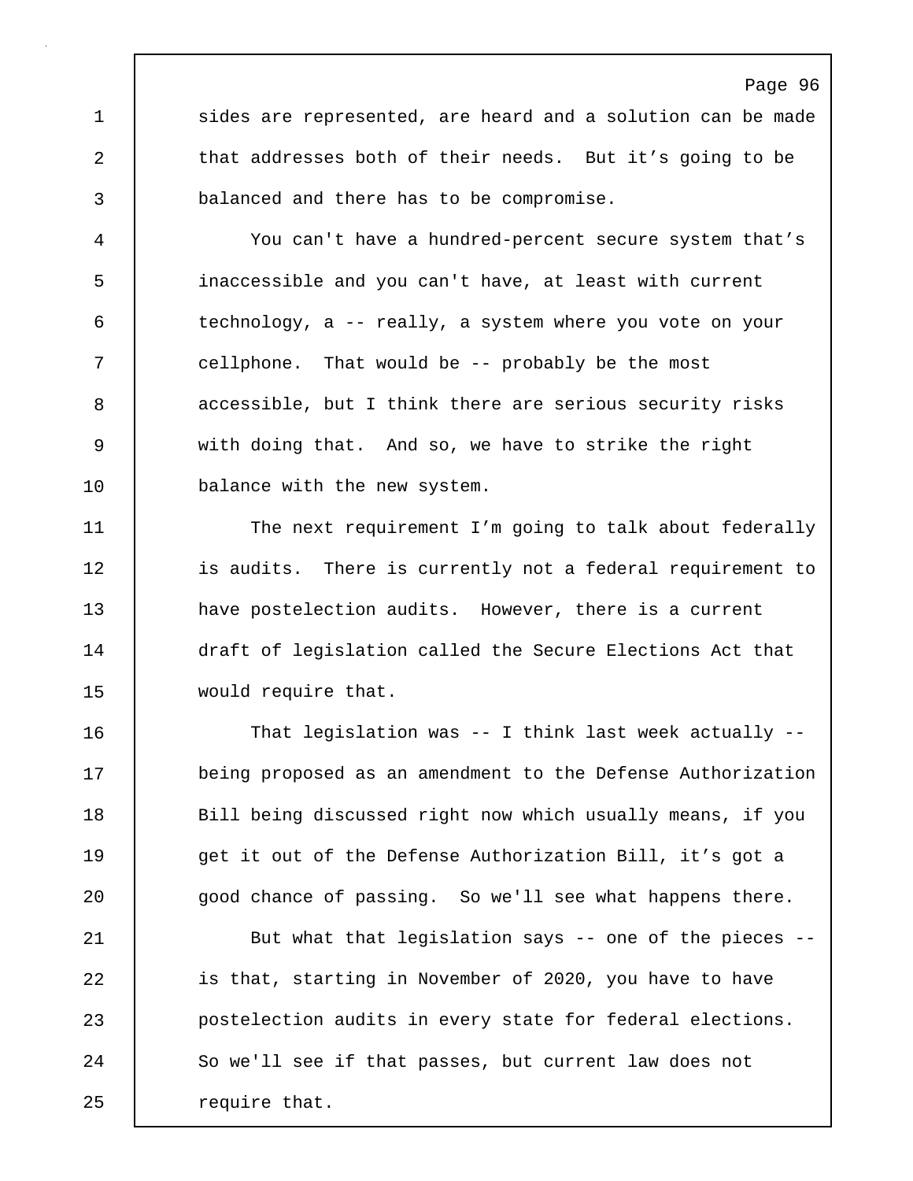sides are represented, are heard and a solution can be made that addresses both of their needs. But it's going to be balanced and there has to be compromise.

You can't have a hundred-percent secure system that's inaccessible and you can't have, at least with current technology, a -- really, a system where you vote on your cellphone. That would be -- probably be the most accessible, but I think there are serious security risks with doing that. And so, we have to strike the right balance with the new system.

The next requirement I'm going to talk about federally is audits. There is currently not a federal requirement to have postelection audits. However, there is a current draft of legislation called the Secure Elections Act that would require that.

That legislation was -- I think last week actually -- being proposed as an amendment to the Defense Authorization Bill being discussed right now which usually means, if you get it out of the Defense Authorization Bill, it's got a good chance of passing. So we'll see what happens there.

But what that legislation says -- one of the pieces -- is that, starting in November of 2020, you have to have postelection audits in every state for federal elections. So we'll see if that passes, but current law does not require that.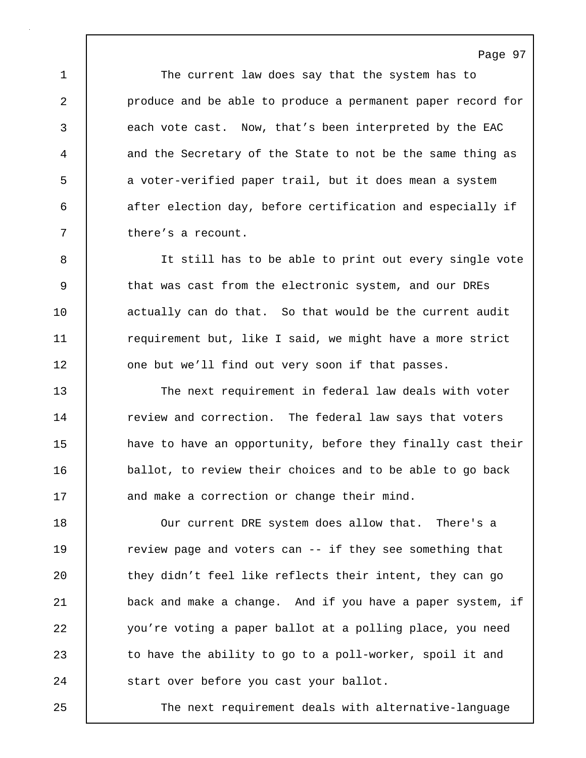The current law does say that the system has to produce and be able to produce a permanent paper record for each vote cast. Now, that's been interpreted by the EAC and the Secretary of the State to not be the same thing as a voter-verified paper trail, but it does mean a system after election day, before certification and especially if there's a recount.

It still has to be able to print out every single vote that was cast from the electronic system, and our DREs actually can do that. So that would be the current audit requirement but, like I said, we might have a more strict one but we'll find out very soon if that passes.

The next requirement in federal law deals with voter review and correction. The federal law says that voters have to have an opportunity, before they finally cast their ballot, to review their choices and to be able to go back and make a correction or change their mind.

Our current DRE system does allow that. There's a review page and voters can -- if they see something that they didn't feel like reflects their intent, they can go back and make a change. And if you have a paper system, if you're voting a paper ballot at a polling place, you need to have the ability to go to a poll-worker, spoil it and start over before you cast your ballot.

The next requirement deals with alternative-language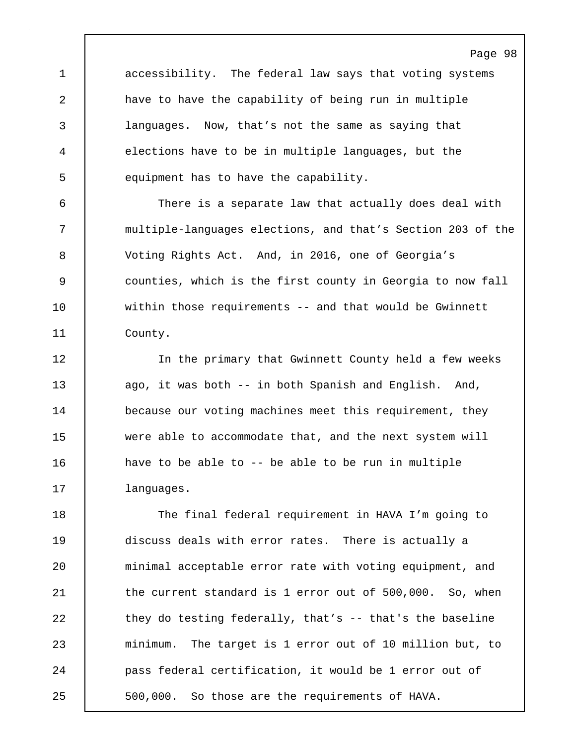accessibility. The federal law says that voting systems have to have the capability of being run in multiple languages. Now, that's not the same as saying that elections have to be in multiple languages, but the equipment has to have the capability.

There is a separate law that actually does deal with multiple-languages elections, and that's Section 203 of the Voting Rights Act. And, in 2016, one of Georgia's counties, which is the first county in Georgia to now fall within those requirements -- and that would be Gwinnett County.

In the primary that Gwinnett County held a few weeks ago, it was both -- in both Spanish and English. And, because our voting machines meet this requirement, they were able to accommodate that, and the next system will have to be able to -- be able to be run in multiple languages.

The final federal requirement in HAVA I'm going to discuss deals with error rates. There is actually a minimal acceptable error rate with voting equipment, and the current standard is 1 error out of 500,000. So, when they do testing federally, that's -- that's the baseline minimum. The target is 1 error out of 10 million but, to pass federal certification, it would be 1 error out of 500,000. So those are the requirements of HAVA.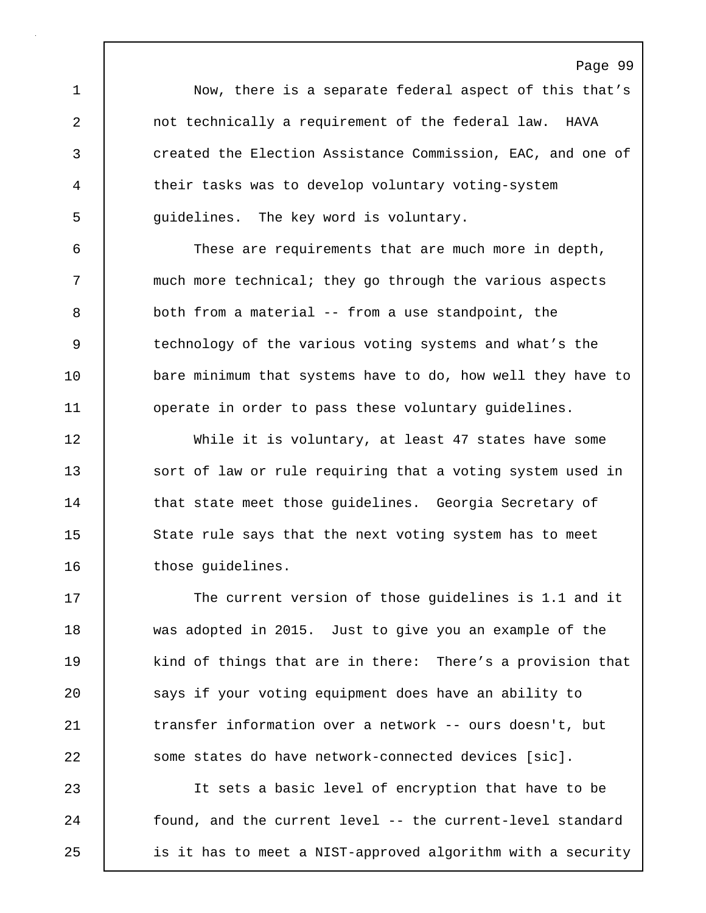Now, there is a separate federal aspect of this that's not technically a requirement of the federal law. HAVA created the Election Assistance Commission, EAC, and one of their tasks was to develop voluntary voting-system guidelines. The key word is voluntary.

These are requirements that are much more in depth, much more technical; they go through the various aspects both from a material -- from a use standpoint, the technology of the various voting systems and what's the bare minimum that systems have to do, how well they have to operate in order to pass these voluntary guidelines.

While it is voluntary, at least 47 states have some sort of law or rule requiring that a voting system used in that state meet those guidelines. Georgia Secretary of State rule says that the next voting system has to meet those guidelines.

The current version of those guidelines is 1.1 and it was adopted in 2015. Just to give you an example of the kind of things that are in there: There's a provision that says if your voting equipment does have an ability to transfer information over a network -- ours doesn't, but some states do have network-connected devices [sic].

It sets a basic level of encryption that have to be found, and the current level -- the current-level standard is it has to meet a NIST-approved algorithm with a security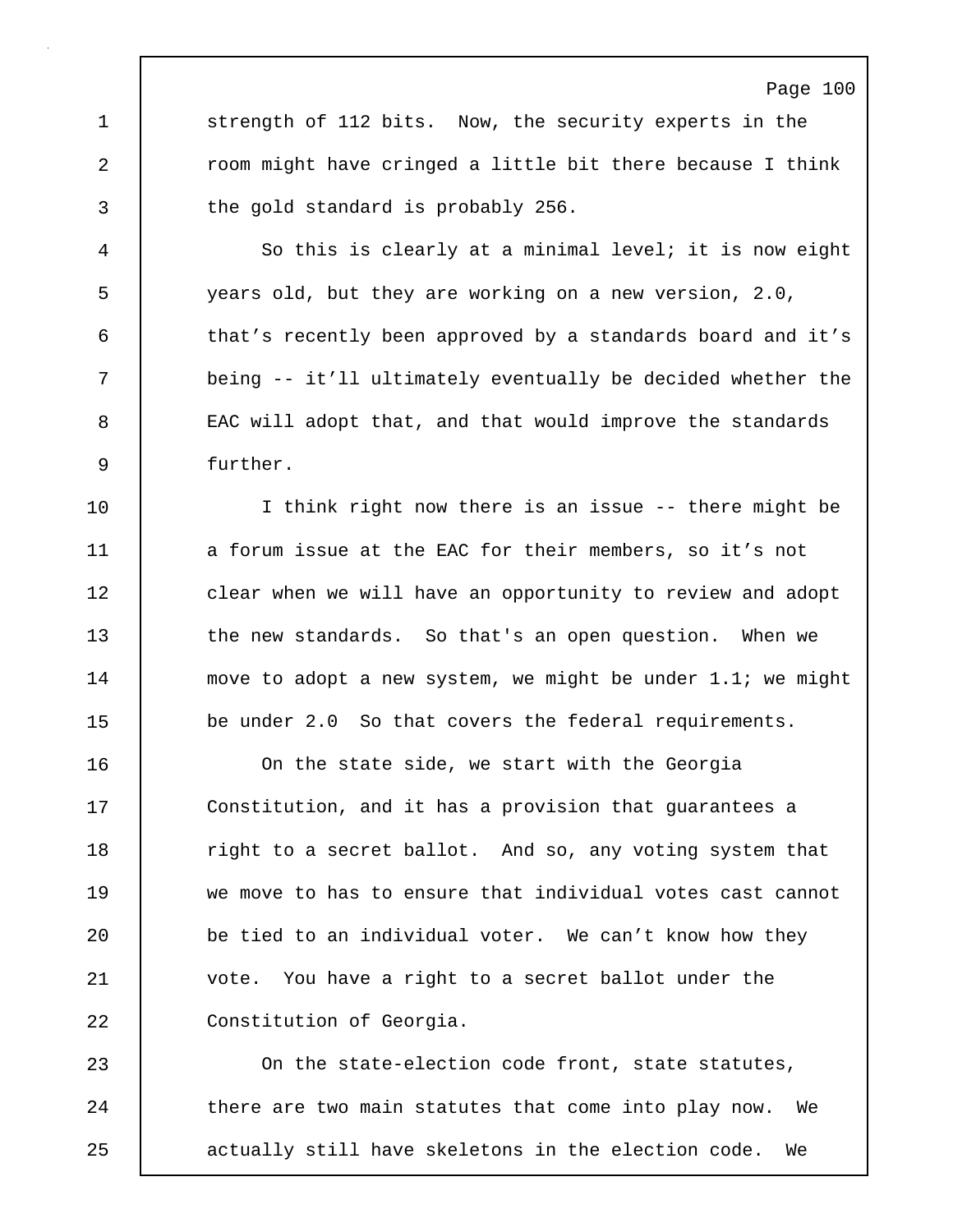strength of 112 bits. Now, the security experts in the room might have cringed a little bit there because I think the gold standard is probably 256.

So this is clearly at a minimal level; it is now eight years old, but they are working on a new version, 2.0, that’s recently been approved by a standards board and it’s being -- it’ll ultimately eventually be decided whether the EAC will adopt that, and that would improve the standards further.

I think right now there is an issue -- there might be a forum issue at the EAC for their members, so it’s not clear when we will have an opportunity to review and adopt the new standards. So that's an open question. When we move to adopt a new system, we might be under 1.1; we might be under 2.0 So that covers the federal requirements.

On the state side, we start with the Georgia Constitution, and it has a provision that guarantees a right to a secret ballot. And so, any voting system that we move to has to ensure that individual votes cast cannot be tied to an individual voter. We can’t know how they vote. You have a right to a secret ballot under the Constitution of Georgia.

On the state-election code front, state statutes, there are two main statutes that come into play now. We actually still have skeletons in the election code. We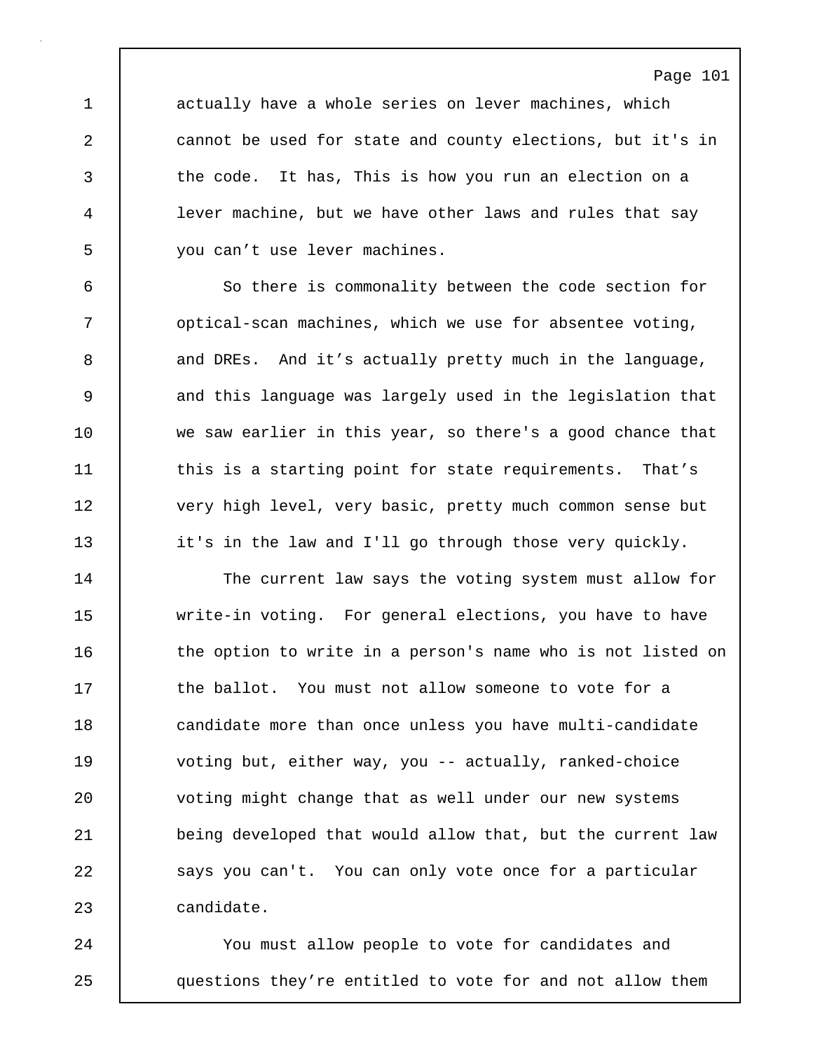actually have a whole series on lever machines, which cannot be used for state and county elections, but it's in the code. It has, This is how you run an election on a lever machine, but we have other laws and rules that say you can’t use lever machines.

So there is commonality between the code section for optical-scan machines, which we use for absentee voting, and DREs. And it’s actually pretty much in the language, and this language was largely used in the legislation that we saw earlier in this year, so there's a good chance that this is a starting point for state requirements. That’s very high level, very basic, pretty much common sense but it's in the law and I'll go through those very quickly.

The current law says the voting system must allow for write-in voting. For general elections, you have to have the option to write in a person's name who is not listed on the ballot. You must not allow someone to vote for a candidate more than once unless you have multi-candidate voting but, either way, you -- actually, ranked-choice voting might change that as well under our new systems being developed that would allow that, but the current law says you can't. You can only vote once for a particular candidate.

You must allow people to vote for candidates and questions they’re entitled to vote for and not allow them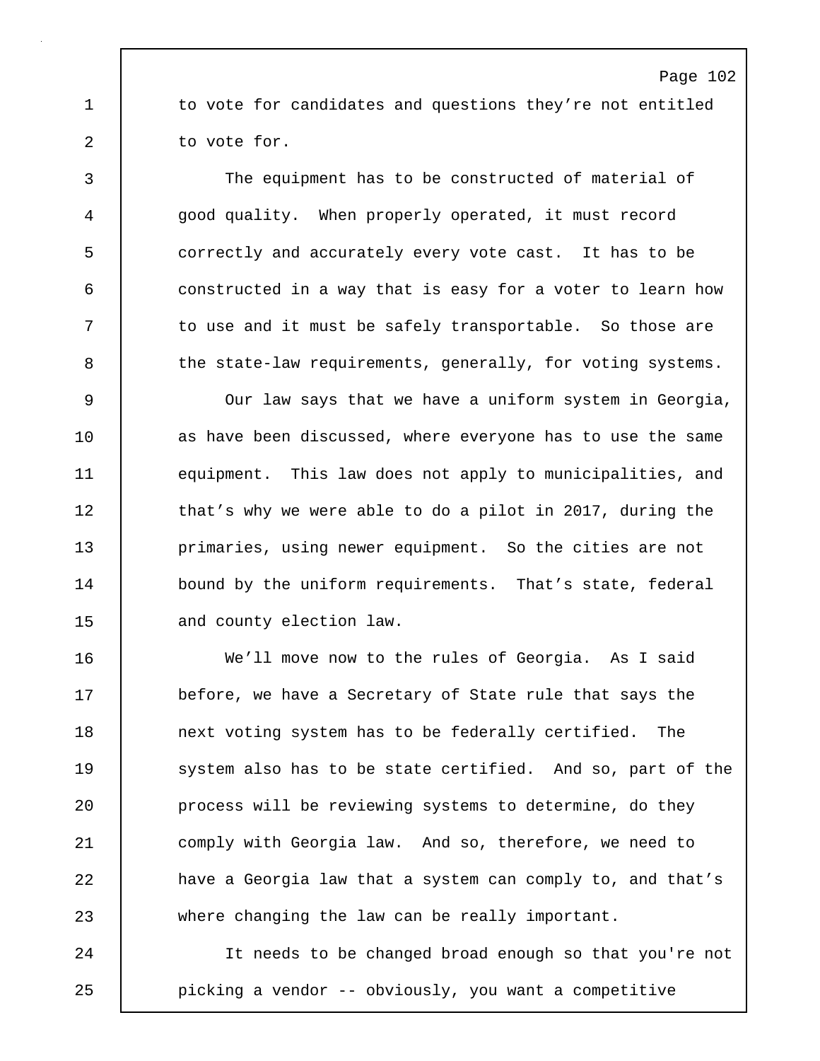to vote for candidates and questions they're not entitled to vote for.

The equipment has to be constructed of material of good quality. When properly operated, it must record correctly and accurately every vote cast. It has to be constructed in a way that is easy for a voter to learn how to use and it must be safely transportable. So those are the state-law requirements, generally, for voting systems.

Our law says that we have a uniform system in Georgia, as have been discussed, where everyone has to use the same equipment. This law does not apply to municipalities, and that's why we were able to do a pilot in 2017, during the primaries, using newer equipment. So the cities are not bound by the uniform requirements. That's state, federal and county election law.

We'll move now to the rules of Georgia. As I said before, we have a Secretary of State rule that says the next voting system has to be federally certified. The system also has to be state certified. And so, part of the process will be reviewing systems to determine, do they comply with Georgia law. And so, therefore, we need to have a Georgia law that a system can comply to, and that's where changing the law can be really important.

It needs to be changed broad enough so that you're not picking a vendor -- obviously, you want a competitive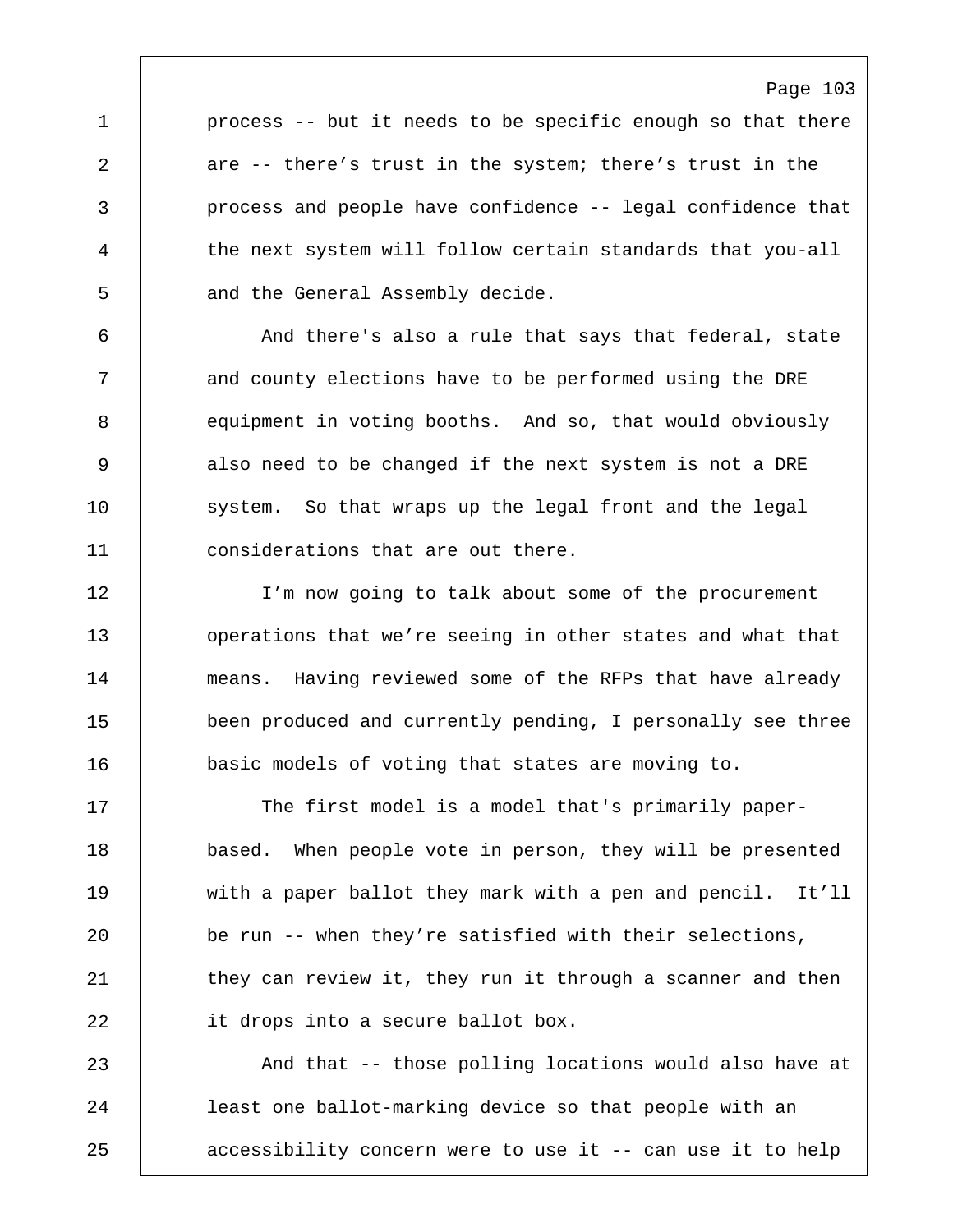process -- but it needs to be specific enough so that there are -- there's trust in the system; there's trust in the process and people have confidence -- legal confidence that the next system will follow certain standards that you-all and the General Assembly decide.

And there's also a rule that says that federal, state and county elections have to be performed using the DRE equipment in voting booths. And so, that would obviously also need to be changed if the next system is not a DRE system. So that wraps up the legal front and the legal considerations that are out there.

I'm now going to talk about some of the procurement operations that we're seeing in other states and what that means. Having reviewed some of the RFPs that have already been produced and currently pending, I personally see three basic models of voting that states are moving to.

The first model is a model that's primarily paper-based. When people vote in person, they will be presented with a paper ballot they mark with a pen and pencil. It'll be run -- when they're satisfied with their selections, they can review it, they run it through a scanner and then it drops into a secure ballot box.

And that -- those polling locations would also have at least one ballot-marking device so that people with an accessibility concern were to use it -- can use it to help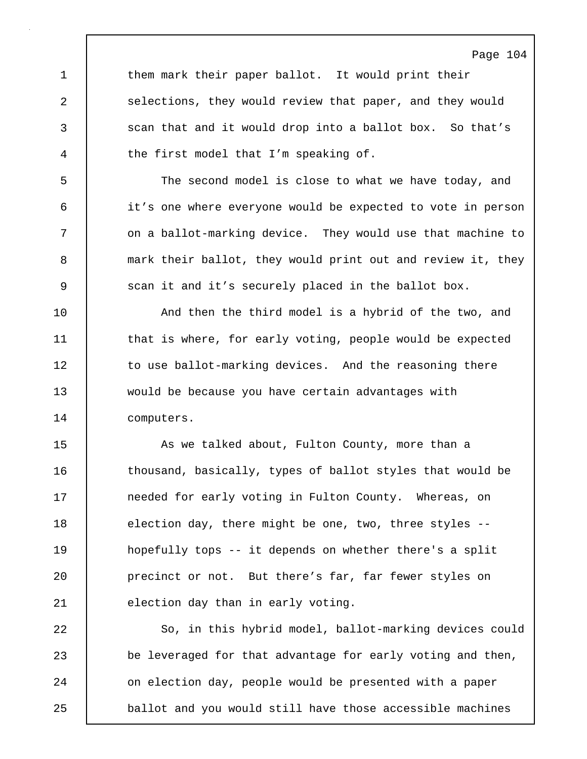them mark their paper ballot. It would print their selections, they would review that paper, and they would scan that and it would drop into a ballot box. So that's the first model that I'm speaking of.

The second model is close to what we have today, and it's one where everyone would be expected to vote in person on a ballot-marking device. They would use that machine to mark their ballot, they would print out and review it, they scan it and it's securely placed in the ballot box.

And then the third model is a hybrid of the two, and that is where, for early voting, people would be expected to use ballot-marking devices. And the reasoning there would be because you have certain advantages with computers.

As we talked about, Fulton County, more than a thousand, basically, types of ballot styles that would be needed for early voting in Fulton County. Whereas, on election day, there might be one, two, three styles -- hopefully tops -- it depends on whether there's a split precinct or not. But there's far, far fewer styles on election day than in early voting.

So, in this hybrid model, ballot-marking devices could be leveraged for that advantage for early voting and then, on election day, people would be presented with a paper ballot and you would still have those accessible machines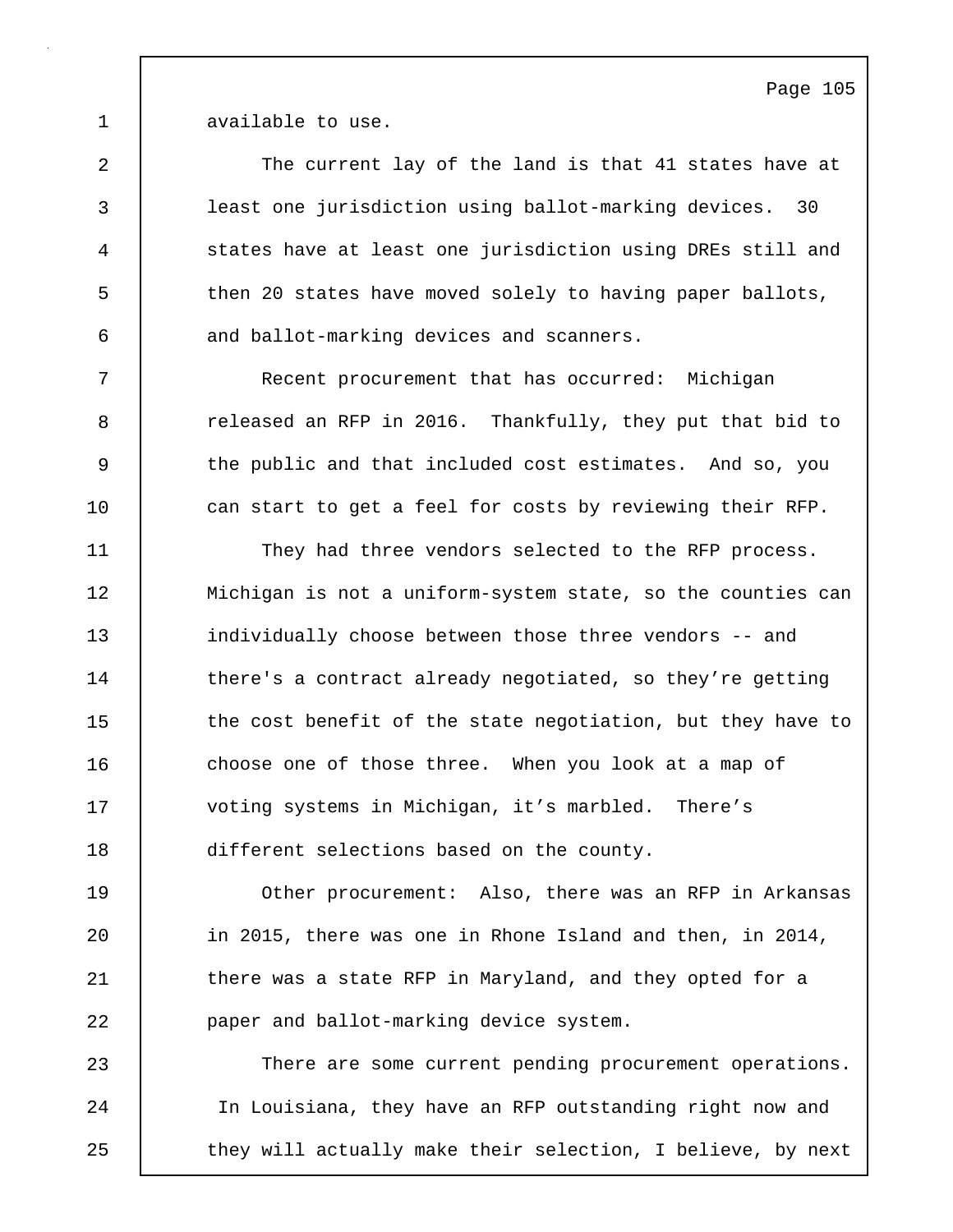available to use.

The current lay of the land is that 41 states have at least one jurisdiction using ballot-marking devices. 30 states have at least one jurisdiction using DREs still and then 20 states have moved solely to having paper ballots, and ballot-marking devices and scanners.

Recent procurement that has occurred: Michigan released an RFP in 2016. Thankfully, they put that bid to the public and that included cost estimates. And so, you can start to get a feel for costs by reviewing their RFP.

They had three vendors selected to the RFP process. Michigan is not a uniform-system state, so the counties can individually choose between those three vendors -- and there's a contract already negotiated, so they're getting the cost benefit of the state negotiation, but they have to choose one of those three. When you look at a map of voting systems in Michigan, it's marbled. There's different selections based on the county.

Other procurement: Also, there was an RFP in Arkansas in 2015, there was one in Rhone Island and then, in 2014, there was a state RFP in Maryland, and they opted for a paper and ballot-marking device system.

There are some current pending procurement operations. In Louisiana, they have an RFP outstanding right now and they will actually make their selection, I believe, by next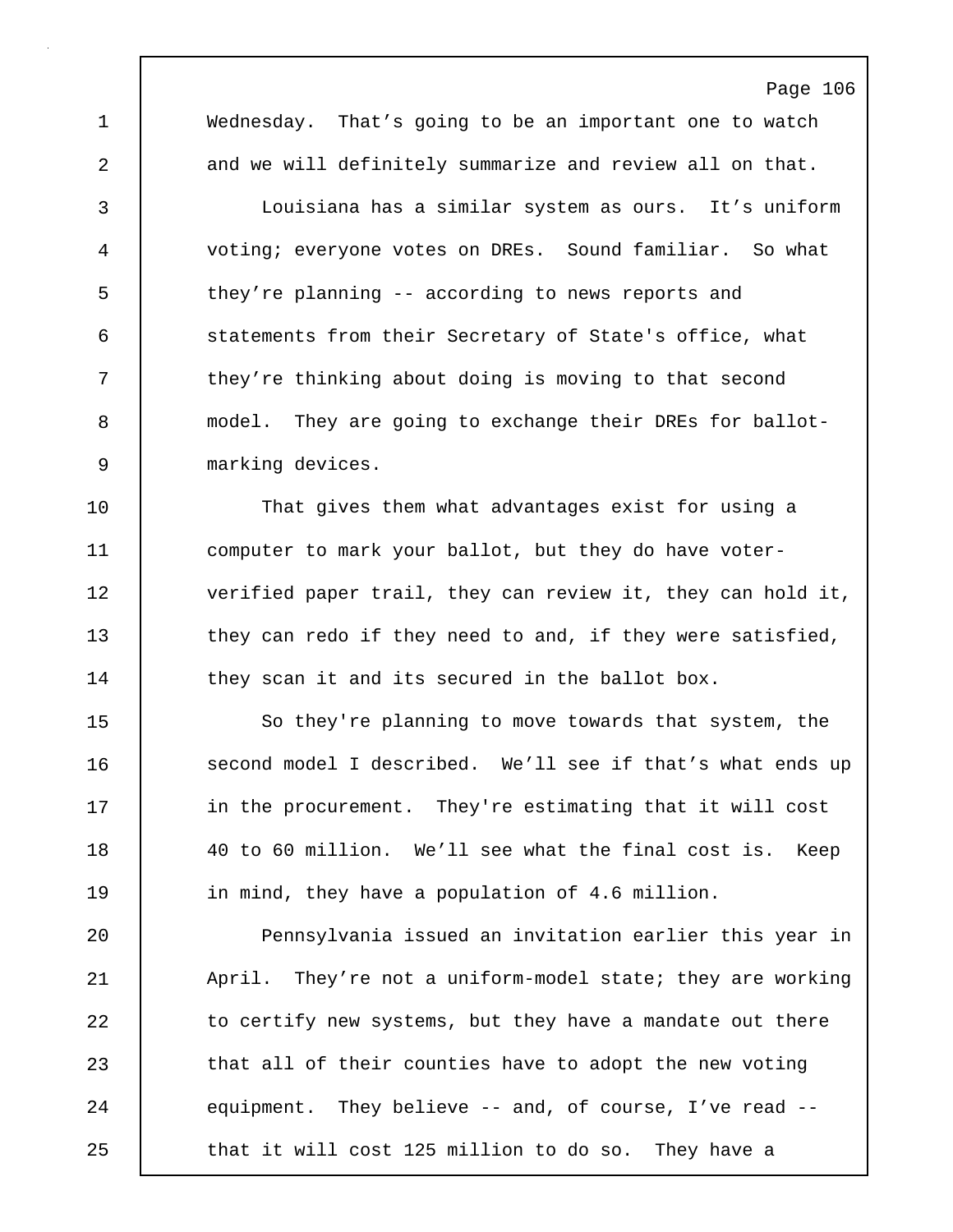Wednesday. That's going to be an important one to watch and we will definitely summarize and review all on that.

Louisiana has a similar system as ours. It's uniform voting; everyone votes on DREs. Sound familiar. So what they're planning -- according to news reports and statements from their Secretary of State's office, what they're thinking about doing is moving to that second model. They are going to exchange their DREs for ballot-marking devices.

That gives them what advantages exist for using a computer to mark your ballot, but they do have voter-verified paper trail, they can review it, they can hold it, they can redo if they need to and, if they were satisfied, they scan it and its secured in the ballot box.

So they're planning to move towards that system, the second model I described. We'll see if that's what ends up in the procurement. They're estimating that it will cost 40 to 60 million. We'll see what the final cost is. Keep in mind, they have a population of 4.6 million.

Pennsylvania issued an invitation earlier this year in April. They're not a uniform-model state; they are working to certify new systems, but they have a mandate out there that all of their counties have to adopt the new voting equipment. They believe -- and, of course, I've read -- that it will cost 125 million to do so. They have a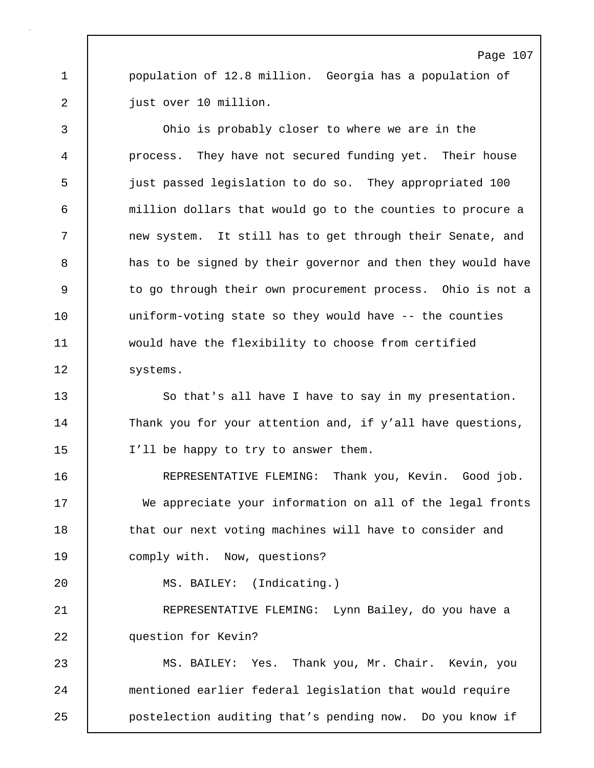population of 12.8 million. Georgia has a population of just over 10 million.

Ohio is probably closer to where we are in the process. They have not secured funding yet. Their house just passed legislation to do so. They appropriated 100 million dollars that would go to the counties to procure a new system. It still has to get through their Senate, and has to be signed by their governor and then they would have to go through their own procurement process. Ohio is not a uniform-voting state so they would have -- the counties would have the flexibility to choose from certified systems.

So that's all have I have to say in my presentation. Thank you for your attention and, if y'all have questions, I'll be happy to try to answer them.

REPRESENTATIVE FLEMING: Thank you, Kevin. Good job. We appreciate your information on all of the legal fronts that our next voting machines will have to consider and comply with. Now, questions?

MS. BAILEY: (Indicating.)

REPRESENTATIVE FLEMING: Lynn Bailey, do you have a question for Kevin?

MS. BAILEY: Yes. Thank you, Mr. Chair. Kevin, you mentioned earlier federal legislation that would require postelection auditing that's pending now. Do you know if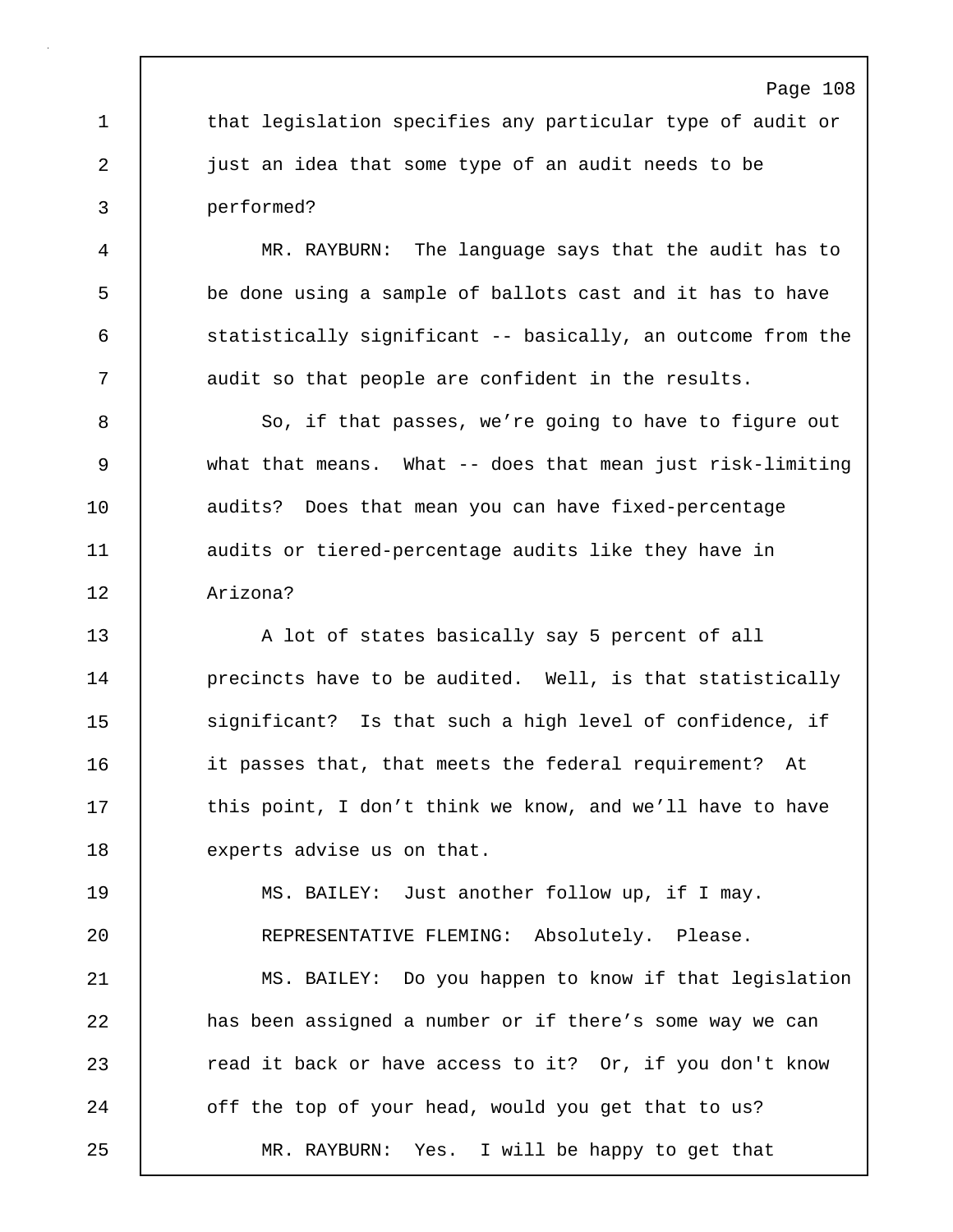that legislation specifies any particular type of audit or just an idea that some type of an audit needs to be performed?

MR. RAYBURN: The language says that the audit has to be done using a sample of ballots cast and it has to have statistically significant -- basically, an outcome from the audit so that people are confident in the results.

So, if that passes, we’re going to have to figure out what that means. What -- does that mean just risk-limiting audits? Does that mean you can have fixed-percentage audits or tiered-percentage audits like they have in Arizona?

A lot of states basically say 5 percent of all precincts have to be audited. Well, is that statistically significant? Is that such a high level of confidence, if it passes that, that meets the federal requirement? At this point, I don’t think we know, and we’ll have to have experts advise us on that.

MS. BAILEY: Just another follow up, if I may.

REPRESENTATIVE FLEMING: Absolutely. Please.

MS. BAILEY: Do you happen to know if that legislation has been assigned a number or if there’s some way we can read it back or have access to it? Or, if you don't know off the top of your head, would you get that to us?

MR. RAYBURN: Yes. I will be happy to get that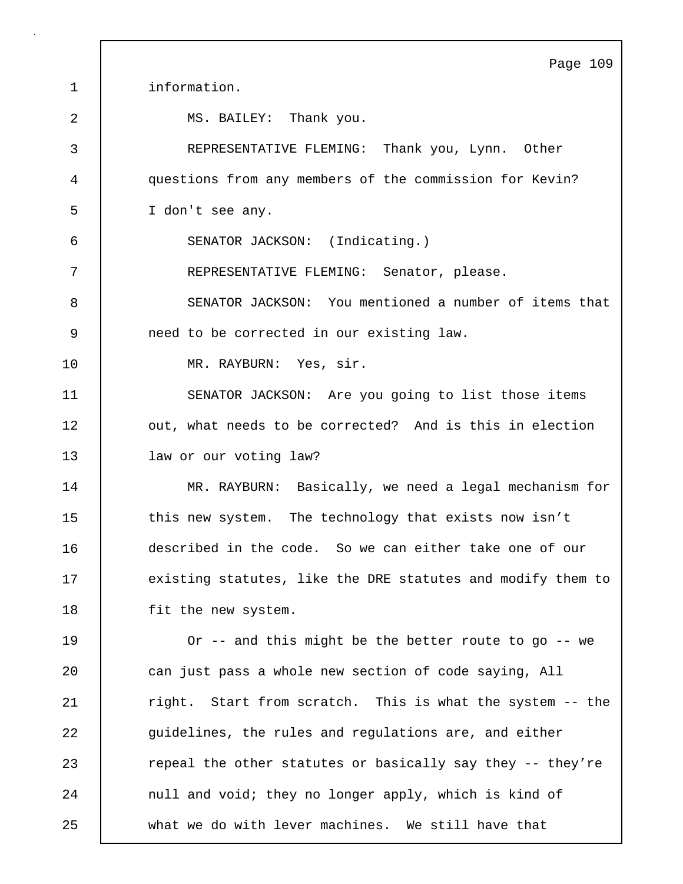information.

MS. BAILEY: Thank you.

REPRESENTATIVE FLEMING: Thank you, Lynn. Other questions from any members of the commission for Kevin? I don't see any.

SENATOR JACKSON: (Indicating.)

REPRESENTATIVE FLEMING: Senator, please.

SENATOR JACKSON: You mentioned a number of items that need to be corrected in our existing law.

MR. RAYBURN: Yes, sir.

SENATOR JACKSON: Are you going to list those items out, what needs to be corrected? And is this in election law or our voting law?

MR. RAYBURN: Basically, we need a legal mechanism for this new system. The technology that exists now isn't described in the code. So we can either take one of our existing statutes, like the DRE statutes and modify them to fit the new system.

Or -- and this might be the better route to go -- we can just pass a whole new section of code saying, All right. Start from scratch. This is what the system -- the guidelines, the rules and regulations are, and either repeal the other statutes or basically say they -- they're null and void; they no longer apply, which is kind of what we do with lever machines. We still have that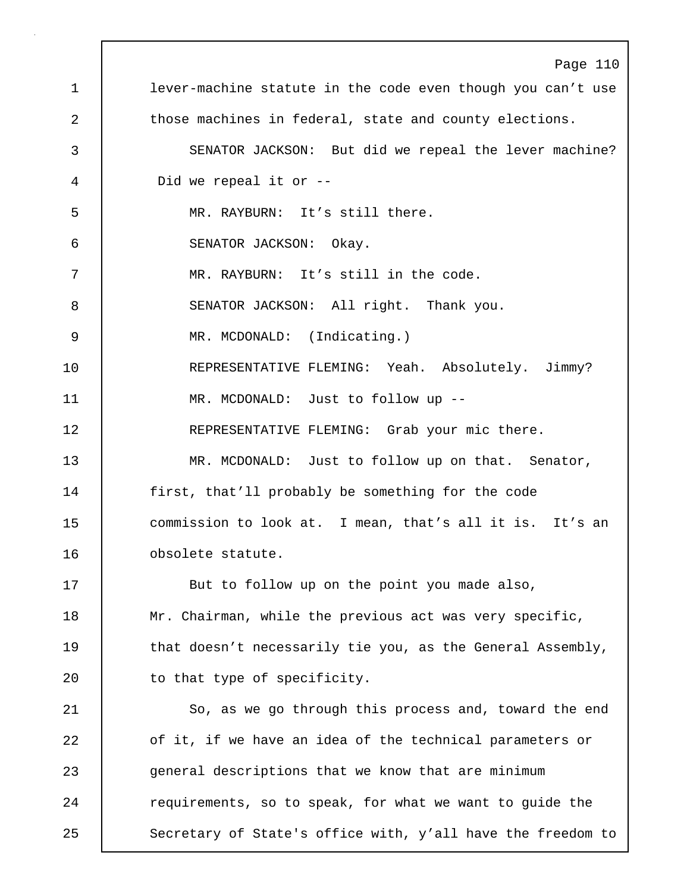lever-machine statute in the code even though you can't use those machines in federal, state and county elections.

SENATOR JACKSON: But did we repeal the lever machine? Did we repeal it or --

MR. RAYBURN: It's still there.

SENATOR JACKSON: Okay.

MR. RAYBURN: It's still in the code.

SENATOR JACKSON: All right. Thank you.

MR. MCDONALD: (Indicating.)

REPRESENTATIVE FLEMING: Yeah. Absolutely. Jimmy?

MR. MCDONALD: Just to follow up --

REPRESENTATIVE FLEMING: Grab your mic there.

MR. MCDONALD: Just to follow up on that. Senator, first, that'll probably be something for the code commission to look at. I mean, that's all it is. It's an obsolete statute.

But to follow up on the point you made also, Mr. Chairman, while the previous act was very specific, that doesn't necessarily tie you, as the General Assembly, to that type of specificity.

So, as we go through this process and, toward the end of it, if we have an idea of the technical parameters or general descriptions that we know that are minimum requirements, so to speak, for what we want to guide the Secretary of State's office with, y'all have the freedom to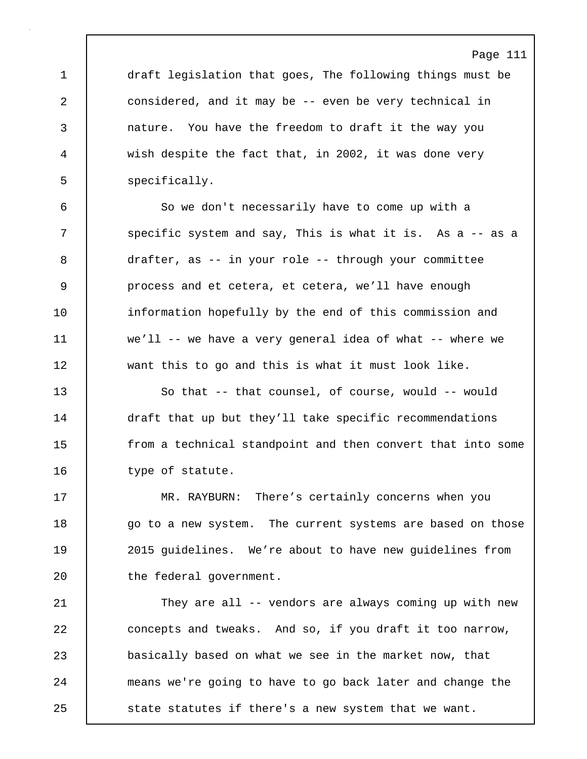draft legislation that goes, The following things must be considered, and it may be -- even be very technical in nature. You have the freedom to draft it the way you wish despite the fact that, in 2002, it was done very specifically.

So we don't necessarily have to come up with a specific system and say, This is what it is. As a -- as a drafter, as -- in your role -- through your committee process and et cetera, et cetera, we’ll have enough information hopefully by the end of this commission and we’ll -- we have a very general idea of what -- where we want this to go and this is what it must look like.

So that -- that counsel, of course, would -- would draft that up but they’ll take specific recommendations from a technical standpoint and then convert that into some type of statute.

MR. RAYBURN: There’s certainly concerns when you go to a new system. The current systems are based on those 2015 guidelines. We’re about to have new guidelines from the federal government.

They are all -- vendors are always coming up with new concepts and tweaks. And so, if you draft it too narrow, basically based on what we see in the market now, that means we're going to have to go back later and change the state statutes if there's a new system that we want.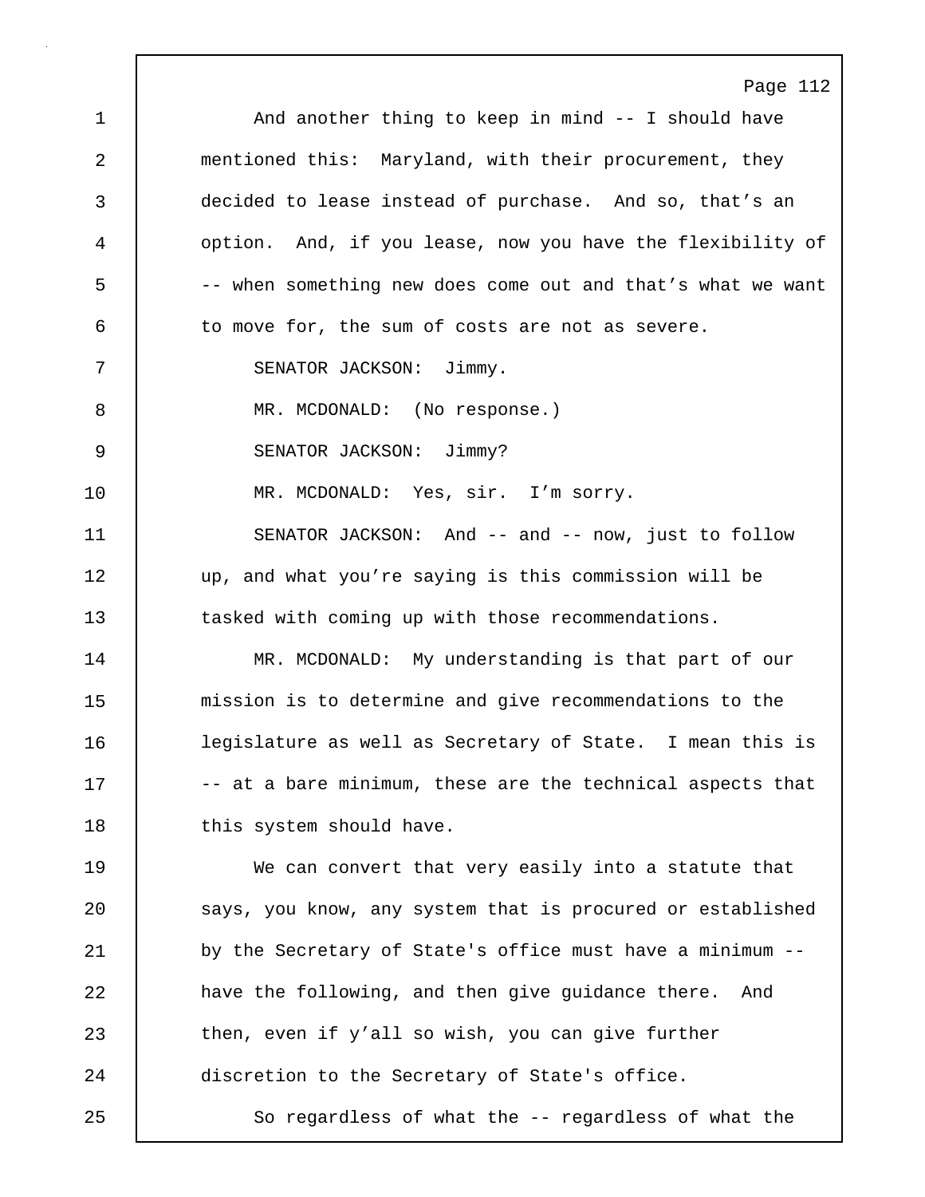And another thing to keep in mind -- I should have mentioned this: Maryland, with their procurement, they decided to lease instead of purchase. And so, that's an option. And, if you lease, now you have the flexibility of -- when something new does come out and that's what we want to move for, the sum of costs are not as severe.

SENATOR JACKSON: Jimmy.

MR. MCDONALD: (No response.)

SENATOR JACKSON: Jimmy?

MR. MCDONALD: Yes, sir. I'm sorry.

SENATOR JACKSON: And -- and -- now, just to follow up, and what you're saying is this commission will be tasked with coming up with those recommendations.

MR. MCDONALD: My understanding is that part of our mission is to determine and give recommendations to the legislature as well as Secretary of State. I mean this is -- at a bare minimum, these are the technical aspects that this system should have.

We can convert that very easily into a statute that says, you know, any system that is procured or established by the Secretary of State's office must have a minimum -- have the following, and then give guidance there. And then, even if y'all so wish, you can give further discretion to the Secretary of State's office.

So regardless of what the -- regardless of what the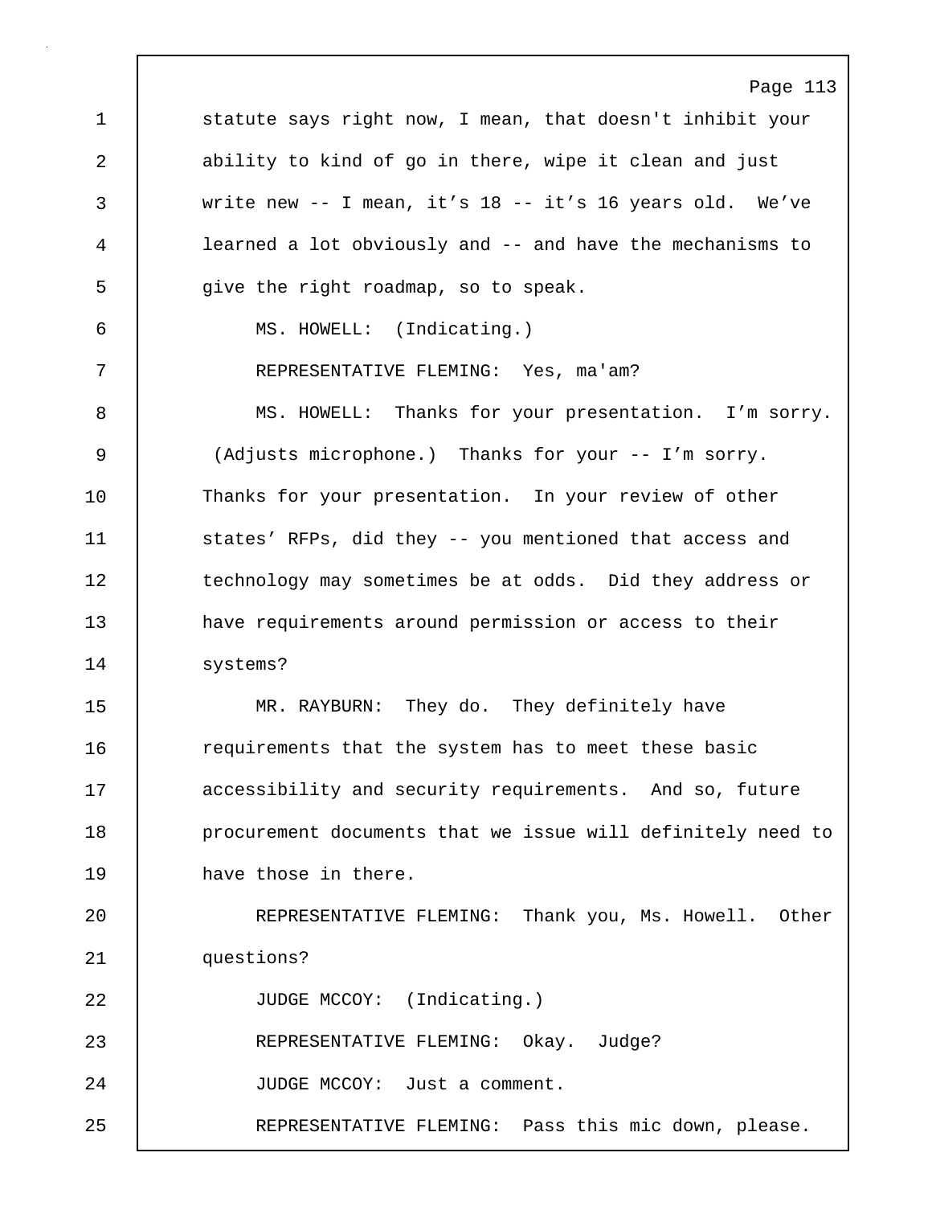statute says right now, I mean, that doesn't inhibit your ability to kind of go in there, wipe it clean and just write new -- I mean, it’s 18 -- it’s 16 years old. We’ve learned a lot obviously and -- and have the mechanisms to give the right roadmap, so to speak.

MS. HOWELL: (Indicating.)

REPRESENTATIVE FLEMING: Yes, ma'am?

MS. HOWELL: Thanks for your presentation. I’m sorry. (Adjusts microphone.) Thanks for your -- I’m sorry. Thanks for your presentation. In your review of other states’ RFPs, did they -- you mentioned that access and technology may sometimes be at odds. Did they address or have requirements around permission or access to their systems?

MR. RAYBURN: They do. They definitely have requirements that the system has to meet these basic accessibility and security requirements. And so, future procurement documents that we issue will definitely need to have those in there.

REPRESENTATIVE FLEMING: Thank you, Ms. Howell. Other questions?

JUDGE MCCOY: (Indicating.)

REPRESENTATIVE FLEMING: Okay. Judge?

JUDGE MCCOY: Just a comment.

REPRESENTATIVE FLEMING: Pass this mic down, please.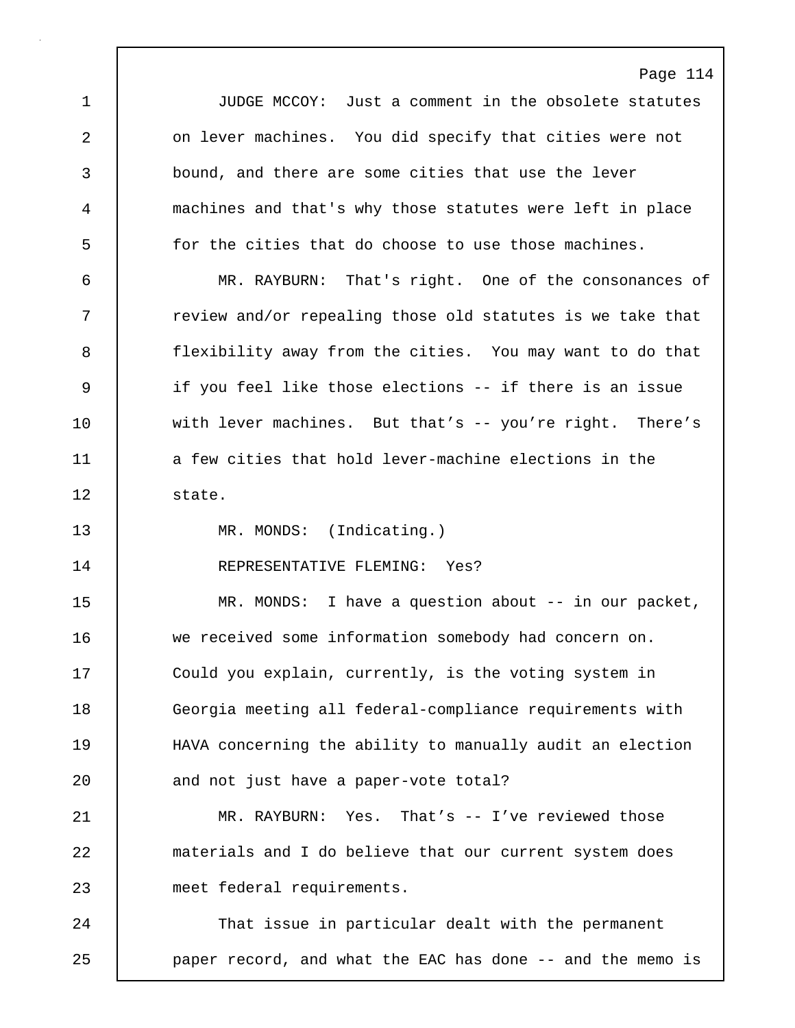JUDGE MCCOY: Just a comment in the obsolete statutes on lever machines. You did specify that cities were not bound, and there are some cities that use the lever machines and that's why those statutes were left in place for the cities that do choose to use those machines.

MR. RAYBURN: That's right. One of the consonances of review and/or repealing those old statutes is we take that flexibility away from the cities. You may want to do that if you feel like those elections -- if there is an issue with lever machines. But that’s -- you’re right. There’s a few cities that hold lever-machine elections in the state.

MR. MONDS: (Indicating.)

REPRESENTATIVE FLEMING: Yes?

MR. MONDS: I have a question about -- in our packet, we received some information somebody had concern on. Could you explain, currently, is the voting system in Georgia meeting all federal-compliance requirements with HAVA concerning the ability to manually audit an election and not just have a paper-vote total?

MR. RAYBURN: Yes. That’s -- I’ve reviewed those materials and I do believe that our current system does meet federal requirements.

That issue in particular dealt with the permanent paper record, and what the EAC has done -- and the memo is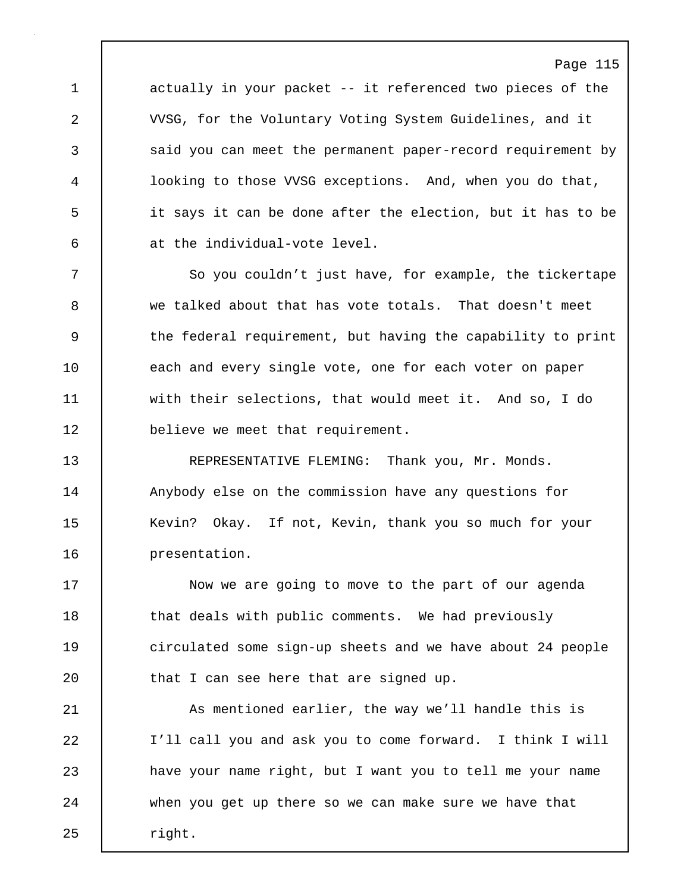actually in your packet -- it referenced two pieces of the VVSG, for the Voluntary Voting System Guidelines, and it said you can meet the permanent paper-record requirement by looking to those VVSG exceptions. And, when you do that, it says it can be done after the election, but it has to be at the individual-vote level.

So you couldn’t just have, for example, the tickertape we talked about that has vote totals. That doesn't meet the federal requirement, but having the capability to print each and every single vote, one for each voter on paper with their selections, that would meet it. And so, I do believe we meet that requirement.

REPRESENTATIVE FLEMING: Thank you, Mr. Monds. Anybody else on the commission have any questions for Kevin? Okay. If not, Kevin, thank you so much for your presentation.

Now we are going to move to the part of our agenda that deals with public comments. We had previously circulated some sign-up sheets and we have about 24 people that I can see here that are signed up.

As mentioned earlier, the way we’ll handle this is I’ll call you and ask you to come forward. I think I will have your name right, but I want you to tell me your name when you get up there so we can make sure we have that right.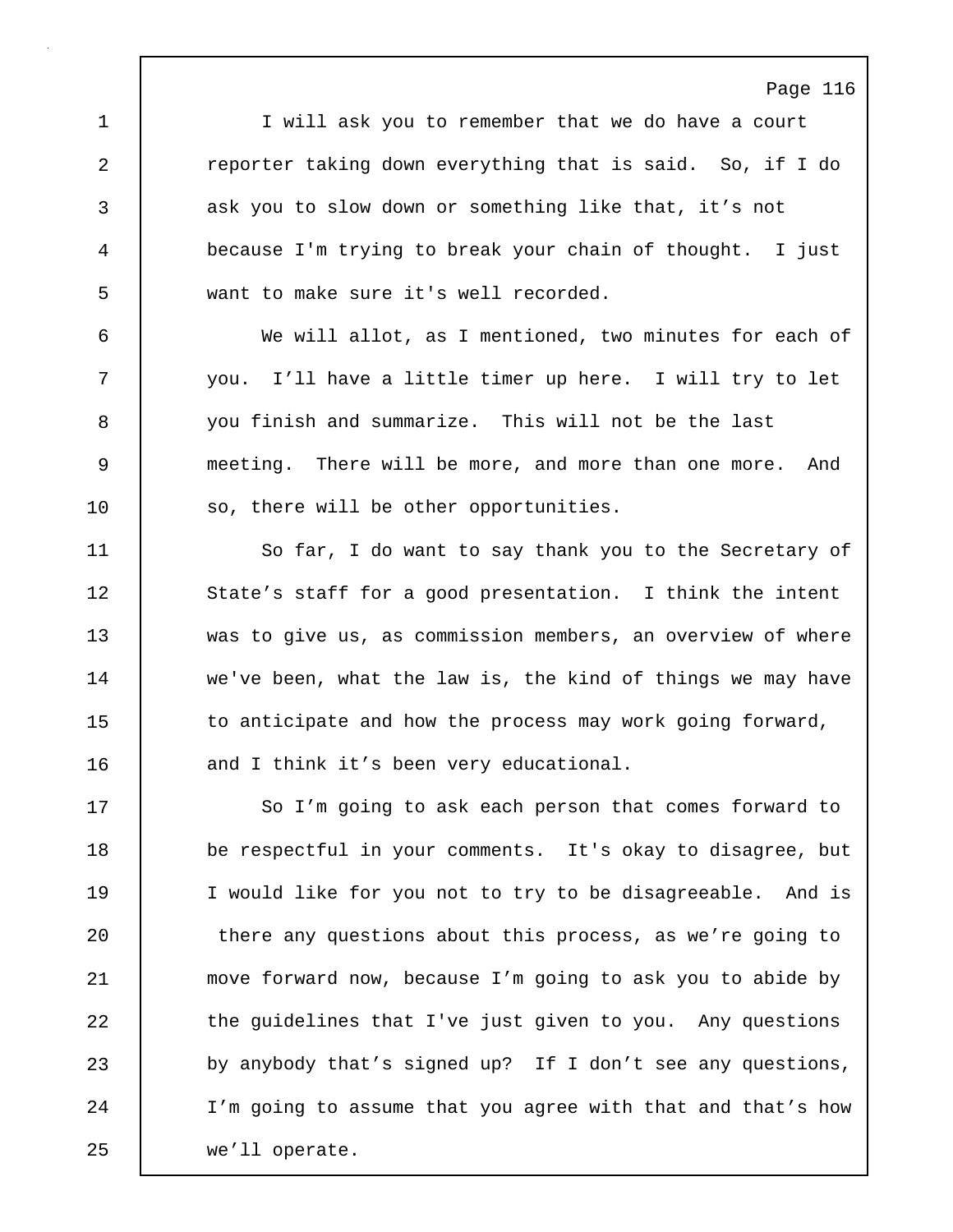I will ask you to remember that we do have a court reporter taking down everything that is said. So, if I do ask you to slow down or something like that, it's not because I'm trying to break your chain of thought. I just want to make sure it's well recorded.

We will allot, as I mentioned, two minutes for each of you. I'll have a little timer up here. I will try to let you finish and summarize. This will not be the last meeting. There will be more, and more than one more. And so, there will be other opportunities.

So far, I do want to say thank you to the Secretary of State's staff for a good presentation. I think the intent was to give us, as commission members, an overview of where we've been, what the law is, the kind of things we may have to anticipate and how the process may work going forward, and I think it's been very educational.

So I'm going to ask each person that comes forward to be respectful in your comments. It's okay to disagree, but I would like for you not to try to be disagreeable. And is there any questions about this process, as we're going to move forward now, because I'm going to ask you to abide by the guidelines that I've just given to you. Any questions by anybody that's signed up? If I don't see any questions, I'm going to assume that you agree with that and that's how we'll operate.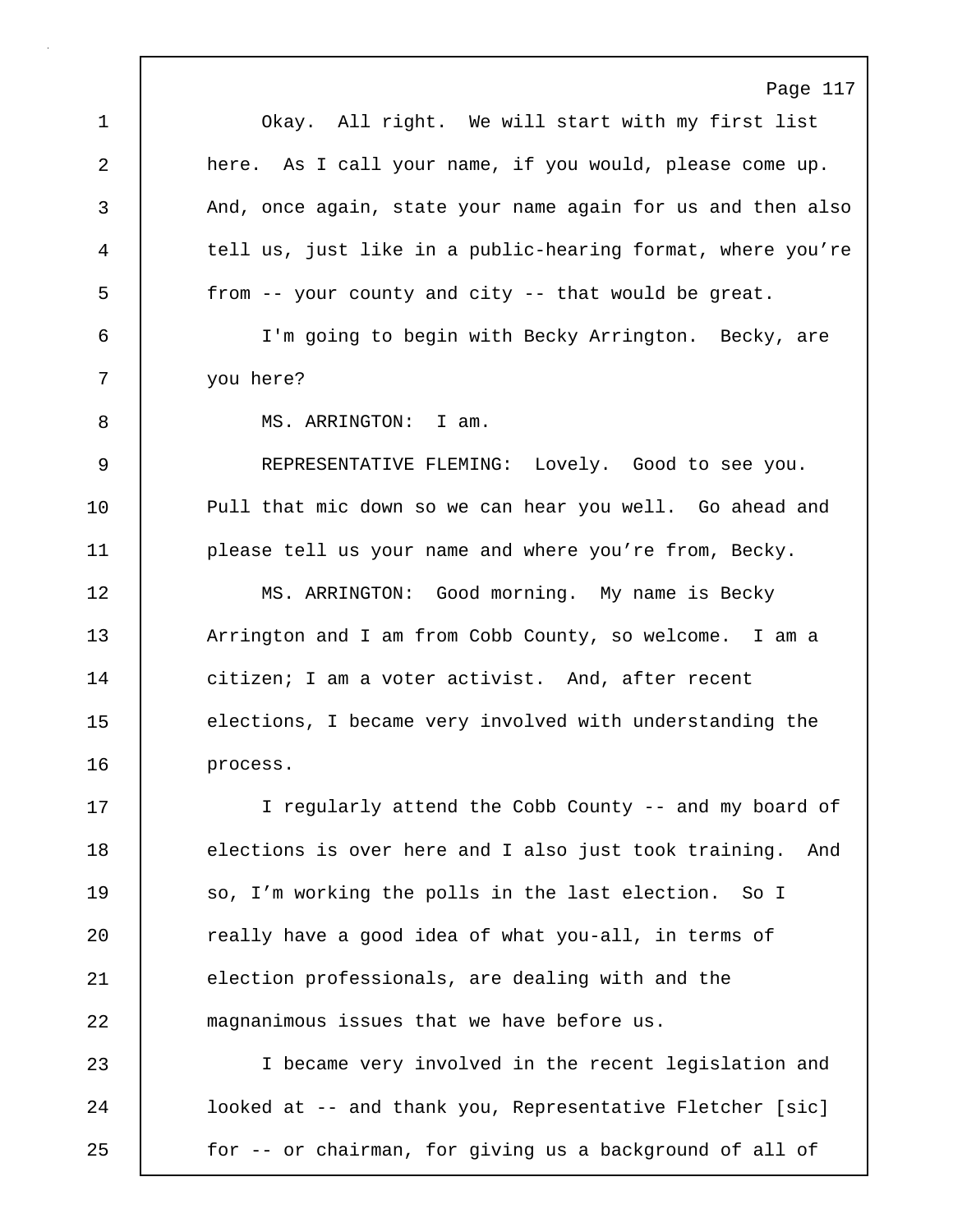Okay. All right. We will start with my first list here. As I call your name, if you would, please come up. And, once again, state your name again for us and then also tell us, just like in a public-hearing format, where you're from -- your county and city -- that would be great.

I'm going to begin with Becky Arrington. Becky, are you here?

MS. ARRINGTON: I am.

REPRESENTATIVE FLEMING: Lovely. Good to see you. Pull that mic down so we can hear you well. Go ahead and please tell us your name and where you're from, Becky.

MS. ARRINGTON: Good morning. My name is Becky Arrington and I am from Cobb County, so welcome. I am a citizen; I am a voter activist. And, after recent elections, I became very involved with understanding the process.

I regularly attend the Cobb County -- and my board of elections is over here and I also just took training. And so, I'm working the polls in the last election. So I really have a good idea of what you-all, in terms of election professionals, are dealing with and the magnanimous issues that we have before us.

I became very involved in the recent legislation and looked at -- and thank you, Representative Fletcher [sic] for -- or chairman, for giving us a background of all of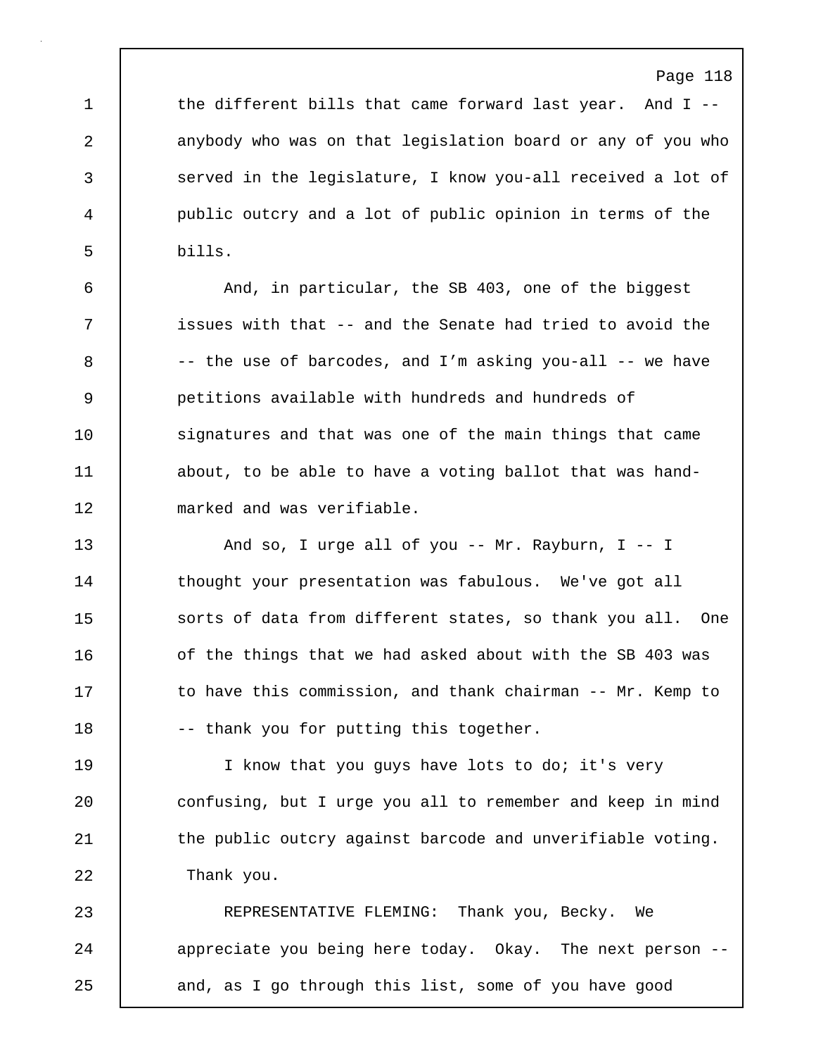the different bills that came forward last year. And I -- anybody who was on that legislation board or any of you who served in the legislature, I know you-all received a lot of public outcry and a lot of public opinion in terms of the bills.

And, in particular, the SB 403, one of the biggest issues with that -- and the Senate had tried to avoid the -- the use of barcodes, and I’m asking you-all -- we have petitions available with hundreds and hundreds of signatures and that was one of the main things that came about, to be able to have a voting ballot that was hand-marked and was verifiable.

And so, I urge all of you -- Mr. Rayburn, I -- I thought your presentation was fabulous. We've got all sorts of data from different states, so thank you all. One of the things that we had asked about with the SB 403 was to have this commission, and thank chairman -- Mr. Kemp to -- thank you for putting this together.

I know that you guys have lots to do; it's very confusing, but I urge you all to remember and keep in mind the public outcry against barcode and unverifiable voting. Thank you.

REPRESENTATIVE FLEMING: Thank you, Becky. We appreciate you being here today. Okay. The next person -- and, as I go through this list, some of you have good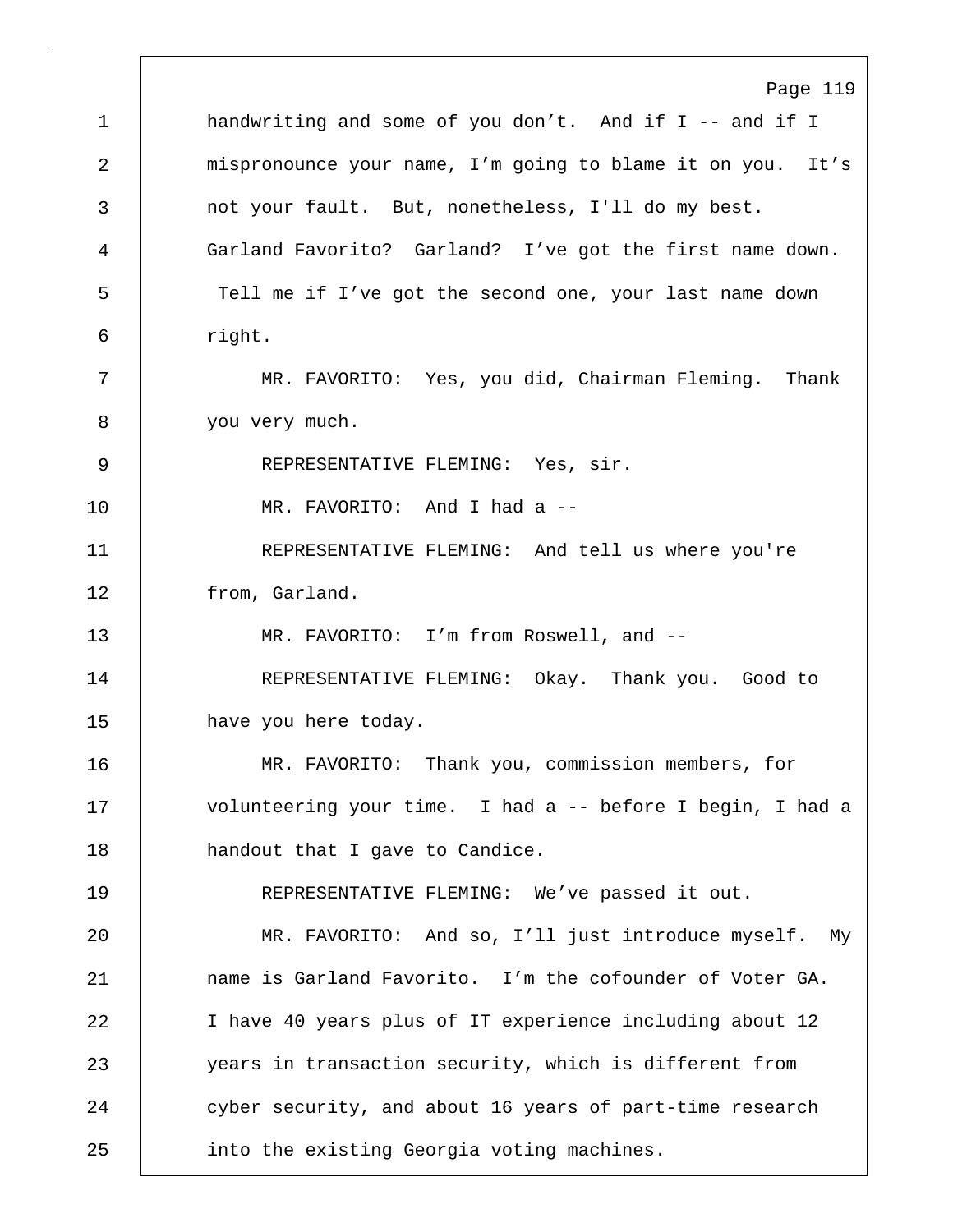handwriting and some of you don't. And if I -- and if I mispronounce your name, I'm going to blame it on you. It's not your fault. But, nonetheless, I'll do my best. Garland Favorito? Garland? I've got the first name down. Tell me if I've got the second one, your last name down right.

MR. FAVORITO: Yes, you did, Chairman Fleming. Thank you very much.

REPRESENTATIVE FLEMING: Yes, sir.

MR. FAVORITO: And I had a --

REPRESENTATIVE FLEMING: And tell us where you're from, Garland.

MR. FAVORITO: I'm from Roswell, and --

REPRESENTATIVE FLEMING: Okay. Thank you. Good to have you here today.

MR. FAVORITO: Thank you, commission members, for volunteering your time. I had a -- before I begin, I had a handout that I gave to Candice.

REPRESENTATIVE FLEMING: We've passed it out.

MR. FAVORITO: And so, I'll just introduce myself. My name is Garland Favorito. I'm the cofounder of Voter GA. I have 40 years plus of IT experience including about 12 years in transaction security, which is different from cyber security, and about 16 years of part-time research into the existing Georgia voting machines.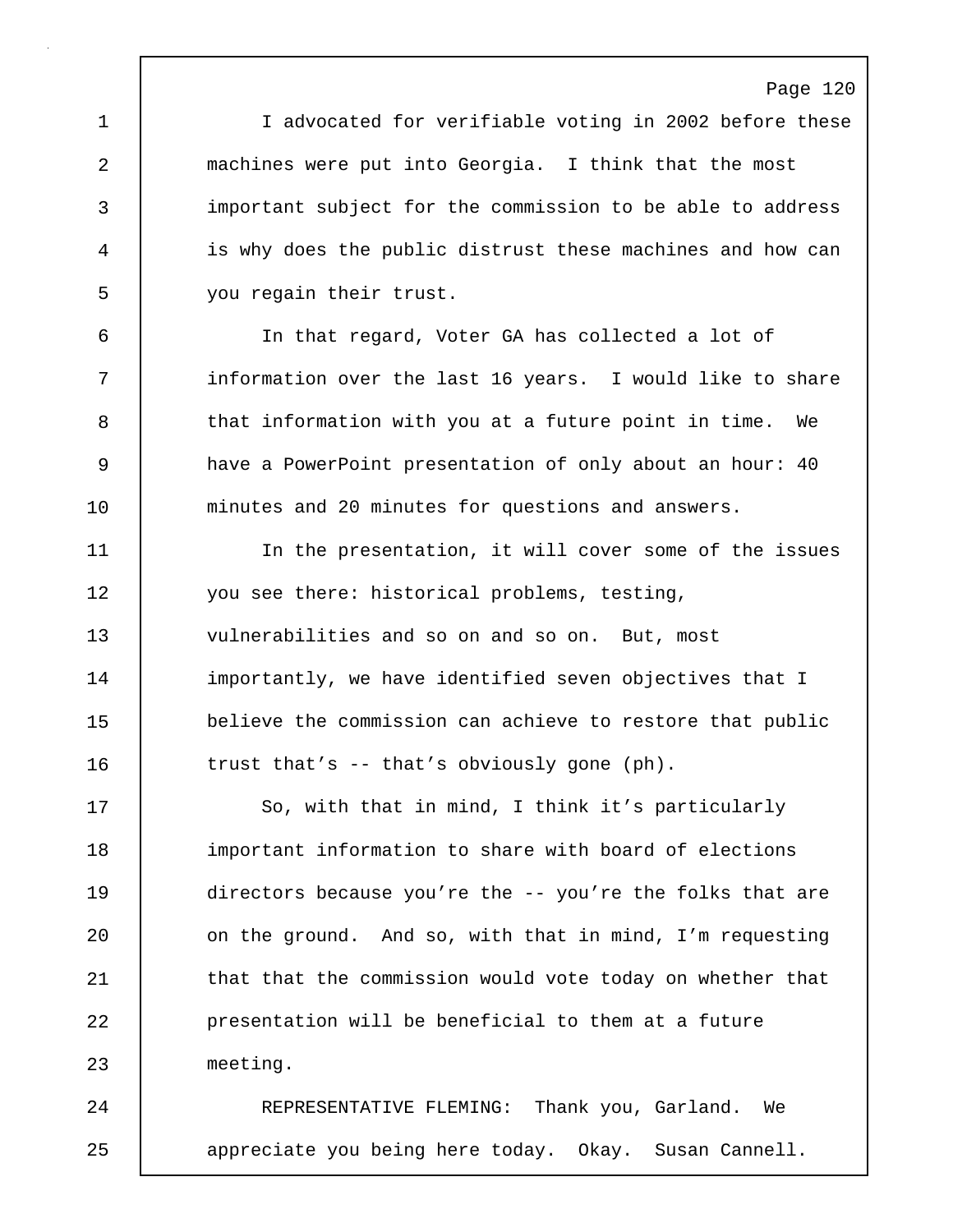I advocated for verifiable voting in 2002 before these machines were put into Georgia. I think that the most important subject for the commission to be able to address is why does the public distrust these machines and how can you regain their trust.

In that regard, Voter GA has collected a lot of information over the last 16 years. I would like to share that information with you at a future point in time. We have a PowerPoint presentation of only about an hour: 40 minutes and 20 minutes for questions and answers.

In the presentation, it will cover some of the issues you see there: historical problems, testing, vulnerabilities and so on and so on. But, most importantly, we have identified seven objectives that I believe the commission can achieve to restore that public trust that's -- that's obviously gone (ph).

So, with that in mind, I think it's particularly important information to share with board of elections directors because you're the -- you're the folks that are on the ground. And so, with that in mind, I'm requesting that that the commission would vote today on whether that presentation will be beneficial to them at a future meeting.

REPRESENTATIVE FLEMING: Thank you, Garland. We appreciate you being here today. Okay. Susan Cannell.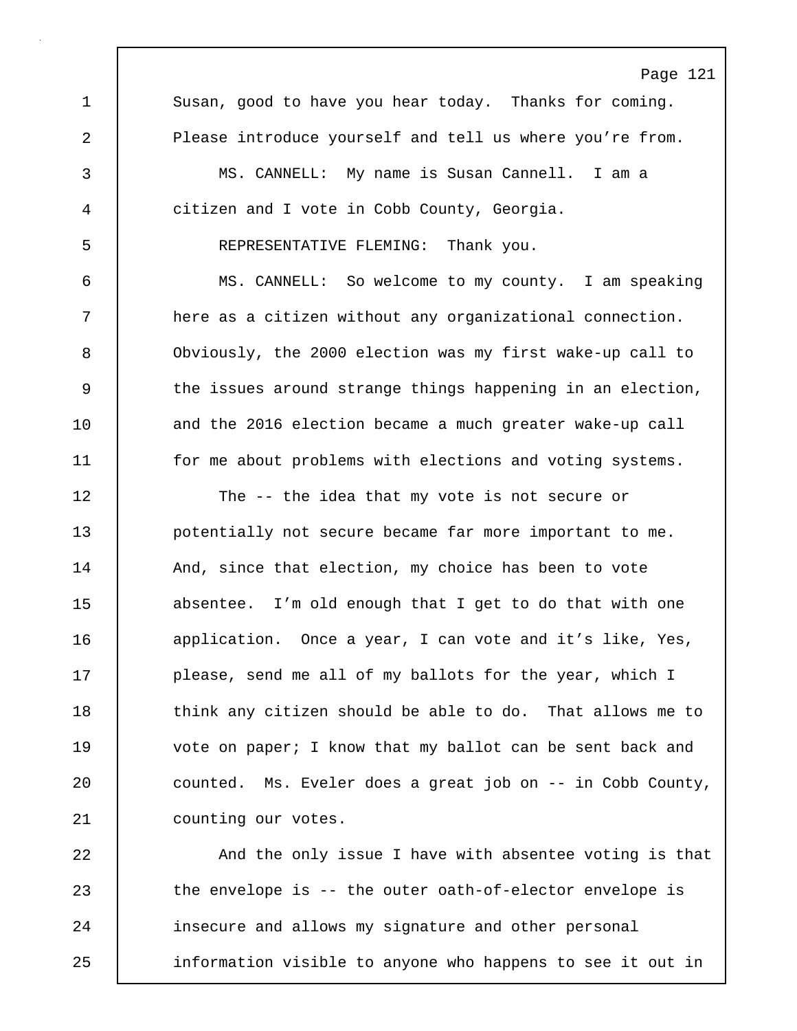Susan, good to have you hear today. Thanks for coming. Please introduce yourself and tell us where you're from.

MS. CANNELL: My name is Susan Cannell. I am a citizen and I vote in Cobb County, Georgia.

REPRESENTATIVE FLEMING: Thank you.

MS. CANNELL: So welcome to my county. I am speaking here as a citizen without any organizational connection. Obviously, the 2000 election was my first wake-up call to the issues around strange things happening in an election, and the 2016 election became a much greater wake-up call for me about problems with elections and voting systems.

The -- the idea that my vote is not secure or potentially not secure became far more important to me. And, since that election, my choice has been to vote absentee. I'm old enough that I get to do that with one application. Once a year, I can vote and it's like, Yes, please, send me all of my ballots for the year, which I think any citizen should be able to do. That allows me to vote on paper; I know that my ballot can be sent back and counted. Ms. Eveler does a great job on -- in Cobb County, counting our votes.

And the only issue I have with absentee voting is that the envelope is -- the outer oath-of-elector envelope is insecure and allows my signature and other personal information visible to anyone who happens to see it out in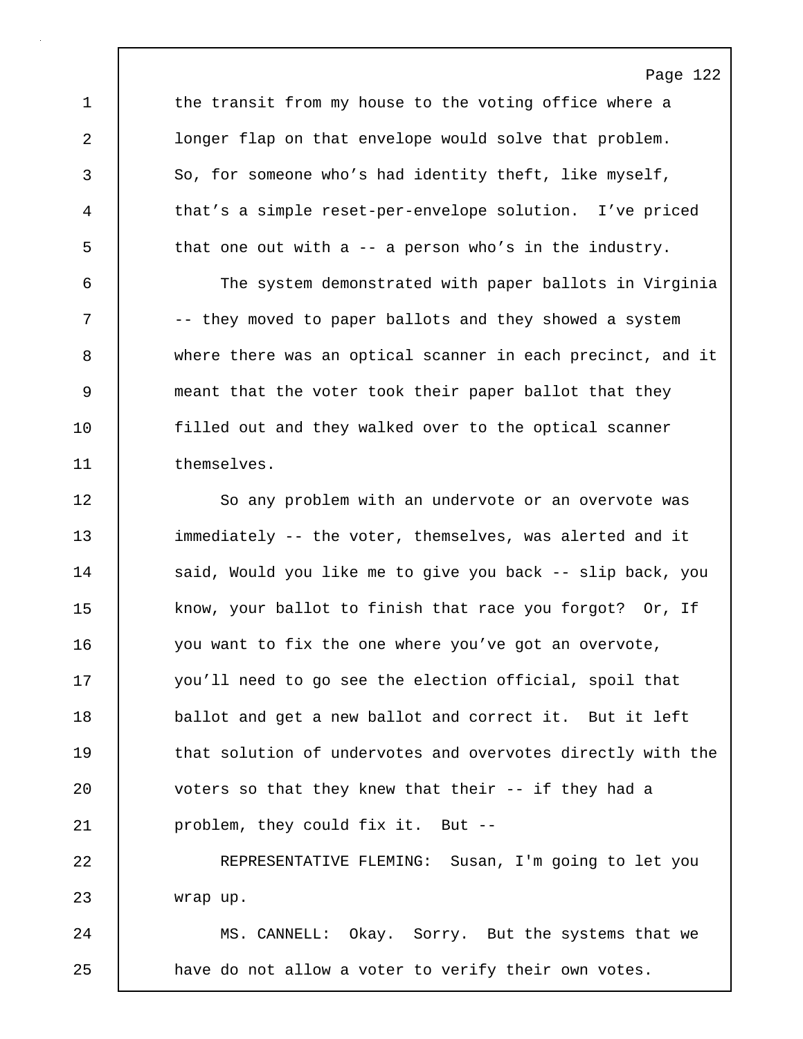the transit from my house to the voting office where a longer flap on that envelope would solve that problem. So, for someone who's had identity theft, like myself, that's a simple reset-per-envelope solution. I've priced that one out with a -- a person who's in the industry.

The system demonstrated with paper ballots in Virginia -- they moved to paper ballots and they showed a system where there was an optical scanner in each precinct, and it meant that the voter took their paper ballot that they filled out and they walked over to the optical scanner themselves.

So any problem with an undervote or an overvote was immediately -- the voter, themselves, was alerted and it said, Would you like me to give you back -- slip back, you know, your ballot to finish that race you forgot? Or, If you want to fix the one where you've got an overvote, you'll need to go see the election official, spoil that ballot and get a new ballot and correct it. But it left that solution of undervotes and overvotes directly with the voters so that they knew that their -- if they had a problem, they could fix it. But --

REPRESENTATIVE FLEMING: Susan, I'm going to let you wrap up.

MS. CANNELL: Okay. Sorry. But the systems that we have do not allow a voter to verify their own votes.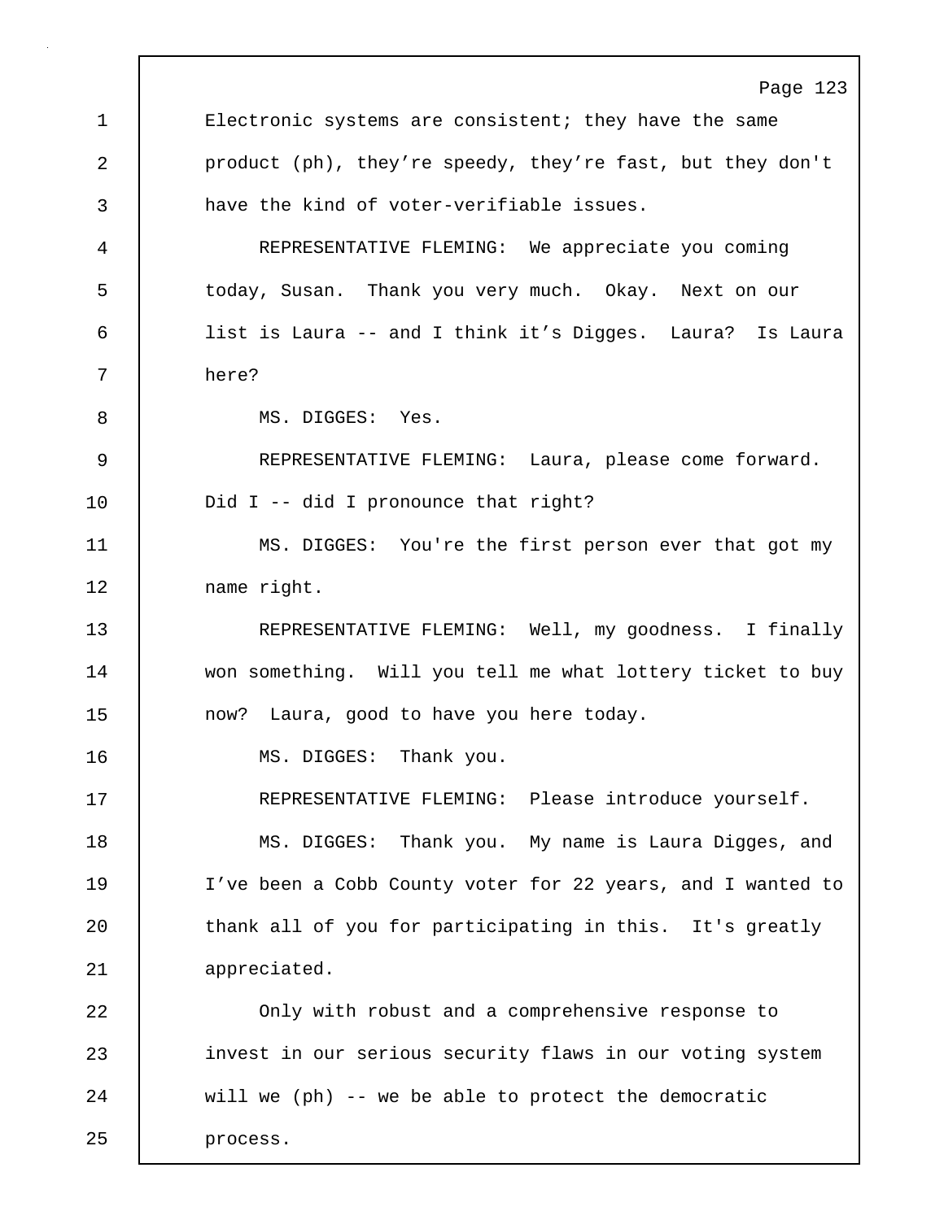Electronic systems are consistent; they have the same product (ph), they're speedy, they're fast, but they don't have the kind of voter-verifiable issues.

REPRESENTATIVE FLEMING: We appreciate you coming today, Susan. Thank you very much. Okay. Next on our list is Laura -- and I think it's Digges. Laura? Is Laura here?

MS. DIGGES: Yes.

REPRESENTATIVE FLEMING: Laura, please come forward. Did I -- did I pronounce that right?

MS. DIGGES: You're the first person ever that got my name right.

REPRESENTATIVE FLEMING: Well, my goodness. I finally won something. Will you tell me what lottery ticket to buy now? Laura, good to have you here today.

MS. DIGGES: Thank you.

REPRESENTATIVE FLEMING: Please introduce yourself.

MS. DIGGES: Thank you. My name is Laura Digges, and I've been a Cobb County voter for 22 years, and I wanted to thank all of you for participating in this. It's greatly appreciated.

Only with robust and a comprehensive response to invest in our serious security flaws in our voting system will we (ph) -- we be able to protect the democratic process.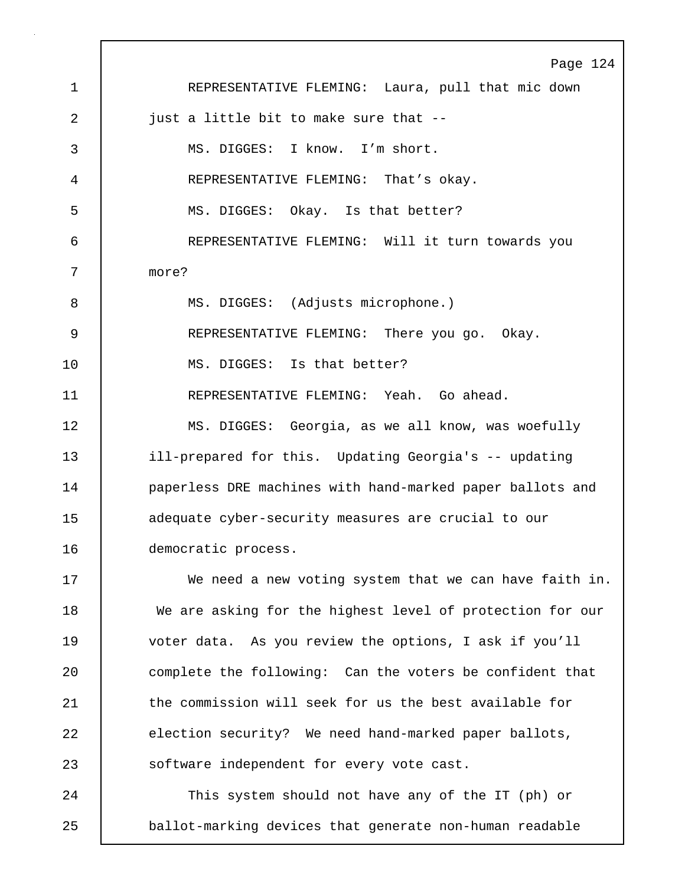REPRESENTATIVE FLEMING: Laura, pull that mic down just a little bit to make sure that --

MS. DIGGES: I know. I'm short.

REPRESENTATIVE FLEMING: That's okay.

MS. DIGGES: Okay. Is that better?

REPRESENTATIVE FLEMING: Will it turn towards you more?

MS. DIGGES: (Adjusts microphone.)

REPRESENTATIVE FLEMING: There you go. Okay.

MS. DIGGES: Is that better?

REPRESENTATIVE FLEMING: Yeah. Go ahead.

MS. DIGGES: Georgia, as we all know, was woefully ill-prepared for this. Updating Georgia's -- updating paperless DRE machines with hand-marked paper ballots and adequate cyber-security measures are crucial to our democratic process.

We need a new voting system that we can have faith in. We are asking for the highest level of protection for our voter data. As you review the options, I ask if you'll complete the following: Can the voters be confident that the commission will seek for us the best available for election security? We need hand-marked paper ballots, software independent for every vote cast.

This system should not have any of the IT (ph) or ballot-marking devices that generate non-human readable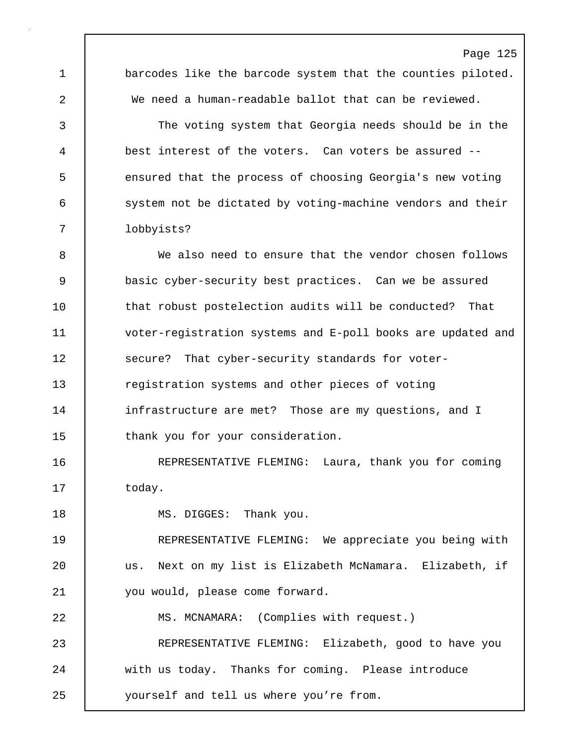barcodes like the barcode system that the counties piloted. We need a human-readable ballot that can be reviewed.

The voting system that Georgia needs should be in the best interest of the voters. Can voters be assured -- ensured that the process of choosing Georgia's new voting system not be dictated by voting-machine vendors and their lobbyists?

We also need to ensure that the vendor chosen follows basic cyber-security best practices. Can we be assured that robust postelection audits will be conducted? That voter-registration systems and E-poll books are updated and secure? That cyber-security standards for voter-registration systems and other pieces of voting infrastructure are met? Those are my questions, and I thank you for your consideration.

REPRESENTATIVE FLEMING: Laura, thank you for coming today.

MS. DIGGES: Thank you.

REPRESENTATIVE FLEMING: We appreciate you being with us. Next on my list is Elizabeth McNamara. Elizabeth, if you would, please come forward.

MS. MCNAMARA: (Complies with request.)

REPRESENTATIVE FLEMING: Elizabeth, good to have you with us today. Thanks for coming. Please introduce yourself and tell us where you’re from.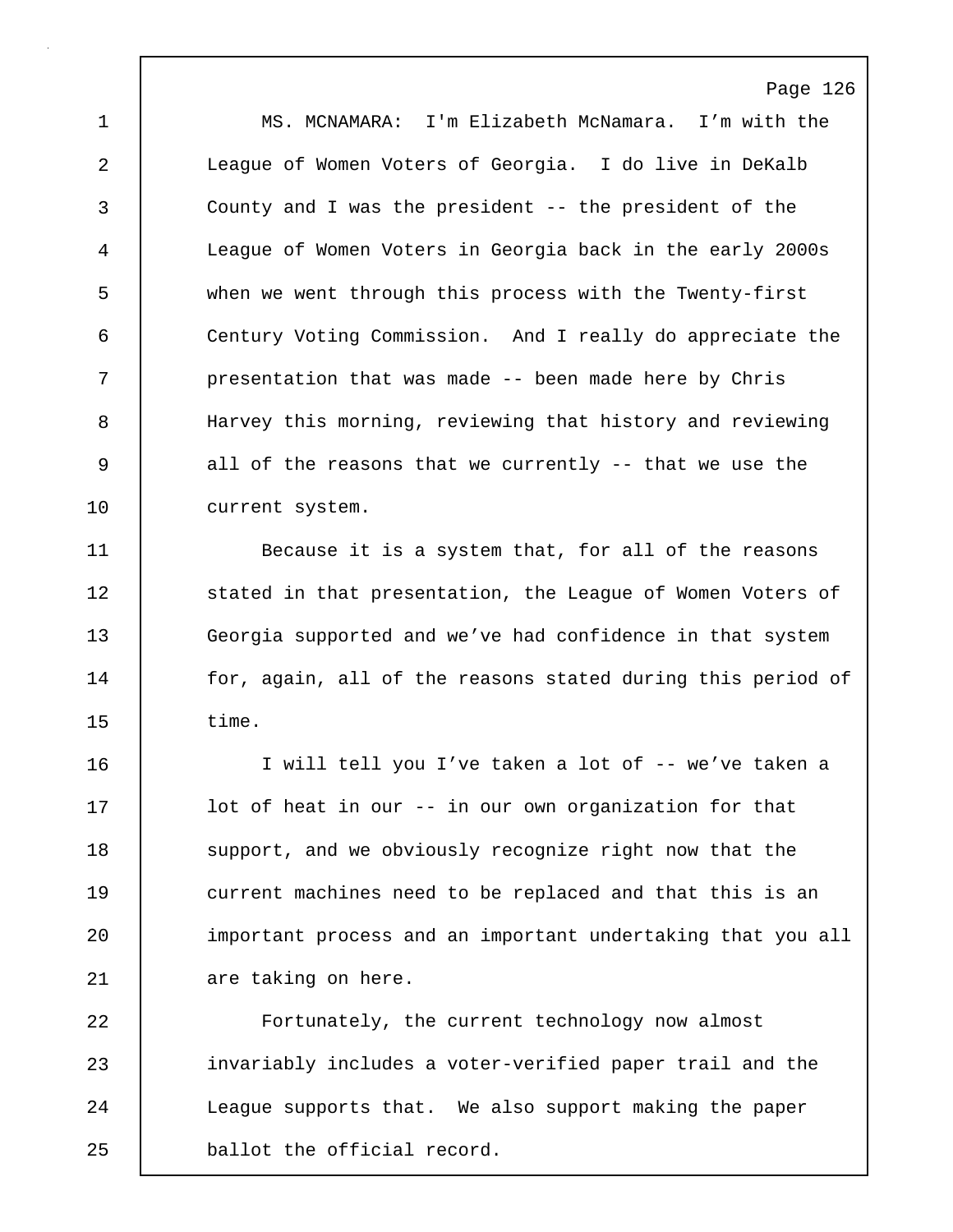MS. MCNAMARA: I'm Elizabeth McNamara. I'm with the League of Women Voters of Georgia. I do live in DeKalb County and I was the president -- the president of the League of Women Voters in Georgia back in the early 2000s when we went through this process with the Twenty-first Century Voting Commission. And I really do appreciate the presentation that was made -- been made here by Chris Harvey this morning, reviewing that history and reviewing all of the reasons that we currently -- that we use the current system.

Because it is a system that, for all of the reasons stated in that presentation, the League of Women Voters of Georgia supported and we've had confidence in that system for, again, all of the reasons stated during this period of time.

I will tell you I've taken a lot of -- we've taken a lot of heat in our -- in our own organization for that support, and we obviously recognize right now that the current machines need to be replaced and that this is an important process and an important undertaking that you all are taking on here.

Fortunately, the current technology now almost invariably includes a voter-verified paper trail and the League supports that. We also support making the paper ballot the official record.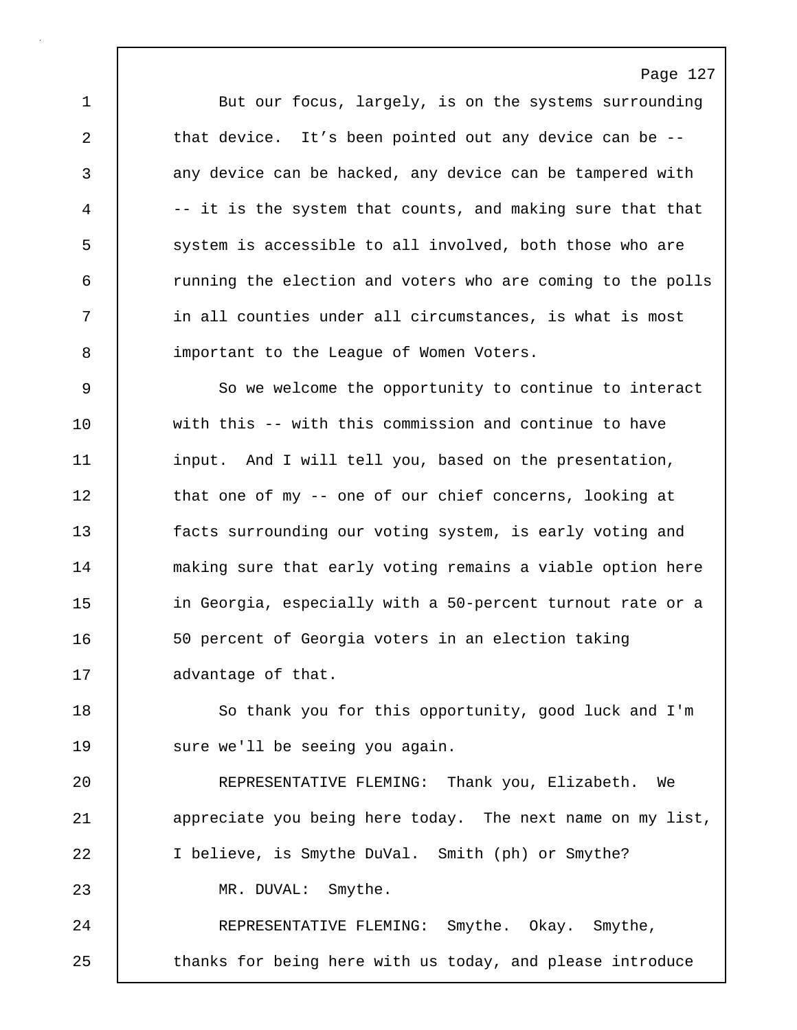But our focus, largely, is on the systems surrounding that device. It's been pointed out any device can be -- any device can be hacked, any device can be tampered with -- it is the system that counts, and making sure that that system is accessible to all involved, both those who are running the election and voters who are coming to the polls in all counties under all circumstances, is what is most important to the League of Women Voters.

So we welcome the opportunity to continue to interact with this -- with this commission and continue to have input. And I will tell you, based on the presentation, that one of my -- one of our chief concerns, looking at facts surrounding our voting system, is early voting and making sure that early voting remains a viable option here in Georgia, especially with a 50-percent turnout rate or a 50 percent of Georgia voters in an election taking advantage of that.

So thank you for this opportunity, good luck and I'm sure we'll be seeing you again.

REPRESENTATIVE FLEMING: Thank you, Elizabeth. We appreciate you being here today. The next name on my list, I believe, is Smythe DuVal. Smith (ph) or Smythe?

MR. DUVAL: Smythe.

REPRESENTATIVE FLEMING: Smythe. Okay. Smythe, thanks for being here with us today, and please introduce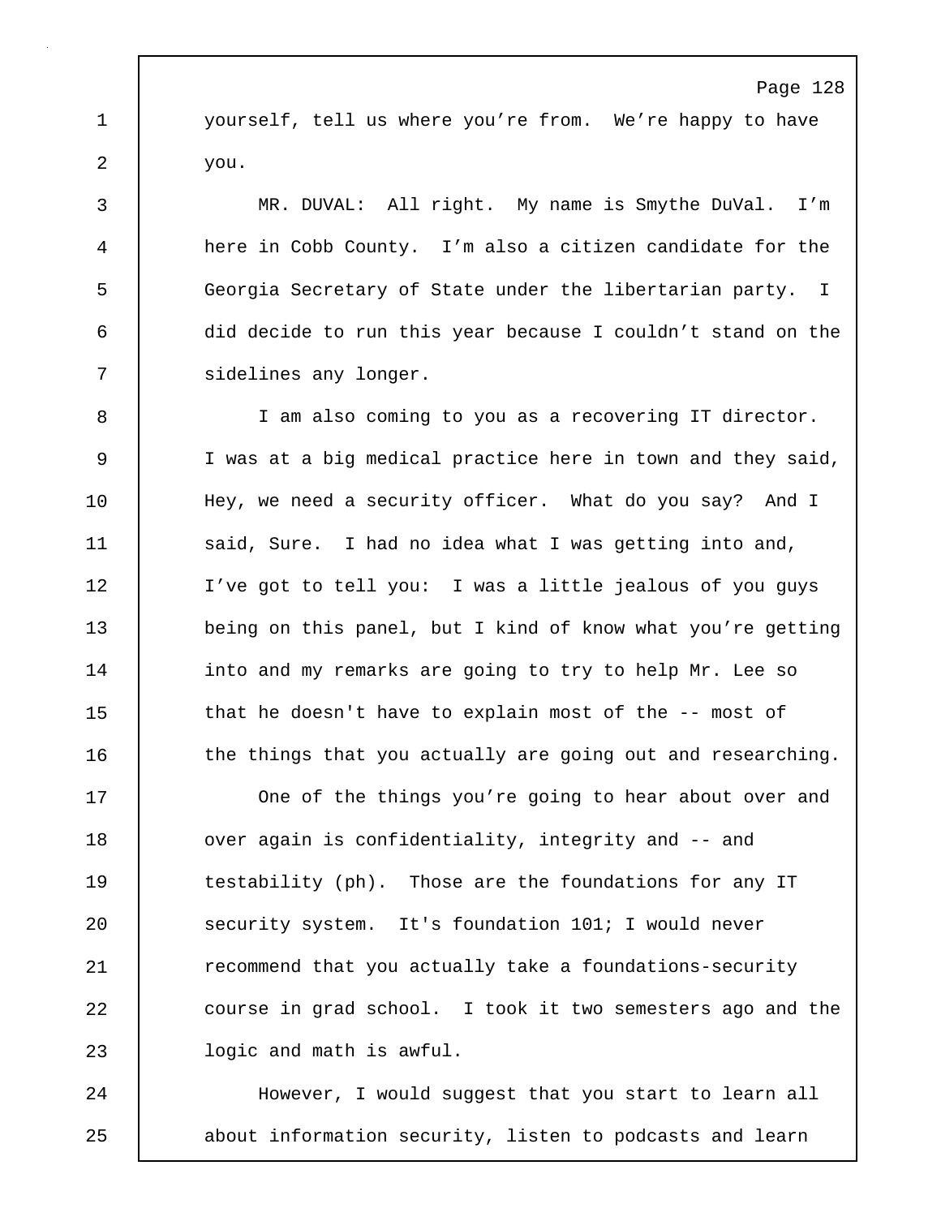yourself, tell us where you're from. We're happy to have you.

MR. DUVAL: All right. My name is Smythe DuVal. I'm here in Cobb County. I'm also a citizen candidate for the Georgia Secretary of State under the libertarian party. I did decide to run this year because I couldn't stand on the sidelines any longer.

I am also coming to you as a recovering IT director. I was at a big medical practice here in town and they said, Hey, we need a security officer. What do you say? And I said, Sure. I had no idea what I was getting into and, I've got to tell you: I was a little jealous of you guys being on this panel, but I kind of know what you're getting into and my remarks are going to try to help Mr. Lee so that he doesn't have to explain most of the -- most of the things that you actually are going out and researching.

One of the things you're going to hear about over and over again is confidentiality, integrity and -- and testability (ph). Those are the foundations for any IT security system. It's foundation 101; I would never recommend that you actually take a foundations-security course in grad school. I took it two semesters ago and the logic and math is awful.

However, I would suggest that you start to learn all about information security, listen to podcasts and learn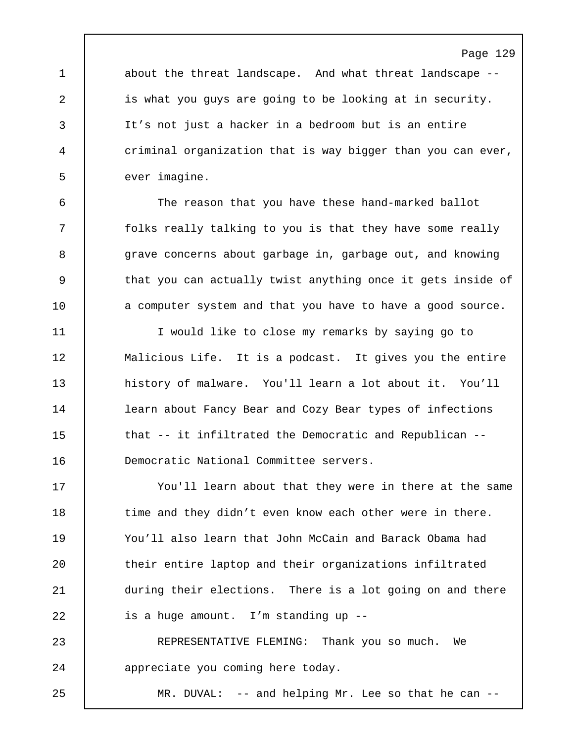about the threat landscape. And what threat landscape -- is what you guys are going to be looking at in security. It's not just a hacker in a bedroom but is an entire criminal organization that is way bigger than you can ever, ever imagine.

The reason that you have these hand-marked ballot folks really talking to you is that they have some really grave concerns about garbage in, garbage out, and knowing that you can actually twist anything once it gets inside of a computer system and that you have to have a good source.

I would like to close my remarks by saying go to Malicious Life. It is a podcast. It gives you the entire history of malware. You'll learn a lot about it. You'll learn about Fancy Bear and Cozy Bear types of infections that -- it infiltrated the Democratic and Republican -- Democratic National Committee servers.

You'll learn about that they were in there at the same time and they didn't even know each other were in there. You'll also learn that John McCain and Barack Obama had their entire laptop and their organizations infiltrated during their elections. There is a lot going on and there is a huge amount. I'm standing up --

REPRESENTATIVE FLEMING: Thank you so much. We appreciate you coming here today.

MR. DUVAL: -- and helping Mr. Lee so that he can --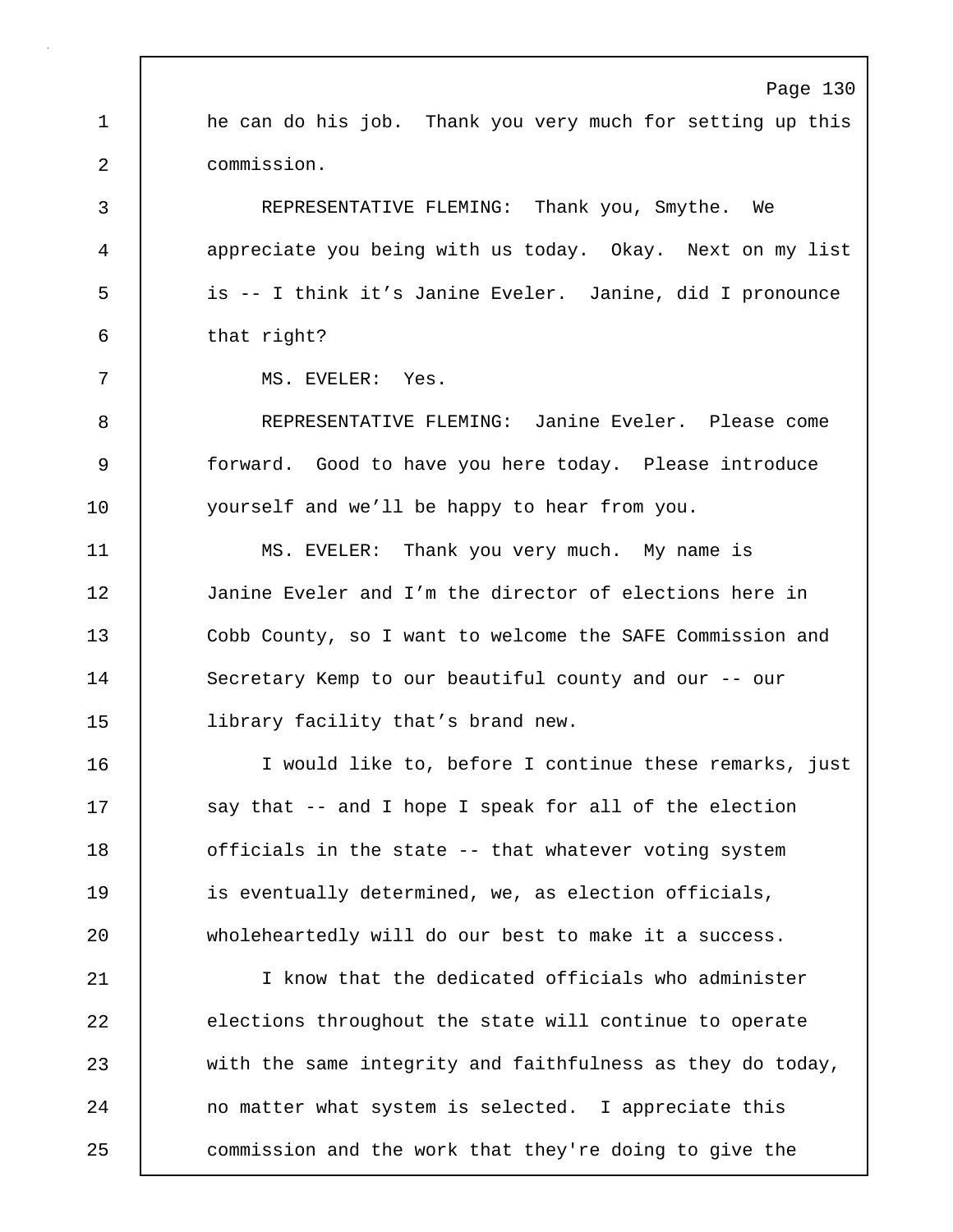he can do his job. Thank you very much for setting up this commission.

REPRESENTATIVE FLEMING: Thank you, Smythe. We appreciate you being with us today. Okay. Next on my list is -- I think it’s Janine Eveler. Janine, did I pronounce that right?

MS. EVELER: Yes.

REPRESENTATIVE FLEMING: Janine Eveler. Please come forward. Good to have you here today. Please introduce yourself and we’ll be happy to hear from you.

MS. EVELER: Thank you very much. My name is Janine Eveler and I’m the director of elections here in Cobb County, so I want to welcome the SAFE Commission and Secretary Kemp to our beautiful county and our -- our library facility that’s brand new.

I would like to, before I continue these remarks, just say that -- and I hope I speak for all of the election officials in the state -- that whatever voting system is eventually determined, we, as election officials, wholeheartedly will do our best to make it a success.

I know that the dedicated officials who administer elections throughout the state will continue to operate with the same integrity and faithfulness as they do today, no matter what system is selected. I appreciate this commission and the work that they're doing to give the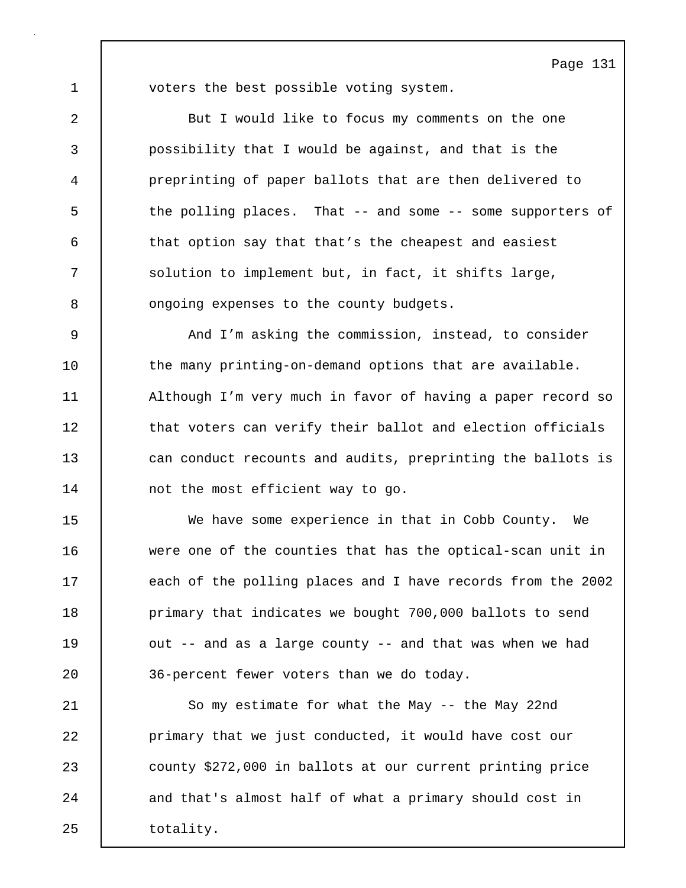voters the best possible voting system.

But I would like to focus my comments on the one possibility that I would be against, and that is the preprinting of paper ballots that are then delivered to the polling places. That -- and some -- some supporters of that option say that that’s the cheapest and easiest solution to implement but, in fact, it shifts large, ongoing expenses to the county budgets.

And I’m asking the commission, instead, to consider the many printing-on-demand options that are available. Although I’m very much in favor of having a paper record so that voters can verify their ballot and election officials can conduct recounts and audits, preprinting the ballots is not the most efficient way to go.

We have some experience in that in Cobb County. We were one of the counties that has the optical-scan unit in each of the polling places and I have records from the 2002 primary that indicates we bought 700,000 ballots to send out -- and as a large county -- and that was when we had 36-percent fewer voters than we do today.

So my estimate for what the May -- the May 22nd primary that we just conducted, it would have cost our county $272,000 in ballots at our current printing price and that's almost half of what a primary should cost in totality.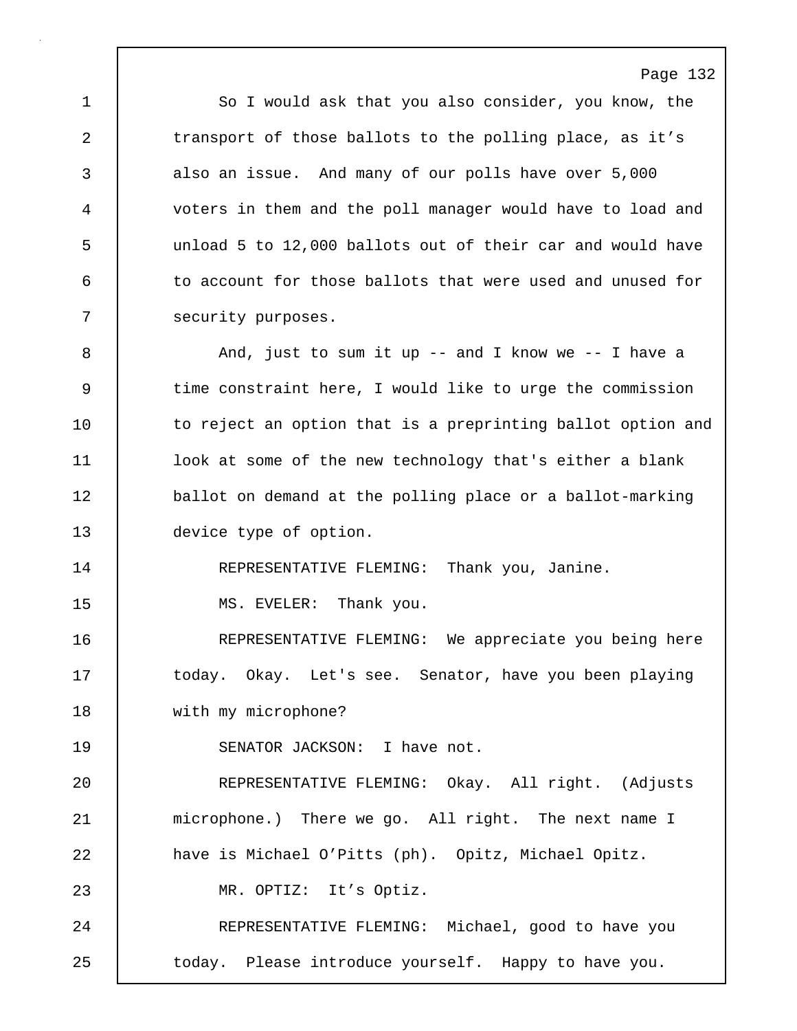So I would ask that you also consider, you know, the transport of those ballots to the polling place, as it's also an issue. And many of our polls have over 5,000 voters in them and the poll manager would have to load and unload 5 to 12,000 ballots out of their car and would have to account for those ballots that were used and unused for security purposes.

And, just to sum it up -- and I know we -- I have a time constraint here, I would like to urge the commission to reject an option that is a preprinting ballot option and look at some of the new technology that's either a blank ballot on demand at the polling place or a ballot-marking device type of option.

REPRESENTATIVE FLEMING: Thank you, Janine.

MS. EVELER: Thank you.

REPRESENTATIVE FLEMING: We appreciate you being here today. Okay. Let's see. Senator, have you been playing with my microphone?

SENATOR JACKSON: I have not.

REPRESENTATIVE FLEMING: Okay. All right. (Adjusts microphone.) There we go. All right. The next name I have is Michael O'Pitts (ph). Opitz, Michael Opitz.

MR. OPTIZ: It's Optiz.

REPRESENTATIVE FLEMING: Michael, good to have you today. Please introduce yourself. Happy to have you.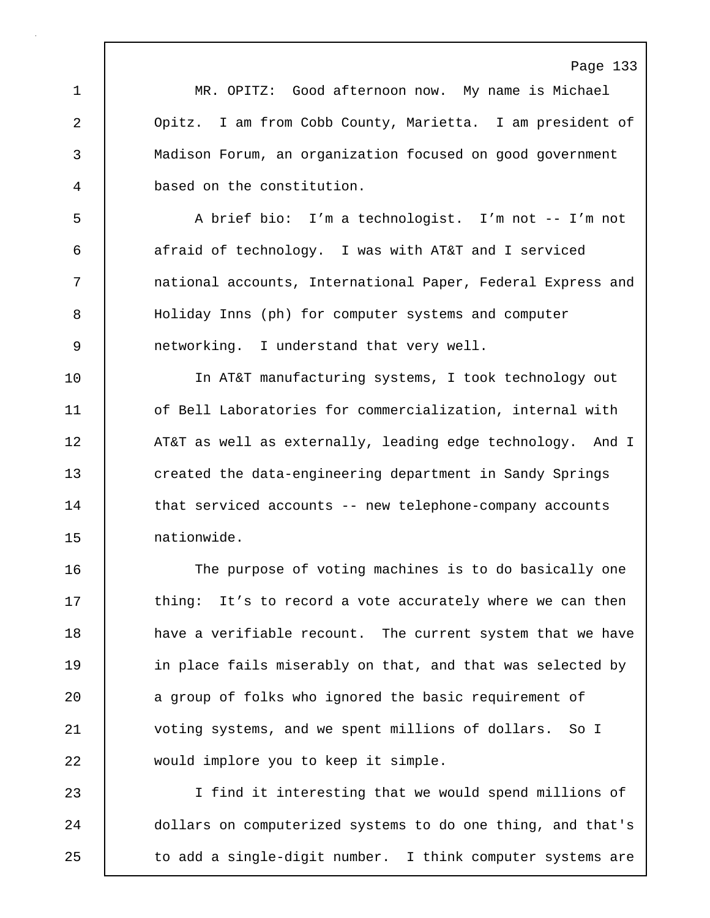MR. OPITZ: Good afternoon now. My name is Michael Opitz. I am from Cobb County, Marietta. I am president of Madison Forum, an organization focused on good government based on the constitution.

A brief bio: I’m a technologist. I’m not -- I’m not afraid of technology. I was with AT&T and I serviced national accounts, International Paper, Federal Express and Holiday Inns (ph) for computer systems and computer networking. I understand that very well.

In AT&T manufacturing systems, I took technology out of Bell Laboratories for commercialization, internal with AT&T as well as externally, leading edge technology. And I created the data-engineering department in Sandy Springs that serviced accounts -- new telephone-company accounts nationwide.

The purpose of voting machines is to do basically one thing: It’s to record a vote accurately where we can then have a verifiable recount. The current system that we have in place fails miserably on that, and that was selected by a group of folks who ignored the basic requirement of voting systems, and we spent millions of dollars. So I would implore you to keep it simple.

I find it interesting that we would spend millions of dollars on computerized systems to do one thing, and that's to add a single-digit number. I think computer systems are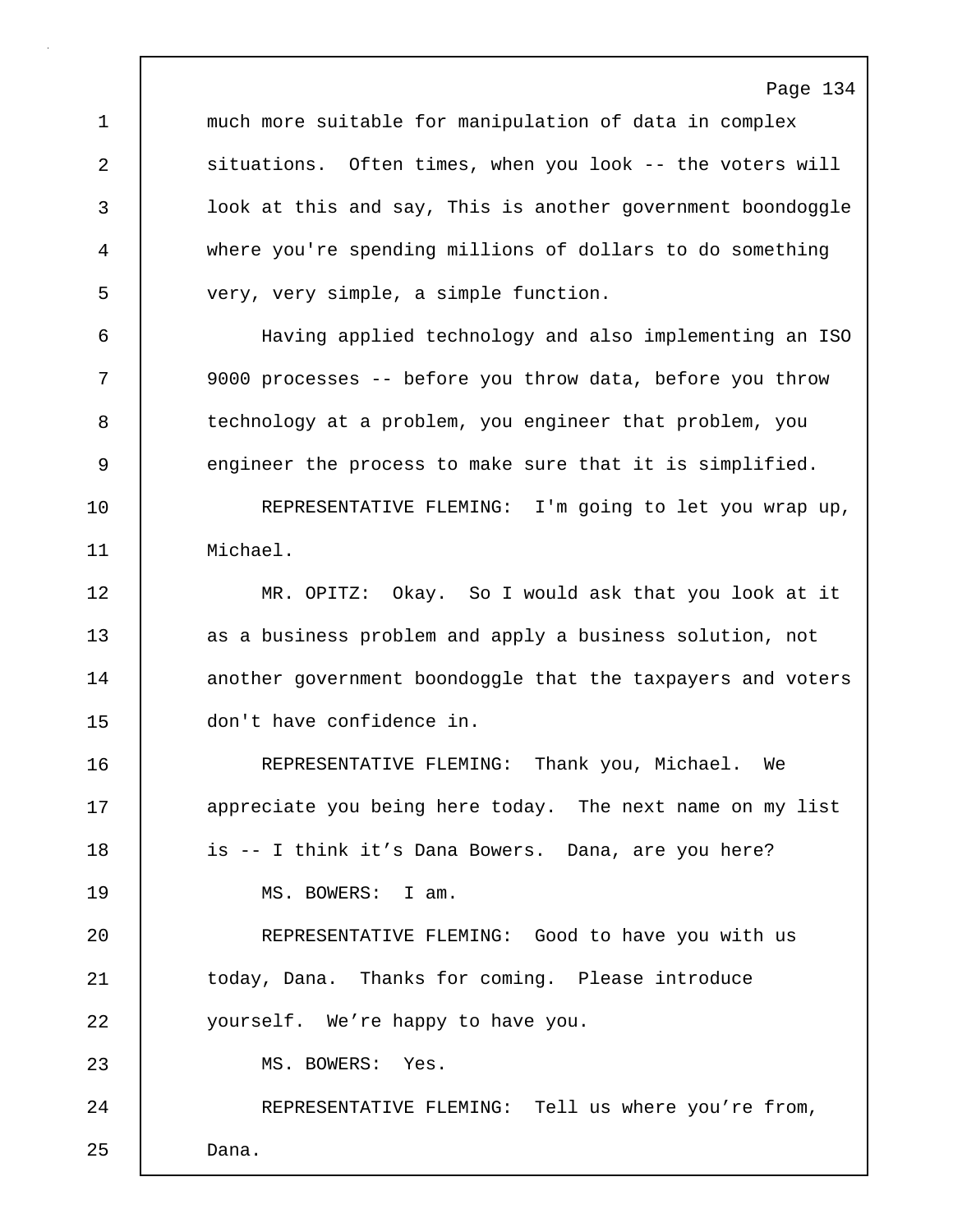much more suitable for manipulation of data in complex situations. Often times, when you look -- the voters will look at this and say, This is another government boondoggle where you're spending millions of dollars to do something very, very simple, a simple function.

Having applied technology and also implementing an ISO 9000 processes -- before you throw data, before you throw technology at a problem, you engineer that problem, you engineer the process to make sure that it is simplified.

REPRESENTATIVE FLEMING: I'm going to let you wrap up, Michael.

MR. OPITZ: Okay. So I would ask that you look at it as a business problem and apply a business solution, not another government boondoggle that the taxpayers and voters don't have confidence in.

REPRESENTATIVE FLEMING: Thank you, Michael. We appreciate you being here today. The next name on my list is -- I think it’s Dana Bowers. Dana, are you here?

MS. BOWERS: I am.

REPRESENTATIVE FLEMING: Good to have you with us today, Dana. Thanks for coming. Please introduce yourself. We’re happy to have you.

MS. BOWERS: Yes.

REPRESENTATIVE FLEMING: Tell us where you’re from, Dana.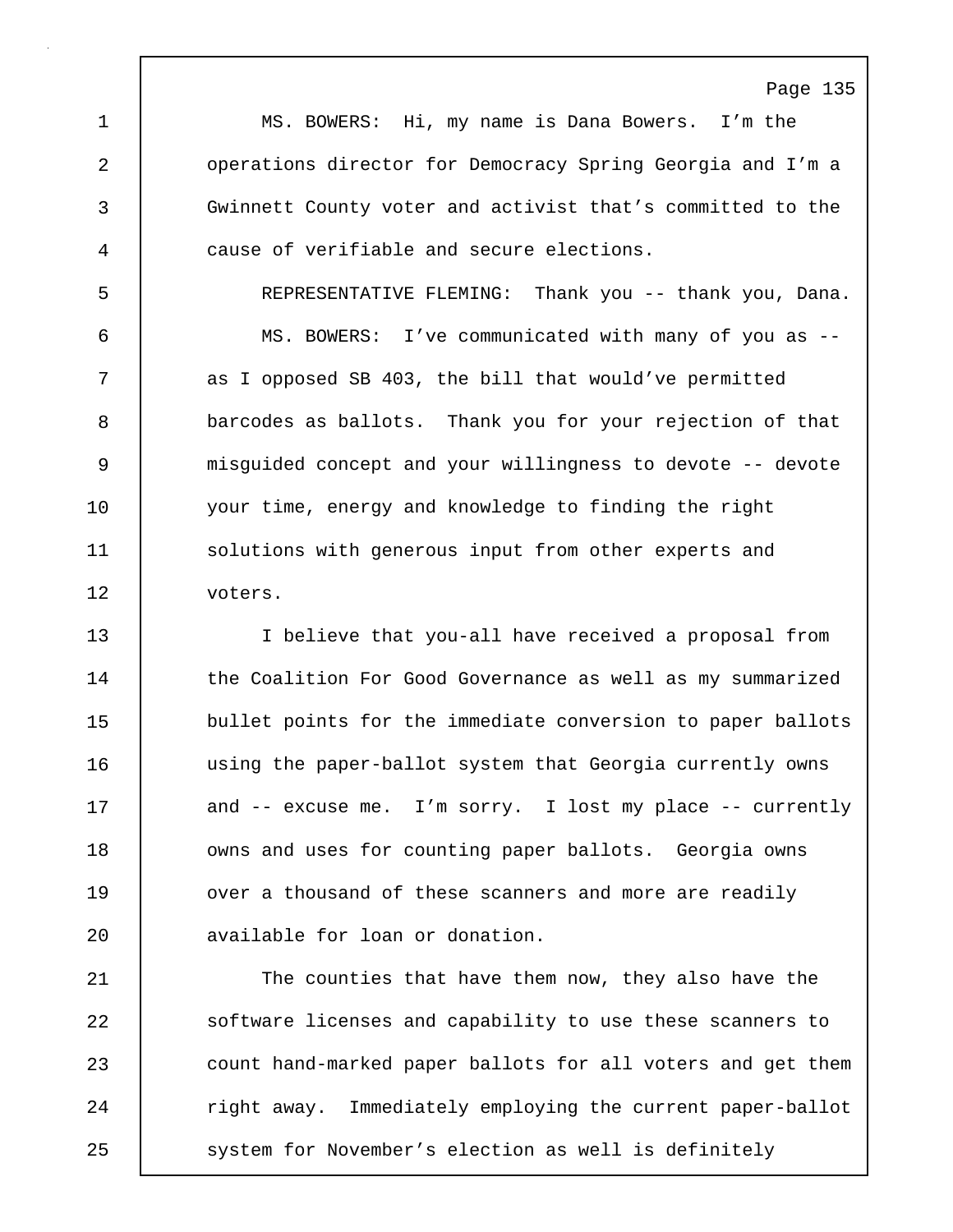MS. BOWERS: Hi, my name is Dana Bowers. I'm the operations director for Democracy Spring Georgia and I'm a Gwinnett County voter and activist that's committed to the cause of verifiable and secure elections.

REPRESENTATIVE FLEMING: Thank you -- thank you, Dana.

MS. BOWERS: I've communicated with many of you as -- as I opposed SB 403, the bill that would've permitted barcodes as ballots. Thank you for your rejection of that misguided concept and your willingness to devote -- devote your time, energy and knowledge to finding the right solutions with generous input from other experts and voters.

I believe that you-all have received a proposal from the Coalition For Good Governance as well as my summarized bullet points for the immediate conversion to paper ballots using the paper-ballot system that Georgia currently owns and -- excuse me. I'm sorry. I lost my place -- currently owns and uses for counting paper ballots. Georgia owns over a thousand of these scanners and more are readily available for loan or donation.

The counties that have them now, they also have the software licenses and capability to use these scanners to count hand-marked paper ballots for all voters and get them right away. Immediately employing the current paper-ballot system for November's election as well is definitely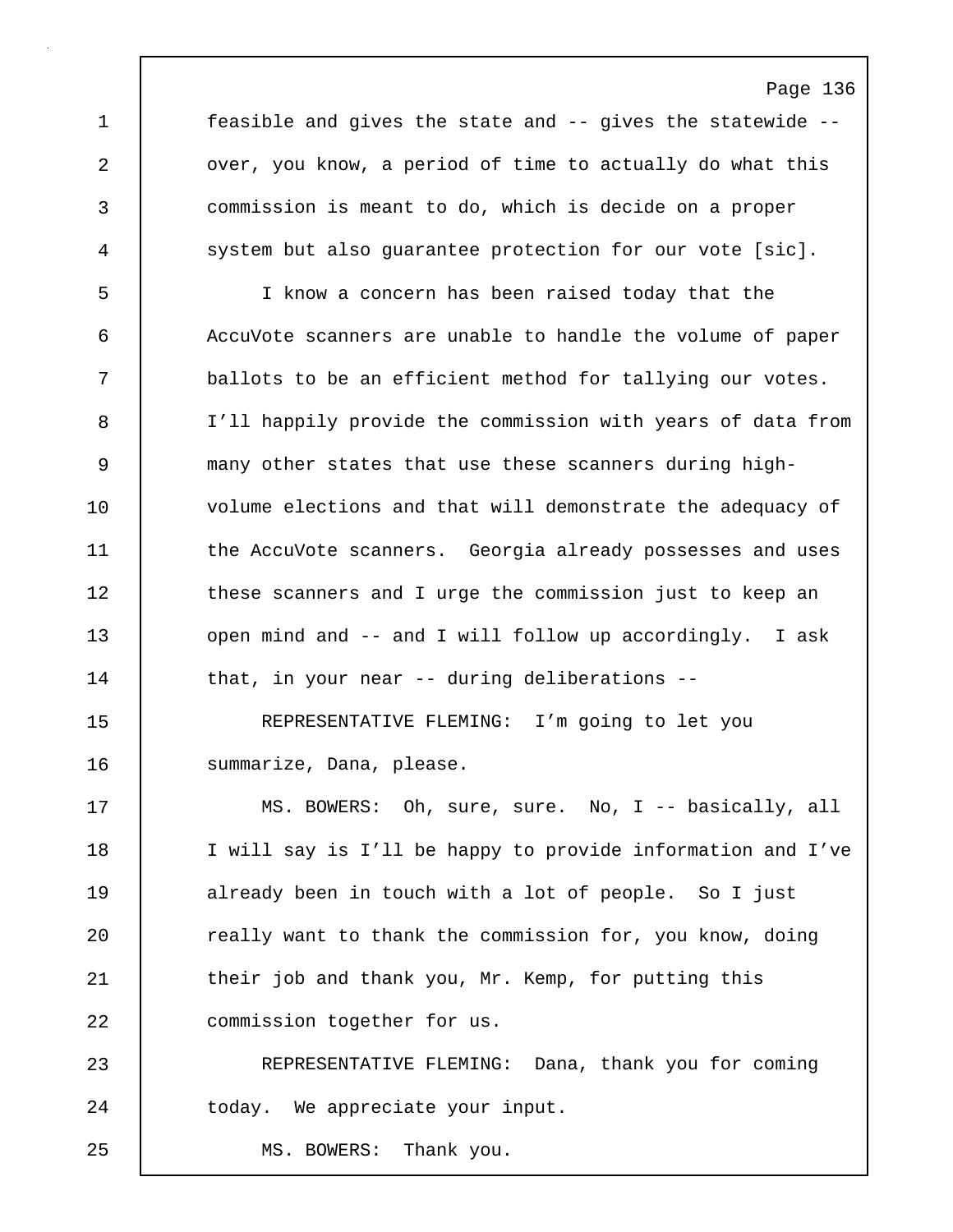feasible and gives the state and -- gives the statewide -- over, you know, a period of time to actually do what this commission is meant to do, which is decide on a proper system but also guarantee protection for our vote [sic].

I know a concern has been raised today that the AccuVote scanners are unable to handle the volume of paper ballots to be an efficient method for tallying our votes. I'll happily provide the commission with years of data from many other states that use these scanners during high-volume elections and that will demonstrate the adequacy of the AccuVote scanners. Georgia already possesses and uses these scanners and I urge the commission just to keep an open mind and -- and I will follow up accordingly. I ask that, in your near -- during deliberations --

REPRESENTATIVE FLEMING: I'm going to let you summarize, Dana, please.

MS. BOWERS: Oh, sure, sure. No, I -- basically, all I will say is I'll be happy to provide information and I've already been in touch with a lot of people. So I just really want to thank the commission for, you know, doing their job and thank you, Mr. Kemp, for putting this commission together for us.

REPRESENTATIVE FLEMING: Dana, thank you for coming today. We appreciate your input.

MS. BOWERS: Thank you.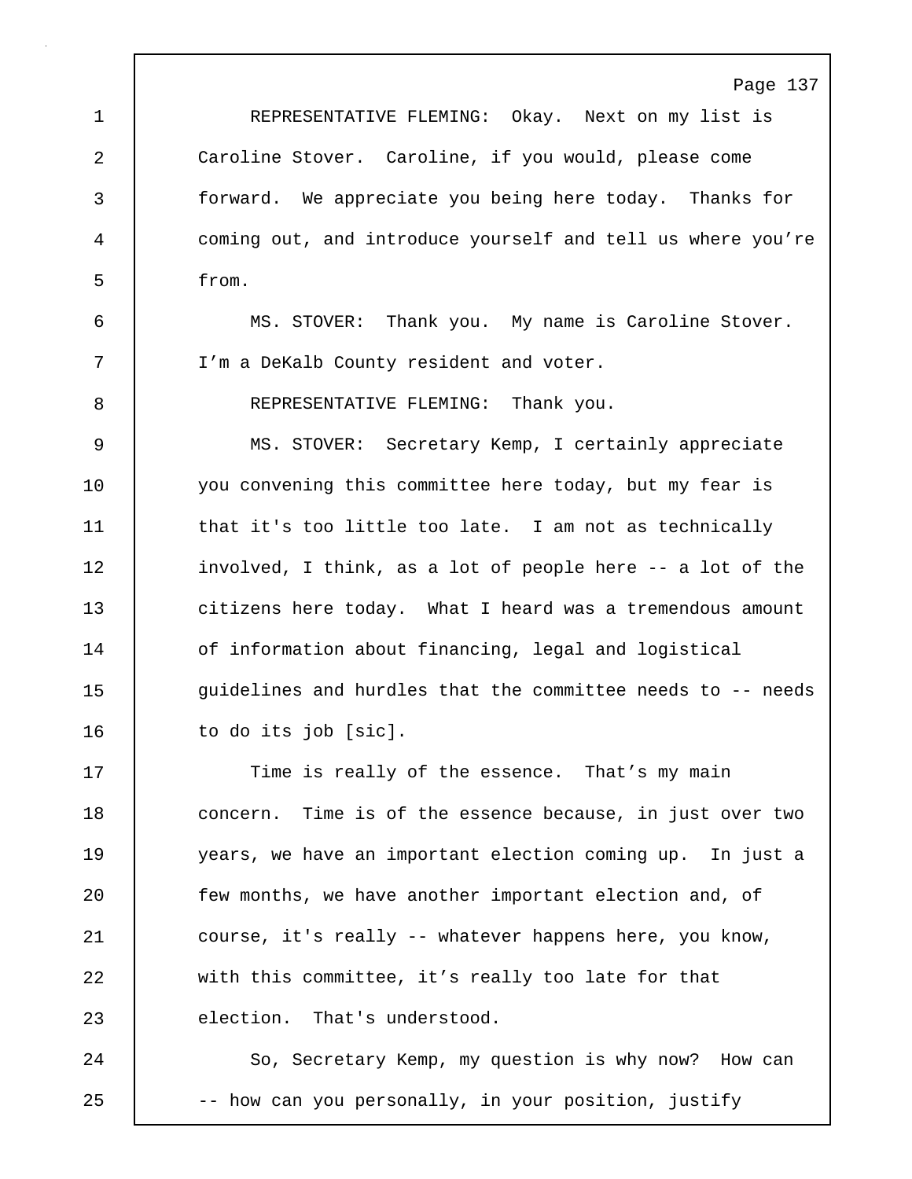REPRESENTATIVE FLEMING: Okay. Next on my list is Caroline Stover. Caroline, if you would, please come forward. We appreciate you being here today. Thanks for coming out, and introduce yourself and tell us where you're from.

MS. STOVER: Thank you. My name is Caroline Stover. I'm a DeKalb County resident and voter.

REPRESENTATIVE FLEMING: Thank you.

MS. STOVER: Secretary Kemp, I certainly appreciate you convening this committee here today, but my fear is that it's too little too late. I am not as technically involved, I think, as a lot of people here -- a lot of the citizens here today. What I heard was a tremendous amount of information about financing, legal and logistical guidelines and hurdles that the committee needs to -- needs to do its job [sic].

Time is really of the essence. That's my main concern. Time is of the essence because, in just over two years, we have an important election coming up. In just a few months, we have another important election and, of course, it's really -- whatever happens here, you know, with this committee, it's really too late for that election. That's understood.

So, Secretary Kemp, my question is why now? How can -- how can you personally, in your position, justify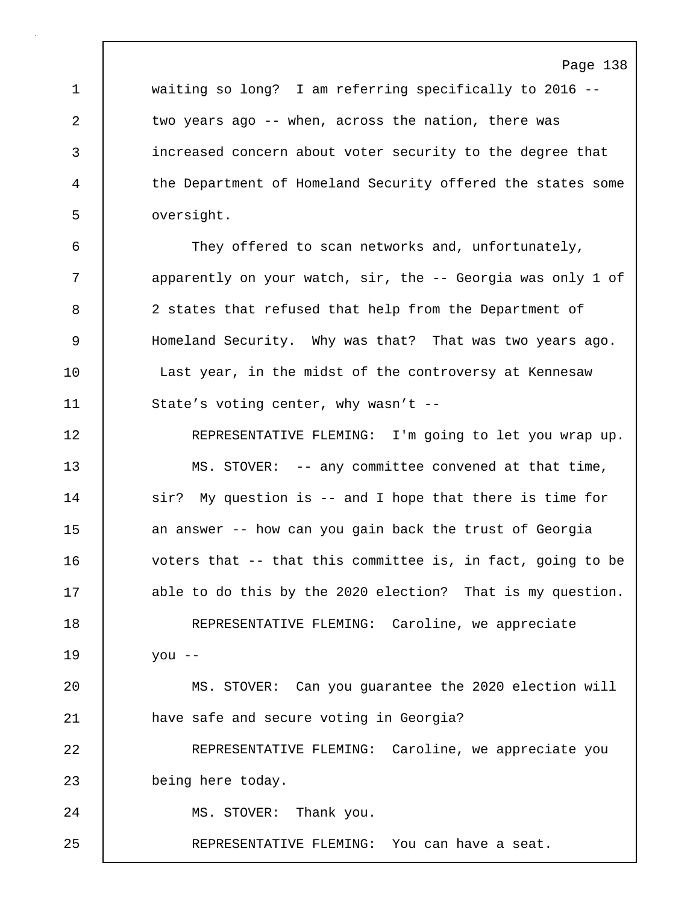waiting so long? I am referring specifically to 2016 -- two years ago -- when, across the nation, there was increased concern about voter security to the degree that the Department of Homeland Security offered the states some oversight.

They offered to scan networks and, unfortunately, apparently on your watch, sir, the -- Georgia was only 1 of 2 states that refused that help from the Department of Homeland Security. Why was that? That was two years ago. Last year, in the midst of the controversy at Kennesaw State's voting center, why wasn't --

REPRESENTATIVE FLEMING: I'm going to let you wrap up.

MS. STOVER: -- any committee convened at that time, sir? My question is -- and I hope that there is time for an answer -- how can you gain back the trust of Georgia voters that -- that this committee is, in fact, going to be able to do this by the 2020 election? That is my question.

REPRESENTATIVE FLEMING: Caroline, we appreciate you --

MS. STOVER: Can you guarantee the 2020 election will have safe and secure voting in Georgia?

REPRESENTATIVE FLEMING: Caroline, we appreciate you being here today.

MS. STOVER: Thank you.

REPRESENTATIVE FLEMING: You can have a seat.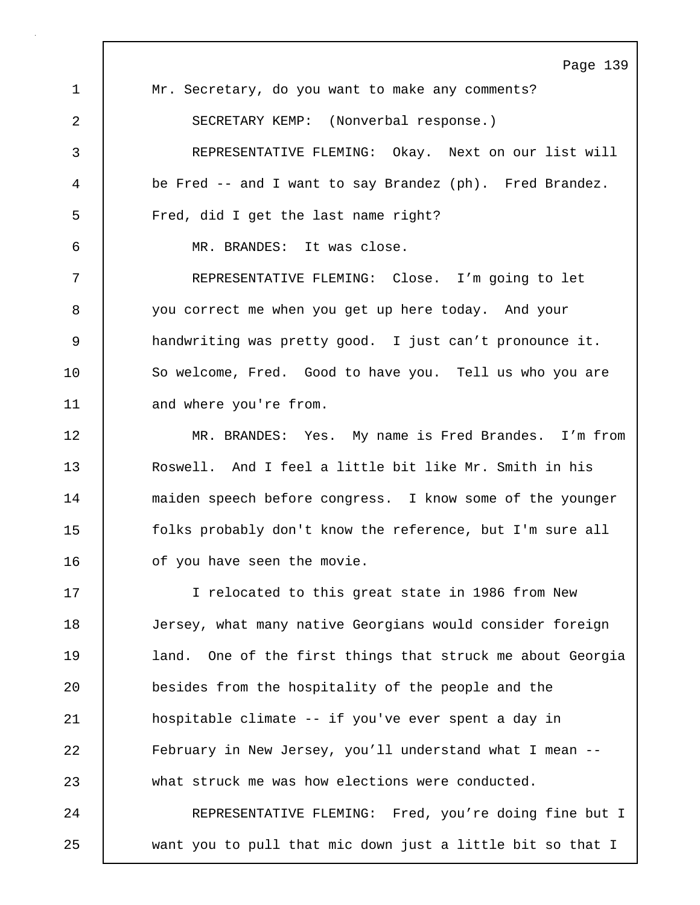Mr. Secretary, do you want to make any comments?

SECRETARY KEMP: (Nonverbal response.)

REPRESENTATIVE FLEMING: Okay. Next on our list will be Fred -- and I want to say Brandez (ph). Fred Brandez. Fred, did I get the last name right?

MR. BRANDES: It was close.

REPRESENTATIVE FLEMING: Close. I'm going to let you correct me when you get up here today. And your handwriting was pretty good. I just can't pronounce it. So welcome, Fred. Good to have you. Tell us who you are and where you're from.

MR. BRANDES: Yes. My name is Fred Brandes. I'm from Roswell. And I feel a little bit like Mr. Smith in his maiden speech before congress. I know some of the younger folks probably don't know the reference, but I'm sure all of you have seen the movie.

I relocated to this great state in 1986 from New Jersey, what many native Georgians would consider foreign land. One of the first things that struck me about Georgia besides from the hospitality of the people and the hospitable climate -- if you've ever spent a day in February in New Jersey, you'll understand what I mean -- what struck me was how elections were conducted.

REPRESENTATIVE FLEMING: Fred, you're doing fine but I want you to pull that mic down just a little bit so that I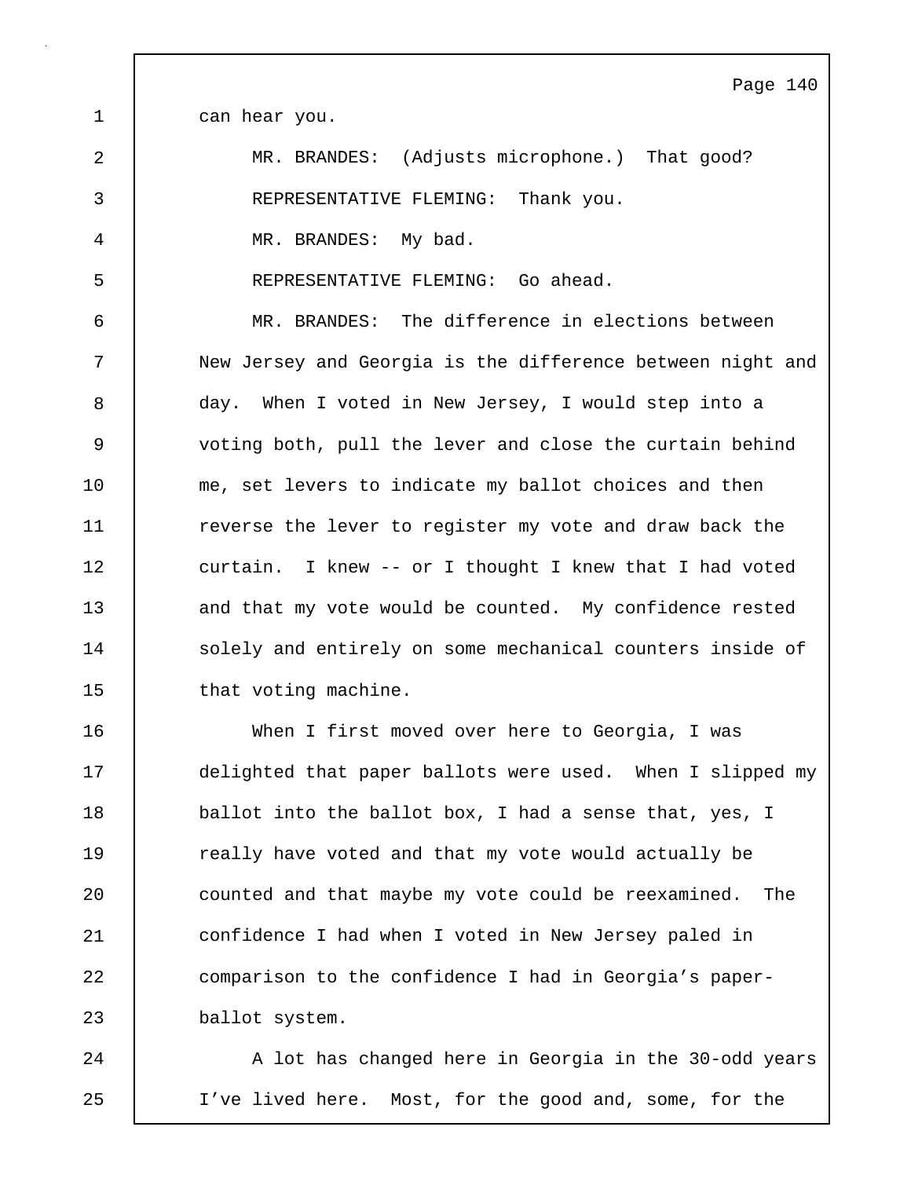can hear you.

MR. BRANDES: (Adjusts microphone.) That good?

REPRESENTATIVE FLEMING: Thank you.

MR. BRANDES: My bad.

REPRESENTATIVE FLEMING: Go ahead.

MR. BRANDES: The difference in elections between New Jersey and Georgia is the difference between night and day. When I voted in New Jersey, I would step into a voting both, pull the lever and close the curtain behind me, set levers to indicate my ballot choices and then reverse the lever to register my vote and draw back the curtain. I knew -- or I thought I knew that I had voted and that my vote would be counted. My confidence rested solely and entirely on some mechanical counters inside of that voting machine.

When I first moved over here to Georgia, I was delighted that paper ballots were used. When I slipped my ballot into the ballot box, I had a sense that, yes, I really have voted and that my vote would actually be counted and that maybe my vote could be reexamined. The confidence I had when I voted in New Jersey paled in comparison to the confidence I had in Georgia's paper-ballot system.

A lot has changed here in Georgia in the 30-odd years I've lived here. Most, for the good and, some, for the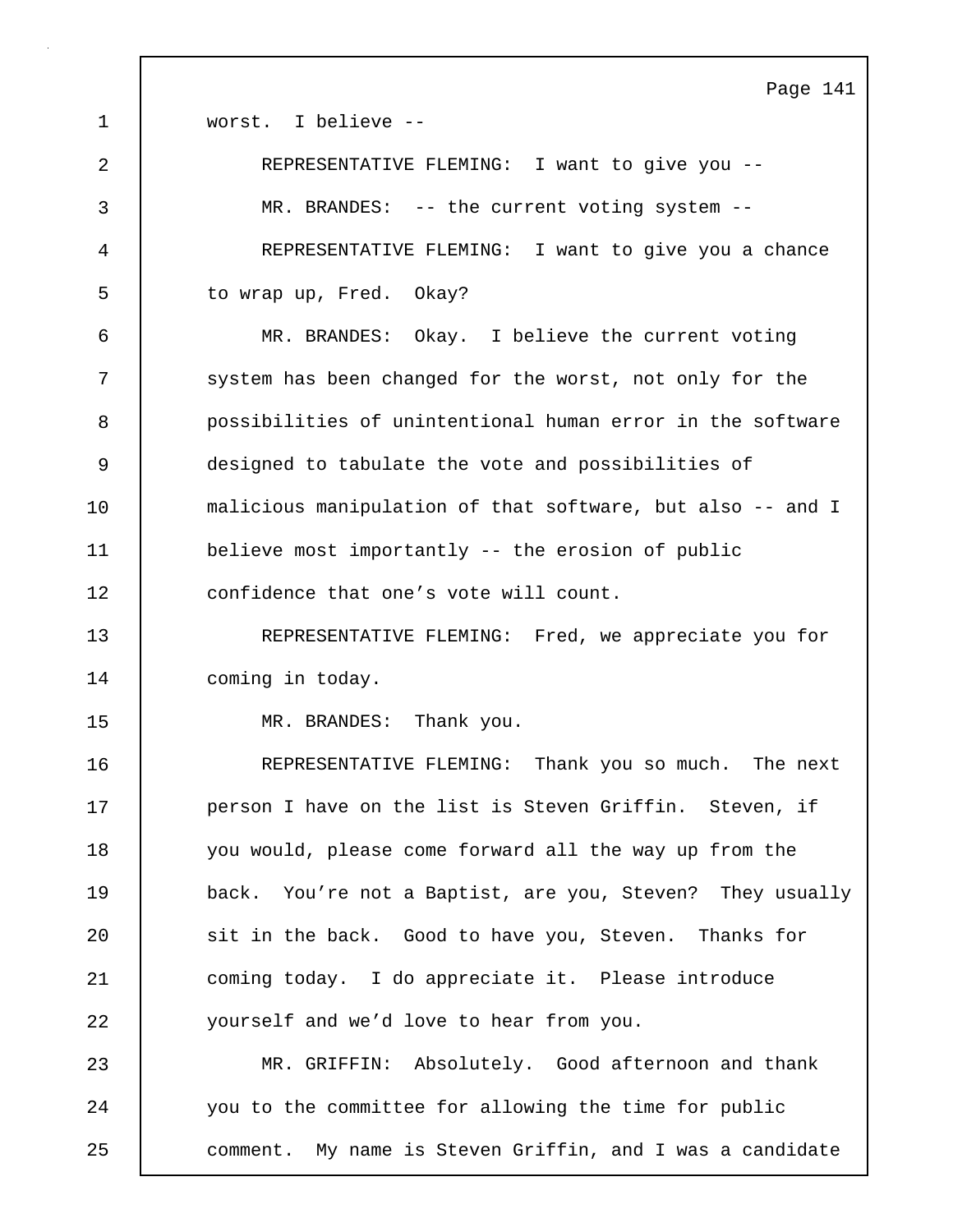worst. I believe --

REPRESENTATIVE FLEMING: I want to give you --

MR. BRANDES: -- the current voting system --

REPRESENTATIVE FLEMING: I want to give you a chance to wrap up, Fred. Okay?

MR. BRANDES: Okay. I believe the current voting system has been changed for the worst, not only for the possibilities of unintentional human error in the software designed to tabulate the vote and possibilities of malicious manipulation of that software, but also -- and I believe most importantly -- the erosion of public confidence that one's vote will count.

REPRESENTATIVE FLEMING: Fred, we appreciate you for coming in today.

MR. BRANDES: Thank you.

REPRESENTATIVE FLEMING: Thank you so much. The next person I have on the list is Steven Griffin. Steven, if you would, please come forward all the way up from the back. You're not a Baptist, are you, Steven? They usually sit in the back. Good to have you, Steven. Thanks for coming today. I do appreciate it. Please introduce yourself and we'd love to hear from you.

MR. GRIFFIN: Absolutely. Good afternoon and thank you to the committee for allowing the time for public comment. My name is Steven Griffin, and I was a candidate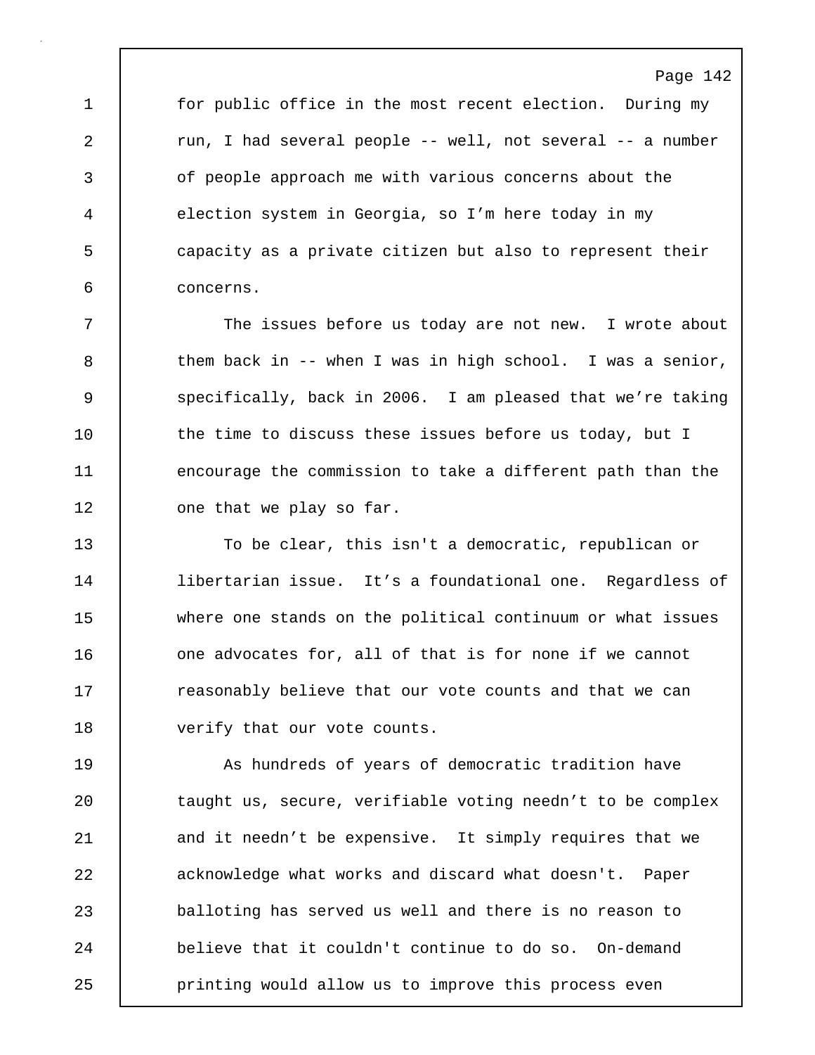for public office in the most recent election. During my run, I had several people -- well, not several -- a number of people approach me with various concerns about the election system in Georgia, so I'm here today in my capacity as a private citizen but also to represent their concerns.

The issues before us today are not new. I wrote about them back in -- when I was in high school. I was a senior, specifically, back in 2006. I am pleased that we're taking the time to discuss these issues before us today, but I encourage the commission to take a different path than the one that we play so far.

To be clear, this isn't a democratic, republican or libertarian issue. It's a foundational one. Regardless of where one stands on the political continuum or what issues one advocates for, all of that is for none if we cannot reasonably believe that our vote counts and that we can verify that our vote counts.

As hundreds of years of democratic tradition have taught us, secure, verifiable voting needn't to be complex and it needn't be expensive. It simply requires that we acknowledge what works and discard what doesn't. Paper balloting has served us well and there is no reason to believe that it couldn't continue to do so. On-demand printing would allow us to improve this process even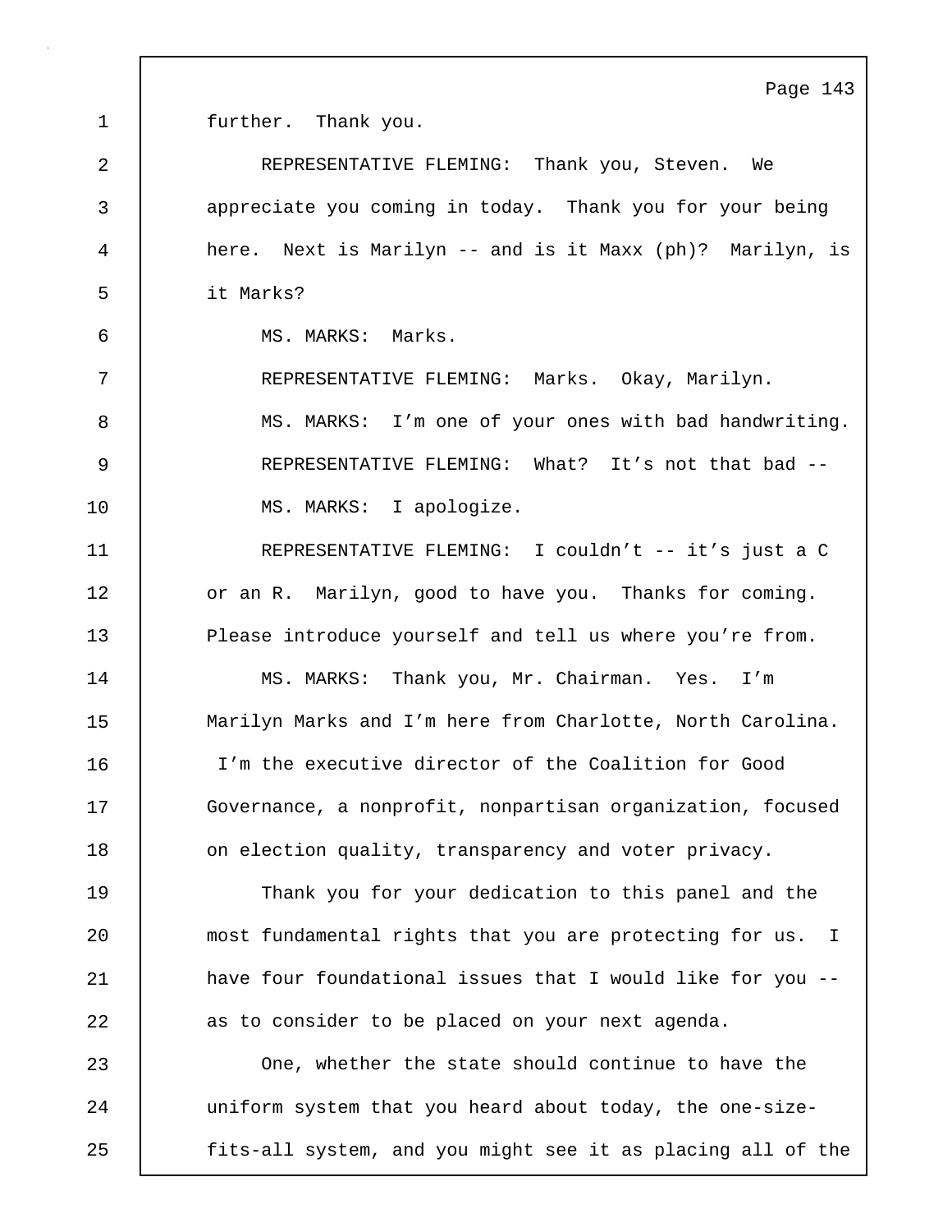further. Thank you.

REPRESENTATIVE FLEMING: Thank you, Steven. We appreciate you coming in today. Thank you for your being here. Next is Marilyn -- and is it Maxx (ph)? Marilyn, is it Marks?

MS. MARKS: Marks.

REPRESENTATIVE FLEMING: Marks. Okay, Marilyn.

MS. MARKS: I'm one of your ones with bad handwriting.

REPRESENTATIVE FLEMING: What? It's not that bad --

MS. MARKS: I apologize.

REPRESENTATIVE FLEMING: I couldn't -- it's just a C or an R. Marilyn, good to have you. Thanks for coming. Please introduce yourself and tell us where you're from.

MS. MARKS: Thank you, Mr. Chairman. Yes. I'm Marilyn Marks and I'm here from Charlotte, North Carolina. I'm the executive director of the Coalition for Good Governance, a nonprofit, nonpartisan organization, focused on election quality, transparency and voter privacy.

Thank you for your dedication to this panel and the most fundamental rights that you are protecting for us. I have four foundational issues that I would like for you -- as to consider to be placed on your next agenda.

One, whether the state should continue to have the uniform system that you heard about today, the one-size-fits-all system, and you might see it as placing all of the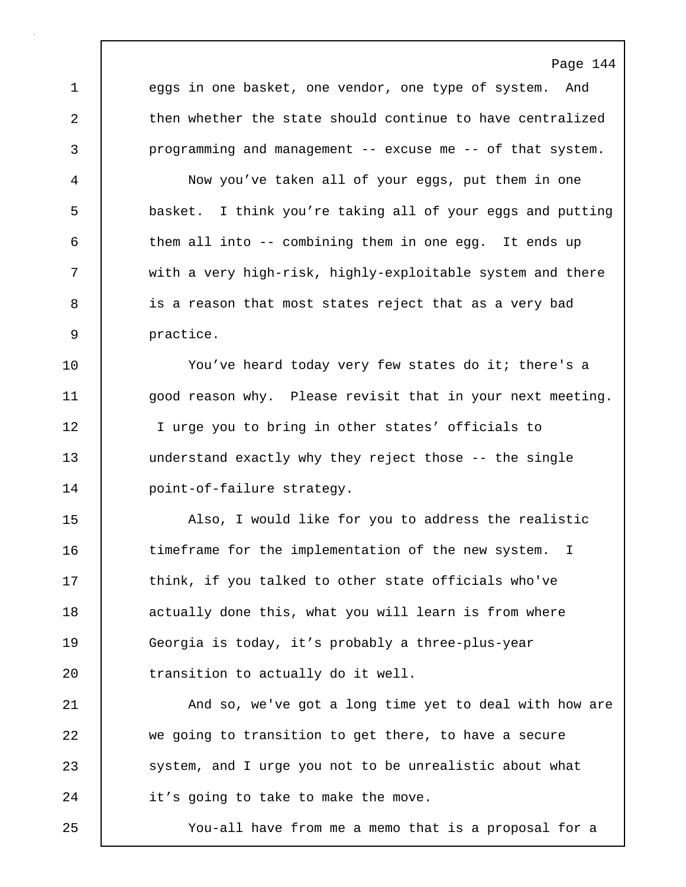eggs in one basket, one vendor, one type of system. And then whether the state should continue to have centralized programming and management -- excuse me -- of that system.

Now you've taken all of your eggs, put them in one basket. I think you're taking all of your eggs and putting them all into -- combining them in one egg. It ends up with a very high-risk, highly-exploitable system and there is a reason that most states reject that as a very bad practice.

You've heard today very few states do it; there's a good reason why. Please revisit that in your next meeting. I urge you to bring in other states' officials to understand exactly why they reject those -- the single point-of-failure strategy.

Also, I would like for you to address the realistic timeframe for the implementation of the new system. I think, if you talked to other state officials who've actually done this, what you will learn is from where Georgia is today, it's probably a three-plus-year transition to actually do it well.

And so, we've got a long time yet to deal with how are we going to transition to get there, to have a secure system, and I urge you not to be unrealistic about what it's going to take to make the move.

You-all have from me a memo that is a proposal for a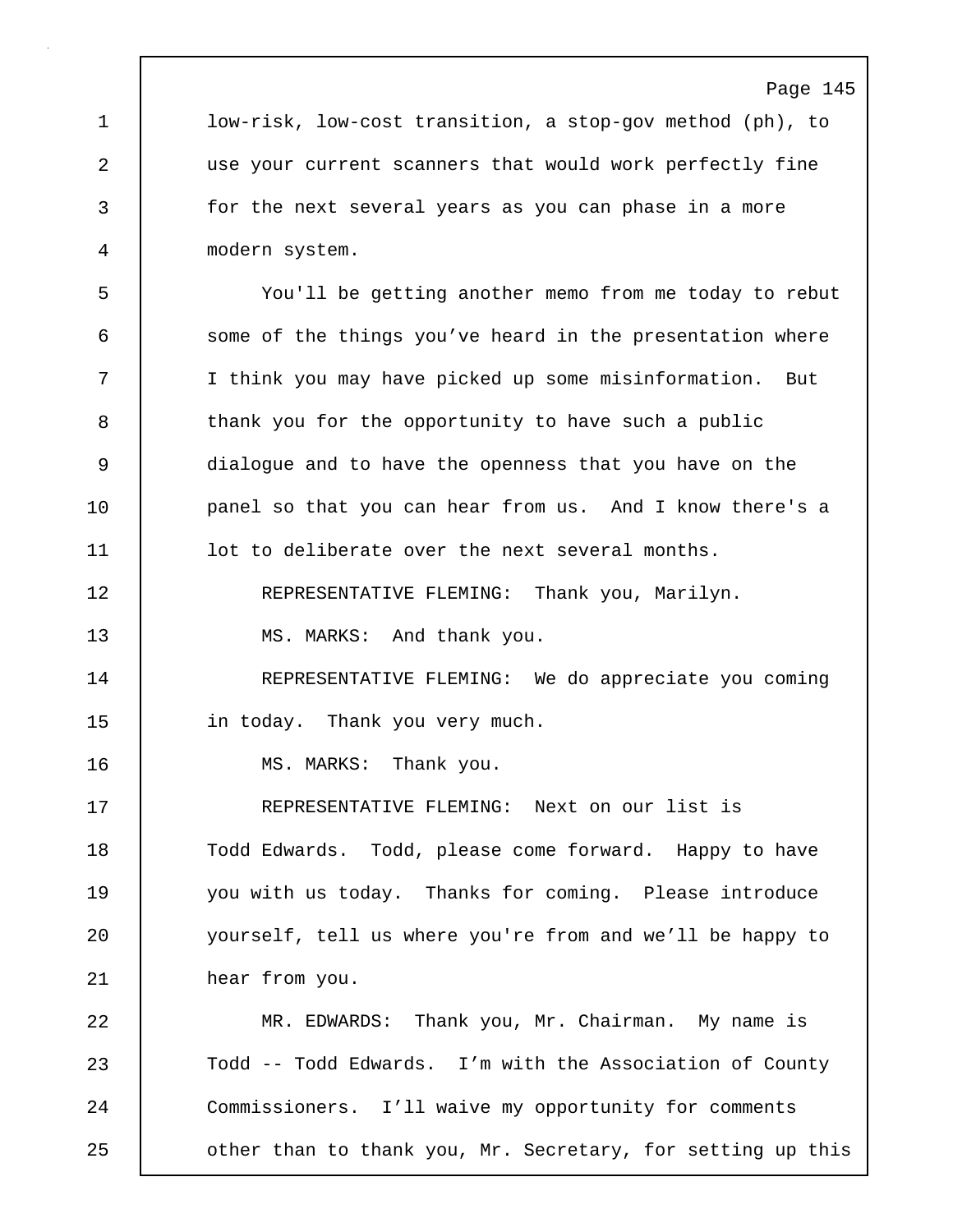low-risk, low-cost transition, a stop-gov method (ph), to use your current scanners that would work perfectly fine for the next several years as you can phase in a more modern system.

You'll be getting another memo from me today to rebut some of the things you've heard in the presentation where I think you may have picked up some misinformation. But thank you for the opportunity to have such a public dialogue and to have the openness that you have on the panel so that you can hear from us. And I know there's a lot to deliberate over the next several months.

REPRESENTATIVE FLEMING: Thank you, Marilyn.

MS. MARKS: And thank you.

REPRESENTATIVE FLEMING: We do appreciate you coming in today. Thank you very much.

MS. MARKS: Thank you.

REPRESENTATIVE FLEMING: Next on our list is Todd Edwards. Todd, please come forward. Happy to have you with us today. Thanks for coming. Please introduce yourself, tell us where you're from and we'll be happy to hear from you.

MR. EDWARDS: Thank you, Mr. Chairman. My name is Todd -- Todd Edwards. I'm with the Association of County Commissioners. I'll waive my opportunity for comments other than to thank you, Mr. Secretary, for setting up this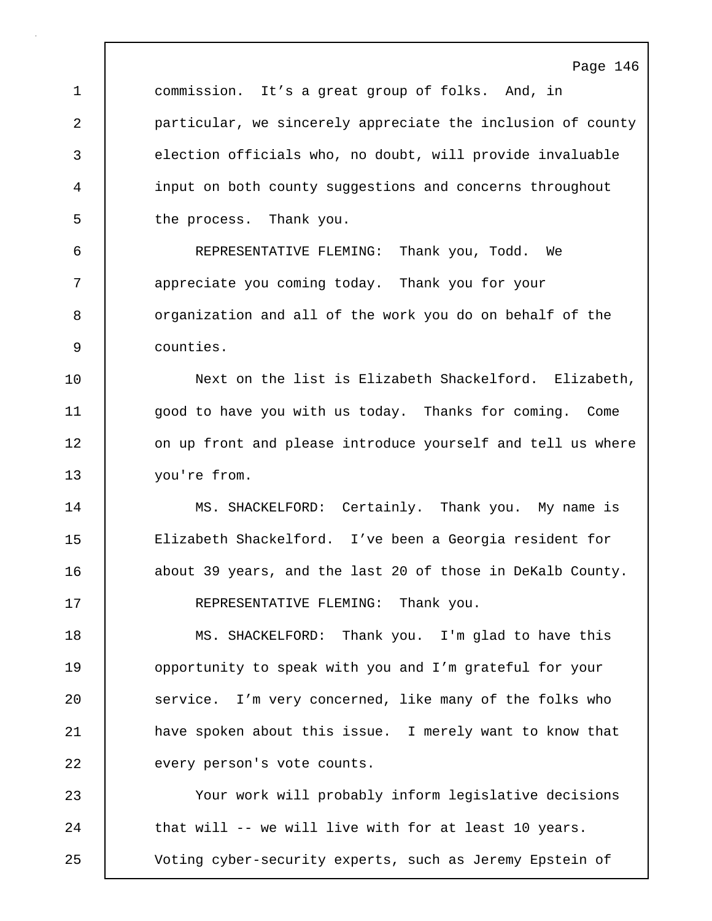commission. It's a great group of folks. And, in particular, we sincerely appreciate the inclusion of county election officials who, no doubt, will provide invaluable input on both county suggestions and concerns throughout the process. Thank you.

REPRESENTATIVE FLEMING: Thank you, Todd. We appreciate you coming today. Thank you for your organization and all of the work you do on behalf of the counties.

Next on the list is Elizabeth Shackelford. Elizabeth, good to have you with us today. Thanks for coming. Come on up front and please introduce yourself and tell us where you're from.

MS. SHACKELFORD: Certainly. Thank you. My name is Elizabeth Shackelford. I've been a Georgia resident for about 39 years, and the last 20 of those in DeKalb County.

REPRESENTATIVE FLEMING: Thank you.

MS. SHACKELFORD: Thank you. I'm glad to have this opportunity to speak with you and I'm grateful for your service. I'm very concerned, like many of the folks who have spoken about this issue. I merely want to know that every person's vote counts.

Your work will probably inform legislative decisions that will -- we will live with for at least 10 years. Voting cyber-security experts, such as Jeremy Epstein of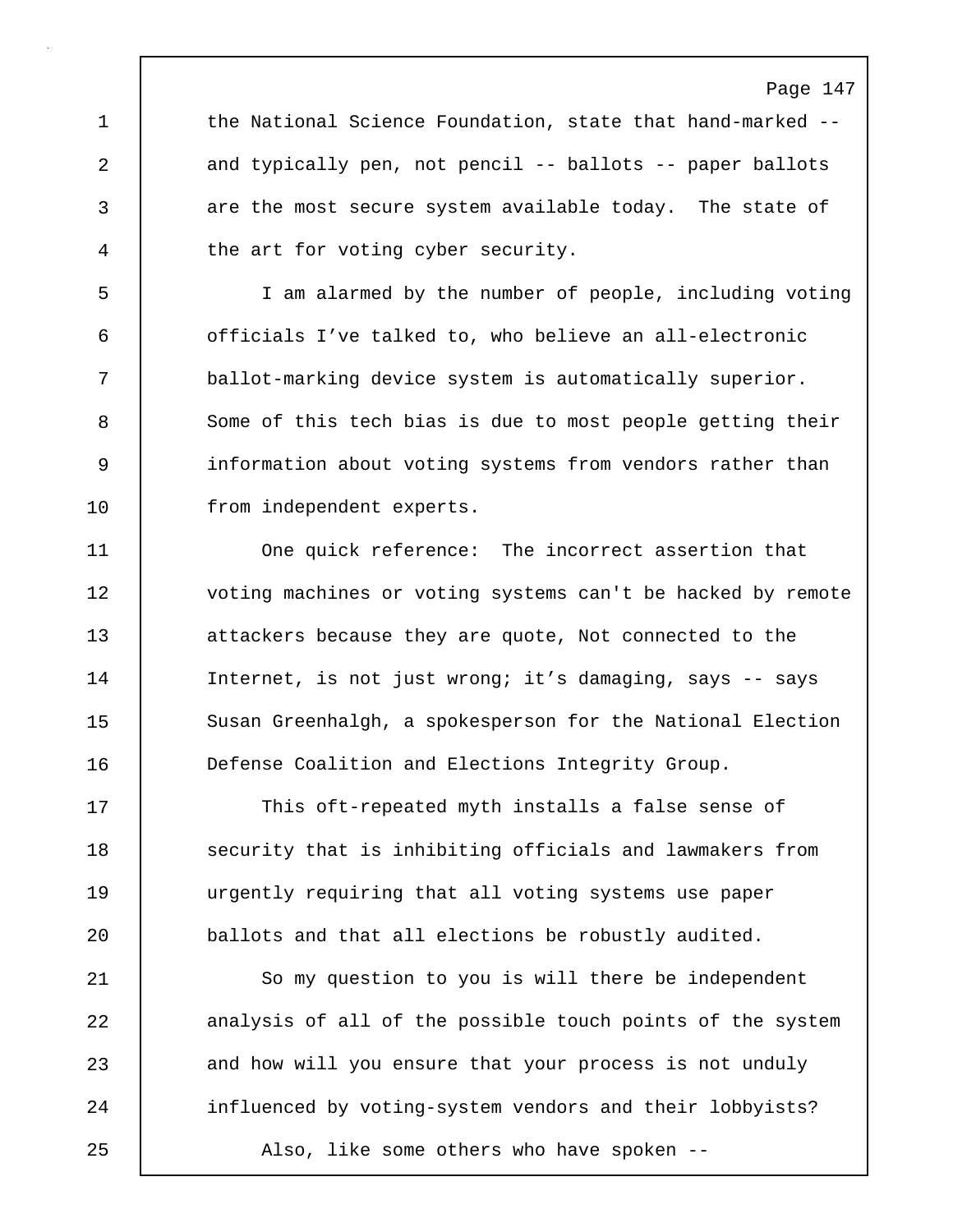the National Science Foundation, state that hand-marked -- and typically pen, not pencil -- ballots -- paper ballots are the most secure system available today. The state of the art for voting cyber security.

I am alarmed by the number of people, including voting officials I've talked to, who believe an all-electronic ballot-marking device system is automatically superior. Some of this tech bias is due to most people getting their information about voting systems from vendors rather than from independent experts.

One quick reference: The incorrect assertion that voting machines or voting systems can't be hacked by remote attackers because they are quote, Not connected to the Internet, is not just wrong; it's damaging, says -- says Susan Greenhalgh, a spokesperson for the National Election Defense Coalition and Elections Integrity Group.

This oft-repeated myth installs a false sense of security that is inhibiting officials and lawmakers from urgently requiring that all voting systems use paper ballots and that all elections be robustly audited.

So my question to you is will there be independent analysis of all of the possible touch points of the system and how will you ensure that your process is not unduly influenced by voting-system vendors and their lobbyists?

Also, like some others who have spoken --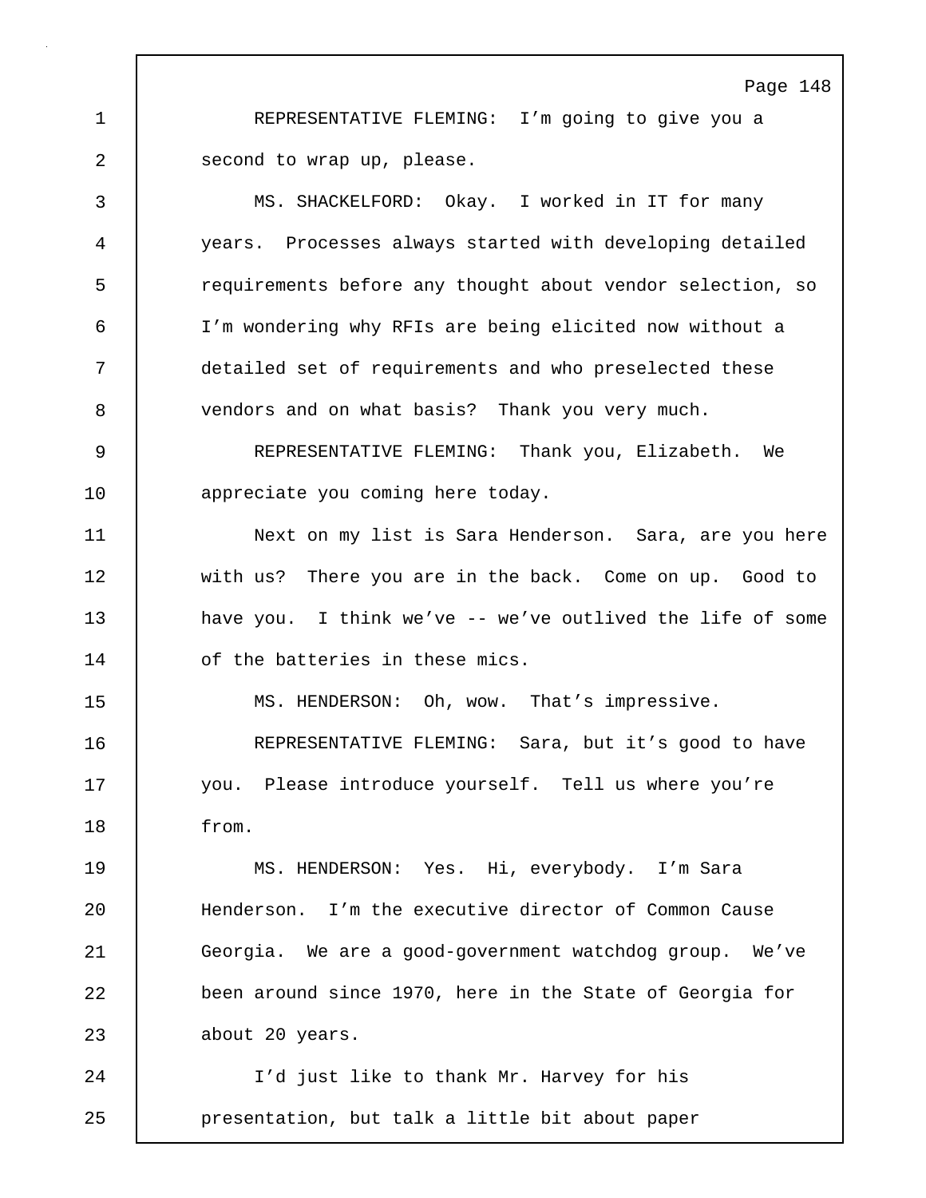REPRESENTATIVE FLEMING: I'm going to give you a second to wrap up, please.

MS. SHACKELFORD: Okay. I worked in IT for many years. Processes always started with developing detailed requirements before any thought about vendor selection, so I'm wondering why RFIs are being elicited now without a detailed set of requirements and who preselected these vendors and on what basis? Thank you very much.

REPRESENTATIVE FLEMING: Thank you, Elizabeth. We appreciate you coming here today.

Next on my list is Sara Henderson. Sara, are you here with us? There you are in the back. Come on up. Good to have you. I think we've -- we've outlived the life of some of the batteries in these mics.

MS. HENDERSON: Oh, wow. That's impressive.

REPRESENTATIVE FLEMING: Sara, but it's good to have you. Please introduce yourself. Tell us where you're from.

MS. HENDERSON: Yes. Hi, everybody. I'm Sara Henderson. I'm the executive director of Common Cause Georgia. We are a good-government watchdog group. We've been around since 1970, here in the State of Georgia for about 20 years.

I'd just like to thank Mr. Harvey for his presentation, but talk a little bit about paper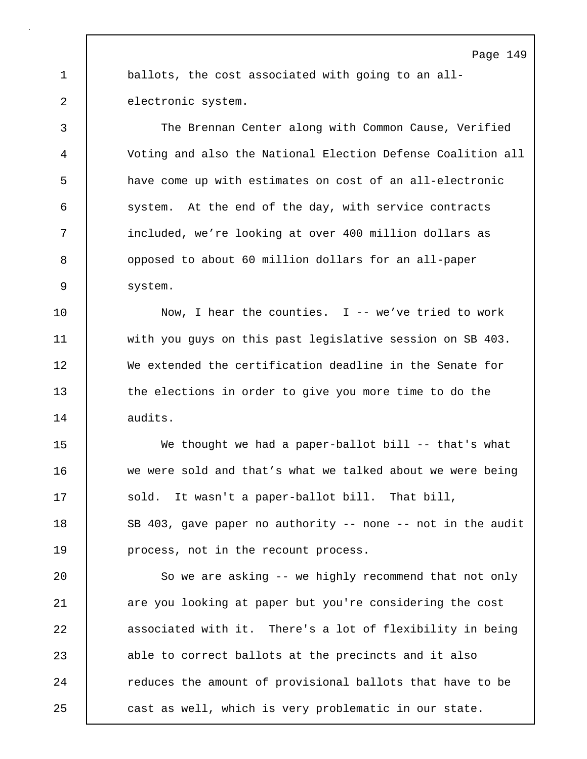ballots, the cost associated with going to an all-electronic system.

The Brennan Center along with Common Cause, Verified Voting and also the National Election Defense Coalition all have come up with estimates on cost of an all-electronic system. At the end of the day, with service contracts included, we’re looking at over 400 million dollars as opposed to about 60 million dollars for an all-paper system.

Now, I hear the counties. I -- we’ve tried to work with you guys on this past legislative session on SB 403. We extended the certification deadline in the Senate for the elections in order to give you more time to do the audits.

We thought we had a paper-ballot bill -- that's what we were sold and that’s what we talked about we were being sold. It wasn't a paper-ballot bill. That bill, SB 403, gave paper no authority -- none -- not in the audit process, not in the recount process.

So we are asking -- we highly recommend that not only are you looking at paper but you're considering the cost associated with it. There's a lot of flexibility in being able to correct ballots at the precincts and it also reduces the amount of provisional ballots that have to be cast as well, which is very problematic in our state.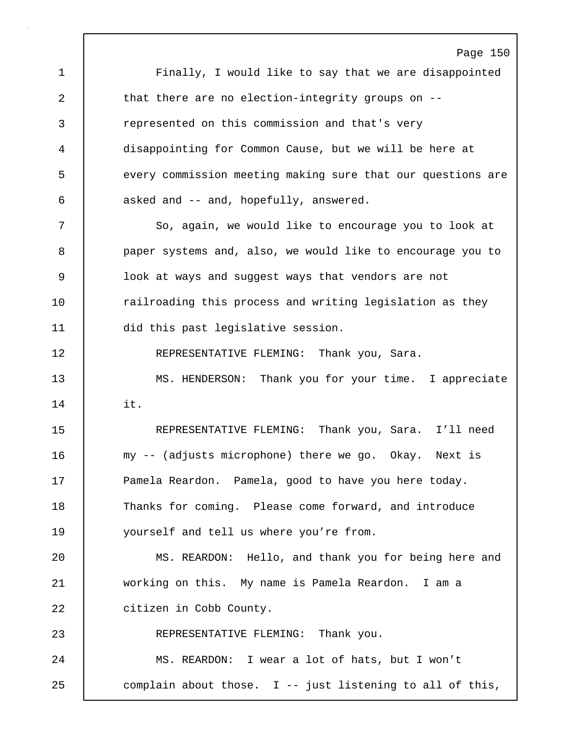Finally, I would like to say that we are disappointed that there are no election-integrity groups on -- represented on this commission and that's very disappointing for Common Cause, but we will be here at every commission meeting making sure that our questions are asked and -- and, hopefully, answered.

So, again, we would like to encourage you to look at paper systems and, also, we would like to encourage you to look at ways and suggest ways that vendors are not railroading this process and writing legislation as they did this past legislative session.

REPRESENTATIVE FLEMING: Thank you, Sara.

MS. HENDERSON: Thank you for your time. I appreciate it.

REPRESENTATIVE FLEMING: Thank you, Sara. I'll need my -- (adjusts microphone) there we go. Okay. Next is Pamela Reardon. Pamela, good to have you here today. Thanks for coming. Please come forward, and introduce yourself and tell us where you're from.

MS. REARDON: Hello, and thank you for being here and working on this. My name is Pamela Reardon. I am a citizen in Cobb County.

REPRESENTATIVE FLEMING: Thank you.

MS. REARDON: I wear a lot of hats, but I won't complain about those. I -- just listening to all of this,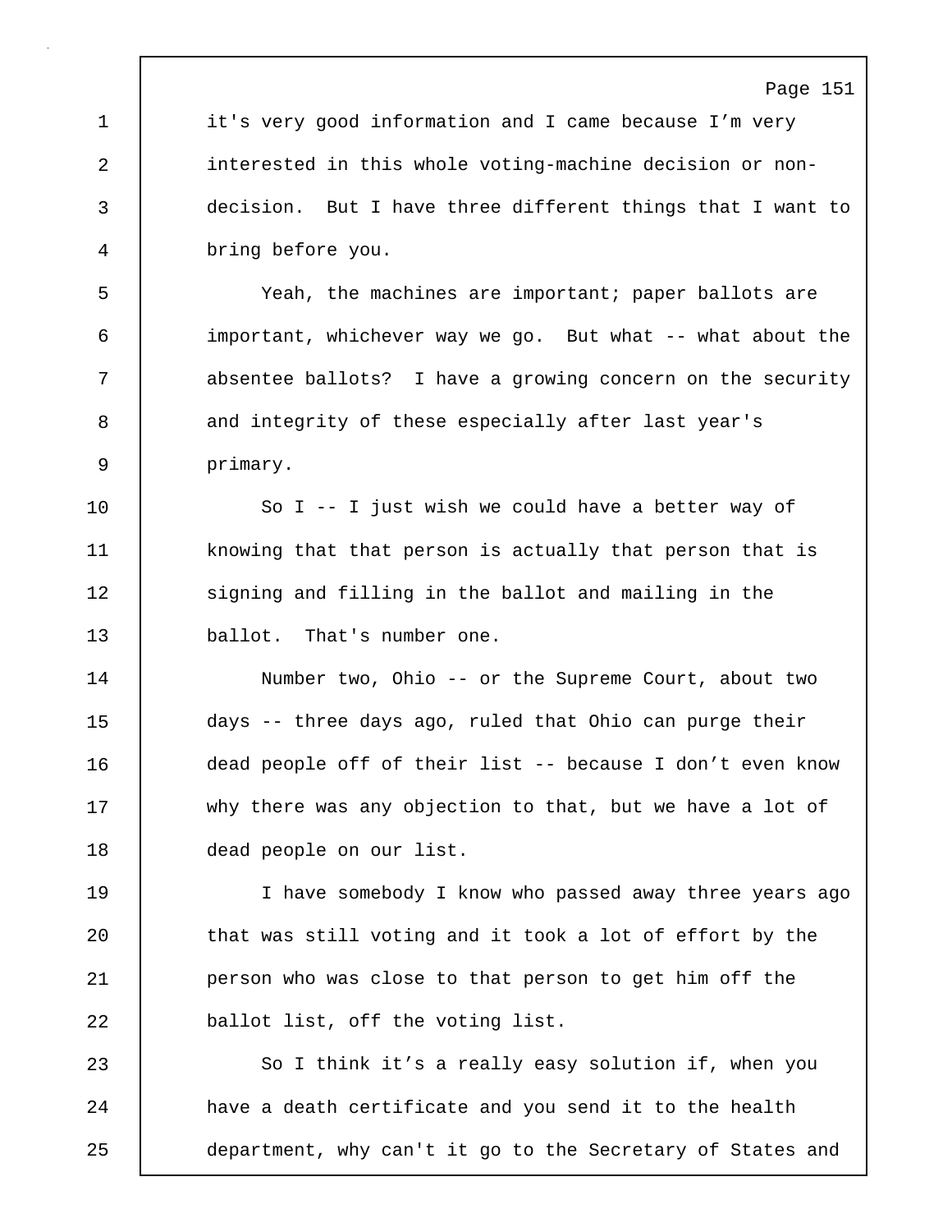it's very good information and I came because I'm very interested in this whole voting-machine decision or non-decision. But I have three different things that I want to bring before you.

Yeah, the machines are important; paper ballots are important, whichever way we go. But what -- what about the absentee ballots? I have a growing concern on the security and integrity of these especially after last year's primary.

So I -- I just wish we could have a better way of knowing that that person is actually that person that is signing and filling in the ballot and mailing in the ballot. That's number one.

Number two, Ohio -- or the Supreme Court, about two days -- three days ago, ruled that Ohio can purge their dead people off of their list -- because I don't even know why there was any objection to that, but we have a lot of dead people on our list.

I have somebody I know who passed away three years ago that was still voting and it took a lot of effort by the person who was close to that person to get him off the ballot list, off the voting list.

So I think it's a really easy solution if, when you have a death certificate and you send it to the health department, why can't it go to the Secretary of States and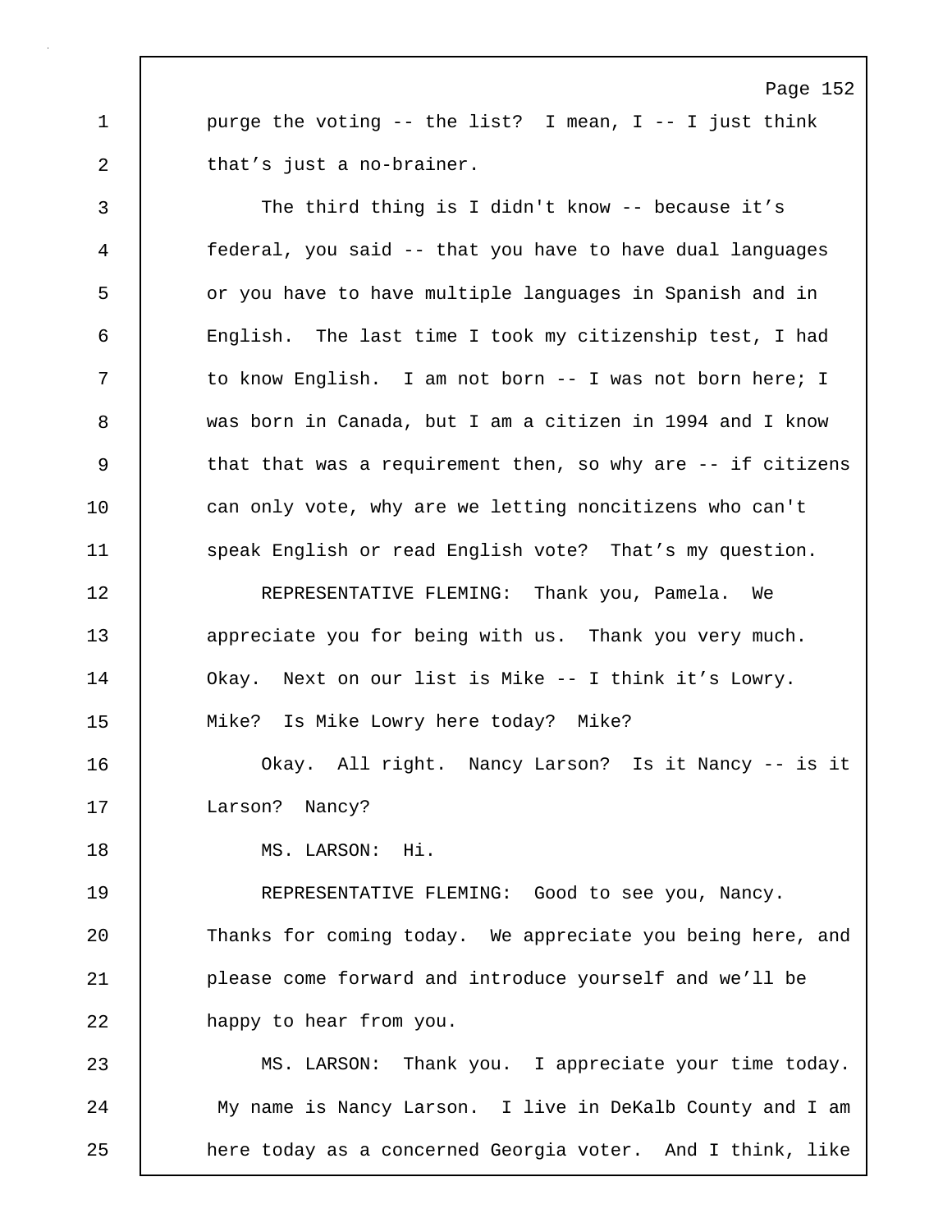purge the voting -- the list? I mean, I -- I just think that's just a no-brainer.

The third thing is I didn't know -- because it's federal, you said -- that you have to have dual languages or you have to have multiple languages in Spanish and in English. The last time I took my citizenship test, I had to know English. I am not born -- I was not born here; I was born in Canada, but I am a citizen in 1994 and I know that that was a requirement then, so why are -- if citizens can only vote, why are we letting noncitizens who can't speak English or read English vote? That's my question.

REPRESENTATIVE FLEMING: Thank you, Pamela. We appreciate you for being with us. Thank you very much. Okay. Next on our list is Mike -- I think it's Lowry. Mike? Is Mike Lowry here today? Mike?

Okay. All right. Nancy Larson? Is it Nancy -- is it Larson? Nancy?

MS. LARSON: Hi.

REPRESENTATIVE FLEMING: Good to see you, Nancy. Thanks for coming today. We appreciate you being here, and please come forward and introduce yourself and we'll be happy to hear from you.

MS. LARSON: Thank you. I appreciate your time today. My name is Nancy Larson. I live in DeKalb County and I am here today as a concerned Georgia voter. And I think, like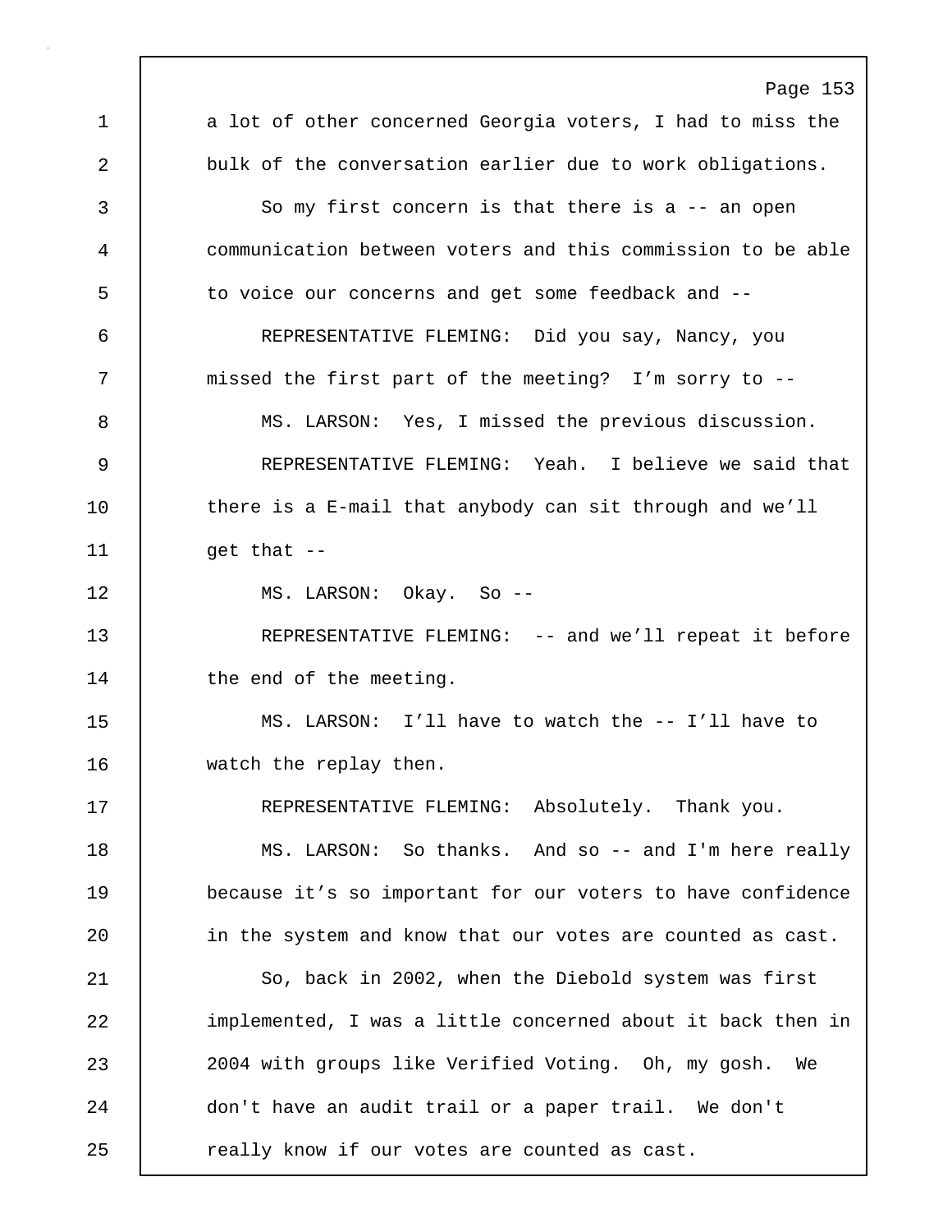a lot of other concerned Georgia voters, I had to miss the bulk of the conversation earlier due to work obligations.

So my first concern is that there is a -- an open communication between voters and this commission to be able to voice our concerns and get some feedback and --

REPRESENTATIVE FLEMING: Did you say, Nancy, you missed the first part of the meeting? I’m sorry to --

MS. LARSON: Yes, I missed the previous discussion.

REPRESENTATIVE FLEMING: Yeah. I believe we said that there is a E-mail that anybody can sit through and we’ll get that --

MS. LARSON: Okay. So --

REPRESENTATIVE FLEMING: -- and we’ll repeat it before the end of the meeting.

MS. LARSON: I’ll have to watch the -- I’ll have to watch the replay then.

REPRESENTATIVE FLEMING: Absolutely. Thank you.

MS. LARSON: So thanks. And so -- and I'm here really because it’s so important for our voters to have confidence in the system and know that our votes are counted as cast.

So, back in 2002, when the Diebold system was first implemented, I was a little concerned about it back then in 2004 with groups like Verified Voting. Oh, my gosh. We don't have an audit trail or a paper trail. We don't really know if our votes are counted as cast.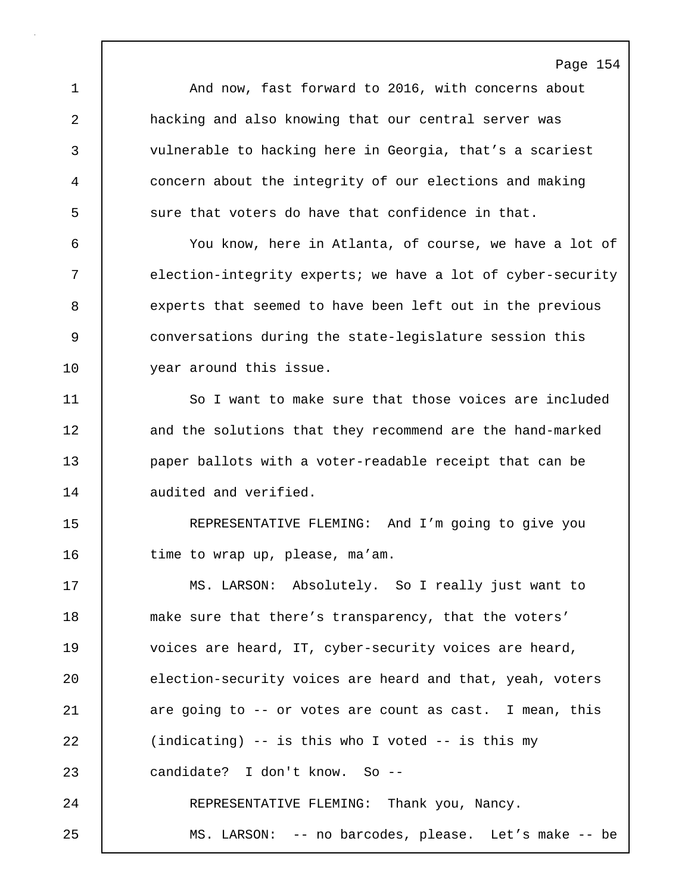And now, fast forward to 2016, with concerns about hacking and also knowing that our central server was vulnerable to hacking here in Georgia, that's a scariest concern about the integrity of our elections and making sure that voters do have that confidence in that.

You know, here in Atlanta, of course, we have a lot of election-integrity experts; we have a lot of cyber-security experts that seemed to have been left out in the previous conversations during the state-legislature session this year around this issue.

So I want to make sure that those voices are included and the solutions that they recommend are the hand-marked paper ballots with a voter-readable receipt that can be audited and verified.

REPRESENTATIVE FLEMING: And I'm going to give you time to wrap up, please, ma'am.

MS. LARSON: Absolutely. So I really just want to make sure that there's transparency, that the voters' voices are heard, IT, cyber-security voices are heard, election-security voices are heard and that, yeah, voters are going to -- or votes are count as cast. I mean, this (indicating) -- is this who I voted -- is this my candidate? I don't know. So --

REPRESENTATIVE FLEMING: Thank you, Nancy.

MS. LARSON: -- no barcodes, please. Let's make -- be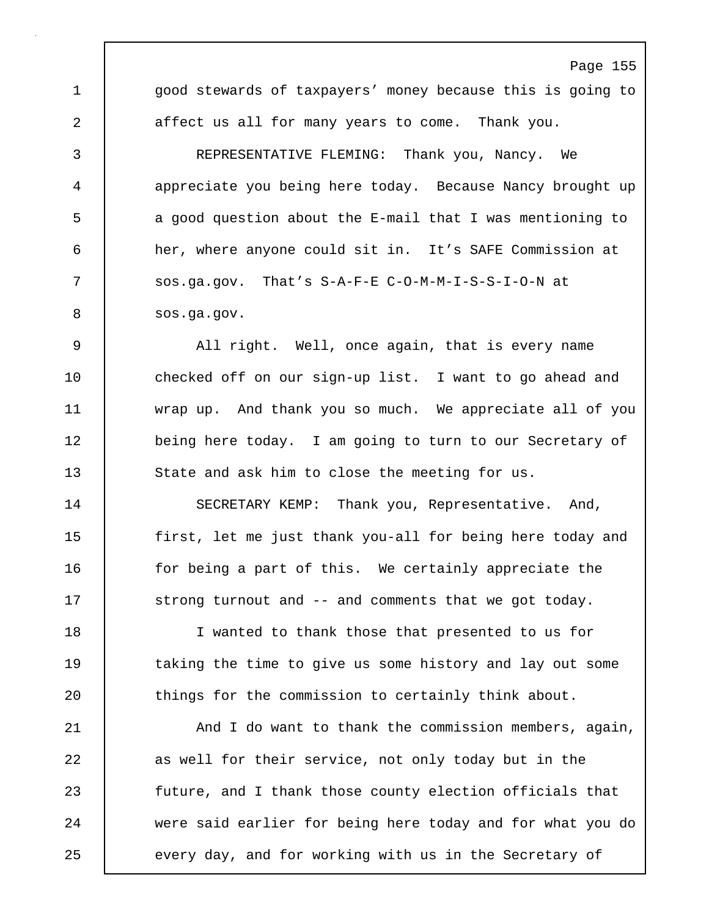good stewards of taxpayers' money because this is going to affect us all for many years to come. Thank you.

REPRESENTATIVE FLEMING: Thank you, Nancy. We appreciate you being here today. Because Nancy brought up a good question about the E-mail that I was mentioning to her, where anyone could sit in. It's SAFE Commission at sos.ga.gov. That's S-A-F-E C-O-M-M-I-S-S-I-O-N at sos.ga.gov.

All right. Well, once again, that is every name checked off on our sign-up list. I want to go ahead and wrap up. And thank you so much. We appreciate all of you being here today. I am going to turn to our Secretary of State and ask him to close the meeting for us.

SECRETARY KEMP: Thank you, Representative. And, first, let me just thank you-all for being here today and for being a part of this. We certainly appreciate the strong turnout and -- and comments that we got today.

I wanted to thank those that presented to us for taking the time to give us some history and lay out some things for the commission to certainly think about.

And I do want to thank the commission members, again, as well for their service, not only today but in the future, and I thank those county election officials that were said earlier for being here today and for what you do every day, and for working with us in the Secretary of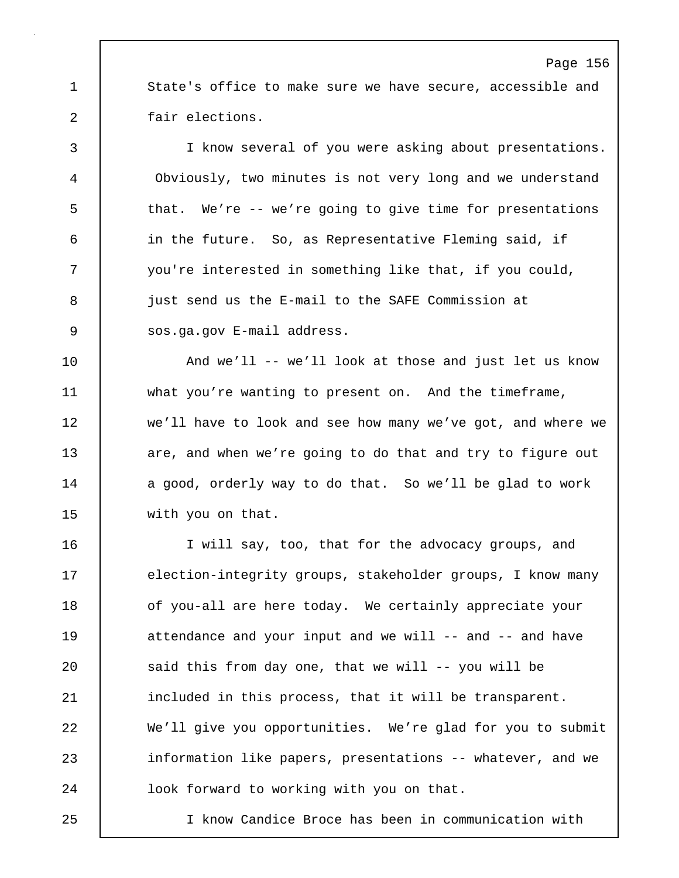State's office to make sure we have secure, accessible and fair elections.

I know several of you were asking about presentations. Obviously, two minutes is not very long and we understand that. We’re -- we’re going to give time for presentations in the future. So, as Representative Fleming said, if you're interested in something like that, if you could, just send us the E-mail to the SAFE Commission at sos.ga.gov E-mail address.

And we’ll -- we’ll look at those and just let us know what you’re wanting to present on. And the timeframe, we’ll have to look and see how many we’ve got, and where we are, and when we’re going to do that and try to figure out a good, orderly way to do that. So we’ll be glad to work with you on that.

I will say, too, that for the advocacy groups, and election-integrity groups, stakeholder groups, I know many of you-all are here today. We certainly appreciate your attendance and your input and we will -- and -- and have said this from day one, that we will -- you will be included in this process, that it will be transparent. We’ll give you opportunities. We’re glad for you to submit information like papers, presentations -- whatever, and we look forward to working with you on that.

I know Candice Broce has been in communication with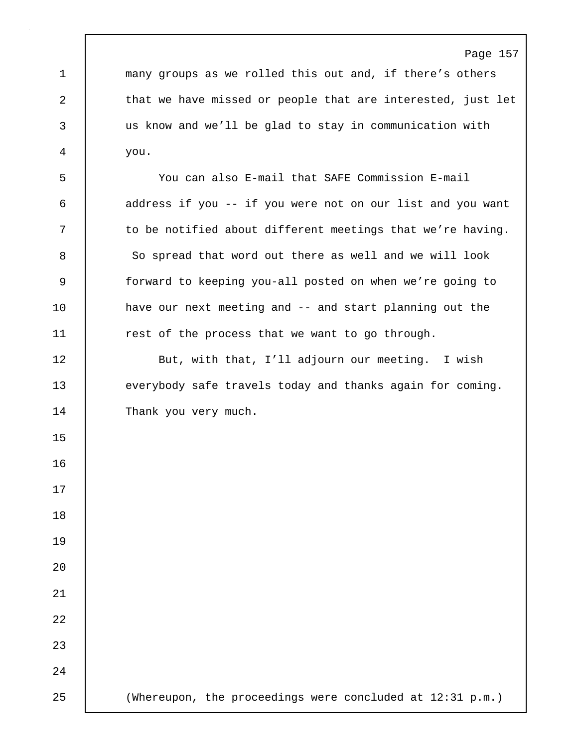many groups as we rolled this out and, if there’s others that we have missed or people that are interested, just let us know and we’ll be glad to stay in communication with you.

You can also E-mail that SAFE Commission E-mail address if you -- if you were not on our list and you want to be notified about different meetings that we’re having. So spread that word out there as well and we will look forward to keeping you-all posted on when we’re going to have our next meeting and -- and start planning out the rest of the process that we want to go through.

But, with that, I’ll adjourn our meeting. I wish everybody safe travels today and thanks again for coming. Thank you very much.

(Whereupon, the proceedings were concluded at 12:31 p.m.)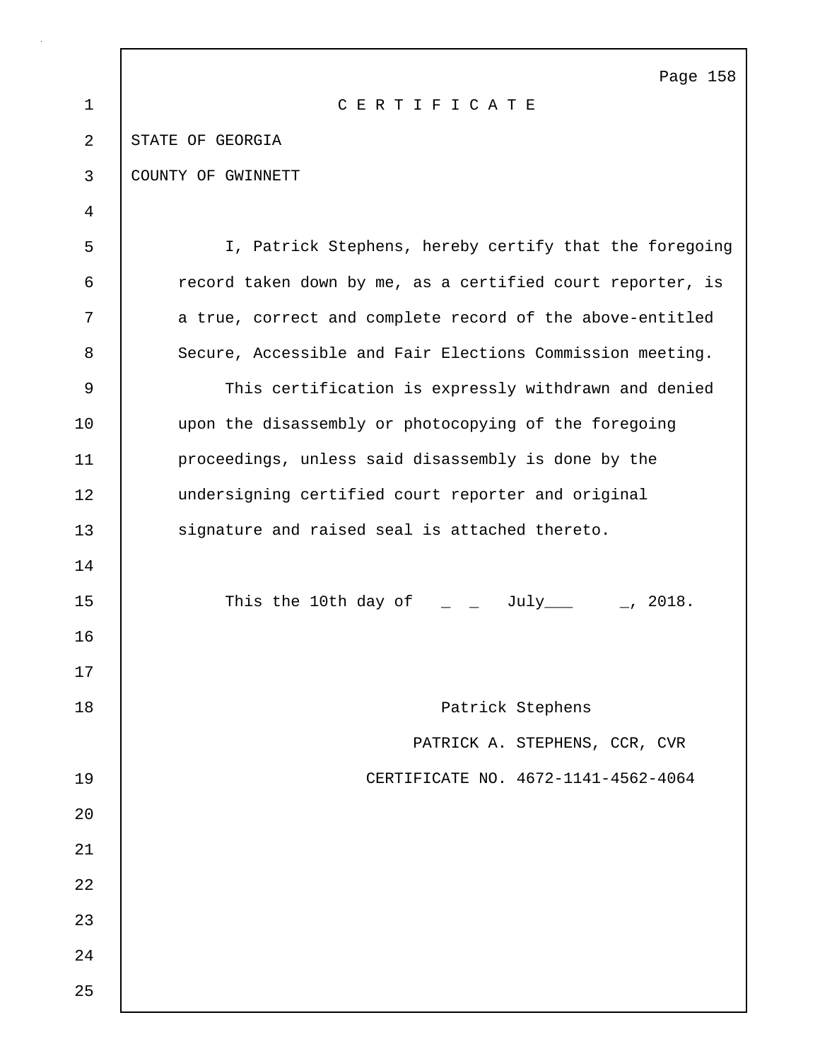# C E R T I F I C A T E

STATE OF GEORGIA

COUNTY OF GWINNETT

I, Patrick Stephens, hereby certify that the foregoing record taken down by me, as a certified court reporter, is a true, correct and complete record of the above-entitled Secure, Accessible and Fair Elections Commission meeting.

This certification is expressly withdrawn and denied upon the disassembly or photocopying of the foregoing proceedings, unless said disassembly is done by the undersigning certified court reporter and original signature and raised seal is attached thereto.

This the 10th day of _ _ July___ _, 2018.

Patrick Stephens

PATRICK A. STEPHENS, CCR, CVR

CERTIFICATE NO. 4672-1141-4562-4064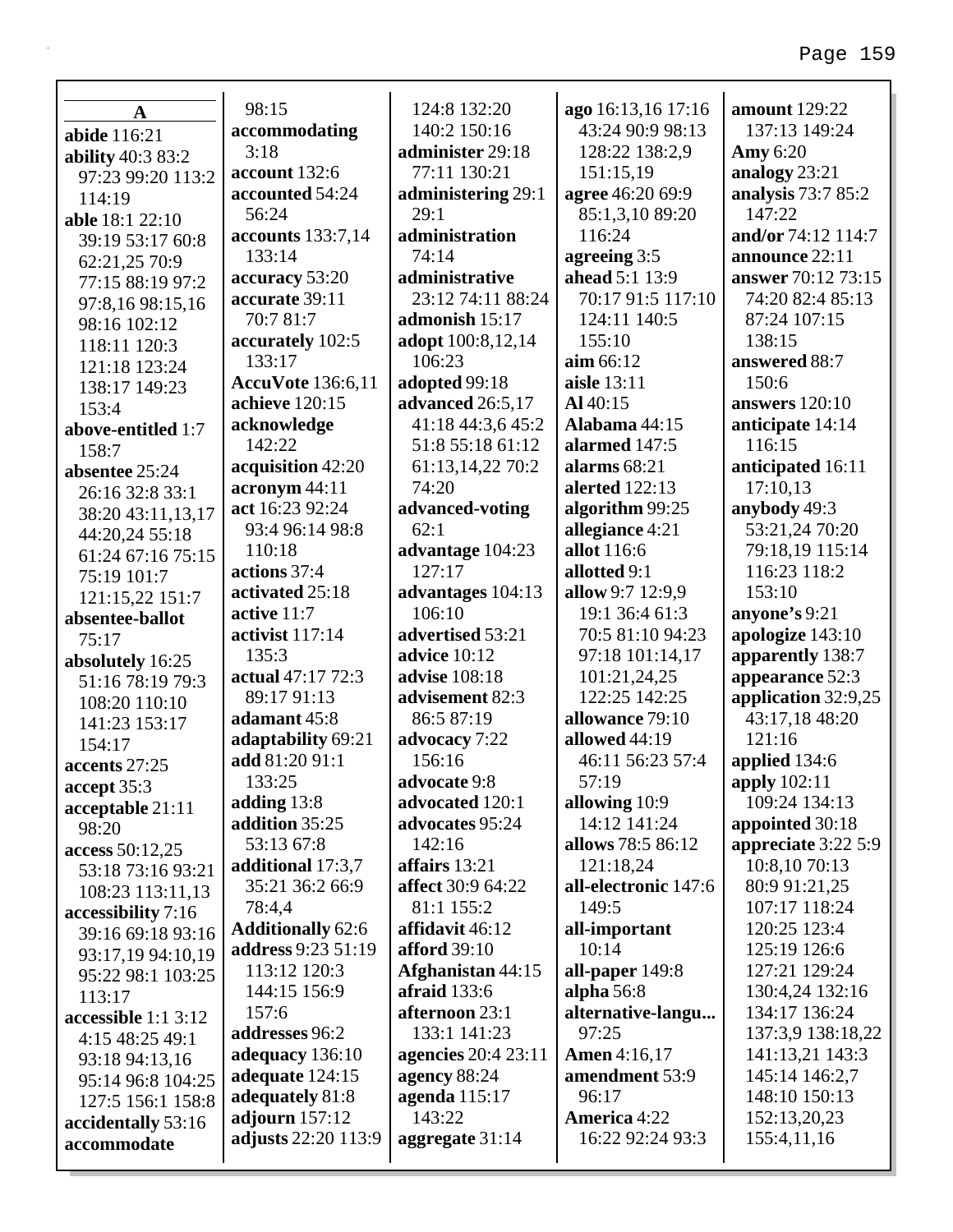**A**

**abide** 116:21
**ability** 40:3 83:2 97:23 99:20 113:2 114:19
**able** 18:1 22:10 39:19 53:17 60:8 62:21,25 70:9 77:15 88:19 97:2 97:8,16 98:15,16 98:16 102:12 118:11 120:3 121:18 123:24 138:17 149:23 153:4
**above-entitled** 1:7 158:7
**absentee** 25:24 26:16 32:8 33:1 38:20 43:11,13,17 44:20,24 55:18 61:24 67:16 75:15 75:19 101:7 121:15,22 151:7
**absentee-ballot** 75:17
**absolutely** 16:25 51:16 78:19 79:3 108:20 110:10 141:23 153:17 154:17
**accents** 27:25
**accept** 35:3
**acceptable** 21:11 98:20
**access** 50:12,25 53:18 73:16 93:21 108:23 113:11,13
**accessibility** 7:16 39:16 69:18 93:16 93:17,19 94:10,19 95:22 98:1 103:25 113:17
**accessible** 1:1 3:12 4:15 48:25 49:1 93:18 94:13,16 95:14 96:8 104:25 127:5 156:1 158:8
**accidentally** 53:16
**accommodate** 98:15
**accommodating** 3:18
**account** 132:6
**accounted** 54:24 56:24
**accounts** 133:7,14 133:14
**accuracy** 53:20
**accurate** 39:11 70:7 81:7
**accurately** 102:5 133:17
**AccuVote** 136:6,11
**achieve** 120:15
**acknowledge** 142:22
**acquisition** 42:20
**acronym** 44:11
**act** 16:23 92:24 93:4 96:14 98:8 110:18
**actions** 37:4
**activated** 25:18
**active** 11:7
**activist** 117:14 135:3
**actual** 47:17 72:3 89:17 91:13
**adamant** 45:8
**adaptability** 69:21
**add** 81:20 91:1 133:25
**adding** 13:8
**addition** 35:25 53:13 67:8
**additional** 17:3,7 35:21 36:2 66:9 78:4,4
**Additionally** 62:6
**address** 9:23 51:19 113:12 120:3 144:15 156:9 157:6
**addresses** 96:2
**adequacy** 136:10
**adequate** 124:15
**adequately** 81:8
**adjourn** 157:12
**adjusts** 22:20 113:9 124:8 132:20 140:2 150:16
**administer** 29:18 77:11 130:21
**administering** 29:1 29:1
**administration** 74:14
**administrative** 23:12 74:11 88:24
**admonish** 15:17
**adopt** 100:8,12,14 106:23
**adopted** 99:18
**advanced** 26:5,17 41:18 44:3,6 45:2 51:8 55:18 61:12 61:13,14,22 70:2 74:20
**advanced-voting** 62:1
**advantage** 104:23 127:17
**advantages** 104:13 106:10
**advertised** 53:21
**advice** 10:12
**advise** 108:18
**advisement** 82:3 86:5 87:19
**advocacy** 7:22 156:16
**advocate** 9:8
**advocated** 120:1
**advocates** 95:24 142:16
**affairs** 13:21
**affect** 30:9 64:22 81:1 155:2
**affidavit** 46:12
**afford** 39:10
**Afghanistan** 44:15
**afraid** 133:6
**afternoon** 23:1 133:1 141:23
**agencies** 20:4 23:11
**agency** 88:24
**agenda** 115:17 143:22
**aggregate** 31:14
**ago** 16:13,16 17:16 43:24 90:9 98:13 128:22 138:2,9 151:15,19
**agree** 46:20 69:9 85:1,3,10 89:20 116:24
**agreeing** 3:5
**ahead** 5:1 13:9 70:17 91:5 117:10 124:11 140:5 155:10
**aim** 66:12
**aisle** 13:11
**Al** 40:15
**Alabama** 44:15
**alarmed** 147:5
**alarms** 68:21
**alerted** 122:13
**algorithm** 99:25
**allegiance** 4:21
**allot** 116:6
**allotted** 9:1
**allow** 9:7 12:9,9 19:1 36:4 61:3 70:5 81:10 94:23 97:18 101:14,17 101:21,24,25 122:25 142:25
**allowance** 79:10
**allowed** 44:19 46:11 56:23 57:4 57:19
**allowing** 10:9 14:12 141:24
**allows** 78:5 86:12 121:18,24
**all-electronic** 147:6 149:5
**all-important** 10:14
**all-paper** 149:8
**alpha** 56:8
**alternative-langu...** 97:25
**Amen** 4:16,17
**amendment** 53:9 96:17
**America** 4:22 16:22 92:24 93:3
**amount** 129:22 137:13 149:24
**Amy** 6:20
**analogy** 23:21
**analysis** 73:7 85:2 147:22
**and/or** 74:12 114:7
**announce** 22:11
**answer** 70:12 73:15 74:20 82:4 85:13 87:24 107:15 138:15
**answered** 88:7 150:6
**answers** 120:10
**anticipate** 14:14 116:15
**anticipated** 16:11 17:10,13
**anybody** 49:3 53:21,24 70:20 79:18,19 115:14 116:23 118:2 153:10
**anyone's** 9:21
**apologize** 143:10
**apparently** 138:7
**appearance** 52:3
**application** 32:9,25 43:17,18 48:20 121:16
**applied** 134:6
**apply** 102:11 109:24 134:13
**appointed** 30:18
**appreciate** 3:22 5:9 10:8,10 70:13 80:9 91:21,25 107:17 118:24 120:25 123:4 125:19 126:6 127:21 129:24 130:4,24 132:16 134:17 136:24 137:3,9 138:18,22 141:13,21 143:3 145:14 146:2,7 148:10 150:13 152:13,20,23 155:4,11,16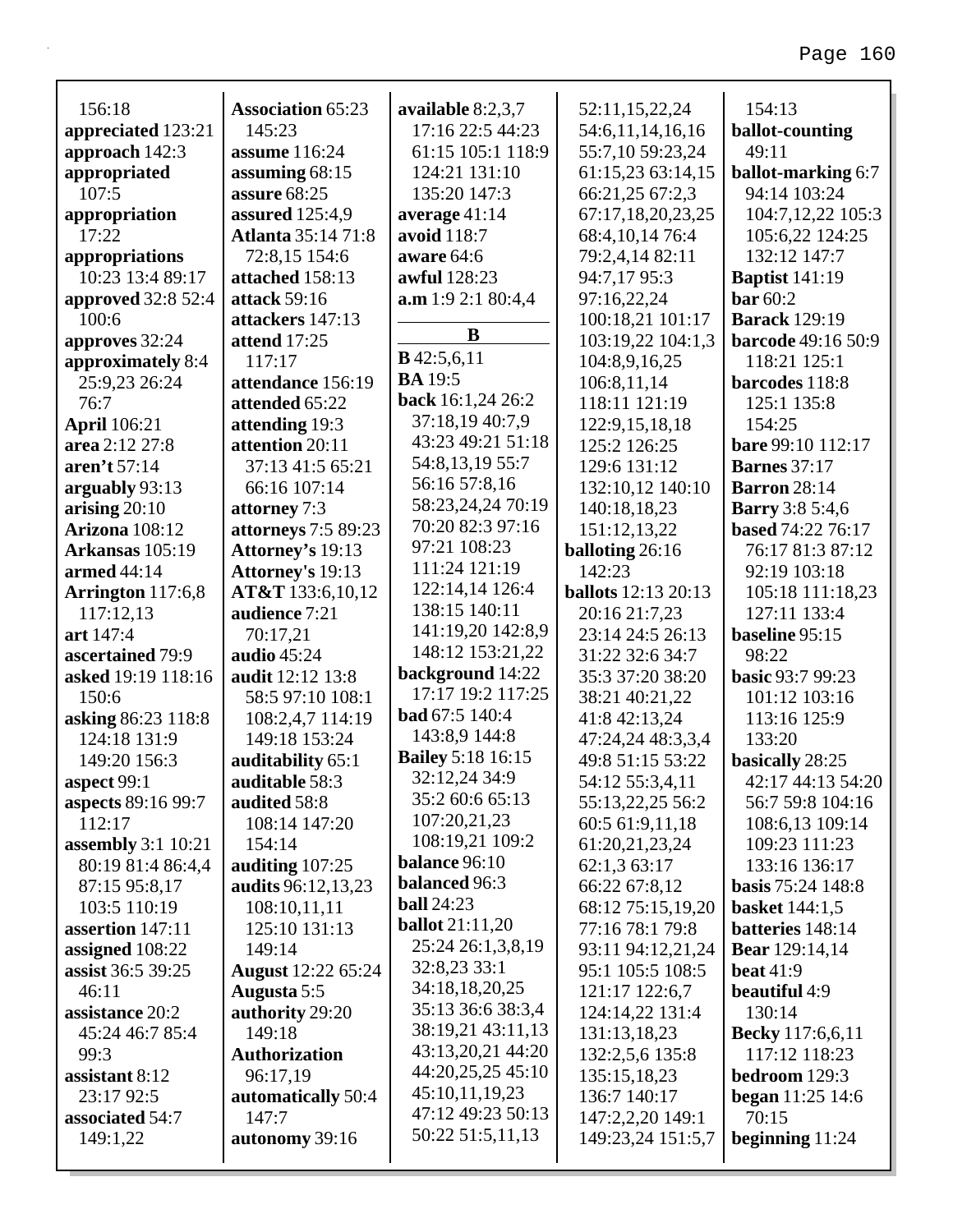156:18
**appreciated** 123:21
**approach** 142:3
**appropriated** 107:5
**appropriation** 17:22
**appropriations** 10:23 13:4 89:17
**approved** 32:8 52:4 100:6
**approves** 32:24
**approximately** 8:4 25:9,23 26:24 76:7
**April** 106:21
**area** 2:12 27:8
**aren't** 57:14
**arguably** 93:13
**arising** 20:10
**Arizona** 108:12
**Arkansas** 105:19
**armed** 44:14
**Arrington** 117:6,8 117:12,13
**art** 147:4
**ascertained** 79:9
**asked** 19:19 118:16 150:6
**asking** 86:23 118:8 124:18 131:9 149:20 156:3
**aspect** 99:1
**aspects** 89:16 99:7 112:17
**assembly** 3:1 10:21 80:19 81:4 86:4,4 87:15 95:8,17 103:5 110:19
**assertion** 147:11
**assigned** 108:22
**assist** 36:5 39:25 46:11
**assistance** 20:2 45:24 46:7 85:4 99:3
**assistant** 8:12 23:17 92:5
**associated** 54:7 149:1,22
**Association** 65:23 145:23
**assume** 116:24
**assuming** 68:15
**assure** 68:25
**assured** 125:4,9
**Atlanta** 35:14 71:8 72:8,15 154:6
**attached** 158:13
**attack** 59:16
**attackers** 147:13
**attend** 17:25 117:17
**attendance** 156:19
**attended** 65:22
**attending** 19:3
**attention** 20:11 37:13 41:5 65:21 66:16 107:14
**attorney** 7:3
**attorneys** 7:5 89:23
**Attorney's** 19:13
**Attorney's** 19:13
**AT&T** 133:6,10,12
**audience** 7:21 70:17,21
**audio** 45:24
**audit** 12:12 13:8 58:5 97:10 108:1 108:2,4,7 114:19 149:18 153:24
**auditability** 65:1
**auditable** 58:3
**audited** 58:8 108:14 147:20 154:14
**auditing** 107:25
**audits** 96:12,13,23 108:10,11,11 125:10 131:13 149:14
**August** 12:22 65:24
**Augusta** 5:5
**authority** 29:20 149:18
**Authorization** 96:17,19
**automatically** 50:4 147:7
**autonomy** 39:16
**available** 8:2,3,7 17:16 22:5 44:23 61:15 105:1 118:9 124:21 131:10 135:20 147:3
**average** 41:14
**avoid** 118:7
**aware** 64:6
**awful** 128:23
**a.m** 1:9 2:1 80:4,4

**B**

**B** 42:5,6,11
**BA** 19:5
**back** 16:1,24 26:2 37:18,19 40:7,9 43:23 49:21 51:18 54:8,13,19 55:7 56:16 57:8,16 58:23,24,24 70:19 70:20 82:3 97:16 97:21 108:23 111:24 121:19 122:14,14 126:4 138:15 140:11 141:19,20 142:8,9 148:12 153:21,22
**background** 14:22 17:17 19:2 117:25
**bad** 67:5 140:4 143:8,9 144:8
**Bailey** 5:18 16:15 32:12,24 34:9 35:2 60:6 65:13 107:20,21,23 108:19,21 109:2
**balance** 96:10
**balanced** 96:3
**ball** 24:23
**ballot** 21:11,20 25:24 26:1,3,8,19 32:8,23 33:1 34:18,18,20,25 35:13 36:6 38:3,4 38:19,21 43:11,13 43:13,20,21 44:20 44:20,25,25 45:10 45:10,11,19,23 47:12 49:23 50:13 50:22 51:5,11,13 52:11,15,22,24 54:6,11,14,16,16 55:7,10 59:23,24 61:15,23 63:14,15 66:21,25 67:2,3 67:17,18,20,23,25 68:4,10,14 76:4 79:2,4,14 82:11 94:7,17 95:3 97:16,22,24 100:18,21 101:17 103:19,22 104:1,3 104:8,9,16,25 106:8,11,14 118:11 121:19 122:9,15,18,18 125:2 126:25 129:6 131:12 132:10,12 140:10 140:18,18,23 151:12,13,22
**balloting** 26:16 142:23
**ballots** 12:13 20:13 20:16 21:7,23 23:14 24:5 26:13 31:22 32:6 34:7 35:3 37:20 38:20 38:21 40:21,22 41:8 42:13,24 47:24,24 48:3,3,4 49:8 51:15 53:22 54:12 55:3,4,11 55:13,22,25 56:2 60:5 61:9,11,18 61:20,21,23,24 62:1,3 63:17 66:22 67:8,12 68:12 75:15,19,20 77:16 78:1 79:8 93:11 94:12,21,24 95:1 105:5 108:5 121:17 122:6,7 124:14,22 131:4 131:13,18,23 132:2,5,6 135:8 135:15,18,23 136:7 140:17 147:2,2,20 149:1 149:23,24 151:5,7 154:13
**ballot-counting** 49:11
**ballot-marking** 6:7 94:14 103:24 104:7,12,22 105:3 105:6,22 124:25 132:12 147:7
**Baptist** 141:19
**bar** 60:2
**Barack** 129:19
**barcode** 49:16 50:9 118:21 125:1
**barcodes** 118:8 125:1 135:8 154:25
**bare** 99:10 112:17
**Barnes** 37:17
**Barron** 28:14
**Barry** 3:8 5:4,6
**based** 74:22 76:17 76:17 81:3 87:12 92:19 103:18 105:18 111:18,23 127:11 133:4
**baseline** 95:15 98:22
**basic** 93:7 99:23 101:12 103:16 113:16 125:9 133:20
**basically** 28:25 42:17 44:13 54:20 56:7 59:8 104:16 108:6,13 109:14 109:23 111:23 133:16 136:17
**basis** 75:24 148:8
**basket** 144:1,5
**batteries** 148:14
**Bear** 129:14,14
**beat** 41:9
**beautiful** 4:9 130:14
**Becky** 117:6,6,11 117:12 118:23
**bedroom** 129:3
**began** 11:25 14:6 70:15
**beginning** 11:24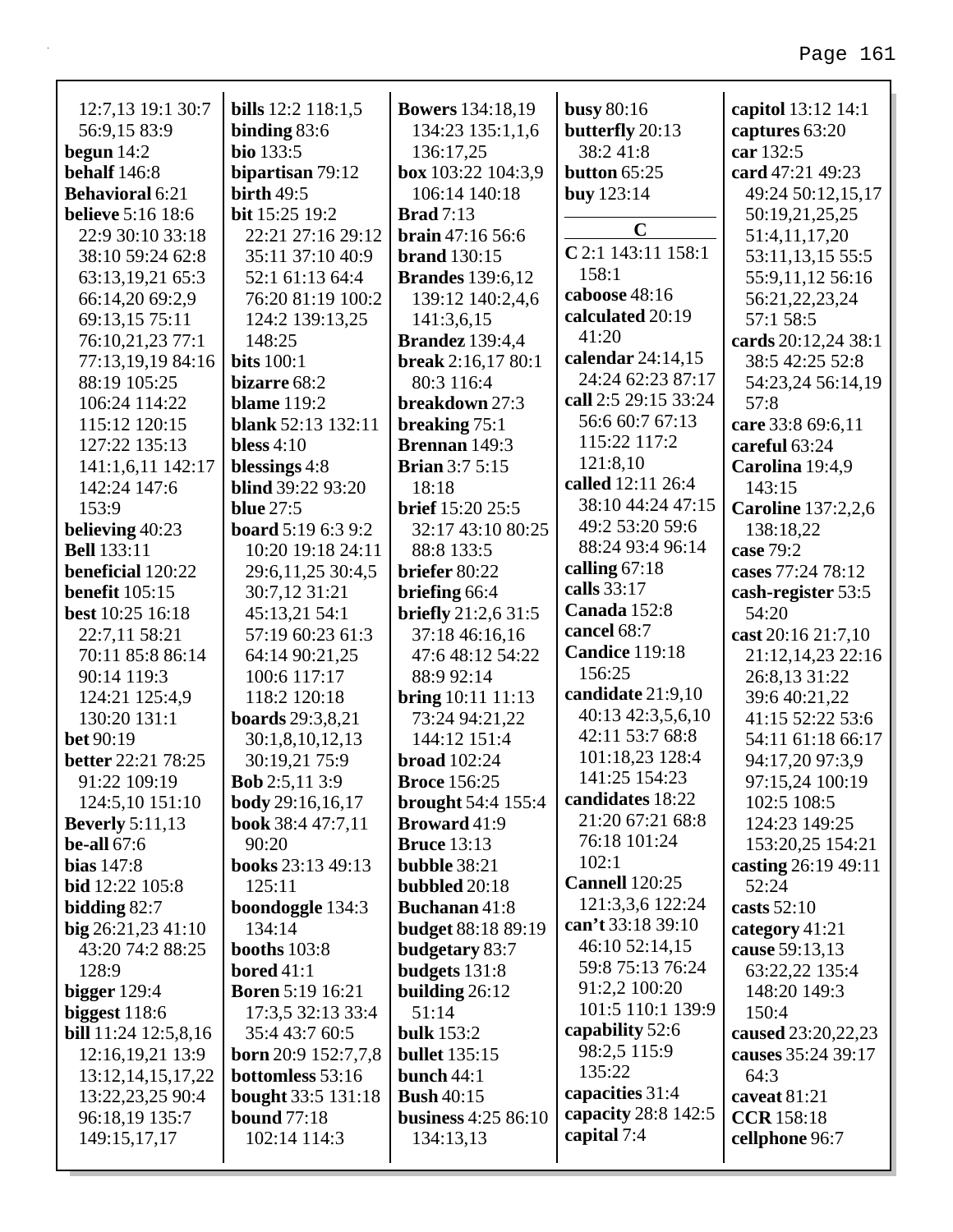12:7,13 19:1 30:7 56:9,15 83:9
**begun** 14:2
**behalf** 146:8
**Behavioral** 6:21
**believe** 5:16 18:6 22:9 30:10 33:18 38:10 59:24 62:8 63:13,19,21 65:3 66:14,20 69:2,9 69:13,15 75:11 76:10,21,23 77:1 77:13,19,19 84:16 88:19 105:25 106:24 114:22 115:12 120:15 127:22 135:13 141:1,6,11 142:17 142:24 147:6 153:9
**believing** 40:23
**Bell** 133:11
**beneficial** 120:22
**benefit** 105:15
**best** 10:25 16:18 22:7,11 58:21 70:11 85:8 86:14 90:14 119:3 124:21 125:4,9 130:20 131:1
**bet** 90:19
**better** 22:21 78:25 91:22 109:19 124:5,10 151:10
**Beverly** 5:11,13
**be-all** 67:6
**bias** 147:8
**bid** 12:22 105:8
**bidding** 82:7
**big** 26:21,23 41:10 43:20 74:2 88:25 128:9
**bigger** 129:4
**biggest** 118:6
**bill** 11:24 12:5,8,16 12:16,19,21 13:9 13:12,14,15,17,22 13:22,23,25 90:4 96:18,19 135:7 149:15,17,17
**bills** 12:2 118:1,5
**binding** 83:6
**bio** 133:5
**bipartisan** 79:12
**birth** 49:5
**bit** 15:25 19:2 22:21 27:16 29:12 35:11 37:10 40:9 52:1 61:13 64:4 76:20 81:19 100:2 124:2 139:13,25 148:25
**bits** 100:1
**bizarre** 68:2
**blame** 119:2
**blank** 52:13 132:11
**bless** 4:10
**blessings** 4:8
**blind** 39:22 93:20
**blue** 27:5
**board** 5:19 6:3 9:2 10:20 19:18 24:11 29:6,11,25 30:4,5 30:7,12 31:21 45:13,21 54:1 57:19 60:23 61:3 64:14 90:21,25 100:6 117:17 118:2 120:18
**boards** 29:3,8,21 30:1,8,10,12,13 30:19,21 75:9
**Bob** 2:5,11 3:9
**body** 29:16,16,17
**book** 38:4 47:7,11 90:20
**books** 23:13 49:13 125:11
**boondoggle** 134:3 134:14
**booths** 103:8
**bored** 41:1
**Boren** 5:19 16:21 17:3,5 32:13 33:4 35:4 43:7 60:5
**born** 20:9 152:7,7,8
**bottomless** 53:16
**bought** 33:5 131:18
**bound** 77:18 102:14 114:3
**Bowers** 134:18,19 134:23 135:1,1,6 136:17,25
**box** 103:22 104:3,9 106:14 140:18
**Brad** 7:13
**brain** 47:16 56:6
**brand** 130:15
**Brandes** 139:6,12 139:12 140:2,4,6 141:3,6,15
**Brandez** 139:4,4
**break** 2:16,17 80:1 80:3 116:4
**breakdown** 27:3
**breaking** 75:1
**Brennan** 149:3
**Brian** 3:7 5:15 18:18
**brief** 15:20 25:5 32:17 43:10 80:25 88:8 133:5
**briefer** 80:22
**briefing** 66:4
**briefly** 21:2,6 31:5 37:18 46:16,16 47:6 48:12 54:22 88:9 92:14
**bring** 10:11 11:13 73:24 94:21,22 144:12 151:4
**broad** 102:24
**Broce** 156:25
**brought** 54:4 155:4
**Broward** 41:9
**Bruce** 13:13
**bubble** 38:21
**bubbled** 20:18
**Buchanan** 41:8
**budget** 88:18 89:19
**budgetary** 83:7
**budgets** 131:8
**building** 26:12 51:14
**bulk** 153:2
**bullet** 135:15
**bunch** 44:1
**Bush** 40:15
**business** 4:25 86:10 134:13,13
**busy** 80:16
**butterfly** 20:13 38:2 41:8
**button** 65:25
**buy** 123:14

## C

**C** 2:1 143:11 158:1 158:1
**caboose** 48:16
**calculated** 20:19 41:20
**calendar** 24:14,15 24:24 62:23 87:17
**call** 2:5 29:15 33:24 56:6 60:7 67:13 115:22 117:2 121:8,10
**called** 12:11 26:4 38:10 44:24 47:15 49:2 53:20 59:6 88:24 93:4 96:14
**calling** 67:18
**calls** 33:17
**Canada** 152:8
**cancel** 68:7
**Candice** 119:18 156:25
**candidate** 21:9,10 40:13 42:3,5,6,10 42:11 53:7 68:8 101:18,23 128:4 141:25 154:23
**candidates** 18:22 21:20 67:21 68:8 76:18 101:24 102:1
**Cannell** 120:25 121:3,3,6 122:24
**can't** 33:18 39:10 46:10 52:14,15 59:8 75:13 76:24 91:2,2 100:20 101:5 110:1 139:9
**capability** 52:6 98:2,5 115:9 135:22
**capacities** 31:4
**capacity** 28:8 142:5
**capital** 7:4
**capitol** 13:12 14:1
**captures** 63:20
**car** 132:5
**card** 47:21 49:23 49:24 50:12,15,17 50:19,21,25,25 51:4,11,17,20 53:11,13,15 55:5 55:9,11,12 56:16 56:21,22,23,24 57:1 58:5
**cards** 20:12,24 38:1 38:5 42:25 52:8 54:23,24 56:14,19 57:8
**care** 33:8 69:6,11
**careful** 63:24
**Carolina** 19:4,9 143:15
**Caroline** 137:2,2,6 138:18,22
**case** 79:2
**cases** 77:24 78:12
**cash-register** 53:5 54:20
**cast** 20:16 21:7,10 21:12,14,23 22:16 26:8,13 31:22 39:6 40:21,22 41:15 52:22 53:6 54:11 61:18 66:17 94:17,20 97:3,9 97:15,24 100:19 102:5 108:5 124:23 149:25 153:20,25 154:21
**casting** 26:19 49:11 52:24
**casts** 52:10
**category** 41:21
**cause** 59:13,13 63:22,22 135:4 148:20 149:3 150:4
**caused** 23:20,22,23
**causes** 35:24 39:17 64:3
**caveat** 81:21
**CCR** 158:18
**cellphone** 96:7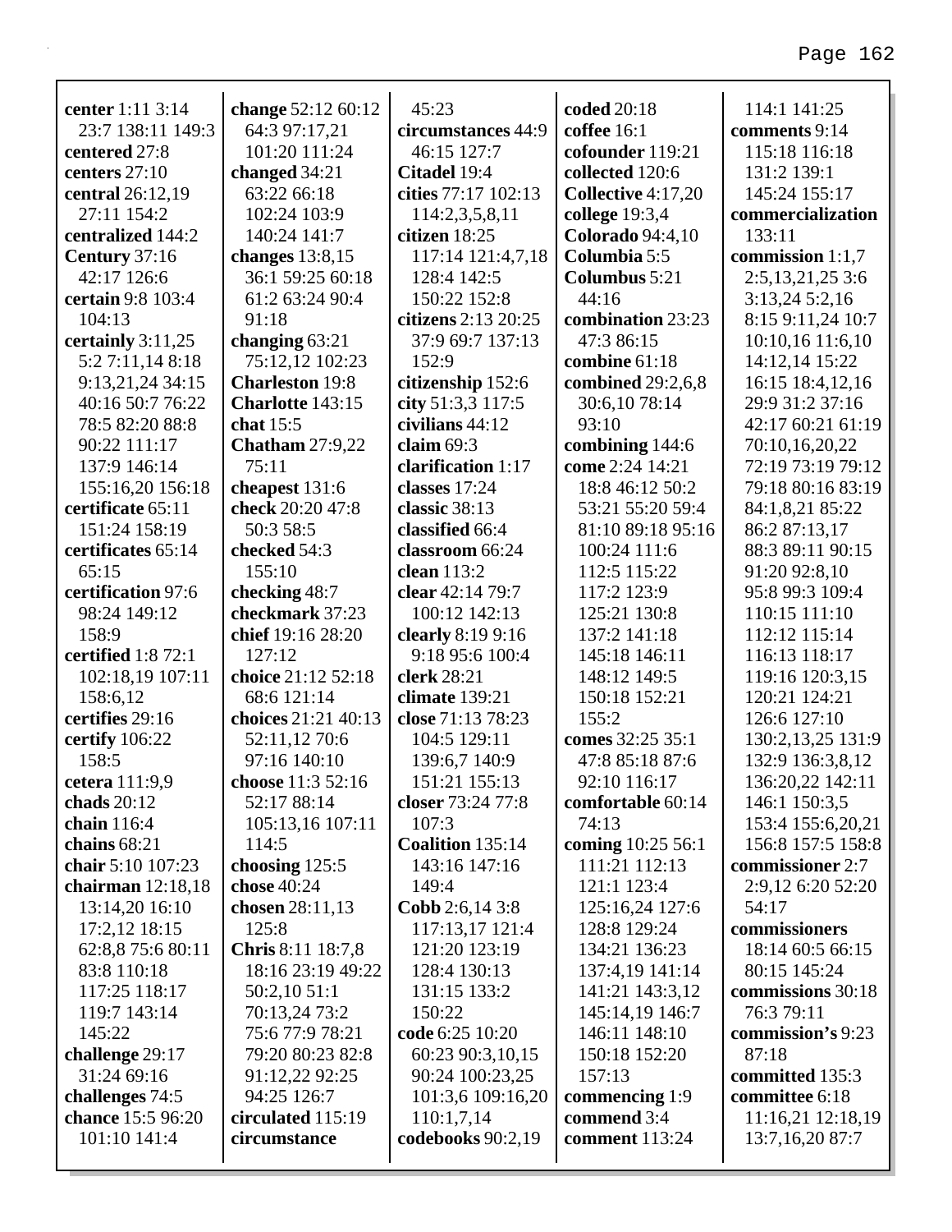**center** 1:11 3:14 23:7 138:11 149:3
**centered** 27:8
**centers** 27:10
**central** 26:12,19 27:11 154:2
**centralized** 144:2
**Century** 37:16 42:17 126:6
**certain** 9:8 103:4 104:13
**certainly** 3:11,25 5:2 7:11,14 8:18 9:13,21,24 34:15 40:16 50:7 76:22 78:5 82:20 88:8 90:22 111:17 137:9 146:14 155:16,20 156:18
**certificate** 65:11 151:24 158:19
**certificates** 65:14 65:15
**certification** 97:6 98:24 149:12 158:9
**certified** 1:8 72:1 102:18,19 107:11 158:6,12
**certifies** 29:16
**certify** 106:22 158:5
**cetera** 111:9,9
**chads** 20:12
**chain** 116:4
**chains** 68:21
**chair** 5:10 107:23
**chairman** 12:18,18 13:14,20 16:10 17:2,12 18:15 62:8,8 75:6 80:11 83:8 110:18 117:25 118:17 119:7 143:14 145:22
**challenge** 29:17 31:24 69:16
**challenges** 74:5
**chance** 15:5 96:20 101:10 141:4
**change** 52:12 60:12 64:3 97:17,21 101:20 111:24
**changed** 34:21 63:22 66:18 102:24 103:9 140:24 141:7
**changes** 13:8,15 36:1 59:25 60:18 61:2 63:24 90:4 91:18
**changing** 63:21 75:12,12 102:23
**Charleston** 19:8
**Charlotte** 143:15
**chat** 15:5
**Chatham** 27:9,22 75:11
**cheapest** 131:6
**check** 20:20 47:8 50:3 58:5
**checked** 54:3 155:10
**checking** 48:7
**checkmark** 37:23
**chief** 19:16 28:20 127:12
**choice** 21:12 52:18 68:6 121:14
**choices** 21:21 40:13 52:11,12 70:6 97:16 140:10
**choose** 11:3 52:16 52:17 88:14 105:13,16 107:11 114:5
**choosing** 125:5
**chose** 40:24
**chosen** 28:11,13 125:8
**Chris** 8:11 18:7,8 18:16 23:19 49:22 50:2,10 51:1 70:13,24 73:2 75:6 77:9 78:21 79:20 80:23 82:8 91:12,22 92:25 94:25 126:7
**circulated** 115:19
**circumstance** 45:23
**circumstances** 44:9 46:15 127:7
**Citadel** 19:4
**cities** 77:17 102:13 114:2,3,5,8,11
**citizen** 18:25 117:14 121:4,7,18 128:4 142:5 150:22 152:8
**citizens** 2:13 20:25 37:9 69:7 137:13 152:9
**citizenship** 152:6
**city** 51:3,3 117:5
**civilians** 44:12
**claim** 69:3
**clarification** 1:17
**classes** 17:24
**classic** 38:13
**classified** 66:4
**classroom** 66:24
**clean** 113:2
**clear** 42:14 79:7 100:12 142:13
**clearly** 8:19 9:16 9:18 95:6 100:4
**clerk** 28:21
**climate** 139:21
**close** 71:13 78:23 104:5 129:11 139:6,7 140:9 151:21 155:13
**closer** 73:24 77:8 107:3
**Coalition** 135:14 143:16 147:16 149:4
**Cobb** 2:6,14 3:8 117:13,17 121:4 121:20 123:19 128:4 130:13 131:15 133:2 150:22
**code** 6:25 10:20 60:23 90:3,10,15 90:24 100:23,25 101:3,6 109:16,20 110:1,7,14
**codebooks** 90:2,19
**coded** 20:18
**coffee** 16:1
**cofounder** 119:21
**collected** 120:6
**Collective** 4:17,20
**college** 19:3,4
**Colorado** 94:4,10
**Columbia** 5:5
**Columbus** 5:21 44:16
**combination** 23:23 47:3 86:15
**combine** 61:18
**combined** 29:2,6,8 30:6,10 78:14 93:10
**combining** 144:6
**come** 2:24 14:21 18:8 46:12 50:2 53:21 55:20 59:4 81:10 89:18 95:16 100:24 111:6 112:5 115:22 117:2 123:9 125:21 130:8 137:2 141:18 145:18 146:11 148:12 149:5 150:18 152:21 155:2
**comes** 32:25 35:1 47:8 85:18 87:6 92:10 116:17
**comfortable** 60:14 74:13
**coming** 10:25 56:1 111:21 112:13 121:1 123:4 125:16,24 127:6 128:8 129:24 134:21 136:23 137:4,19 141:14 141:21 143:3,12 145:14,19 146:7 146:11 148:10 150:18 152:20 157:13
**commencing** 1:9
**commend** 3:4
**comment** 113:24 114:1 141:25
**comments** 9:14 115:18 116:18 131:2 139:1 145:24 155:17
**commercialization** 133:11
**commission** 1:1,7 2:5,13,21,25 3:6 3:13,24 5:2,16 8:15 9:11,24 10:7 10:10,16 11:6,10 14:12,14 15:22 16:15 18:4,12,16 29:9 31:2 37:16 42:17 60:21 61:19 70:10,16,20,22 72:19 73:19 79:12 79:18 80:16 83:19 84:1,8,21 85:22 86:2 87:13,17 88:3 89:11 90:15 91:20 92:8,10 95:8 99:3 109:4 110:15 111:10 112:12 115:14 116:13 118:17 119:16 120:3,15 120:21 124:21 126:6 127:10 130:2,13,25 131:9 132:9 136:3,8,12 136:20,22 142:11 146:1 150:3,5 153:4 155:6,20,21 156:8 157:5 158:8
**commissioner** 2:7 2:9,12 6:20 52:20 54:17
**commissioners** 18:14 60:5 66:15 80:15 145:24
**commissions** 30:18 76:3 79:11
**commission's** 9:23 87:18
**committed** 135:3
**committee** 6:18 11:16,21 12:18,19 13:7,16,20 87:7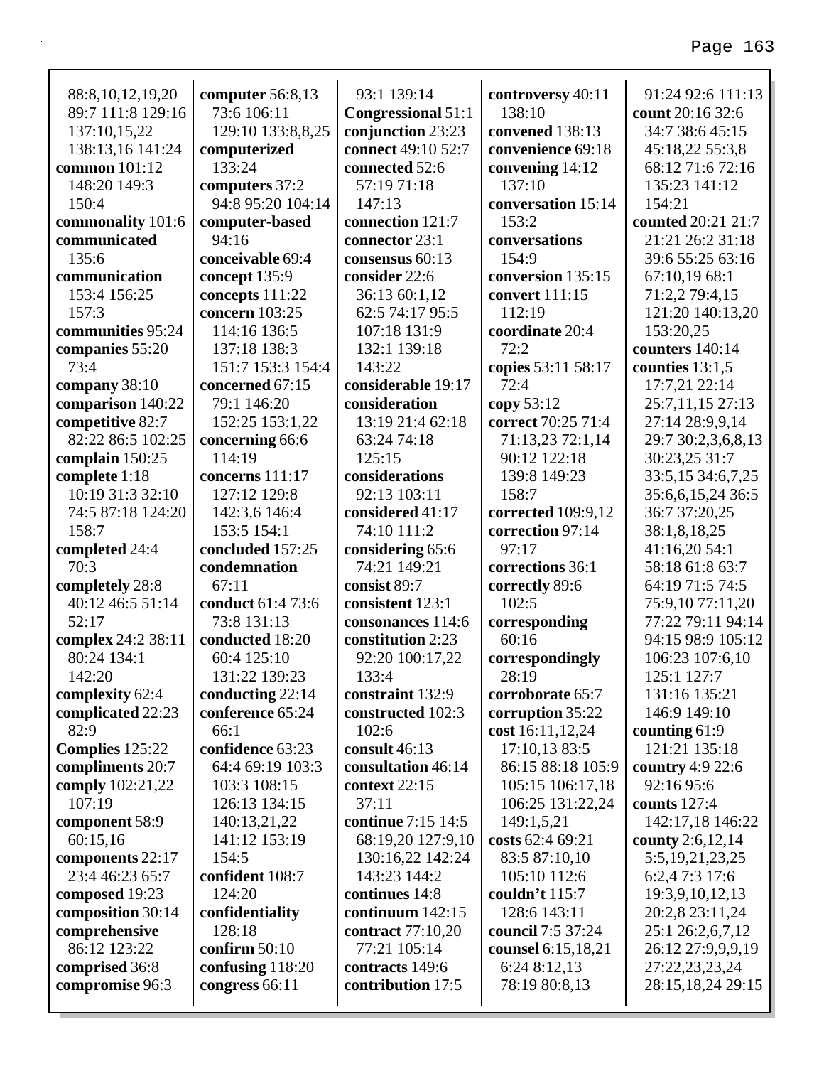88:8,10,12,19,20
89:7 111:8 129:16
137:10,15,22
138:13,16 141:24
**common** 101:12
148:20 149:3
150:4
**commonality** 101:6
**communicated**
135:6
**communication**
153:4 156:25
157:3
**communities** 95:24
**companies** 55:20
73:4
**company** 38:10
**comparison** 140:22
**competitive** 82:7
82:22 86:5 102:25
**complain** 150:25
**complete** 1:18
10:19 31:3 32:10
74:5 87:18 124:20
158:7
**completed** 24:4
70:3
**completely** 28:8
40:12 46:5 51:14
52:17
**complex** 24:2 38:11
80:24 134:1
142:20
**complexity** 62:4
**complicated** 22:23
82:9
**Complies** 125:22
**compliments** 20:7
**comply** 102:21,22
107:19
**component** 58:9
60:15,16
**components** 22:17
23:4 46:23 65:7
**composed** 19:23
**composition** 30:14
**comprehensive**
86:12 123:22
**comprised** 36:8
**compromise** 96:3

**computer** 56:8,13
73:6 106:11
129:10 133:8,8,25
**computerized**
133:24
**computers** 37:2
94:8 95:20 104:14
**computer-based**
94:16
**conceivable** 69:4
**concept** 135:9
**concepts** 111:22
**concern** 103:25
114:16 136:5
137:18 138:3
151:7 153:3 154:4
**concerned** 67:15
79:1 146:20
152:25 153:1,22
**concerning** 66:6
114:19
**concerns** 111:17
127:12 129:8
142:3,6 146:4
153:5 154:1
**concluded** 157:25
**condemnation**
67:11
**conduct** 61:4 73:6
73:8 131:13
**conducted** 18:20
60:4 125:10
131:22 139:23
**conducting** 22:14
**conference** 65:24
66:1
**confidence** 63:23
64:4 69:19 103:3
103:3 108:15
126:13 134:15
140:13,21,22
141:12 153:19
154:5
**confident** 108:7
124:20
**confidentiality**
128:18
**confirm** 50:10
**confusing** 118:20
**congress** 66:11

93:1 139:14
**Congressional** 51:1
**conjunction** 23:23
**connect** 49:10 52:7
**connected** 52:6
57:19 71:18
147:13
**connection** 121:7
**connector** 23:1
**consensus** 60:13
**consider** 22:6
36:13 60:1,12
62:5 74:17 95:5
107:18 131:9
132:1 139:18
143:22
**considerable** 19:17
**consideration**
13:19 21:4 62:18
63:24 74:18
125:15
**considerations**
92:13 103:11
**considered** 41:17
74:10 111:2
**considering** 65:6
74:21 149:21
**consist** 89:7
**consistent** 123:1
**consonances** 114:6
**constitution** 2:23
92:20 100:17,22
133:4
**constraint** 132:9
**constructed** 102:3
102:6
**consult** 46:13
**consultation** 46:14
**context** 22:15
37:11
**continue** 7:15 14:5
68:19,20 127:9,10
130:16,22 142:24
143:23 144:2
**continues** 14:8
**continuum** 142:15
**contract** 77:10,20
77:21 105:14
**contracts** 149:6
**contribution** 17:5

**controversy** 40:11
138:10
**convened** 138:13
**convenience** 69:18
**convening** 14:12
137:10
**conversation** 15:14
153:2
**conversations**
154:9
**conversion** 135:15
**convert** 111:15
112:19
**coordinate** 20:4
72:2
**copies** 53:11 58:17
72:4
**copy** 53:12
**correct** 70:25 71:4
71:13,23 72:1,14
90:12 122:18
139:8 149:23
158:7
**corrected** 109:9,12
**correction** 97:14
97:17
**corrections** 36:1
**correctly** 89:6
102:5
**corresponding**
60:16
**correspondingly**
28:19
**corroborate** 65:7
**corruption** 35:22
**cost** 16:11,12,24
17:10,13 83:5
86:15 88:18 105:9
105:15 106:17,18
106:25 131:22,24
149:1,5,21
**costs** 62:4 69:21
83:5 87:10,10
105:10 112:6
**couldn't** 115:7
128:6 143:11
**council** 7:5 37:24
**counsel** 6:15,18,21
6:24 8:12,13
78:19 80:8,13

91:24 92:6 111:13
**count** 20:16 32:6
34:7 38:6 45:15
45:18,22 55:3,8
68:12 71:6 72:16
135:23 141:12
154:21
**counted** 20:21 21:7
21:21 26:2 31:18
39:6 55:25 63:16
67:10,19 68:1
71:2,2 79:4,15
121:20 140:13,20
153:20,25
**counters** 140:14
**counties** 13:1,5
17:7,21 22:14
25:7,11,15 27:13
27:14 28:9,9,14
29:7 30:2,3,6,8,13
30:23,25 31:7
33:5,15 34:6,7,25
35:6,6,15,24 36:5
36:7 37:20,25
38:1,8,18,25
41:16,20 54:1
58:18 61:8 63:7
64:19 71:5 74:5
75:9,10 77:11,20
77:22 79:11 94:14
94:15 98:9 105:12
106:23 107:6,10
125:1 127:7
131:16 135:21
146:9 149:10
**counting** 61:9
121:21 135:18
**country** 4:9 22:6
92:16 95:6
**counts** 127:4
142:17,18 146:22
**county** 2:6,12,14
5:5,19,21,23,25
6:2,4 7:3 17:6
19:3,9,10,12,13
20:2,8 23:11,24
25:1 26:2,6,7,12
26:12 27:9,9,9,19
27:22,23,23,24
28:15,18,24 29:15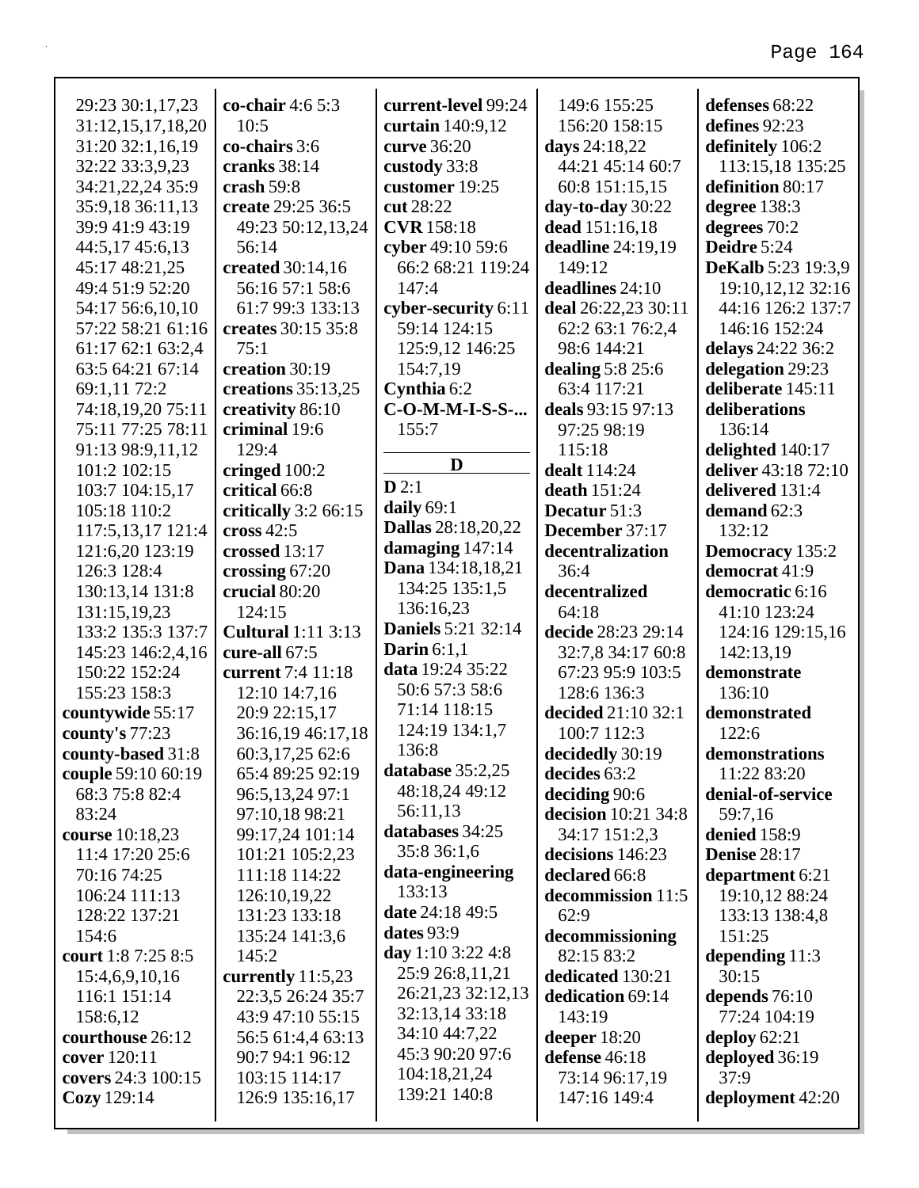29:23 30:1,17,23
31:12,15,17,18,20
31:20 32:1,16,19
32:22 33:3,9,23
34:21,22,24 35:9
35:9,18 36:11,13
39:9 41:9 43:19
44:5,17 45:6,13
45:17 48:21,25
49:4 51:9 52:20
54:17 56:6,10,10
57:22 58:21 61:16
61:17 62:1 63:2,4
63:5 64:21 67:14
69:1,11 72:2
74:18,19,20 75:11
75:11 77:25 78:11
91:13 98:9,11,12
101:2 102:15
103:7 104:15,17
105:18 110:2
117:5,13,17 121:4
121:6,20 123:19
126:3 128:4
130:13,14 131:8
131:15,19,23
133:2 135:3 137:7
145:23 146:2,4,16
150:22 152:24
155:23 158:3
**countywide** 55:17
**county's** 77:23
**county-based** 31:8
**couple** 59:10 60:19
68:3 75:8 82:4
83:24
**course** 10:18,23
11:4 17:20 25:6
70:16 74:25
106:24 111:13
128:22 137:21
154:6
**court** 1:8 7:25 8:5
15:4,6,9,10,16
116:1 151:14
158:6,12
**courthouse** 26:12
**cover** 120:11
**covers** 24:3 100:15
**Cozy** 129:14

**co-chair** 4:6 5:3
10:5
**co-chairs** 3:6
**cranks** 38:14
**crash** 59:8
**create** 29:25 36:5
49:23 50:12,13,24
56:14
**created** 30:14,16
56:16 57:1 58:6
61:7 99:3 133:13
**creates** 30:15 35:8
75:1
**creation** 30:19
**creations** 35:13,25
**creativity** 86:10
**criminal** 19:6
129:4
**cringed** 100:2
**critical** 66:8
**critically** 3:2 66:15
**cross** 42:5
**crossed** 13:17
**crossing** 67:20
**crucial** 80:20
124:15
**Cultural** 1:11 3:13
**cure-all** 67:5
**current** 7:4 11:18
12:10 14:7,16
20:9 22:15,17
36:16,19 46:17,18
60:3,17,25 62:6
65:4 89:25 92:19
96:5,13,24 97:1
97:10,18 98:21
99:17,24 101:14
101:21 105:2,23
111:18 114:22
126:10,19,22
131:23 133:18
135:24 141:3,6
145:2
**currently** 11:5,23
22:3,5 26:24 35:7
43:9 47:10 55:15
56:5 61:4,4 63:13
90:7 94:1 96:12
103:15 114:17
126:9 135:16,17

**current-level** 99:24
**curtain** 140:9,12
**curve** 36:20
**custody** 33:8
**customer** 19:25
**cut** 28:22
**CVR** 158:18
**cyber** 49:10 59:6
66:2 68:21 119:24
147:4
**cyber-security** 6:11
59:14 124:15
125:9,12 146:25
154:7,19
**Cynthia** 6:2
**C-O-M-M-I-S-S-...**
155:7

**D**

**D** 2:1
**daily** 69:1
**Dallas** 28:18,20,22
**damaging** 147:14
**Dana** 134:18,18,21
134:25 135:1,5
136:16,23
**Daniels** 5:21 32:14
**Darin** 6:1,1
**data** 19:24 35:22
50:6 57:3 58:6
71:14 118:15
124:19 134:1,7
136:8
**database** 35:2,25
48:18,24 49:12
56:11,13
**databases** 34:25
35:8 36:1,6
**data-engineering**
133:13
**date** 24:18 49:5
**dates** 93:9
**day** 1:10 3:22 4:8
25:9 26:8,11,21
26:21,23 32:12,13
32:13,14 33:18
34:10 44:7,22
45:3 90:20 97:6
104:18,21,24
139:21 140:8

149:6 155:25
156:20 158:15
**days** 24:18,22
44:21 45:14 60:7
60:8 151:15,15
**day-to-day** 30:22
**dead** 151:16,18
**deadline** 24:19,19
149:12
**deadlines** 24:10
**deal** 26:22,23 30:11
62:2 63:1 76:2,4
98:6 144:21
**dealing** 5:8 25:6
63:4 117:21
**deals** 93:15 97:13
97:25 98:19
115:18
**dealt** 114:24
**death** 151:24
**Decatur** 51:3
**December** 37:17
**decentralization**
36:4
**decentralized**
64:18
**decide** 28:23 29:14
32:7,8 34:17 60:8
67:23 95:9 103:5
128:6 136:3
**decided** 21:10 32:1
100:7 112:3
**decidedly** 30:19
**decides** 63:2
**deciding** 90:6
**decision** 10:21 34:8
34:17 151:2,3
**decisions** 146:23
**declared** 66:8
**decommission** 11:5
62:9
**decommissioning**
82:15 83:2
**dedicated** 130:21
**dedication** 69:14
143:19
**deeper** 18:20
**defense** 46:18
73:14 96:17,19
147:16 149:4

**defenses** 68:22
**defines** 92:23
**definitely** 106:2
113:15,18 135:25
**definition** 80:17
**degree** 138:3
**degrees** 70:2
**Deidre** 5:24
**DeKalb** 5:23 19:3,9
19:10,12,12 32:16
44:16 126:2 137:7
146:16 152:24
**delays** 24:22 36:2
**delegation** 29:23
**deliberate** 145:11
**deliberations**
136:14
**delighted** 140:17
**deliver** 43:18 72:10
**delivered** 131:4
**demand** 62:3
132:12
**Democracy** 135:2
**democrat** 41:9
**democratic** 6:16
41:10 123:24
124:16 129:15,16
142:13,19
**demonstrate**
136:10
**demonstrated**
122:6
**demonstrations**
11:22 83:20
**denial-of-service**
59:7,16
**denied** 158:9
**Denise** 28:17
**department** 6:21
19:10,12 88:24
133:13 138:4,8
151:25
**depending** 11:3
30:15
**depends** 76:10
77:24 104:19
**deploy** 62:21
**deployed** 36:19
37:9
**deployment** 42:20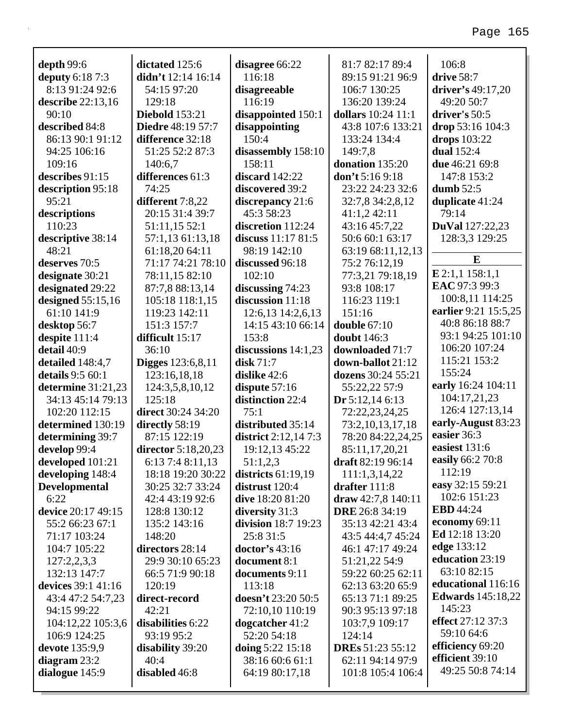**depth** 99:6
**deputy** 6:18 7:3 8:13 91:24 92:6
**describe** 22:13,16 90:10
**described** 84:8 86:13 90:1 91:12 94:25 106:16 109:16
**describes** 91:15
**description** 95:18 95:21
**descriptions** 110:23
**descriptive** 38:14 48:21
**deserves** 70:5
**designate** 30:21
**designated** 29:22
**designed** 55:15,16 61:10 141:9
**desktop** 56:7
**despite** 111:4
**detail** 40:9
**detailed** 148:4,7
**details** 9:5 60:1
**determine** 31:21,23 34:13 45:14 79:13 102:20 112:15
**determined** 130:19
**determining** 39:7
**develop** 99:4
**developed** 101:21
**developing** 148:4
**Developmental** 6:22
**device** 20:17 49:15 55:2 66:23 67:1 71:17 103:24 104:7 105:22 127:2,2,3,3 132:13 147:7
**devices** 39:1 41:16 43:4 47:2 54:7,23 94:15 99:22 104:12,22 105:3,6 106:9 124:25
**devote** 135:9,9
**diagram** 23:2
**dialogue** 145:9
**dictated** 125:6
**didn't** 12:14 16:14 54:15 97:20 129:18
**Diebold** 153:21
**Diedre** 48:19 57:7
**difference** 32:18 51:25 52:2 87:3 140:6,7
**differences** 61:3 74:25
**different** 7:8,22 20:15 31:4 39:7 51:11,15 52:1 57:1,13 61:13,18 61:18,20 64:11 71:17 74:21 78:10 78:11,15 82:10 87:7,8 88:13,14 105:18 118:1,15 119:23 142:11 151:3 157:7
**difficult** 15:17 36:10
**Digges** 123:6,8,11 123:16,18,18 124:3,5,8,10,12 125:18
**direct** 30:24 34:20
**directly** 58:19 87:15 122:19
**director** 5:18,20,23 6:13 7:4 8:11,13 18:18 19:20 30:22 30:25 32:7 33:24 42:4 43:19 92:6 128:8 130:12 135:2 143:16 148:20
**directors** 28:14 29:9 30:10 65:23 66:5 71:9 90:18 120:19
**direct-record** 42:21
**disabilities** 6:22 93:19 95:2
**disability** 39:20 40:4
**disabled** 46:8
**disagree** 66:22 116:18
**disagreeable** 116:19
**disappointed** 150:1
**disappointing** 150:4
**disassembly** 158:10 158:11
**discard** 142:22
**discovered** 39:2
**discrepancy** 21:6 45:3 58:23
**discretion** 112:24
**discuss** 11:17 81:5 98:19 142:10
**discussed** 96:18 102:10
**discussing** 74:23
**discussion** 11:18 12:6,13 14:2,6,13 14:15 43:10 66:14 153:8
**discussions** 14:1,23
**disk** 71:7
**dislike** 42:6
**dispute** 57:16
**distinction** 22:4 75:1
**distributed** 35:14
**district** 2:12,14 7:3 19:12,13 45:22 51:1,2,3
**districts** 61:19,19
**distrust** 120:4
**dive** 18:20 81:20
**diversity** 31:3
**division** 18:7 19:23 25:8 31:5
**doctor's** 43:16
**document** 8:1
**documents** 9:11 113:18
**doesn't** 23:20 50:5 72:10,10 110:19
**dogcatcher** 41:2 52:20 54:18
**doing** 5:22 15:18 38:16 60:6 61:1 64:19 80:17,18 81:7 82:17 89:4 89:15 91:21 96:9 106:7 130:25 136:20 139:24
**dollars** 10:24 11:1 43:8 107:6 133:21 133:24 134:4 149:7,8
**donation** 135:20
**don't** 5:16 9:18 23:22 24:23 32:6 32:7,8 34:2,8,12 41:1,2 42:11 43:16 45:7,22 50:6 60:1 63:17 63:19 68:11,12,13 75:2 76:12,19 77:3,21 79:18,19 93:8 108:17 116:23 119:1 151:16
**double** 67:10
**doubt** 146:3
**downloaded** 71:7
**down-ballot** 21:12
**dozens** 30:24 55:21 55:22,22 57:9
**Dr** 5:12,14 6:13 72:22,23,24,25 73:2,10,13,17,18 78:20 84:22,24,25 85:11,17,20,21
**draft** 82:19 96:14 111:1,3,14,22
**drafter** 111:8
**draw** 42:7,8 140:11
**DRE** 26:8 34:19 35:13 42:21 43:4 43:5 44:4,7 45:24 46:1 47:17 49:24 51:21,22 54:9 59:22 60:25 62:11 62:13 63:20 65:9 65:13 71:1 89:25 90:3 95:13 97:18 103:7,9 109:17 124:14
**DREs** 51:23 55:12 62:11 94:14 97:9 101:8 105:4 106:4 106:8
**drive** 58:7
**driver's** 49:17,20 49:20 50:7
**driver's** 50:5
**drop** 53:16 104:3
**drops** 103:22
**dual** 152:4
**due** 46:21 69:8 147:8 153:2
**dumb** 52:5
**duplicate** 41:24 79:14
**DuVal** 127:22,23 128:3,3 129:25

**E**

**E** 2:1,1 158:1,1
**EAC** 97:3 99:3 100:8,11 114:25
**earlier** 9:21 15:5,25 40:8 86:18 88:7 93:1 94:25 101:10 106:20 107:24 115:21 153:2 155:24
**early** 16:24 104:11 104:17,21,23 126:4 127:13,14
**early-August** 83:23
**easier** 36:3
**easiest** 131:6
**easily** 66:2 70:8 112:19
**easy** 32:15 59:21 102:6 151:23
**EBD** 44:24
**economy** 69:11
**Ed** 12:18 13:20
**edge** 133:12
**education** 23:19 63:10 82:15
**educational** 116:16
**Edwards** 145:18,22 145:23
**effect** 27:12 37:3 59:10 64:6
**efficiency** 69:20
**efficient** 39:10 49:25 50:8 74:14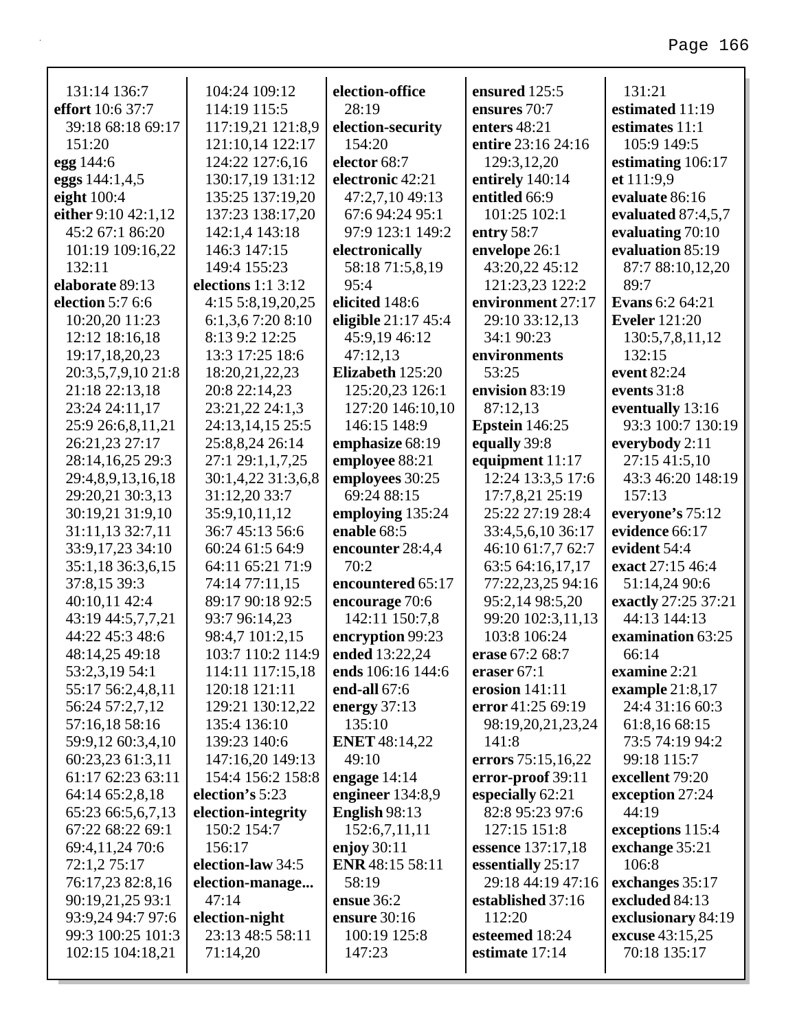131:14 136:7
**effort** 10:6 37:7 39:18 68:18 69:17 151:20
**egg** 144:6
**eggs** 144:1,4,5
**eight** 100:4
**either** 9:10 42:1,12 45:2 67:1 86:20 101:19 109:16,22 132:11
**elaborate** 89:13
**election** 5:7 6:6 10:20,20 11:23 12:12 18:16,18 19:17,18,20,23 20:3,5,7,9,10 21:8 21:18 22:13,18 23:24 24:11,17 25:9 26:6,8,11,21 26:21,23 27:17 28:14,16,25 29:3 29:4,8,9,13,16,18 29:20,21 30:3,13 30:19,21 31:9,10 31:11,13 32:7,11 33:9,17,23 34:10 35:1,18 36:3,6,15 37:8,15 39:3 40:10,11 42:4 43:19 44:5,7,7,21 44:22 45:3 48:6 48:14,25 49:18 53:2,3,19 54:1 55:17 56:2,4,8,11 56:24 57:2,7,12 57:16,18 58:16 59:9,12 60:3,4,10 60:23,23 61:3,11 61:17 62:23 63:11 64:14 65:2,8,18 65:23 66:5,6,7,13 67:22 68:22 69:1 69:4,11,24 70:6 72:1,2 75:17 76:17,23 82:8,16 90:19,21,25 93:1 93:9,24 94:7 97:6 99:3 100:25 101:3 102:15 104:18,21 104:24 109:12 114:19 115:5 117:19,21 121:8,9 121:10,14 122:17 124:22 127:6,16 130:17,19 131:12 135:25 137:19,20 137:23 138:17,20 142:1,4 143:18 146:3 147:15 149:4 155:23
**elections** 1:1 3:12 4:15 5:8,19,20,25 6:1,3,6 7:20 8:10 8:13 9:2 12:25 13:3 17:25 18:6 18:20,21,22,23 20:8 22:14,23 23:21,22 24:1,3 24:13,14,15 25:5 25:8,8,24 26:14 27:1 29:1,1,7,25 30:1,4,22 31:3,6,8 31:12,20 33:7 35:9,10,11,12 36:7 45:13 56:6 60:24 61:5 64:9 64:11 65:21 71:9 74:14 77:11,15 89:17 90:18 92:5 93:7 96:14,23 98:4,7 101:2,15 103:7 110:2 114:9 114:11 117:15,18 120:18 121:11 129:21 130:12,22 135:4 136:10 139:23 140:6 147:16,20 149:13 154:4 156:2 158:8
**election's** 5:23
**election-integrity** 150:2 154:7 156:17
**election-law** 34:5
**election-manage...** 47:14
**election-night** 23:13 48:5 58:11 71:14,20
**election-office** 28:19
**election-security** 154:20
**elector** 68:7
**electronic** 42:21 47:2,7,10 49:13 67:6 94:24 95:1 97:9 123:1 149:2
**electronically** 58:18 71:5,8,19 95:4
**elicited** 148:6
**eligible** 21:17 45:4 45:9,19 46:12 47:12,13
**Elizabeth** 125:20 125:20,23 126:1 127:20 146:10,10 146:15 148:9
**emphasize** 68:19
**employee** 88:21
**employees** 30:25 69:24 88:15
**employing** 135:24
**enable** 68:5
**encounter** 28:4,4 70:2
**encountered** 65:17
**encourage** 70:6 142:11 150:7,8
**encryption** 99:23
**ended** 13:22,24
**ends** 106:16 144:6
**end-all** 67:6
**energy** 37:13 135:10
**ENET** 48:14,22 49:10
**engage** 14:14
**engineer** 134:8,9
**English** 98:13 152:6,7,11,11
**enjoy** 30:11
**ENR** 48:15 58:11 58:19
**ensue** 36:2
**ensure** 30:16 100:19 125:8 147:23
**ensured** 125:5
**ensures** 70:7
**enters** 48:21
**entire** 23:16 24:16 129:3,12,20
**entirely** 140:14
**entitled** 66:9 101:25 102:1
**entry** 58:7
**envelope** 26:1 43:20,22 45:12 121:23,23 122:2
**environment** 27:17 29:10 33:12,13 34:1 90:23
**environments** 53:25
**envision** 83:19 87:12,13
**Epstein** 146:25
**equally** 39:8
**equipment** 11:17 12:24 13:3,5 17:6 17:7,8,21 25:19 25:22 27:19 28:4 33:4,5,6,10 36:17 46:10 61:7,7 62:7 63:5 64:16,17,17 77:22,23,25 94:16 95:2,14 98:5,20 99:20 102:3,11,13 103:8 106:24
**erase** 67:2 68:7
**eraser** 67:1
**erosion** 141:11
**error** 41:25 69:19 98:19,20,21,23,24 141:8
**errors** 75:15,16,22
**error-proof** 39:11
**especially** 62:21 82:8 95:23 97:6 127:15 151:8
**essence** 137:17,18
**essentially** 25:17 29:18 44:19 47:16
**established** 37:16 112:20
**esteemed** 18:24
**estimate** 17:14 131:21
**estimated** 11:19
**estimates** 11:1 105:9 149:5
**estimating** 106:17
**et** 111:9,9
**evaluate** 86:16
**evaluated** 87:4,5,7
**evaluating** 70:10
**evaluation** 85:19 87:7 88:10,12,20 89:7
**Evans** 6:2 64:21
**Eveler** 121:20 130:5,7,8,11,12 132:15
**event** 82:24
**events** 31:8
**eventually** 13:16 93:3 100:7 130:19
**everybody** 2:11 27:15 41:5,10 43:3 46:20 148:19 157:13
**everyone's** 75:12
**evidence** 66:17
**evident** 54:4
**exact** 27:15 46:4 51:14,24 90:6
**exactly** 27:25 37:21 44:13 144:13
**examination** 63:25 66:14
**examine** 2:21
**example** 21:8,17 24:4 31:16 60:3 61:8,16 68:15 73:5 74:19 94:2 99:18 115:7
**excellent** 79:20
**exception** 27:24 44:19
**exceptions** 115:4
**exchange** 35:21 106:8
**exchanges** 35:17
**excluded** 84:13
**exclusionary** 84:19
**excuse** 43:15,25 70:18 135:17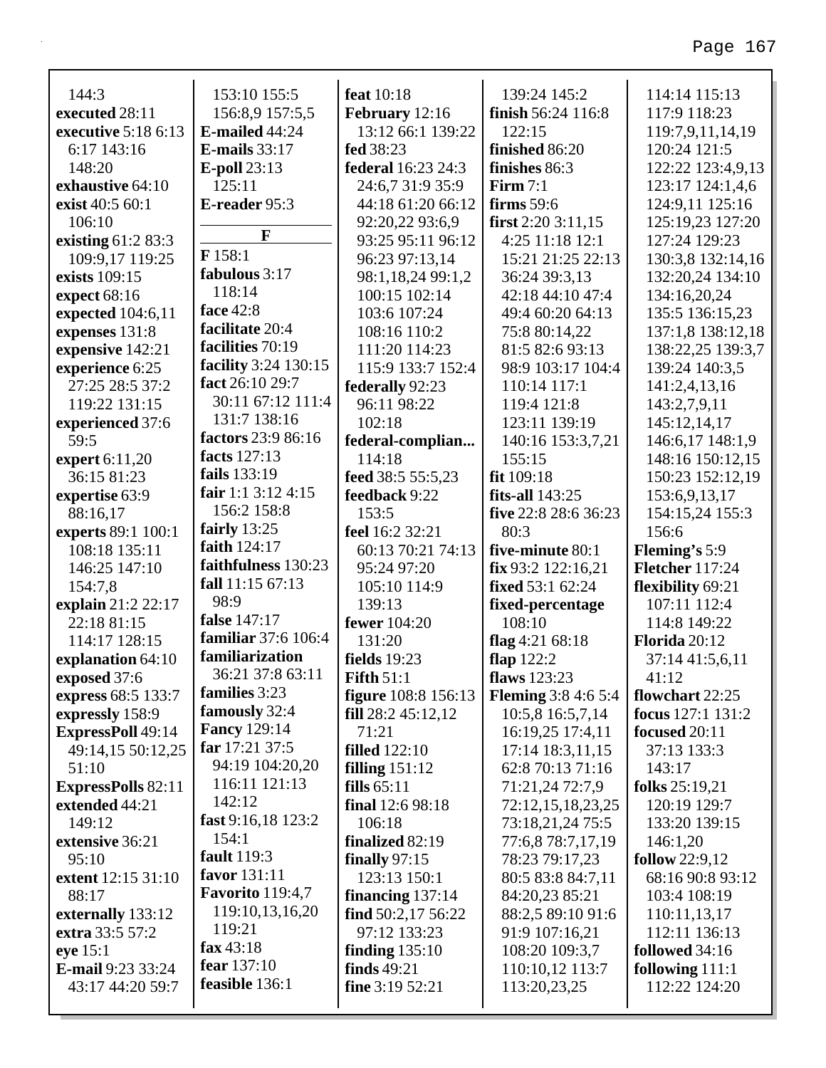144:3
**executed** 28:11
**executive** 5:18 6:13 6:17 143:16 148:20
**exhaustive** 64:10
**exist** 40:5 60:1 106:10
**existing** 61:2 83:3 109:9,17 119:25
**exists** 109:15
**expect** 68:16
**expected** 104:6,11
**expenses** 131:8
**expensive** 142:21
**experience** 6:25 27:25 28:5 37:2 119:22 131:15
**experienced** 37:6 59:5
**expert** 6:11,20 36:15 81:23
**expertise** 63:9 88:16,17
**experts** 89:1 100:1 108:18 135:11 146:25 147:10 154:7,8
**explain** 21:2 22:17 22:18 81:15 114:17 128:15
**explanation** 64:10
**exposed** 37:6
**express** 68:5 133:7
**expressly** 158:9
**ExpressPoll** 49:14 49:14,15 50:12,25 51:10
**ExpressPolls** 82:11
**extended** 44:21 149:12
**extensive** 36:21 95:10
**extent** 12:15 31:10 88:17
**externally** 133:12
**extra** 33:5 57:2
**eye** 15:1
**E-mail** 9:23 33:24 43:17 44:20 59:7 153:10 155:5 156:8,9 157:5,5
**E-mailed** 44:24
**E-mails** 33:17
**E-poll** 23:13 125:11
**E-reader** 95:3

## F

**F** 158:1
**fabulous** 3:17 118:14
**face** 42:8
**facilitate** 20:4
**facilities** 70:19
**facility** 3:24 130:15
**fact** 26:10 29:7 30:11 67:12 111:4 131:7 138:16
**factors** 23:9 86:16
**facts** 127:13
**fails** 133:19
**fair** 1:1 3:12 4:15 156:2 158:8
**fairly** 13:25
**faith** 124:17
**faithfulness** 130:23
**fall** 11:15 67:13 98:9
**false** 147:17
**familiar** 37:6 106:4
**familiarization** 36:21 37:8 63:11
**families** 3:23
**famously** 32:4
**Fancy** 129:14
**far** 17:21 37:5 94:19 104:20,20 116:11 121:13 142:12
**fast** 9:16,18 123:2 154:1
**fault** 119:3
**favor** 131:11
**Favorito** 119:4,7 119:10,13,16,20 119:21
**fax** 43:18
**fear** 137:10
**feasible** 136:1
**feat** 10:18
**February** 12:16 13:12 66:1 139:22
**fed** 38:23
**federal** 16:23 24:3 24:6,7 31:9 35:9 44:18 61:20 66:12 92:20,22 93:6,9 93:25 95:11 96:12 96:23 97:13,14 98:1,18,24 99:1,2 100:15 102:14 103:6 107:24 108:16 110:2 111:20 114:23 115:9 133:7 152:4
**federally** 92:23 96:11 98:22 102:18
**federal-complian...** 114:18
**feed** 38:5 55:5,23
**feedback** 9:22 153:5
**feel** 16:2 32:21 60:13 70:21 74:13 95:24 97:20 105:10 114:9 139:13
**fewer** 104:20 131:20
**fields** 19:23
**Fifth** 51:1
**figure** 108:8 156:13
**fill** 28:2 45:12,12 71:21
**filled** 122:10
**filling** 151:12
**fills** 65:11
**final** 12:6 98:18 106:18
**finalized** 82:19
**finally** 97:15 123:13 150:1
**financing** 137:14
**find** 50:2,17 56:22 97:12 133:23
**finding** 135:10
**finds** 49:21
**fine** 3:19 52:21 139:24 145:2
**finish** 56:24 116:8 122:15
**finished** 86:20
**finishes** 86:3
**Firm** 7:1
**firms** 59:6
**first** 2:20 3:11,15 4:25 11:18 12:1 15:21 21:25 22:13 36:24 39:3,13 42:18 44:10 47:4 49:4 60:20 64:13 75:8 80:14,22 81:5 82:6 93:13 98:9 103:17 104:4 110:14 117:1 119:4 121:8 123:11 139:19 140:16 153:3,7,21 155:15
**fit** 109:18
**fits-all** 143:25
**five** 22:8 28:6 36:23 80:3
**five-minute** 80:1
**fix** 93:2 122:16,21
**fixed** 53:1 62:24
**fixed-percentage** 108:10
**flag** 4:21 68:18
**flap** 122:2
**flaws** 123:23
**Fleming** 3:8 4:6 5:4 10:5,8 16:5,7,14 16:19,25 17:4,11 17:14 18:3,11,15 62:8 70:13 71:16 71:21,24 72:7,9 72:12,15,18,23,25 73:18,21,24 75:5 77:6,8 78:7,17,19 78:23 79:17,23 80:5 83:8 84:7,11 84:20,23 85:21 88:2,5 89:10 91:6 91:9 107:16,21 108:20 109:3,7 110:10,12 113:7 113:20,23,25 114:14 115:13 117:9 118:23 119:7,9,11,14,19 120:24 121:5 122:22 123:4,9,13 123:17 124:1,4,6 124:9,11 125:16 125:19,23 127:20 127:24 129:23 130:3,8 132:14,16 132:20,24 134:10 134:16,20,24 135:5 136:15,23 137:1,8 138:12,18 138:22,25 139:3,7 139:24 140:3,5 141:2,4,13,16 143:2,7,9,11 145:12,14,17 146:6,17 148:1,9 148:16 150:12,15 150:23 152:12,19 153:6,9,13,17 154:15,24 155:3 156:6
**Fleming's** 5:9
**Fletcher** 117:24
**flexibility** 69:21 107:11 112:4 114:8 149:22
**Florida** 20:12 37:14 41:5,6,11 41:12
**flowchart** 22:25
**focus** 127:1 131:2
**focused** 20:11 37:13 133:3 143:17
**folks** 25:19,21 120:19 129:7 133:20 139:15 146:1,20
**follow** 22:9,12 68:16 90:8 93:12 103:4 108:19 110:11,13,17 112:11 136:13
**followed** 34:16
**following** 111:1 112:22 124:20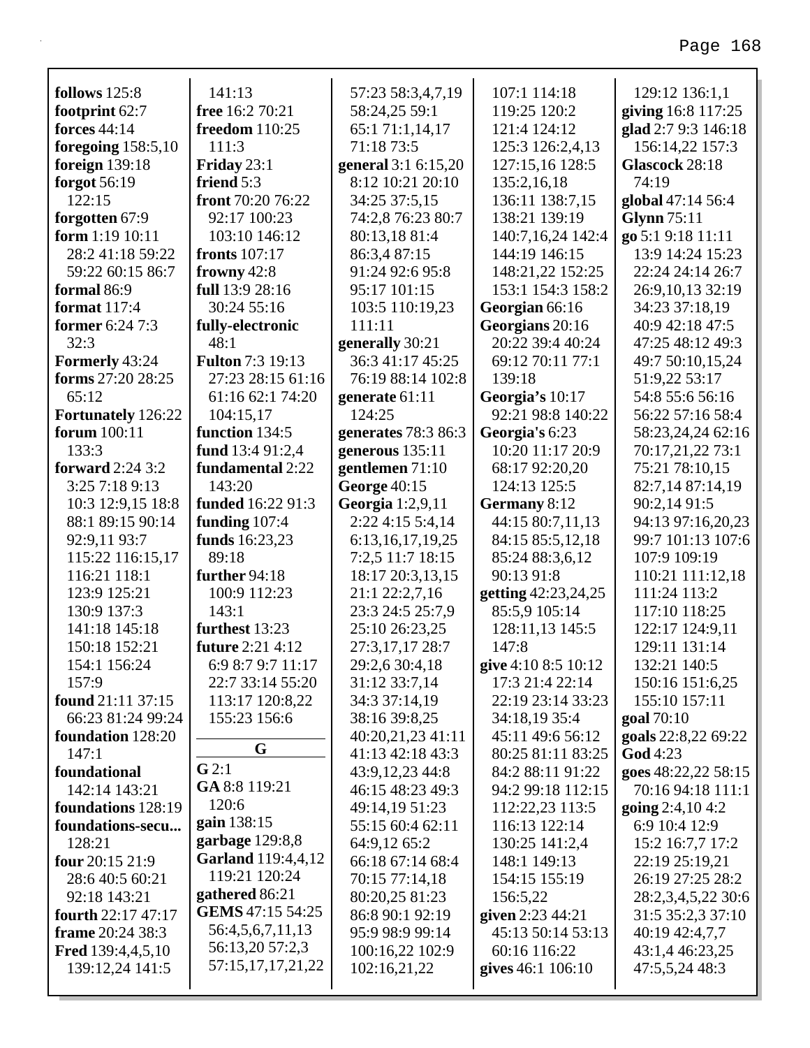**follows** 125:8
**footprint** 62:7
**forces** 44:14
**foregoing** 158:5,10
**foreign** 139:18
**forgot** 56:19 122:15
**forgotten** 67:9
**form** 1:19 10:11 28:2 41:18 59:22 59:22 60:15 86:7
**formal** 86:9
**format** 117:4
**former** 6:24 7:3 32:3
**Formerly** 43:24
**forms** 27:20 28:25 65:12
**Fortunately** 126:22
**forum** 100:11 133:3
**forward** 2:24 3:2 3:25 7:18 9:13 10:3 12:9,15 18:8 88:1 89:15 90:14 92:9,11 93:7 115:22 116:15,17 116:21 118:1 123:9 125:21 130:9 137:3 141:13 141:18 145:18 150:18 152:21 154:1 156:24 157:9
**found** 21:11 37:15 66:23 81:24 99:24
**foundation** 128:20 147:1
**foundational** 142:14 143:21
**foundations** 128:19
**foundations-secu...** 128:21
**four** 20:15 21:9 28:6 40:5 60:21 92:18 143:21
**fourth** 22:17 47:17
**frame** 20:24 38:3
**Fred** 139:4,4,5,10 139:12,24 141:5
**free** 16:2 70:21
**freedom** 110:25 111:3
**Friday** 23:1
**friend** 5:3
**front** 70:20 76:22 92:17 100:23 103:10 146:12
**fronts** 107:17
**frowny** 42:8
**full** 13:9 28:16 30:24 55:16
**fully-electronic** 48:1
**Fulton** 7:3 19:13 27:23 28:15 61:16 61:16 62:1 74:20 104:15,17
**function** 134:5
**fund** 13:4 91:2,4
**fundamental** 2:22 143:20
**funded** 16:22 91:3
**funding** 107:4
**funds** 16:23,23 89:18
**further** 94:18 100:9 112:23 143:1
**furthest** 13:23
**future** 2:21 4:12 6:9 8:7 9:7 11:17 22:7 33:14 55:20 113:17 120:8,22 155:23 156:6

**G**

**G** 2:1
**GA** 8:8 119:21 120:6
**gain** 138:15
**garbage** 129:8,8
**Garland** 119:4,4,12 119:21 120:24
**gathered** 86:21
**GEMS** 47:15 54:25 56:4,5,6,7,11,13 56:13,20 57:2,3 57:15,17,17,21,22 57:23 58:3,4,7,19 58:24,25 59:1 65:1 71:1,14,17 71:18 73:5
**general** 3:1 6:15,20 8:12 10:21 20:10 34:25 37:5,15 74:2,8 76:23 80:7 80:13,18 81:4 86:3,4 87:15 91:24 92:6 95:8 95:17 101:15 103:5 110:19,23 111:11
**generally** 30:21 36:3 41:17 45:25 76:19 88:14 102:8
**generate** 61:11 124:25
**generates** 78:3 86:3
**generous** 135:11
**gentlemen** 71:10
**George** 40:15
**Georgia** 1:2,9,11 2:22 4:15 5:4,14 6:13,16,17,19,25 7:2,5 11:7 18:15 18:17 20:3,13,15 21:1 22:2,7,16 23:3 24:5 25:7,9 25:10 26:23,25 27:3,17,17 28:7 29:2,6 30:4,18 31:12 33:7,14 34:3 37:14,19 38:16 39:8,25 40:20,21,23 41:11 41:13 42:18 43:3 43:9,12,23 44:8 46:15 48:23 49:3 49:14,19 51:23 55:15 60:4 62:11 64:9,12 65:2 66:18 67:14 68:4 70:15 77:14,18 80:20,25 81:23 86:8 90:1 92:19 95:9 98:9 99:14 100:16,22 102:9 102:16,21,22 107:1 114:18 119:25 120:2 121:4 124:12 125:3 126:2,4,13 127:15,16 128:5 135:2,16,18 136:11 138:7,15 138:21 139:19 140:7,16,24 142:4 144:19 146:15 148:21,22 152:25 153:1 154:3 158:2
**Georgian** 66:16
**Georgians** 20:16 20:22 39:4 40:24 69:12 70:11 77:1 139:18
**Georgia’s** 10:17 92:21 98:8 140:22
**Georgia's** 6:23 10:20 11:17 20:9 68:17 92:20,20 124:13 125:5
**Germany** 8:12 44:15 80:7,11,13 84:15 85:5,12,18 85:24 88:3,6,12 90:13 91:8
**getting** 42:23,24,25 85:5,9 105:14 128:11,13 145:5 147:8
**give** 4:10 8:5 10:12 17:3 21:4 22:14 22:19 23:14 33:23 34:18,19 35:4 45:11 49:6 56:12 80:25 81:11 83:25 84:2 88:11 91:22 94:2 99:18 112:15 112:22,23 113:5 116:13 122:14 130:25 141:2,4 148:1 149:13 154:15 155:19 156:5,22
**given** 2:23 44:21 45:13 50:14 53:13 60:16 116:22
**gives** 46:1 106:10 129:12 136:1,1
**giving** 16:8 117:25
**glad** 2:7 9:3 146:18 156:14,22 157:3
**Glascock** 28:18 74:19
**global** 47:14 56:4
**Glynn** 75:11
**go** 5:1 9:18 11:11 13:9 14:24 15:23 22:24 24:14 26:7 26:9,10,13 32:19 34:23 37:18,19 40:9 42:18 47:5 47:25 48:12 49:3 49:7 50:10,15,24 51:9,22 53:17 54:8 55:6 56:16 56:22 57:16 58:4 58:23,24,24 62:16 70:17,21,22 73:1 75:21 78:10,15 82:7,14 87:14,19 90:2,14 91:5 94:13 97:16,20,23 99:7 101:13 107:6 107:9 109:19 110:21 111:12,18 111:24 113:2 117:10 118:25 122:17 124:9,11 129:11 131:14 132:21 140:5 150:16 151:6,25 155:10 157:11
**goal** 70:10
**goals** 22:8,22 69:22
**God** 4:23
**goes** 48:22,22 58:15 70:16 94:18 111:1
**going** 2:4,10 4:2 6:9 10:4 12:9 15:2 16:7,7 17:2 22:19 25:19,21 26:19 27:25 28:2 28:2,3,4,5,22 30:6 31:5 35:2,3 37:10 40:19 42:4,7,7 43:1,4 46:23,25 47:5,5,24 48:3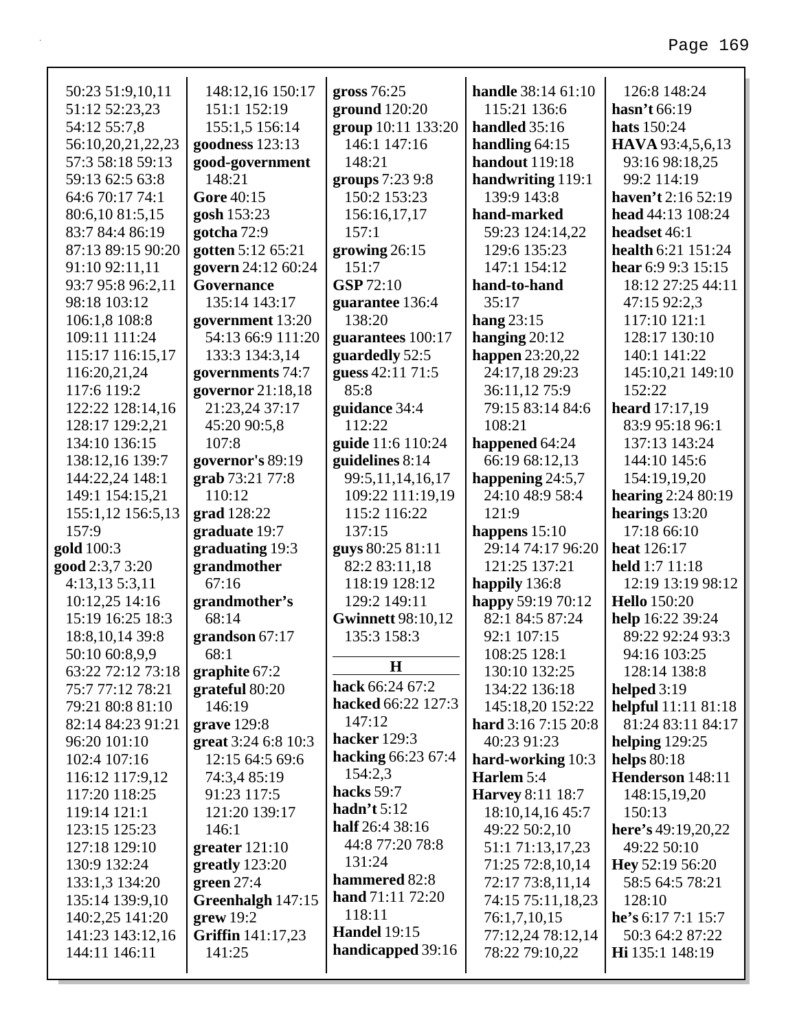50:23 51:9,10,11
51:12 52:23,23
54:12 55:7,8
56:10,20,21,22,23
57:3 58:18 59:13
59:13 62:5 63:8
64:6 70:17 74:1
80:6,10 81:5,15
83:7 84:4 86:19
87:13 89:15 90:20
91:10 92:11,11
93:7 95:8 96:2,11
98:18 103:12
106:1,8 108:8
109:11 111:24
115:17 116:15,17
116:20,21,24
117:6 119:2
122:22 128:14,16
128:17 129:2,21
134:10 136:15
138:12,16 139:7
144:22,24 148:1
149:1 154:15,21
155:1,12 156:5,13
157:9
**gold** 100:3
**good** 2:3,7 3:20
4:13,13 5:3,11
10:12,25 14:16
15:19 16:25 18:3
18:8,10,14 39:8
50:10 60:8,9,9
63:22 72:12 73:18
75:7 77:12 78:21
79:21 80:8 81:10
82:14 84:23 91:21
96:20 101:10
102:4 107:16
116:12 117:9,12
117:20 118:25
119:14 121:1
123:15 125:23
127:18 129:10
130:9 132:24
133:1,3 134:20
135:14 139:9,10
140:2,25 141:20
141:23 143:12,16
144:11 146:11
148:12,16 150:17
151:1 152:19
155:1,5 156:14
**goodness** 123:13
**good-government**
148:21
**Gore** 40:15
**gosh** 153:23
**gotcha** 72:9
**gotten** 5:12 65:21
**govern** 24:12 60:24
**Governance**
135:14 143:17
**government** 13:20
54:13 66:9 111:20
133:3 134:3,14
**governments** 74:7
**governor** 21:18,18
21:23,24 37:17
45:20 90:5,8
107:8
**governor's** 89:19
**grab** 73:21 77:8
110:12
**grad** 128:22
**graduate** 19:7
**graduating** 19:3
**grandmother**
67:16
**grandmother's**
68:14
**grandson** 67:17
68:1
**graphite** 67:2
**grateful** 80:20
146:19
**grave** 129:8
**great** 3:24 6:8 10:3
12:15 64:5 69:6
74:3,4 85:19
91:23 117:5
121:20 139:17
146:1
**greater** 121:10
**greatly** 123:20
**green** 27:4
**Greenhalgh** 147:15
**grew** 19:2
**Griffin** 141:17,23
141:25
**gross** 76:25
**ground** 120:20
**group** 10:11 133:20
146:1 147:16
148:21
**groups** 7:23 9:8
150:2 153:23
156:16,17,17
157:1
**growing** 26:15
151:7
**GSP** 72:10
**guarantee** 136:4
138:20
**guarantees** 100:17
**guardedly** 52:5
**guess** 42:11 71:5
85:8
**guidance** 34:4
112:22
**guide** 11:6 110:24
**guidelines** 8:14
99:5,11,14,16,17
109:22 111:19,19
115:2 116:22
137:15
**guys** 80:25 81:11
82:2 83:11,18
118:19 128:12
129:2 149:11
**Gwinnett** 98:10,12
135:3 158:3

## H

**hack** 66:24 67:2
**hacked** 66:22 127:3
147:12
**hacker** 129:3
**hacking** 66:23 67:4
154:2,3
**hacks** 59:7
**hadn't** 5:12
**half** 26:4 38:16
44:8 77:20 78:8
131:24
**hammered** 82:8
**hand** 71:11 72:20
118:11
**Handel** 19:15
**handicapped** 39:16
**handle** 38:14 61:10
115:21 136:6
**handled** 35:16
**handling** 64:15
**handout** 119:18
**handwriting** 119:1
139:9 143:8
**hand-marked**
59:23 124:14,22
129:6 135:23
147:1 154:12
**hand-to-hand**
35:17
**hang** 23:15
**hanging** 20:12
**happen** 23:20,22
24:17,18 29:23
36:11,12 75:9
79:15 83:14 84:6
108:21
**happened** 64:24
66:19 68:12,13
**happening** 24:5,7
24:10 48:9 58:4
121:9
**happens** 15:10
29:14 74:17 96:20
121:25 137:21
**happily** 136:8
**happy** 59:19 70:12
82:1 84:5 87:24
92:1 107:15
108:25 128:1
130:10 132:25
134:22 136:18
145:18,20 152:22
**hard** 3:16 7:15 20:8
40:23 91:23
**hard-working** 10:3
**Harlem** 5:4
**Harvey** 8:11 18:7
18:10,14,16 45:7
49:22 50:2,10
51:1 71:13,17,23
71:25 72:8,10,14
72:17 73:8,11,14
74:15 75:11,18,23
76:1,7,10,15
77:12,24 78:12,14
78:22 79:10,22
126:8 148:24
**hasn't** 66:19
**hats** 150:24
**HAVA** 93:4,5,6,13
93:16 98:18,25
99:2 114:19
**haven't** 2:16 52:19
**head** 44:13 108:24
**headset** 46:1
**health** 6:21 151:24
**hear** 6:9 9:3 15:15
18:12 27:25 44:11
47:15 92:2,3
117:10 121:1
128:17 130:10
140:1 141:22
145:10,21 149:10
152:22
**heard** 17:17,19
83:9 95:18 96:1
137:13 143:24
144:10 145:6
154:19,19,20
**hearing** 2:24 80:19
**hearings** 13:20
17:18 66:10
**heat** 126:17
**held** 1:7 11:18
12:19 13:19 98:12
**Hello** 150:20
**help** 16:22 39:24
89:22 92:24 93:3
94:16 103:25
128:14 138:8
**helped** 3:19
**helpful** 11:11 81:18
81:24 83:11 84:17
**helping** 129:25
**helps** 80:18
**Henderson** 148:11
148:15,19,20
150:13
**here's** 49:19,20,22
49:22 50:10
**Hey** 52:19 56:20
58:5 64:5 78:21
128:10
**he's** 6:17 7:1 15:7
50:3 64:2 87:22
**Hi** 135:1 148:19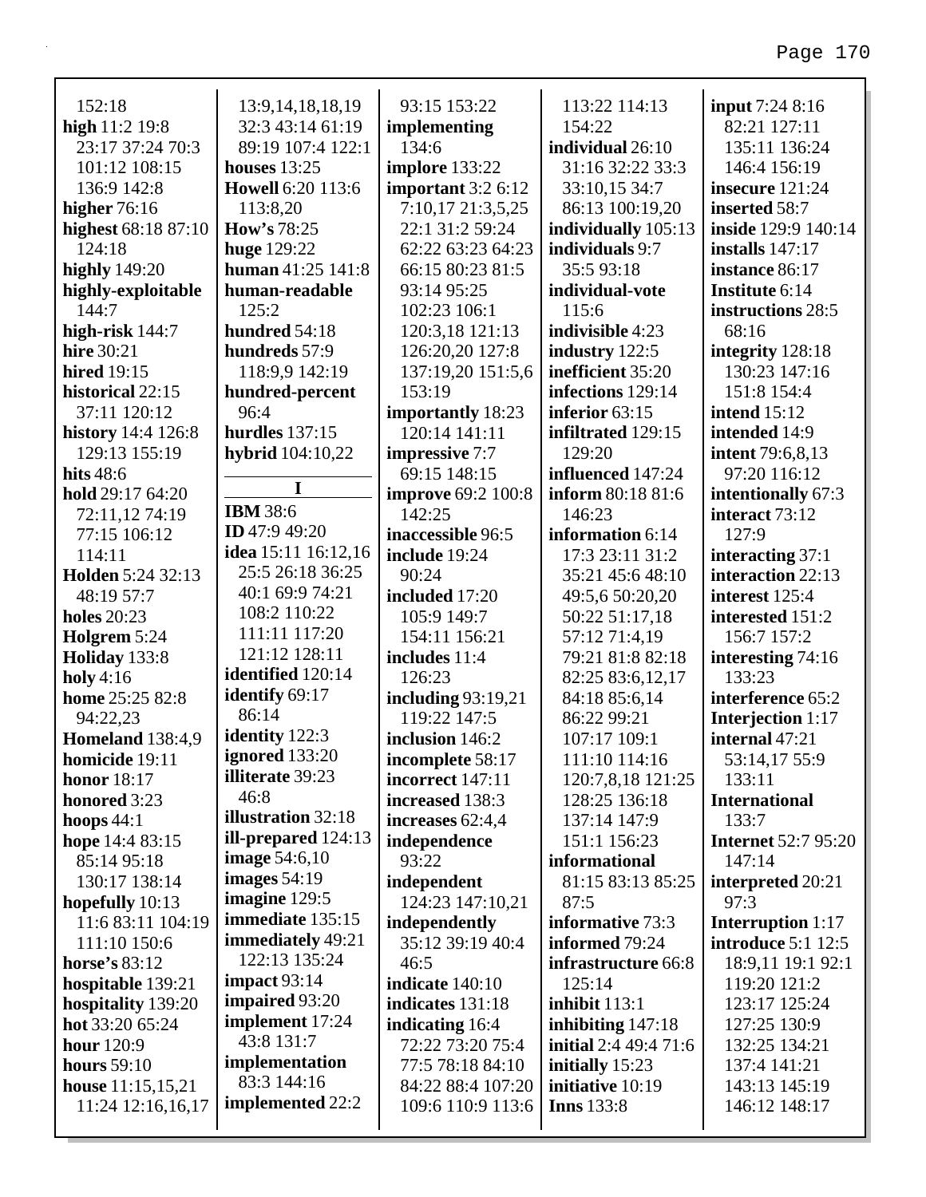152:18
**high** 11:2 19:8 23:17 37:24 70:3 101:12 108:15 136:9 142:8
**higher** 76:16
**highest** 68:18 87:10 124:18
**highly** 149:20
**highly-exploitable** 144:7
**high-risk** 144:7
**hire** 30:21
**hired** 19:15
**historical** 22:15 37:11 120:12
**history** 14:4 126:8 129:13 155:19
**hits** 48:6
**hold** 29:17 64:20 72:11,12 74:19 77:15 106:12 114:11
**Holden** 5:24 32:13 48:19 57:7
**holes** 20:23
**Holgrem** 5:24
**Holiday** 133:8
**holy** 4:16
**home** 25:25 82:8 94:22,23
**Homeland** 138:4,9
**homicide** 19:11
**honor** 18:17
**honored** 3:23
**hoops** 44:1
**hope** 14:4 83:15 85:14 95:18 130:17 138:14
**hopefully** 10:13 11:6 83:11 104:19 111:10 150:6
**horse's** 83:12
**hospitable** 139:21
**hospitality** 139:20
**hot** 33:20 65:24
**hour** 120:9
**hours** 59:10
**house** 11:15,15,21 11:24 12:16,16,17 13:9,14,18,18,19 32:3 43:14 61:19 89:19 107:4 122:1
**houses** 13:25
**Howell** 6:20 113:6 113:8,20
**How's** 78:25
**huge** 129:22
**human** 41:25 141:8
**human-readable** 125:2
**hundred** 54:18
**hundreds** 57:9 118:9,9 142:19
**hundred-percent** 96:4
**hurdles** 137:15
**hybrid** 104:10,22

**I**

**IBM** 38:6
**ID** 47:9 49:20
**idea** 15:11 16:12,16 25:5 26:18 36:25 40:1 69:9 74:21 108:2 110:22 111:11 117:20 121:12 128:11
**identified** 120:14
**identify** 69:17 86:14
**identity** 122:3
**ignored** 133:20
**illiterate** 39:23 46:8
**illustration** 32:18
**ill-prepared** 124:13
**image** 54:6,10
**images** 54:19
**imagine** 129:5
**immediate** 135:15
**immediately** 49:21 122:13 135:24
**impact** 93:14
**impaired** 93:20
**implement** 17:24 43:8 131:7
**implementation** 83:3 144:16
**implemented** 22:2 93:15 153:22
**implementing** 134:6
**implore** 133:22
**important** 3:2 6:12 7:10,17 21:3,5,25 22:1 31:2 59:24 62:22 63:23 64:23 66:15 80:23 81:5 93:14 95:25 102:23 106:1 120:3,18 121:13 126:20,20 127:8 137:19,20 151:5,6 153:19
**importantly** 18:23 120:14 141:11
**impressive** 7:7 69:15 148:15
**improve** 69:2 100:8 142:25
**inaccessible** 96:5
**include** 19:24 90:24
**included** 17:20 105:9 149:7 154:11 156:21
**includes** 11:4 126:23
**including** 93:19,21 119:22 147:5
**inclusion** 146:2
**incomplete** 58:17
**incorrect** 147:11
**increased** 138:3
**increases** 62:4,4
**independence** 93:22
**independent** 124:23 147:10,21
**independently** 35:12 39:19 40:4 46:5
**indicate** 140:10
**indicates** 131:18
**indicating** 16:4 72:22 73:20 75:4 77:5 78:18 84:10 84:22 88:4 107:20 109:6 110:9 113:6 113:22 114:13 154:22
**individual** 26:10 31:16 32:22 33:3 33:10,15 34:7 86:13 100:19,20
**individually** 105:13
**individuals** 9:7 35:5 93:18
**individual-vote** 115:6
**indivisible** 4:23
**industry** 122:5
**inefficient** 35:20
**infections** 129:14
**inferior** 63:15
**infiltrated** 129:15 129:20
**influenced** 147:24
**inform** 80:18 81:6 146:23
**information** 6:14 17:3 23:11 31:2 35:21 45:6 48:10 49:5,6 50:20,20 50:22 51:17,18 57:12 71:4,19 79:21 81:8 82:18 82:25 83:6,12,17 84:18 85:6,14 86:22 99:21 107:17 109:1 111:10 114:16 120:7,8,18 121:25 128:25 136:18 137:14 147:9 151:1 156:23
**informational** 81:15 83:13 85:25 87:5
**informative** 73:3
**informed** 79:24
**infrastructure** 66:8 125:14
**inhibit** 113:1
**inhibiting** 147:18
**initial** 2:4 49:4 71:6
**initially** 15:23
**initiative** 10:19
**Inns** 133:8
**input** 7:24 8:16 82:21 127:11 135:11 136:24 146:4 156:19
**insecure** 121:24
**inserted** 58:7
**inside** 129:9 140:14
**installs** 147:17
**instance** 86:17
**Institute** 6:14
**instructions** 28:5 68:16
**integrity** 128:18 130:23 147:16 151:8 154:4
**intend** 15:12
**intended** 14:9
**intent** 79:6,8,13 97:20 116:12
**intentionally** 67:3
**interact** 73:12 127:9
**interacting** 37:1
**interaction** 22:13
**interest** 125:4
**interested** 151:2 156:7 157:2
**interesting** 74:16 133:23
**interference** 65:2
**Interjection** 1:17
**internal** 47:21 53:14,17 55:9 133:11
**International** 133:7
**Internet** 52:7 95:20 147:14
**interpreted** 20:21 97:3
**Interruption** 1:17
**introduce** 5:1 12:5 18:9,11 19:1 92:1 119:20 121:2 123:17 125:24 127:25 130:9 132:25 134:21 137:4 141:21 143:13 145:19 146:12 148:17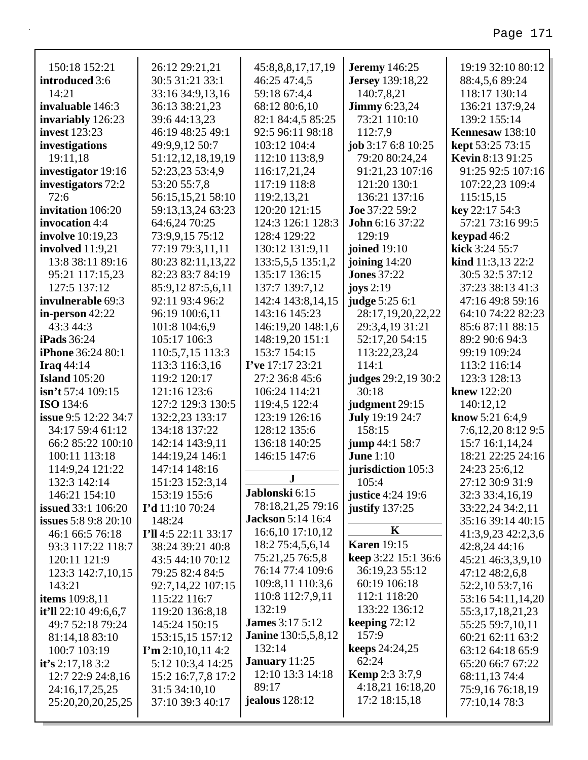150:18 152:21
**introduced** 3:6 14:21
**invaluable** 146:3
**invariably** 126:23
**invest** 123:23
**investigations** 19:11,18
**investigator** 19:16
**investigators** 72:2 72:6
**invitation** 106:20
**invocation** 4:4
**involve** 10:19,23
**involved** 11:9,21 13:8 38:11 89:16 95:21 117:15,23 127:5 137:12
**invulnerable** 69:3
**in-person** 42:22 43:3 44:3
**iPads** 36:24
**iPhone** 36:24 80:1
**Iraq** 44:14
**Island** 105:20
**isn't** 57:4 109:15
**ISO** 134:6
**issue** 9:5 12:22 34:7 34:17 59:4 61:12 66:2 85:22 100:10 100:11 113:18 114:9,24 121:22 132:3 142:14 146:21 154:10
**issued** 33:1 106:20
**issues** 5:8 9:8 20:10 46:1 66:5 76:18 93:3 117:22 118:7 120:11 121:9 123:3 142:7,10,15 143:21
**items** 109:8,11
**it'll** 22:10 49:6,6,7 49:7 52:18 79:24 81:14,18 83:10 100:7 103:19
**it's** 2:17,18 3:2 12:7 22:9 24:8,16 24:16,17,25,25 25:20,20,20,25,25 26:12 29:21,21 30:5 31:21 33:1 33:16 34:9,13,16 36:13 38:21,23 39:6 44:13,23 46:19 48:25 49:1 49:9,9,12 50:7 51:12,12,18,19,19 52:23,23 53:4,9 53:20 55:7,8 56:15,15,21 58:10 59:13,13,24 63:23 64:6,24 70:25 73:9,9,15 75:12 77:19 79:3,11,11 80:23 82:11,13,22 82:23 83:7 84:19 85:9,12 87:5,6,11 92:11 93:4 96:2 96:19 100:6,11 101:8 104:6,9 105:17 106:3 110:5,7,15 113:3 113:3 116:3,16 119:2 120:17 121:16 123:6 127:2 129:3 130:5 132:2,23 133:17 134:18 137:22 142:14 143:9,11 144:19,24 146:1 147:14 148:16 151:23 152:3,14 153:19 155:6
**I'd** 11:10 70:24 148:24
**I'll** 4:5 22:11 33:17 38:24 39:21 40:8 43:5 44:10 70:12 79:25 82:4 84:5 92:7,14,22 107:15 115:22 116:7 119:20 136:8,18 145:24 150:15 153:15,15 157:12
**I'm** 2:10,10,11 4:2 5:12 10:3,4 14:25 15:2 16:7,7,8 17:2 31:5 34:10,10 37:10 39:3 40:17 45:8,8,8,17,17,19 46:25 47:4,5 59:18 67:4,4 68:12 80:6,10 82:1 84:4,5 85:25 92:5 96:11 98:18 103:12 104:4 112:10 113:8,9 116:17,21,24 117:19 118:8 119:2,13,21 120:20 121:15 124:3 126:1 128:3 128:4 129:22 130:12 131:9,11 133:5,5,5 135:1,2 135:17 136:15 137:7 139:7,12 142:4 143:8,14,15 143:16 145:23 146:19,20 148:1,6 148:19,20 151:1 153:7 154:15
**I've** 17:17 23:21 27:2 36:8 45:6 106:24 114:21 119:4,5 122:4 123:19 126:16 128:12 135:6 136:18 140:25 146:15 147:6

## J

**Jablonski** 6:15 78:18,21,25 79:16
**Jackson** 5:14 16:4 16:6,10 17:10,12 18:2 75:4,5,6,14 75:21,25 76:5,8 76:14 77:4 109:6 109:8,11 110:3,6 110:8 112:7,9,11 132:19
**James** 3:17 5:12
**Janine** 130:5,5,8,12 132:14
**January** 11:25 12:10 13:3 14:18 89:17
**jealous** 128:12
**Jeremy** 146:25
**Jersey** 139:18,22 140:7,8,21
**Jimmy** 6:23,24 73:21 110:10 112:7,9
**job** 3:17 6:8 10:25 79:20 80:24,24 91:21,23 107:16 121:20 130:1 136:21 137:16
**Joe** 37:22 59:2
**John** 6:16 37:22 129:19
**joined** 19:10
**joining** 14:20
**Jones** 37:22
**joys** 2:19
**judge** 5:25 6:1 28:17,19,20,22,22 29:3,4,19 31:21 52:17,20 54:15 113:22,23,24 114:1
**judges** 29:2,19 30:2 30:18
**judgment** 29:15
**July** 19:19 24:7 158:15
**jump** 44:1 58:7
**June** 1:10
**jurisdiction** 105:3 105:4
**justice** 4:24 19:6
**justify** 137:25

## K

**Karen** 19:15
**keep** 3:22 15:1 36:6 36:19,23 55:12 60:19 106:18 112:1 118:20 133:22 136:12
**keeping** 72:12 157:9
**keeps** 24:24,25 62:24
**Kemp** 2:3 3:7,9 4:18,21 16:18,20 17:2 18:15,18 19:19 32:10 80:12 88:4,5,6 89:24 118:17 130:14 136:21 137:9,24 139:2 155:14
**Kennesaw** 138:10
**kept** 53:25 73:15
**Kevin** 8:13 91:25 91:25 92:5 107:16 107:22,23 109:4 115:15,15
**key** 22:17 54:3 57:21 73:16 99:5
**keypad** 46:2
**kick** 3:24 55:7
**kind** 11:3,13 22:2 30:5 32:5 37:12 37:23 38:13 41:3 47:16 49:8 59:16 64:10 74:22 82:23 85:6 87:11 88:15 89:2 90:6 94:3 99:19 109:24 113:2 116:14 123:3 128:13
**knew** 122:20 140:12,12
**know** 5:21 6:4,9 7:6,12,20 8:12 9:5 15:7 16:1,14,24 18:21 22:25 24:16 24:23 25:6,12 27:12 30:9 31:9 32:3 33:4,16,19 33:22,24 34:2,11 35:16 39:14 40:15 41:3,9,23 42:2,3,6 42:8,24 44:16 45:21 46:3,3,9,10 47:12 48:2,6,8 52:2,10 53:7,16 53:16 54:11,14,20 55:3,17,18,21,23 55:25 59:7,10,11 60:21 62:11 63:2 63:12 64:18 65:9 65:20 66:7 67:22 68:11,13 74:4 75:9,16 76:18,19 77:10,14 78:3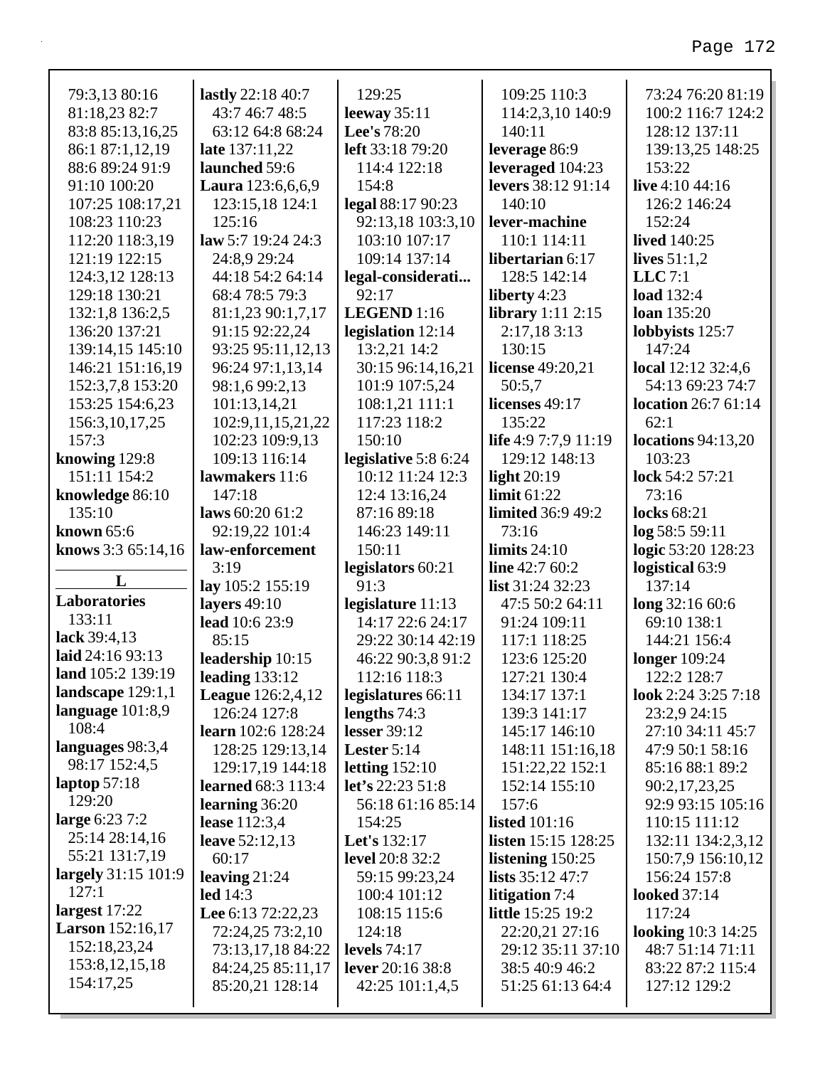79:3,13 80:16
81:18,23 82:7
83:8 85:13,16,25
86:1 87:1,12,19
88:6 89:24 91:9
91:10 100:20
107:25 108:17,21
108:23 110:23
112:20 118:3,19
121:19 122:15
124:3,12 128:13
129:18 130:21
132:1,8 136:2,5
136:20 137:21
139:14,15 145:10
146:21 151:16,19
152:3,7,8 153:20
153:25 154:6,23
156:3,10,17,25
157:3

**knowing** 129:8
151:11 154:2

**knowledge** 86:10
135:10

**known** 65:6

**knows** 3:3 65:14,16

## L

**Laboratories**
133:11

**lack** 39:4,13

**laid** 24:16 93:13

**land** 105:2 139:19

**landscape** 129:1,1

**language** 101:8,9
108:4

**languages** 98:3,4
98:17 152:4,5

**laptop** 57:18
129:20

**large** 6:23 7:2
25:14 28:14,16
55:21 131:7,19

**largely** 31:15 101:9
127:1

**largest** 17:22

**Larson** 152:16,17
152:18,23,24
153:8,12,15,18
154:17,25

**lastly** 22:18 40:7
43:7 46:7 48:5
63:12 64:8 68:24

**late** 137:11,22

**launched** 59:6

**Laura** 123:6,6,6,9
123:15,18 124:1
125:16

**law** 5:7 19:24 24:3
24:8,9 29:24
44:18 54:2 64:14
68:4 78:5 79:3
81:1,23 90:1,7,17
91:15 92:22,24
93:25 95:11,12,13
96:24 97:1,13,14
98:1,6 99:2,13
101:13,14,21
102:9,11,15,21,22
102:23 109:9,13
109:13 116:14

**lawmakers** 11:6
147:18

**laws** 60:20 61:2
92:19,22 101:4

**law-enforcement**
3:19

**lay** 105:2 155:19

**layers** 49:10

**lead** 10:6 23:9
85:15

**leadership** 10:15

**leading** 133:12

**League** 126:2,4,12
126:24 127:8

**learn** 102:6 128:24
128:25 129:13,14
129:17,19 144:18

**learned** 68:3 113:4

**learning** 36:20

**lease** 112:3,4

**leave** 52:12,13
60:17

**leaving** 21:24

**led** 14:3

**Lee** 6:13 72:22,23
72:24,25 73:2,10
73:13,17,18 84:22
84:24,25 85:11,17
85:20,21 128:14

129:25

**leeway** 35:11

**Lee's** 78:20

**left** 33:18 79:20
114:4 122:18
154:8

**legal** 88:17 90:23
92:13,18 103:3,10
103:10 107:17
109:14 137:14

**legal-considerati...**
92:17

**LEGEND** 1:16

**legislation** 12:14
13:2,21 14:2
30:15 96:14,16,21
101:9 107:5,24
108:1,21 111:1
117:23 118:2
150:10

**legislative** 5:8 6:24
10:12 11:24 12:3
12:4 13:16,24
87:16 89:18
146:23 149:11
150:11

**legislators** 60:21
91:3

**legislature** 11:13
14:17 22:6 24:17
29:22 30:14 42:19
46:22 90:3,8 91:2
112:16 118:3

**legislatures** 66:11

**lengths** 74:3

**lesser** 39:12

**Lester** 5:14

**letting** 152:10

**let's** 22:23 51:8
56:18 61:16 85:14
154:25

**Let's** 132:17

**level** 20:8 32:2
59:15 99:23,24
100:4 101:12
108:15 115:6
124:18

**levels** 74:17

**lever** 20:16 38:8
42:25 101:1,4,5

109:25 110:3
114:2,3,10 140:9
140:11

**leverage** 86:9

**leveraged** 104:23

**levers** 38:12 91:14
140:10

**lever-machine**
110:1 114:11

**libertarian** 6:17
128:5 142:14

**liberty** 4:23

**library** 1:11 2:15
2:17,18 3:13
130:15

**license** 49:20,21
50:5,7

**licenses** 49:17
135:22

**life** 4:9 7:7,9 11:19
129:12 148:13

**light** 20:19

**limit** 61:22

**limited** 36:9 49:2
73:16

**limits** 24:10

**line** 42:7 60:2

**list** 31:24 32:23
47:5 50:2 64:11
91:24 109:11
117:1 118:25
123:6 125:20
127:21 130:4
134:17 137:1
139:3 141:17
145:17 146:10
148:11 151:16,18
151:22,22 152:1
152:14 155:10
157:6

**listed** 101:16

**listen** 15:15 128:25

**listening** 150:25

**lists** 35:12 47:7

**litigation** 7:4

**little** 15:25 19:2
22:20,21 27:16
29:12 35:11 37:10
38:5 40:9 46:2
51:25 61:13 64:4

73:24 76:20 81:19
100:2 116:7 124:2
128:12 137:11
139:13,25 148:25
153:22

**live** 4:10 44:16
126:2 146:24
152:24

**lived** 140:25

**lives** 51:1,2

**LLC** 7:1

**load** 132:4

**loan** 135:20

**lobbyists** 125:7
147:24

**local** 12:12 32:4,6
54:13 69:23 74:7

**location** 26:7 61:14
62:1

**locations** 94:13,20
103:23

**lock** 54:2 57:21
73:16

**locks** 68:21

**log** 58:5 59:11

**logic** 53:20 128:23

**logistical** 63:9
137:14

**long** 32:16 60:6
69:10 138:1
144:21 156:4

**longer** 109:24
122:2 128:7

**look** 2:24 3:25 7:18
23:2,9 24:15
27:10 34:11 45:7
47:9 50:1 58:16
85:16 88:1 89:2
90:2,17,23,25
92:9 93:15 105:16
110:15 111:12
132:11 134:2,3,12
150:7,9 156:10,12
156:24 157:8

**looked** 37:14
117:24

**looking** 10:3 14:25
48:7 51:14 71:11
83:22 87:2 115:4
127:12 129:2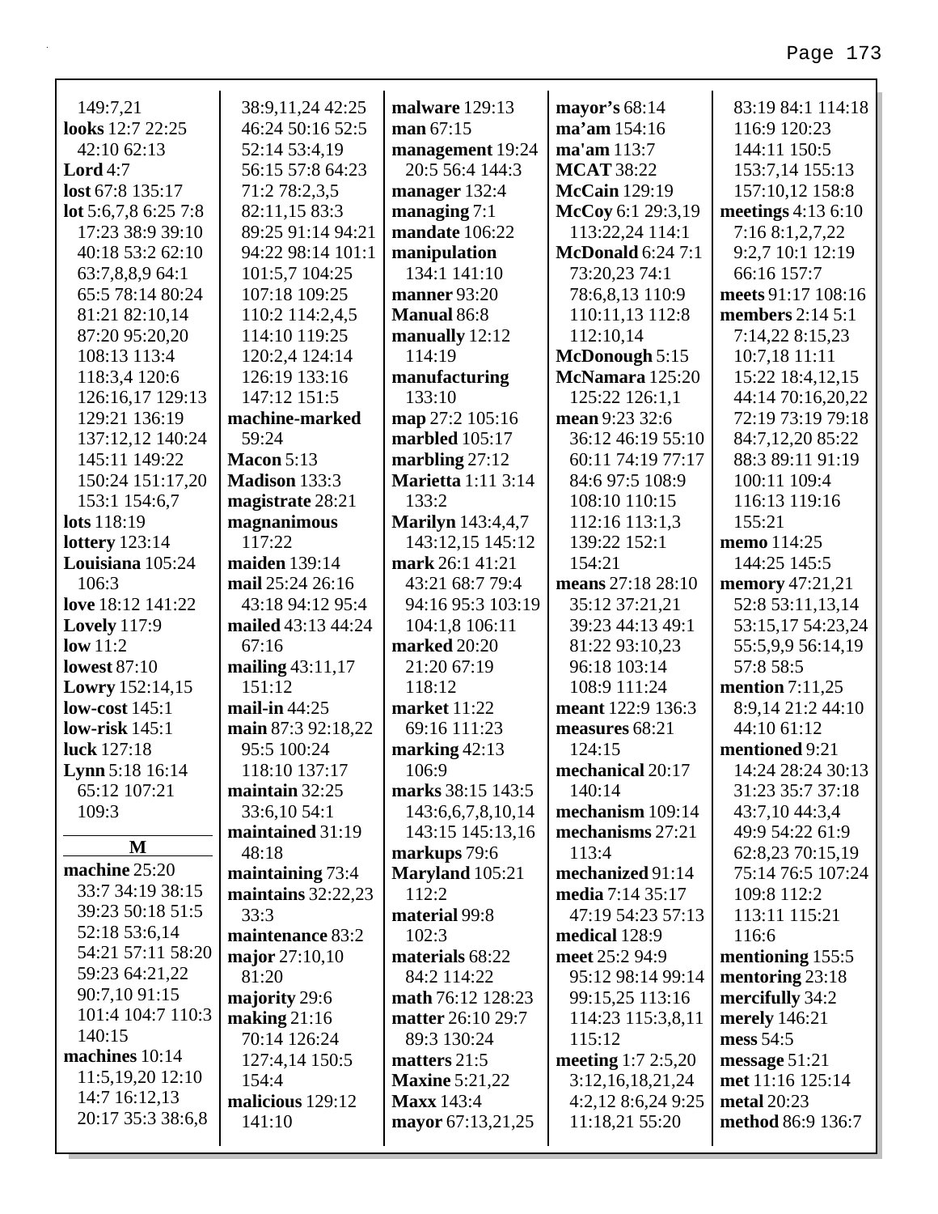149:7,21
**looks** 12:7 22:25 42:10 62:13
**Lord** 4:7
**lost** 67:8 135:17
**lot** 5:6,7,8 6:25 7:8 17:23 38:9 39:10 40:18 53:2 62:10 63:7,8,8,9 64:1 65:5 78:14 80:24 81:21 82:10,14 87:20 95:20,20 108:13 113:4 118:3,4 120:6 126:16,17 129:13 129:21 136:19 137:12,12 140:24 145:11 149:22 150:24 151:17,20 153:1 154:6,7
**lots** 118:19
**lottery** 123:14
**Louisiana** 105:24 106:3
**love** 18:12 141:22
**Lovely** 117:9
**low** 11:2
**lowest** 87:10
**Lowry** 152:14,15
**low-cost** 145:1
**low-risk** 145:1
**luck** 127:18
**Lynn** 5:18 16:14 65:12 107:21 109:3

## M

**machine** 25:20 33:7 34:19 38:15 39:23 50:18 51:5 52:18 53:6,14 54:21 57:11 58:20 59:23 64:21,22 90:7,10 91:15 101:4 104:7 110:3 140:15
**machines** 10:14 11:5,19,20 12:10 14:7 16:12,13 20:17 35:3 38:6,8 38:9,11,24 42:25 46:24 50:16 52:5 52:14 53:4,19 56:15 57:8 64:23 71:2 78:2,3,5 82:11,15 83:3 89:25 91:14 94:21 94:22 98:14 101:1 101:5,7 104:25 107:18 109:25 110:2 114:2,4,5 114:10 119:25 120:2,4 124:14 126:19 133:16 147:12 151:5
**machine-marked** 59:24
**Macon** 5:13
**Madison** 133:3
**magistrate** 28:21
**magnanimous** 117:22
**maiden** 139:14
**mail** 25:24 26:16 43:18 94:12 95:4
**mailed** 43:13 44:24 67:16
**mailing** 43:11,17 151:12
**mail-in** 44:25
**main** 87:3 92:18,22 95:5 100:24 118:10 137:17
**maintain** 32:25 33:6,10 54:1
**maintained** 31:19 48:18
**maintaining** 73:4
**maintains** 32:22,23 33:3
**maintenance** 83:2
**major** 27:10,10 81:20
**majority** 29:6
**making** 21:16 70:14 126:24 127:4,14 150:5 154:4
**malicious** 129:12 141:10
**malware** 129:13
**man** 67:15
**management** 19:24 20:5 56:4 144:3
**manager** 132:4
**managing** 7:1
**mandate** 106:22
**manipulation** 134:1 141:10
**manner** 93:20
**Manual** 86:8
**manually** 12:12 114:19
**manufacturing** 133:10
**map** 27:2 105:16
**marbled** 105:17
**marbling** 27:12
**Marietta** 1:11 3:14 133:2
**Marilyn** 143:4,4,7 143:12,15 145:12
**mark** 26:1 41:21 43:21 68:7 79:4 94:16 95:3 103:19 104:1,8 106:11
**marked** 20:20 21:20 67:19 118:12
**market** 11:22 69:16 111:23
**marking** 42:13 106:9
**marks** 38:15 143:5 143:6,6,7,8,10,14 143:15 145:13,16
**markups** 79:6
**Maryland** 105:21 112:2
**material** 99:8 102:3
**materials** 68:22 84:2 114:22
**math** 76:12 128:23
**matter** 26:10 29:7 89:3 130:24
**matters** 21:5
**Maxine** 5:21,22
**Maxx** 143:4
**mayor** 67:13,21,25
**mayor's** 68:14
**ma'am** 154:16
**ma'am** 113:7
**MCAT** 38:22
**McCain** 129:19
**McCoy** 6:1 29:3,19 113:22,24 114:1
**McDonald** 6:24 7:1 73:20,23 74:1 78:6,8,13 110:9 110:11,13 112:8 112:10,14
**McDonough** 5:15
**McNamara** 125:20 125:22 126:1,1
**mean** 9:23 32:6 36:12 46:19 55:10 60:11 74:19 77:17 84:6 97:5 108:9 108:10 110:15 112:16 113:1,3 139:22 152:1 154:21
**means** 27:18 28:10 35:12 37:21,21 39:23 44:13 49:1 81:22 93:10,23 96:18 103:14 108:9 111:24
**meant** 122:9 136:3
**measures** 68:21 124:15
**mechanical** 20:17 140:14
**mechanism** 109:14
**mechanisms** 27:21 113:4
**mechanized** 91:14
**media** 7:14 35:17 47:19 54:23 57:13
**medical** 128:9
**meet** 25:2 94:9 95:12 98:14 99:14 99:15,25 113:16 114:23 115:3,8,11 115:12
**meeting** 1:7 2:5,20 3:12,16,18,21,24 4:2,12 8:6,24 9:25 11:18,21 55:20 83:19 84:1 114:18 116:9 120:23 144:11 150:5 153:7,14 155:13 157:10,12 158:8
**meetings** 4:13 6:10 7:16 8:1,2,7,22 9:2,7 10:1 12:19 66:16 157:7
**meets** 91:17 108:16
**members** 2:14 5:1 7:14,22 8:15,23 10:7,18 11:11 15:22 18:4,12,15 44:14 70:16,20,22 72:19 73:19 79:18 84:7,12,20 85:22 88:3 89:11 91:19 100:11 109:4 116:13 119:16 155:21
**memo** 114:25 144:25 145:5
**memory** 47:21,21 52:8 53:11,13,14 53:15,17 54:23,24 55:5,9,9 56:14,19 57:8 58:5
**mention** 7:11,25 8:9,14 21:2 44:10 44:10 61:12
**mentioned** 9:21 14:24 28:24 30:13 31:23 35:7 37:18 43:7,10 44:3,4 49:9 54:22 61:9 62:8,23 70:15,19 75:14 76:5 107:24 109:8 112:2 113:11 115:21 116:6
**mentioning** 155:5
**mentoring** 23:18
**mercifully** 34:2
**merely** 146:21
**mess** 54:5
**message** 51:21
**met** 11:16 125:14
**metal** 20:23
**method** 86:9 136:7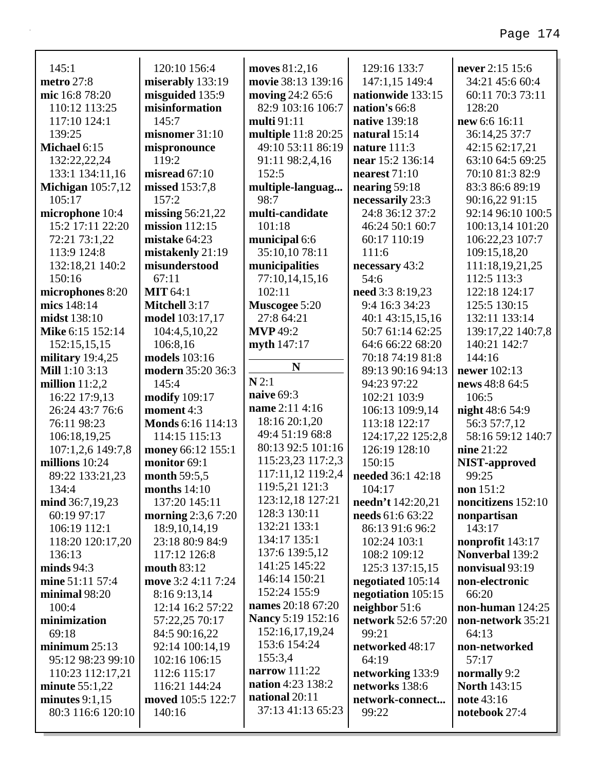145:1
**metro** 27:8
**mic** 16:8 78:20 110:12 113:25 117:10 124:1 139:25
**Michael** 6:15 132:22,22,24 133:1 134:11,16
**Michigan** 105:7,12 105:17
**microphone** 10:4 15:2 17:11 22:20 72:21 73:1,22 113:9 124:8 132:18,21 140:2 150:16
**microphones** 8:20
**mics** 148:14
**midst** 138:10
**Mike** 6:15 152:14 152:15,15,15
**military** 19:4,25
**Mill** 1:10 3:13
**million** 11:2,2 16:22 17:9,13 26:24 43:7 76:6 76:11 98:23 106:18,19,25 107:1,2,6 149:7,8
**millions** 10:24 89:22 133:21,23 134:4
**mind** 36:7,19,23 60:19 97:17 106:19 112:1 118:20 120:17,20 136:13
**minds** 94:3
**mine** 51:11 57:4
**minimal** 98:20 100:4
**minimization** 69:18
**minimum** 25:13 95:12 98:23 99:10 110:23 112:17,21
**minute** 55:1,22
**minutes** 9:1,15 80:3 116:6 120:10 120:10 156:4
**miserably** 133:19
**misguided** 135:9
**misinformation** 145:7
**misnomer** 31:10
**mispronounce** 119:2
**misread** 67:10
**missed** 153:7,8 157:2
**missing** 56:21,22
**mission** 112:15
**mistake** 64:23
**mistakenly** 21:19
**misunderstood** 67:11
**MIT** 64:1
**Mitchell** 3:17
**model** 103:17,17 104:4,5,10,22 106:8,16
**models** 103:16
**modern** 35:20 36:3 145:4
**modify** 109:17
**moment** 4:3
**Monds** 6:16 114:13 114:15 115:13
**money** 66:12 155:1
**monitor** 69:1
**month** 59:5,5
**months** 14:10 137:20 145:11
**morning** 2:3,6 7:20 18:9,10,14,19 23:18 80:9 84:9 117:12 126:8
**mouth** 83:12
**move** 3:2 4:11 7:24 8:16 9:13,14 12:14 16:2 57:22 57:22,25 70:17 84:5 90:16,22 92:14 100:14,19 102:16 106:15 112:6 115:17 116:21 144:24
**moved** 105:5 122:7 140:16
**moves** 81:2,16
**movie** 38:13 139:16
**moving** 24:2 65:6 82:9 103:16 106:7
**multi** 91:11
**multiple** 11:8 20:25 49:10 53:11 86:19 91:11 98:2,4,16 152:5
**multiple-languag...** 98:7
**multi-candidate** 101:18
**municipal** 6:6 35:10,10 78:11
**municipalities** 77:10,14,15,16 102:11
**Muscogee** 5:20 27:8 64:21
**MVP** 49:2
**myth** 147:17

## N

**N** 2:1
**naive** 69:3
**name** 2:11 4:16 18:16 20:1,20 49:4 51:19 68:8 80:13 92:5 101:16 115:23,23 117:2,3 117:11,12 119:2,4 119:5,21 121:3 123:12,18 127:21 128:3 130:11 132:21 133:1 134:17 135:1 137:6 139:5,12 141:25 145:22 146:14 150:21 152:24 155:9
**names** 20:18 67:20
**Nancy** 5:19 152:16 152:16,17,19,24 153:6 154:24 155:3,4
**narrow** 111:22
**nation** 4:23 138:2
**national** 20:11 37:13 41:13 65:23 129:16 133:7 147:1,15 149:4
**nationwide** 133:15
**nation's** 66:8
**native** 139:18
**natural** 15:14
**nature** 111:3
**near** 15:2 136:14
**nearest** 71:10
**nearing** 59:18
**necessarily** 23:3 24:8 36:12 37:2 46:24 50:1 60:7 60:17 110:19 111:6
**necessary** 43:2 54:6
**need** 3:3 8:19,23 9:4 16:3 34:23 40:1 43:15,15,16 50:7 61:14 62:25 64:6 66:22 68:20 70:18 74:19 81:8 89:13 90:16 94:13 94:23 97:22 102:21 103:9 106:13 109:9,14 113:18 122:17 124:17,22 125:2,8 126:19 128:10 150:15
**needed** 36:1 42:18 104:17
**needn't** 142:20,21
**needs** 61:6 63:22 86:13 91:6 96:2 102:24 103:1 108:2 109:12 125:3 137:15,15
**negotiated** 105:14
**negotiation** 105:15
**neighbor** 51:6
**network** 52:6 57:20 99:21
**networked** 48:17 64:19
**networking** 133:9
**networks** 138:6
**network-connect...** 99:22
**never** 2:15 15:6 34:21 45:6 60:4 60:11 70:3 73:11 128:20
**new** 6:6 16:11 36:14,25 37:7 42:15 62:17,21 63:10 64:5 69:25 70:10 81:3 82:9 83:3 86:6 89:19 90:16,22 91:15 92:14 96:10 100:5 100:13,14 101:20 106:22,23 107:7 109:15,18,20 111:18,19,21,25 112:5 113:3 122:18 124:17 125:5 130:15 132:11 133:14 139:17,22 140:7,8 140:21 142:7 144:16
**newer** 102:13
**news** 48:8 64:5 106:5
**night** 48:6 54:9 56:3 57:7,12 58:16 59:12 140:7
**nine** 21:22
**NIST-approved** 99:25
**non** 151:2
**noncitizens** 152:10
**nonpartisan** 143:17
**nonprofit** 143:17
**Nonverbal** 139:2
**nonvisual** 93:19
**non-electronic** 66:20
**non-human** 124:25
**non-network** 35:21 64:13
**non-networked** 57:17
**normally** 9:2
**North** 143:15
**note** 43:16
**notebook** 27:4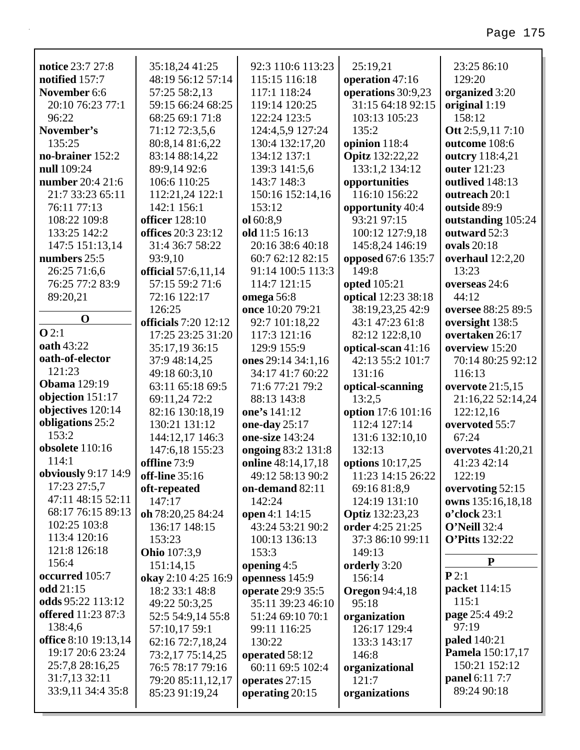**notice** 23:7 27:8
**notified** 157:7
**November** 6:6 20:10 76:23 77:1 96:22
**November's** 135:25
**no-brainer** 152:2
**null** 109:24
**number** 20:4 21:6 21:7 33:23 65:11 76:11 77:13 108:22 109:8 133:25 142:2 147:5 151:13,14
**numbers** 25:5 26:25 71:6,6 76:25 77:2 83:9 89:20,21

## O

**O** 2:1
**oath** 43:22
**oath-of-elector** 121:23
**Obama** 129:19
**objection** 151:17
**objectives** 120:14
**obligations** 25:2 153:2
**obsolete** 110:16 114:1
**obviously** 9:17 14:9 17:23 27:5,7 47:11 48:15 52:11 68:17 76:15 89:13 102:25 103:8 113:4 120:16 121:8 126:18 156:4
**occurred** 105:7
**odd** 21:15
**odds** 95:22 113:12
**offered** 11:23 87:3 138:4,6
**office** 8:10 19:13,14 19:17 20:6 23:24 25:7,8 28:16,25 31:7,13 32:11 33:9,11 34:4 35:8 35:18,24 41:25 48:19 56:12 57:14 57:25 58:2,13 59:15 66:24 68:25 68:25 69:1 71:8 71:12 72:3,5,6 80:8,14 81:6,22 83:14 88:14,22 89:9,14 92:6 106:6 110:25 112:21,24 122:1 142:1 156:1
**officer** 128:10
**offices** 20:3 23:12 31:4 36:7 58:22 93:9,10
**official** 57:6,11,14 57:15 59:2 71:6 72:16 122:17 126:25
**officials** 7:20 12:12 17:25 23:25 31:20 35:17,19 36:15 37:9 48:14,25 49:18 60:3,10 63:11 65:18 69:5 69:11,24 72:2 82:16 130:18,19 130:21 131:12 144:12,17 146:3 147:6,18 155:23
**offline** 73:9
**off-line** 35:16
**oft-repeated** 147:17
**oh** 78:20,25 84:24 136:17 148:15 153:23
**Ohio** 107:3,9 151:14,15
**okay** 2:10 4:25 16:9 18:2 33:1 48:8 49:22 50:3,25 52:5 54:9,14 55:8 57:10,17 59:1 62:16 72:7,18,24 73:2,17 75:14,25 76:5 78:17 79:16 79:20 85:11,12,17 85:23 91:19,24 92:3 110:6 113:23 115:15 116:18 117:1 118:24 119:14 120:25 122:24 123:5 124:4,5,9 127:24 130:4 132:17,20 134:12 137:1 139:3 141:5,6 143:7 148:3 150:16 152:14,16 153:12
**ol** 60:8,9
**old** 11:5 16:13 20:16 38:6 40:18 60:7 62:12 82:15 91:14 100:5 113:3 114:7 121:15
**omega** 56:8
**once** 10:20 79:21 92:7 101:18,22 117:3 121:16 129:9 155:9
**ones** 29:14 34:1,16 34:17 41:7 60:22 71:6 77:21 79:2 88:13 143:8
**one's** 141:12
**one-day** 25:17
**one-size** 143:24
**ongoing** 83:2 131:8
**online** 48:14,17,18 49:12 58:13 90:2
**on-demand** 82:11 142:24
**open** 4:1 14:15 43:24 53:21 90:2 100:13 136:13 153:3
**opening** 4:5
**openness** 145:9
**operate** 29:9 35:5 35:11 39:23 46:10 51:24 69:10 70:1 99:11 116:25 130:22
**operated** 58:12 60:11 69:5 102:4
**operates** 27:15
**operating** 20:15 25:19,21
**operation** 47:16
**operations** 30:9,23 31:15 64:18 92:15 103:13 105:23 135:2
**opinion** 118:4
**Opitz** 132:22,22 133:1,2 134:12
**opportunities** 116:10 156:22
**opportunity** 40:4 93:21 97:15 100:12 127:9,18 145:8,24 146:19
**opposed** 67:6 135:7 149:8
**opted** 105:21
**optical** 12:23 38:18 38:19,23,25 42:9 43:1 47:23 61:8 82:12 122:8,10
**optical-scan** 41:16 42:13 55:2 101:7 131:16
**optical-scanning** 13:2,5
**option** 17:6 101:16 112:4 127:14 131:6 132:10,10 132:13
**options** 10:17,25 11:23 14:15 26:22 69:16 81:8,9 124:19 131:10
**Optiz** 132:23,23
**order** 4:25 21:25 37:3 86:10 99:11 149:13
**orderly** 3:20 156:14
**Oregon** 94:4,18 95:18
**organization** 126:17 129:4 133:3 143:17 146:8
**organizational** 121:7
**organizations** 23:25 86:10 129:20
**organized** 3:20
**original** 1:19 158:12
**Ott** 2:5,9,11 7:10
**outcome** 108:6
**outcry** 118:4,21
**outer** 121:23
**outlived** 148:13
**outreach** 20:1
**outside** 89:9
**outstanding** 105:24
**outward** 52:3
**ovals** 20:18
**overhaul** 12:2,20 13:23
**overseas** 24:6 44:12
**oversee** 88:25 89:5
**oversight** 138:5
**overtaken** 26:17
**overview** 15:20 70:14 80:25 92:12 116:13
**overvote** 21:5,15 21:16,22 52:14,24 122:12,16
**overvoted** 55:7 67:24
**overvotes** 41:20,21 41:23 42:14 122:19
**overvoting** 52:15
**owns** 135:16,18,18
**o'clock** 23:1
**O'Neill** 32:4
**O'Pitts** 132:22

## P

**P** 2:1
**packet** 114:15 115:1
**page** 25:4 49:2 97:19
**paled** 140:21
**Pamela** 150:17,17 150:21 152:12
**panel** 6:11 7:7 89:24 90:18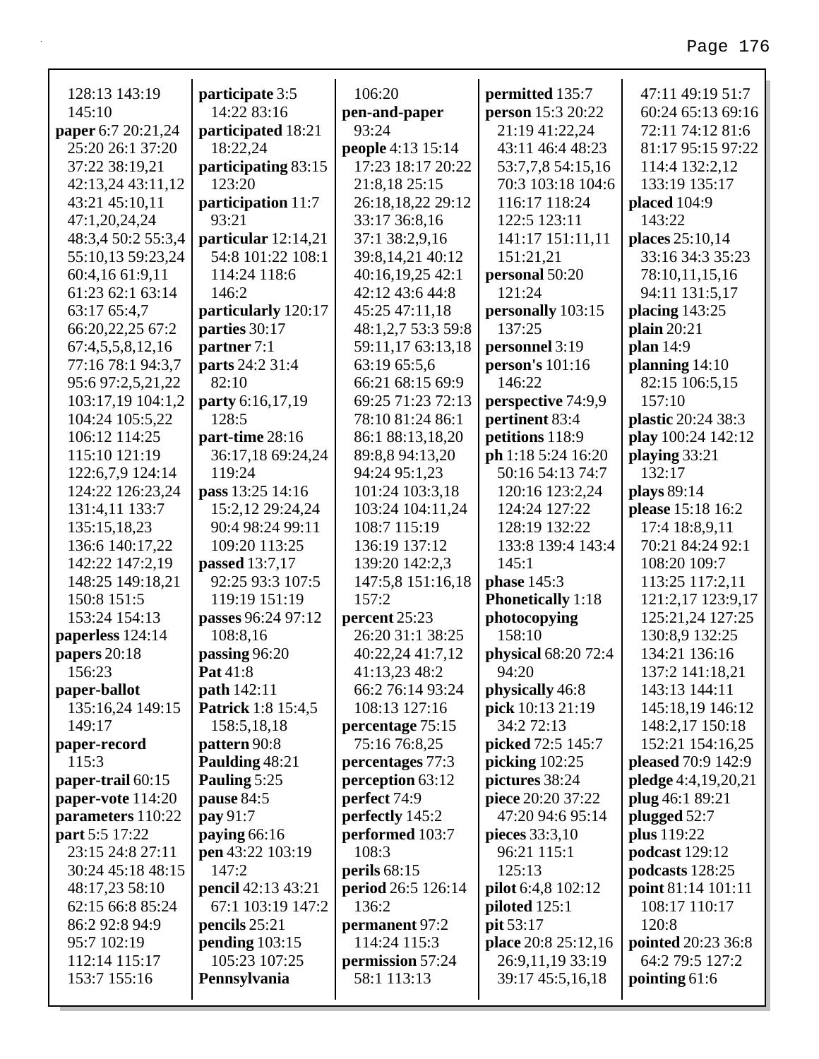128:13 143:19 145:10
**paper** 6:7 20:21,24 25:20 26:1 37:20 37:22 38:19,21 42:13,24 43:11,12 43:21 45:10,11 47:1,20,24,24 48:3,4 50:2 55:3,4 55:10,13 59:23,24 60:4,16 61:9,11 61:23 62:1 63:14 63:17 65:4,7 66:20,22,25 67:2 67:4,5,5,8,12,16 77:16 78:1 94:3,7 95:6 97:2,5,21,22 103:17,19 104:1,2 104:24 105:5,22 106:12 114:25 115:10 121:19 122:6,7,9 124:14 124:22 126:23,24 131:4,11 133:7 135:15,18,23 136:6 140:17,22 142:22 147:2,19 148:25 149:18,21 150:8 151:5 153:24 154:13
**paperless** 124:14
**papers** 20:18 156:23
**paper-ballot** 135:16,24 149:15 149:17
**paper-record** 115:3
**paper-trail** 60:15
**paper-vote** 114:20
**parameters** 110:22
**part** 5:5 17:22 23:15 24:8 27:11 30:24 45:18 48:15 48:17,23 58:10 62:15 66:8 85:24 86:2 92:8 94:9 95:7 102:19 112:14 115:17 153:7 155:16
**participate** 3:5 14:22 83:16
**participated** 18:21 18:22,24
**participating** 83:15 123:20
**participation** 11:7 93:21
**particular** 12:14,21 54:8 101:22 108:1 114:24 118:6 146:2
**particularly** 120:17
**parties** 30:17
**partner** 7:1
**parts** 24:2 31:4 82:10
**party** 6:16,17,19 128:5
**part-time** 28:16 36:17,18 69:24,24 119:24
**pass** 13:25 14:16 15:2,12 29:24,24 90:4 98:24 99:11 109:20 113:25
**passed** 13:7,17 92:25 93:3 107:5 119:19 151:19
**passes** 96:24 97:12 108:8,16
**passing** 96:20
**Pat** 41:8
**path** 142:11
**Patrick** 1:8 15:4,5 158:5,18,18
**pattern** 90:8
**Paulding** 48:21
**Pauling** 5:25
**pause** 84:5
**pay** 91:7
**paying** 66:16
**pen** 43:22 103:19 147:2
**pencil** 42:13 43:21 67:1 103:19 147:2
**pencils** 25:21
**pending** 103:15 105:23 107:25
**Pennsylvania** 106:20
**pen-and-paper** 93:24
**people** 4:13 15:14 17:23 18:17 20:22 21:8,18 25:15 26:18,18,22 29:12 33:17 36:8,16 37:1 38:2,9,16 39:8,14,21 40:12 40:16,19,25 42:1 42:12 43:6 44:8 45:25 47:11,18 48:1,2,7 53:3 59:8 59:11,17 63:13,18 63:19 65:5,6 66:21 68:15 69:9 69:25 71:23 72:13 78:10 81:24 86:1 86:1 88:13,18,20 89:8,8 94:13,20 94:24 95:1,23 101:24 103:3,18 103:24 104:11,24 108:7 115:19 136:19 137:12 139:20 142:2,3 147:5,8 151:16,18 157:2
**percent** 25:23 26:20 31:1 38:25 40:22,24 41:7,12 41:13,23 48:2 66:2 76:14 93:24 108:13 127:16
**percentage** 75:15 75:16 76:8,25
**percentages** 77:3
**perception** 63:12
**perfect** 74:9
**perfectly** 145:2
**performed** 103:7 108:3
**perils** 68:15
**period** 26:5 126:14 136:2
**permanent** 97:2 114:24 115:3
**permission** 57:24 58:1 113:13
**permitted** 135:7
**person** 15:3 20:22 21:19 41:22,24 43:11 46:4 48:23 53:7,7,8 54:15,16 70:3 103:18 104:6 116:17 118:24 122:5 123:11 141:17 151:11,11 151:21,21
**personal** 50:20 121:24
**personally** 103:15 137:25
**personnel** 3:19
**person's** 101:16 146:22
**perspective** 74:9,9
**pertinent** 83:4
**petitions** 118:9
**ph** 1:18 5:24 16:20 50:16 54:13 74:7 120:16 123:2,24 124:24 127:22 128:19 132:22 133:8 139:4 143:4 145:1
**phase** 145:3
**Phonetically** 1:18
**photocopying** 158:10
**physical** 68:20 72:4 94:20
**physically** 46:8
**pick** 10:13 21:19 34:2 72:13
**picked** 72:5 145:7
**picking** 102:25
**pictures** 38:24
**piece** 20:20 37:22 47:20 94:6 95:14
**pieces** 33:3,10 96:21 115:1 125:13
**pilot** 6:4,8 102:12
**piloted** 125:1
**pit** 53:17
**place** 20:8 25:12,16 26:9,11,19 33:19 39:17 45:5,16,18 47:11 49:19 51:7 60:24 65:13 69:16 72:11 74:12 81:6 81:17 95:15 97:22 114:4 132:2,12 133:19 135:17
**placed** 104:9 143:22
**places** 25:10,14 33:16 34:3 35:23 78:10,11,15,16 94:11 131:5,17
**placing** 143:25
**plain** 20:21
**plan** 14:9
**planning** 14:10 82:15 106:5,15 157:10
**plastic** 20:24 38:3
**play** 100:24 142:12
**playing** 33:21 132:17
**plays** 89:14
**please** 15:18 16:2 17:4 18:8,9,11 70:21 84:24 92:1 108:20 109:7 113:25 117:2,11 121:2,17 123:9,17 125:21,24 127:25 130:8,9 132:25 134:21 136:16 137:2 141:18,21 143:13 144:11 145:18,19 146:12 148:2,17 150:18 152:21 154:16,25
**pleased** 70:9 142:9
**pledge** 4:4,19,20,21
**plug** 46:1 89:21
**plugged** 52:7
**plus** 119:22
**podcast** 129:12
**podcasts** 128:25
**point** 81:14 101:11 108:17 110:17 120:8
**pointed** 20:23 36:8 64:2 79:5 127:2
**pointing** 61:6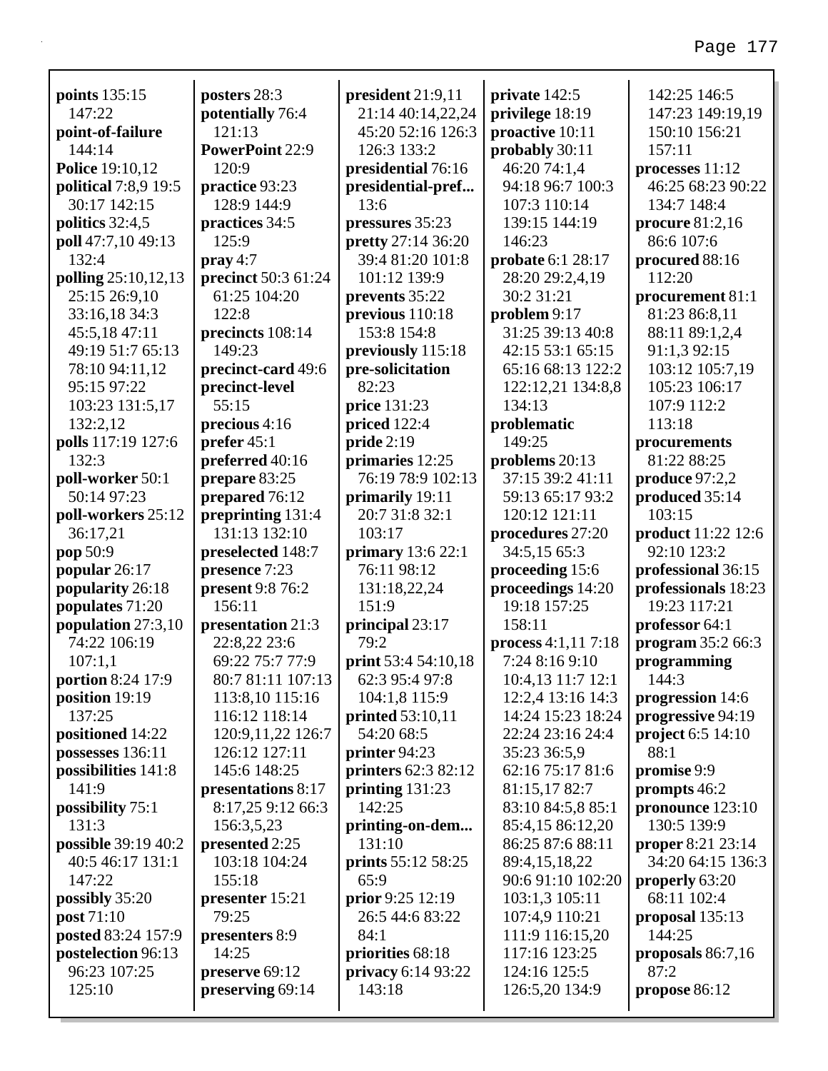**points** 135:15 147:22
**point-of-failure** 144:14
**Police** 19:10,12
**political** 7:8,9 19:5 30:17 142:15
**politics** 32:4,5
**poll** 47:7,10 49:13 132:4
**polling** 25:10,12,13 25:15 26:9,10 33:16,18 34:3 45:5,18 47:11 49:19 51:7 65:13 78:10 94:11,12 95:15 97:22 103:23 131:5,17 132:2,12
**polls** 117:19 127:6 132:3
**poll-worker** 50:1 50:14 97:23
**poll-workers** 25:12 36:17,21
**pop** 50:9
**popular** 26:17
**popularity** 26:18
**populates** 71:20
**population** 27:3,10 74:22 106:19 107:1,1
**portion** 8:24 17:9
**position** 19:19 137:25
**positioned** 14:22
**possesses** 136:11
**possibilities** 141:8 141:9
**possibility** 75:1 131:3
**possible** 39:19 40:2 40:5 46:17 131:1 147:22
**possibly** 35:20
**post** 71:10
**posted** 83:24 157:9
**postelection** 96:13 96:23 107:25 125:10
**posters** 28:3
**potentially** 76:4 121:13
**PowerPoint** 22:9 120:9
**practice** 93:23 128:9 144:9
**practices** 34:5 125:9
**pray** 4:7
**precinct** 50:3 61:24 61:25 104:20 122:8
**precincts** 108:14 149:23
**precinct-card** 49:6
**precinct-level** 55:15
**precious** 4:16
**prefer** 45:1
**preferred** 40:16
**prepare** 83:25
**prepared** 76:12
**preprinting** 131:4 131:13 132:10
**preselected** 148:7
**presence** 7:23
**present** 9:8 76:2 156:11
**presentation** 21:3 22:8,22 23:6 69:22 75:7 77:9 80:7 81:11 107:13 113:8,10 115:16 116:12 118:14 120:9,11,22 126:7 126:12 127:11 145:6 148:25
**presentations** 8:17 8:17,25 9:12 66:3 156:3,5,23
**presented** 2:25 103:18 104:24 155:18
**presenter** 15:21 79:25
**presenters** 8:9 14:25
**preserve** 69:12
**preserving** 69:14
**president** 21:9,11 21:14 40:14,22,24 45:20 52:16 126:3 126:3 133:2
**presidential** 76:16
**presidential-pref...** 13:6
**pressures** 35:23
**pretty** 27:14 36:20 39:4 81:20 101:8 101:12 139:9
**prevents** 35:22
**previous** 110:18 153:8 154:8
**previously** 115:18
**pre-solicitation** 82:23
**price** 131:23
**priced** 122:4
**pride** 2:19
**primaries** 12:25 76:19 78:9 102:13
**primarily** 19:11 20:7 31:8 32:1 103:17
**primary** 13:6 22:1 76:11 98:12 131:18,22,24 151:9
**principal** 23:17 79:2
**print** 53:4 54:10,18 62:3 95:4 97:8 104:1,8 115:9
**printed** 53:10,11 54:20 68:5
**printer** 94:23
**printers** 62:3 82:12
**printing** 131:23 142:25
**printing-on-dem...** 131:10
**prints** 55:12 58:25 65:9
**prior** 9:25 12:19 26:5 44:6 83:22 84:1
**priorities** 68:18
**privacy** 6:14 93:22 143:18
**private** 142:5
**privilege** 18:19
**proactive** 10:11
**probably** 30:11 46:20 74:1,4 94:18 96:7 100:3 107:3 110:14 139:15 144:19 146:23
**probate** 6:1 28:17 28:20 29:2,4,19 30:2 31:21
**problem** 9:17 31:25 39:13 40:8 42:15 53:1 65:15 65:16 68:13 122:2 122:12,21 134:8,8 134:13
**problematic** 149:25
**problems** 20:13 37:15 39:2 41:11 59:13 65:17 93:2 120:12 121:11
**procedures** 27:20 34:5,15 65:3
**proceeding** 15:6
**proceedings** 14:20 19:18 157:25 158:11
**process** 4:1,11 7:18 7:24 8:16 9:10 10:4,13 11:7 12:1 12:2,4 13:16 14:3 14:24 15:23 18:24 22:24 23:16 24:4 35:23 36:5,9 62:16 75:17 81:6 81:15,17 82:7 83:10 84:5,8 85:1 85:4,15 86:12,20 86:25 87:6 88:11 89:4,15,18,22 90:6 91:10 102:20 103:1,3 105:11 107:4,9 110:21 111:9 116:15,20 117:16 123:25 124:16 125:5 126:5,20 134:9 142:25 146:5 147:23 149:19,19 150:10 156:21 157:11
**processes** 11:12 46:25 68:23 90:22 134:7 148:4
**procure** 81:2,16 86:6 107:6
**procured** 88:16 112:20
**procurement** 81:1 81:23 86:8,11 88:11 89:1,2,4 91:1,3 92:15 103:12 105:7,19 105:23 106:17 107:9 112:2 113:18
**procurements** 81:22 88:25
**produce** 97:2,2
**produced** 35:14 103:15
**product** 11:22 12:6 92:10 123:2
**professional** 36:15
**professionals** 18:23 19:23 117:21
**professor** 64:1
**program** 35:2 66:3
**programming** 144:3
**progression** 14:6
**progressive** 94:19
**project** 6:5 14:10 88:1
**promise** 9:9
**prompts** 46:2
**pronounce** 123:10 130:5 139:9
**proper** 8:21 23:14 34:20 64:15 136:3
**properly** 63:20 68:11 102:4
**proposal** 135:13 144:25
**proposals** 86:7,16 87:2
**propose** 86:12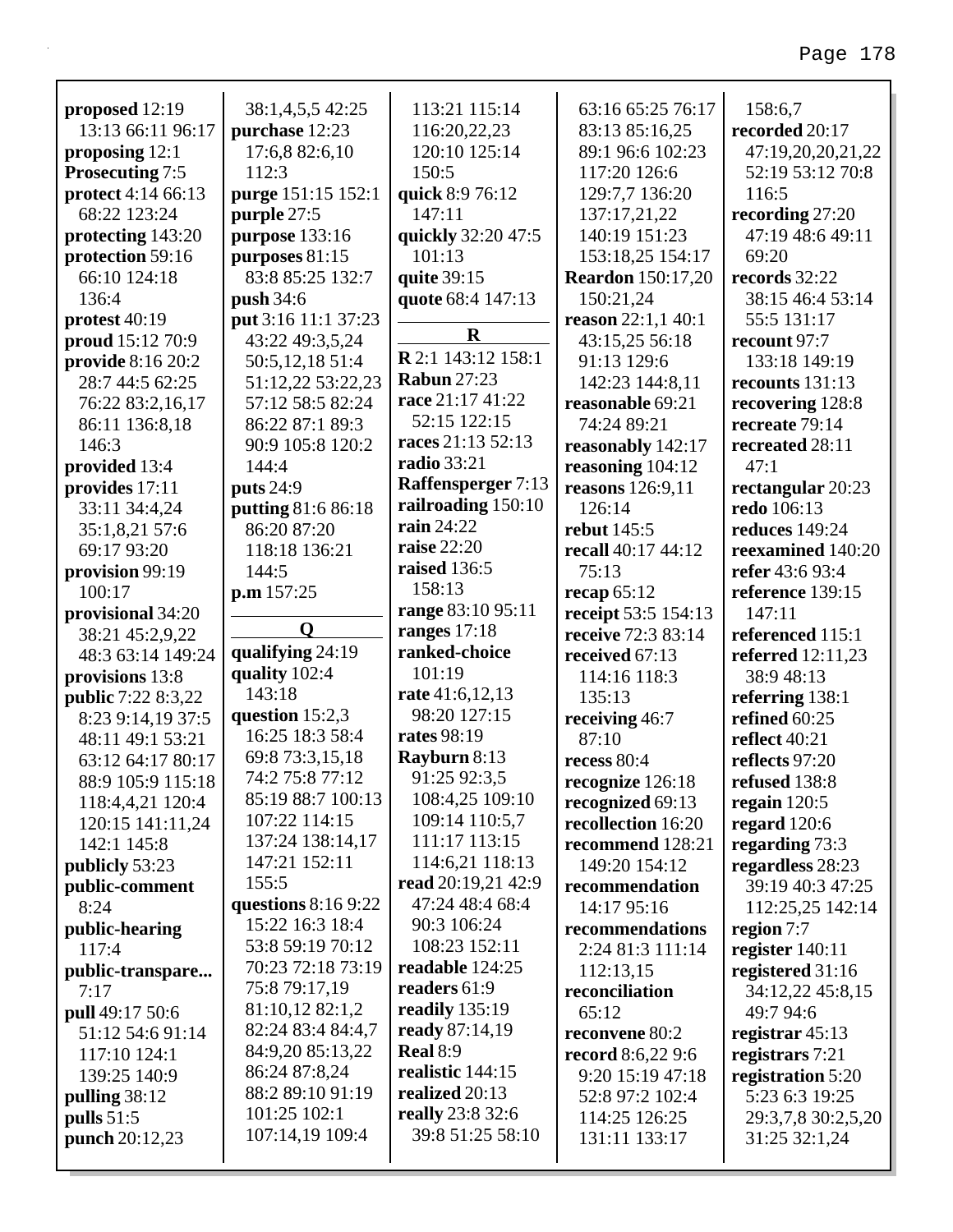**proposed** 12:19 13:13 66:11 96:17
**proposing** 12:1
**Prosecuting** 7:5
**protect** 4:14 66:13 68:22 123:24
**protecting** 143:20
**protection** 59:16 66:10 124:18 136:4
**protest** 40:19
**proud** 15:12 70:9
**provide** 8:16 20:2 28:7 44:5 62:25 76:22 83:2,16,17 86:11 136:8,18 146:3
**provided** 13:4
**provides** 17:11 33:11 34:4,24 35:1,8,21 57:6 69:17 93:20
**provision** 99:19 100:17
**provisional** 34:20 38:21 45:2,9,22 48:3 63:14 149:24
**provisions** 13:8
**public** 7:22 8:3,22 8:23 9:14,19 37:5 48:11 49:1 53:21 63:12 64:17 80:17 88:9 105:9 115:18 118:4,4,21 120:4 120:15 141:11,24 142:1 145:8
**publicly** 53:23
**public-comment** 8:24
**public-hearing** 117:4
**public-transpare...** 7:17
**pull** 49:17 50:6 51:12 54:6 91:14 117:10 124:1 139:25 140:9
**pulling** 38:12
**pulls** 51:5
**punch** 20:12,23
38:1,4,5,5 42:25
**purchase** 12:23 17:6,8 82:6,10 112:3
**purge** 151:15 152:1
**purple** 27:5
**purpose** 133:16
**purposes** 81:15 83:8 85:25 132:7
**push** 34:6
**put** 3:16 11:1 37:23 43:22 49:3,5,24 50:5,12,18 51:4 51:12,22 53:22,23 57:12 58:5 82:24 86:22 87:1 89:3 90:9 105:8 120:2 144:4
**puts** 24:9
**putting** 81:6 86:18 86:20 87:20 118:18 136:21 144:5
**p.m** 157:25

**Q**

**qualifying** 24:19
**quality** 102:4 143:18
**question** 15:2,3 16:25 18:3 58:4 69:8 73:3,15,18 74:2 75:8 77:12 85:19 88:7 100:13 107:22 114:15 137:24 138:14,17 147:21 152:11 155:5
**questions** 8:16 9:22 15:22 16:3 18:4 53:8 59:19 70:12 70:23 72:18 73:19 75:8 79:17,19 81:10,12 82:1,2 82:24 83:4 84:4,7 84:9,20 85:13,22 86:24 87:8,24 88:2 89:10 91:19 101:25 102:1 107:14,19 109:4
113:21 115:14 116:20,22,23 120:10 125:14 150:5
**quick** 8:9 76:12 147:11
**quickly** 32:20 47:5 101:13
**quite** 39:15
**quote** 68:4 147:13

**R**

**R** 2:1 143:12 158:1
**Rabun** 27:23
**race** 21:17 41:22 52:15 122:15
**races** 21:13 52:13
**radio** 33:21
**Raffensperger** 7:13
**railroading** 150:10
**rain** 24:22
**raise** 22:20
**raised** 136:5 158:13
**range** 83:10 95:11
**ranges** 17:18
**ranked-choice** 101:19
**rate** 41:6,12,13 98:20 127:15
**rates** 98:19
**Rayburn** 8:13 91:25 92:3,5 108:4,25 109:10 109:14 110:5,7 111:17 113:15 114:6,21 118:13
**read** 20:19,21 42:9 47:24 48:4 68:4 90:3 106:24 108:23 152:11
**readable** 124:25
**readers** 61:9
**readily** 135:19
**ready** 87:14,19
**Real** 8:9
**realistic** 144:15
**realized** 20:13
**really** 23:8 32:6 39:8 51:25 58:10
63:16 65:25 76:17 83:13 85:16,25 89:1 96:6 102:23 117:20 126:6 129:7,7 136:20 137:17,21,22 140:19 151:23 153:18,25 154:17
**Reardon** 150:17,20 150:21,24
**reason** 22:1,1 40:1 43:15,25 56:18 91:13 129:6 142:23 144:8,11
**reasonable** 69:21 74:24 89:21
**reasonably** 142:17
**reasoning** 104:12
**reasons** 126:9,11 126:14
**rebut** 145:5
**recall** 40:17 44:12 75:13
**recap** 65:12
**receipt** 53:5 154:13
**receive** 72:3 83:14
**received** 67:13 114:16 118:3 135:13
**receiving** 46:7 87:10
**recess** 80:4
**recognize** 126:18
**recognized** 69:13
**recollection** 16:20
**recommend** 128:21 149:20 154:12
**recommendation** 14:17 95:16
**recommendations** 2:24 81:3 111:14 112:13,15
**reconciliation** 65:12
**reconvene** 80:2
**record** 8:6,22 9:6 9:20 15:19 47:18 52:8 97:2 102:4 114:25 126:25 131:11 133:17
158:6,7
**recorded** 20:17 47:19,20,20,21,22 52:19 53:12 70:8 116:5
**recording** 27:20 47:19 48:6 49:11 69:20
**records** 32:22 38:15 46:4 53:14 55:5 131:17
**recount** 97:7 133:18 149:19
**recounts** 131:13
**recovering** 128:8
**recreate** 79:14
**recreated** 28:11 47:1
**rectangular** 20:23
**redo** 106:13
**reduces** 149:24
**reexamined** 140:20
**refer** 43:6 93:4
**reference** 139:15 147:11
**referenced** 115:1
**referred** 12:11,23 38:9 48:13
**referring** 138:1
**refined** 60:25
**reflect** 40:21
**reflects** 97:20
**refused** 138:8
**regain** 120:5
**regard** 120:6
**regarding** 73:3
**regardless** 28:23 39:19 40:3 47:25 112:25,25 142:14
**region** 7:7
**register** 140:11
**registered** 31:16 34:12,22 45:8,15 49:7 94:6
**registrar** 45:13
**registrars** 7:21
**registration** 5:20 5:23 6:3 19:25 29:3,7,8 30:2,5,20 31:25 32:1,24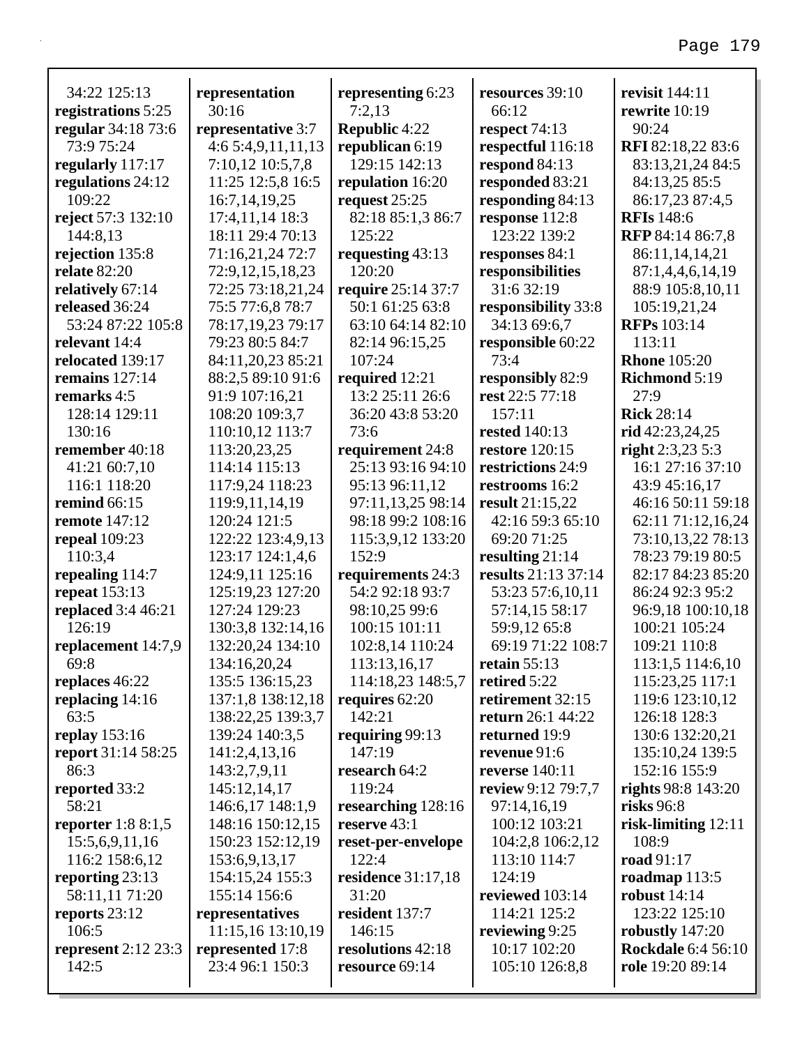34:22 125:13
**registrations** 5:25
**regular** 34:18 73:6 73:9 75:24
**regularly** 117:17
**regulations** 24:12 109:22
**reject** 57:3 132:10 144:8,13
**rejection** 135:8
**relate** 82:20
**relatively** 67:14
**released** 36:24 53:24 87:22 105:8
**relevant** 14:4
**relocated** 139:17
**remains** 127:14
**remarks** 4:5 128:14 129:11 130:16
**remember** 40:18 41:21 60:7,10 116:1 118:20
**remind** 66:15
**remote** 147:12
**repeal** 109:23 110:3,4
**repealing** 114:7
**repeat** 153:13
**replaced** 3:4 46:21 126:19
**replacement** 14:7,9 69:8
**replaces** 46:22
**replacing** 14:16 63:5
**replay** 153:16
**report** 31:14 58:25 86:3
**reported** 33:2 58:21
**reporter** 1:8 8:1,5 15:5,6,9,11,16 116:2 158:6,12
**reporting** 23:13 58:11,11 71:20
**reports** 23:12 106:5
**represent** 2:12 23:3 142:5
**representation** 30:16
**representative** 3:7 4:6 5:4,9,11,11,13 7:10,12 10:5,7,8 11:25 12:5,8 16:5 16:7,14,19,25 17:4,11,14 18:3 18:11 29:4 70:13 71:16,21,24 72:7 72:9,12,15,18,23 72:25 73:18,21,24 75:5 77:6,8 78:7 78:17,19,23 79:17 79:23 80:5 84:7 84:11,20,23 85:21 88:2,5 89:10 91:6 91:9 107:16,21 108:20 109:3,7 110:10,12 113:7 113:20,23,25 114:14 115:13 117:9,24 118:23 119:9,11,14,19 120:24 121:5 122:22 123:4,9,13 123:17 124:1,4,6 124:9,11 125:16 125:19,23 127:20 127:24 129:23 130:3,8 132:14,16 132:20,24 134:10 134:16,20,24 135:5 136:15,23 137:1,8 138:12,18 138:22,25 139:3,7 139:24 140:3,5 141:2,4,13,16 143:2,7,9,11 145:12,14,17 146:6,17 148:1,9 148:16 150:12,15 150:23 152:12,19 153:6,9,13,17 154:15,24 155:3 155:14 156:6
**representatives** 11:15,16 13:10,19
**represented** 17:8 23:4 96:1 150:3
**representing** 6:23 7:2,13
**Republic** 4:22
**republican** 6:19 129:15 142:13
**repulation** 16:20
**request** 25:25 82:18 85:1,3 86:7 125:22
**requesting** 43:13 120:20
**require** 25:14 37:7 50:1 61:25 63:8 63:10 64:14 82:10 82:14 96:15,25 107:24
**required** 12:21 13:2 25:11 26:6 36:20 43:8 53:20 73:6
**requirement** 24:8 25:13 93:16 94:10 95:13 96:11,12 97:11,13,25 98:14 98:18 99:2 108:16 115:3,9,12 133:20 152:9
**requirements** 24:3 54:2 92:18 93:7 98:10,25 99:6 100:15 101:11 102:8,14 110:24 113:13,16,17 114:18,23 148:5,7
**requires** 62:20 142:21
**requiring** 99:13 147:19
**research** 64:2 119:24
**researching** 128:16
**reserve** 43:1
**reset-per-envelope** 122:4
**residence** 31:17,18 31:20
**resident** 137:7 146:15
**resolutions** 42:18
**resource** 69:14
**resources** 39:10 66:12
**respect** 74:13
**respectful** 116:18
**respond** 84:13
**responded** 83:21
**responding** 84:13
**response** 112:8 123:22 139:2
**responses** 84:1
**responsibilities** 31:6 32:19
**responsibility** 33:8 34:13 69:6,7
**responsible** 60:22 73:4
**responsibly** 82:9
**rest** 22:5 77:18 157:11
**rested** 140:13
**restore** 120:15
**restrictions** 24:9
**restrooms** 16:2
**result** 21:15,22 42:16 59:3 65:10 69:20 71:25
**resulting** 21:14
**results** 21:13 37:14 53:23 57:6,10,11 57:14,15 58:17 59:9,12 65:8 69:19 71:22 108:7
**retain** 55:13
**retired** 5:22
**retirement** 32:15
**return** 26:1 44:22
**returned** 19:9
**revenue** 91:6
**reverse** 140:11
**review** 9:12 79:7,7 97:14,16,19 100:12 103:21 104:2,8 106:2,12 113:10 114:7 124:19
**reviewed** 103:14 114:21 125:2
**reviewing** 9:25 10:17 102:20 105:10 126:8,8
**revisit** 144:11
**rewrite** 10:19 90:24
**RFI** 82:18,22 83:6 83:13,21,24 84:5 84:13,25 85:5 86:17,23 87:4,5
**RFIs** 148:6
**RFP** 84:14 86:7,8 86:11,14,14,21 87:1,4,4,6,14,19 88:9 105:8,10,11 105:19,21,24
**RFPs** 103:14 113:11
**Rhone** 105:20
**Richmond** 5:19 27:9
**Rick** 28:14
**rid** 42:23,24,25
**right** 2:3,23 5:3 16:1 27:16 37:10 43:9 45:16,17 46:16 50:11 59:18 62:11 71:12,16,24 73:10,13,22 78:13 78:23 79:19 80:5 82:17 84:23 85:20 86:24 92:3 95:2 96:9,18 100:10,18 100:21 105:24 109:21 110:8 113:1,5 114:6,10 115:23,25 117:1 119:6 123:10,12 126:18 128:3 130:6 132:20,21 135:10,24 139:5 152:16 155:9
**rights** 98:8 143:20
**risks** 96:8
**risk-limiting** 12:11 108:9
**road** 91:17
**roadmap** 113:5
**robust** 14:14 123:22 125:10
**robustly** 147:20
**Rockdale** 6:4 56:10
**role** 19:20 89:14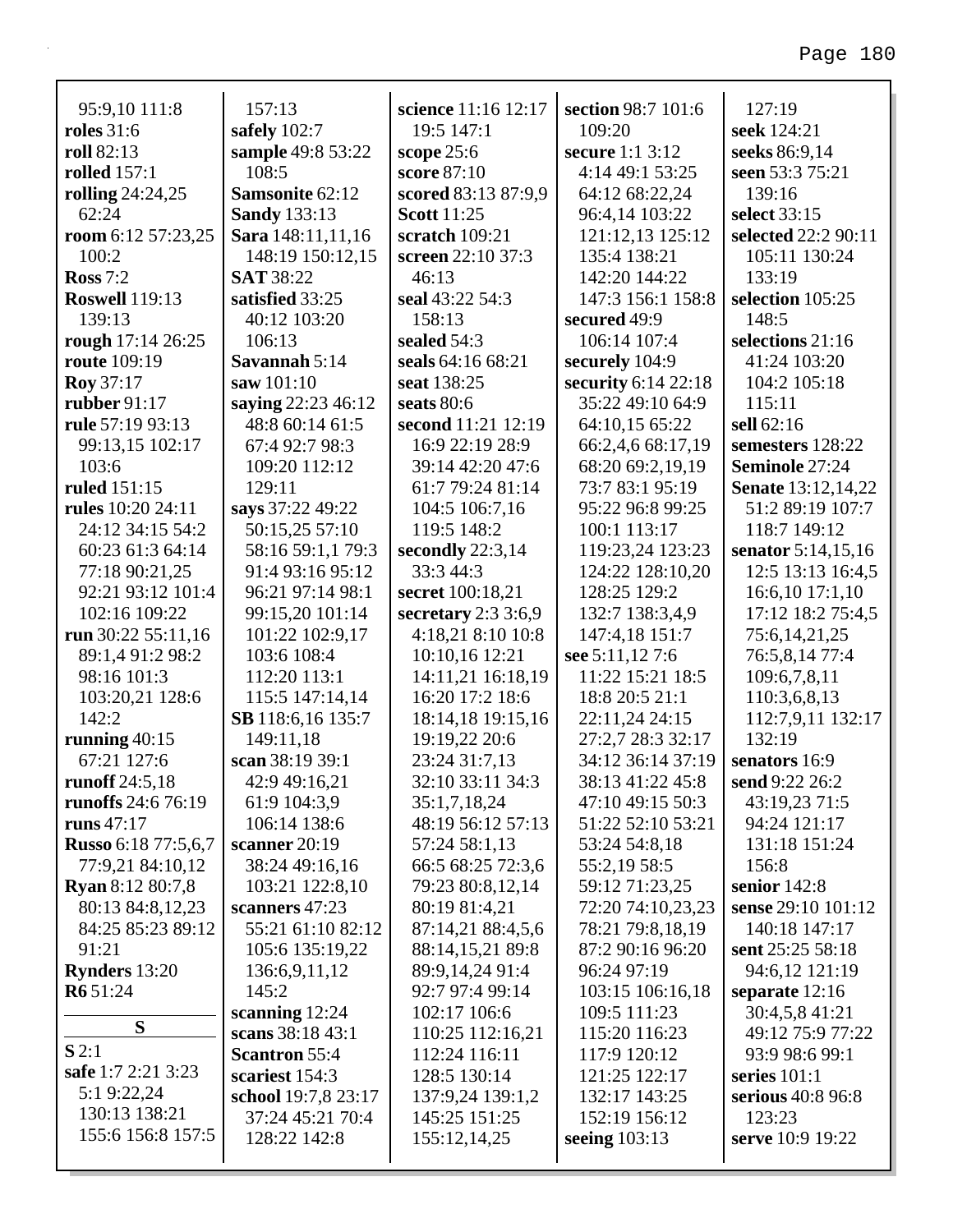95:9,10 111:8
**roles** 31:6
**roll** 82:13
**rolled** 157:1
**rolling** 24:24,25 62:24
**room** 6:12 57:23,25 100:2
**Ross** 7:2
**Roswell** 119:13 139:13
**rough** 17:14 26:25
**route** 109:19
**Roy** 37:17
**rubber** 91:17
**rule** 57:19 93:13 99:13,15 102:17 103:6
**ruled** 151:15
**rules** 10:20 24:11 24:12 34:15 54:2 60:23 61:3 64:14 77:18 90:21,25 92:21 93:12 101:4 102:16 109:22
**run** 30:22 55:11,16 89:1,4 91:2 98:2 98:16 101:3 103:20,21 128:6 142:2
**running** 40:15 67:21 127:6
**runoff** 24:5,18
**runoffs** 24:6 76:19
**runs** 47:17
**Russo** 6:18 77:5,6,7 77:9,21 84:10,12
**Ryan** 8:12 80:7,8 80:13 84:8,12,23 84:25 85:23 89:12 91:21
**Rynders** 13:20
**R6** 51:24

## S

**S** 2:1
**safe** 1:7 2:21 3:23 5:1 9:22,24 130:13 138:21 155:6 156:8 157:5 157:13
**safely** 102:7
**sample** 49:8 53:22 108:5
**Samsonite** 62:12
**Sandy** 133:13
**Sara** 148:11,11,16 148:19 150:12,15
**SAT** 38:22
**satisfied** 33:25 40:12 103:20 106:13
**Savannah** 5:14
**saw** 101:10
**saying** 22:23 46:12 48:8 60:14 61:5 67:4 92:7 98:3 109:20 112:12 129:11
**says** 37:22 49:22 50:15,25 57:10 58:16 59:1,1 79:3 91:4 93:16 95:12 96:21 97:14 98:1 99:15,20 101:14 101:22 102:9,17 103:6 108:4 112:20 113:1 115:5 147:14,14
**SB** 118:6,16 135:7 149:11,18
**scan** 38:19 39:1 42:9 49:16,21 61:9 104:3,9 106:14 138:6
**scanner** 20:19 38:24 49:16,16 103:21 122:8,10
**scanners** 47:23 55:21 61:10 82:12 105:6 135:19,22 136:6,9,11,12 145:2
**scanning** 12:24
**scans** 38:18 43:1
**Scantron** 55:4
**scariest** 154:3
**school** 19:7,8 23:17 37:24 45:21 70:4 128:22 142:8
**science** 11:16 12:17 19:5 147:1
**scope** 25:6
**score** 87:10
**scored** 83:13 87:9,9
**Scott** 11:25
**scratch** 109:21
**screen** 22:10 37:3 46:13
**seal** 43:22 54:3 158:13
**sealed** 54:3
**seals** 64:16 68:21
**seat** 138:25
**seats** 80:6
**second** 11:21 12:19 16:9 22:19 28:9 39:14 42:20 47:6 61:7 79:24 81:14 104:5 106:7,16 119:5 148:2
**secondly** 22:3,14 33:3 44:3
**secret** 100:18,21
**secretary** 2:3 3:6,9 4:18,21 8:10 10:8 10:10,16 12:21 14:11,21 16:18,19 16:20 17:2 18:6 18:14,18 19:15,16 19:19,22 20:6 23:24 31:7,13 32:10 33:11 34:3 35:1,7,18,24 48:19 56:12 57:13 57:24 58:1,13 66:5 68:25 72:3,6 79:23 80:8,12,14 80:19 81:4,21 87:14,21 88:4,5,6 88:14,15,21 89:8 89:9,14,24 91:4 92:7 97:4 99:14 102:17 106:6 110:25 112:16,21 112:24 116:11 128:5 130:14 137:9,24 139:1,2 145:25 151:25 155:12,14,25
**section** 98:7 101:6 109:20
**secure** 1:1 3:12 4:14 49:1 53:25 64:12 68:22,24 96:4,14 103:22 121:12,13 125:12 135:4 138:21 142:20 144:22 147:3 156:1 158:8
**secured** 49:9 106:14 107:4
**securely** 104:9
**security** 6:14 22:18 35:22 49:10 64:9 64:10,15 65:22 66:2,4,6 68:17,19 68:20 69:2,19,19 73:7 83:1 95:19 95:22 96:8 99:25 100:1 113:17 119:23,24 123:23 124:22 128:10,20 128:25 129:2 132:7 138:3,4,9 147:4,18 151:7
**see** 5:11,12 7:6 11:22 15:21 18:5 18:8 20:5 21:1 22:11,24 24:15 27:2,7 28:3 32:17 34:12 36:14 37:19 38:13 41:22 45:8 47:10 49:15 50:3 51:22 52:10 53:21 53:24 54:8,18 55:2,19 58:5 59:12 71:23,25 72:20 74:10,23,23 78:21 79:8,18,19 87:2 90:16 96:20 96:24 97:19 103:15 106:16,18 109:5 111:23 115:20 116:23 117:9 120:12 121:25 122:17 132:17 143:25 152:19 156:12
**seeing** 103:13 127:19
**seek** 124:21
**seeks** 86:9,14
**seen** 53:3 75:21 139:16
**select** 33:15
**selected** 22:2 90:11 105:11 130:24 133:19
**selection** 105:25 148:5
**selections** 21:16 41:24 103:20 104:2 105:18 115:11
**sell** 62:16
**semesters** 128:22
**Seminole** 27:24
**Senate** 13:12,14,22 51:2 89:19 107:7 118:7 149:12
**senator** 5:14,15,16 12:5 13:13 16:4,5 16:6,10 17:1,10 17:12 18:2 75:4,5 75:6,14,21,25 76:5,8,14 77:4 109:6,7,8,11 110:3,6,8,13 112:7,9,11 132:17 132:19
**senators** 16:9
**send** 9:22 26:2 43:19,23 71:5 94:24 121:17 131:18 151:24 156:8
**senior** 142:8
**sense** 29:10 101:12 140:18 147:17
**sent** 25:25 58:18 94:6,12 121:19
**separate** 12:16 30:4,5,8 41:21 49:12 75:9 77:22 93:9 98:6 99:1
**series** 101:1
**serious** 40:8 96:8 123:23
**serve** 10:9 19:22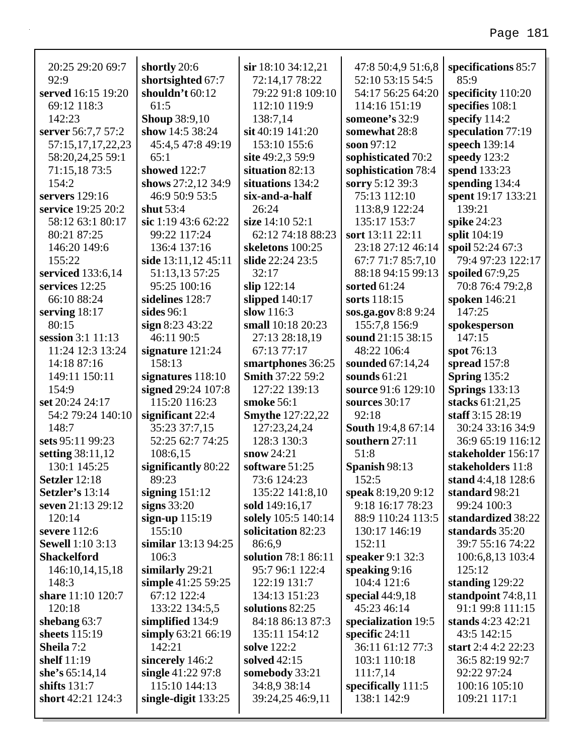20:25 29:20 69:7 92:9
**served** 16:15 19:20 69:12 118:3 142:23
**server** 56:7,7 57:2 57:15,17,17,22,23 58:20,24,25 59:1 71:15,18 73:5 154:2
**servers** 129:16
**service** 19:25 20:2 58:12 63:1 80:17 80:21 87:25 146:20 149:6 155:22
**serviced** 133:6,14
**services** 12:25 66:10 88:24
**serving** 18:17 80:15
**session** 3:1 11:13 11:24 12:3 13:24 14:18 87:16 149:11 150:11 154:9
**set** 20:24 24:17 54:2 79:24 140:10 148:7
**sets** 95:11 99:23
**setting** 38:11,12 130:1 145:25
**Setzler** 12:18
**Setzler's** 13:14
**seven** 21:13 29:12 120:14
**severe** 112:6
**Sewell** 1:10 3:13
**Shackelford** 146:10,14,15,18 148:3
**share** 11:10 120:7 120:18
**shebang** 63:7
**sheets** 115:19
**Sheila** 7:2
**shelf** 11:19
**she's** 65:14,14
**shifts** 131:7
**short** 42:21 124:3
**shortly** 20:6
**shortsighted** 67:7
**shouldn't** 60:12 61:5
**Shoup** 38:9,10
**show** 14:5 38:24 45:4,5 47:8 49:19 65:1
**showed** 122:7
**shows** 27:2,12 34:9 46:9 50:9 53:5
**shut** 53:4
**sic** 1:19 43:6 62:22 99:22 117:24 136:4 137:16
**side** 13:11,12 45:11 51:13,13 57:25 95:25 100:16
**sidelines** 128:7
**sides** 96:1
**sign** 8:23 43:22 46:11 90:5
**signature** 121:24 158:13
**signatures** 118:10
**signed** 29:24 107:8 115:20 116:23
**significant** 22:4 35:23 37:7,15 52:25 62:7 74:25 108:6,15
**significantly** 80:22 89:23
**signing** 151:12
**signs** 33:20
**sign-up** 115:19 155:10
**similar** 13:13 94:25 106:3
**similarly** 29:21
**simple** 41:25 59:25 67:12 122:4 133:22 134:5,5
**simplified** 134:9
**simply** 63:21 66:19 142:21
**sincerely** 146:2
**single** 41:22 97:8 115:10 144:13
**single-digit** 133:25
**sir** 18:10 34:12,21 72:14,17 78:22 79:22 91:8 109:10 112:10 119:9 138:7,14
**sit** 40:19 141:20 153:10 155:6
**site** 49:2,3 59:9
**situation** 82:13
**situations** 134:2
**six-and-a-half** 26:24
**size** 14:10 52:1 62:12 74:18 88:23
**skeletons** 100:25
**slide** 22:24 23:5 32:17
**slip** 122:14
**slipped** 140:17
**slow** 116:3
**small** 10:18 20:23 27:13 28:18,19 67:13 77:17
**smartphones** 36:25
**Smith** 37:22 59:2 127:22 139:13
**smoke** 56:1
**Smythe** 127:22,22 127:23,24,24 128:3 130:3
**snow** 24:21
**software** 51:25 73:6 124:23 135:22 141:8,10
**sold** 149:16,17
**solely** 105:5 140:14
**solicitation** 82:23 86:6,9
**solution** 78:1 86:11 95:7 96:1 122:4 122:19 131:7 134:13 151:23
**solutions** 82:25 84:18 86:13 87:3 135:11 154:12
**solve** 122:2
**solved** 42:15
**somebody** 33:21 34:8,9 38:14 39:24,25 46:9,11
47:8 50:4,9 51:6,8 52:10 53:15 54:5 54:17 56:25 64:20 114:16 151:19
**someone's** 32:9
**somewhat** 28:8
**soon** 97:12
**sophisticated** 70:2
**sophistication** 78:4
**sorry** 5:12 39:3 75:13 112:10 113:8,9 122:24 135:17 153:7
**sort** 13:11 22:11 23:18 27:12 46:14 67:7 71:7 85:7,10 88:18 94:15 99:13
**sorted** 61:24
**sorts** 118:15
**sos.ga.gov** 8:8 9:24 155:7,8 156:9
**sound** 21:15 38:15 48:22 106:4
**sounded** 67:14,24
**sounds** 61:21
**source** 91:6 129:10
**sources** 30:17 92:18
**South** 19:4,8 67:14
**southern** 27:11 51:8
**Spanish** 98:13 152:5
**speak** 8:19,20 9:12 9:18 16:17 78:23 88:9 110:24 113:5 130:17 146:19 152:11
**speaker** 9:1 32:3
**speaking** 9:16 104:4 121:6
**special** 44:9,18 45:23 46:14
**specialization** 19:5
**specific** 24:11 36:11 61:12 77:3 103:1 110:18 111:7,14
**specifically** 111:5 138:1 142:9
**specifications** 85:7 85:9
**specificity** 110:20
**specifies** 108:1
**specify** 114:2
**speculation** 77:19
**speech** 139:14
**speedy** 123:2
**spend** 133:23
**spending** 134:4
**spent** 19:17 133:21 139:21
**spike** 24:23
**split** 104:19
**spoil** 52:24 67:3 79:4 97:23 122:17
**spoiled** 67:9,25 70:8 76:4 79:2,8
**spoken** 146:21 147:25
**spokesperson** 147:15
**spot** 76:13
**spread** 157:8
**Spring** 135:2
**Springs** 133:13
**stacks** 61:21,25
**staff** 3:15 28:19 30:24 33:16 34:9 36:9 65:19 116:12
**stakeholder** 156:17
**stakeholders** 11:8
**stand** 4:4,18 128:6
**standard** 98:21 99:24 100:3
**standardized** 38:22
**standards** 35:20 39:7 55:16 74:22 100:6,8,13 103:4 125:12
**standing** 129:22
**standpoint** 74:8,11 91:1 99:8 111:15
**stands** 4:23 42:21 43:5 142:15
**start** 2:4 4:2 22:23 36:5 82:19 92:7 92:22 97:24 100:16 105:10 109:21 117:1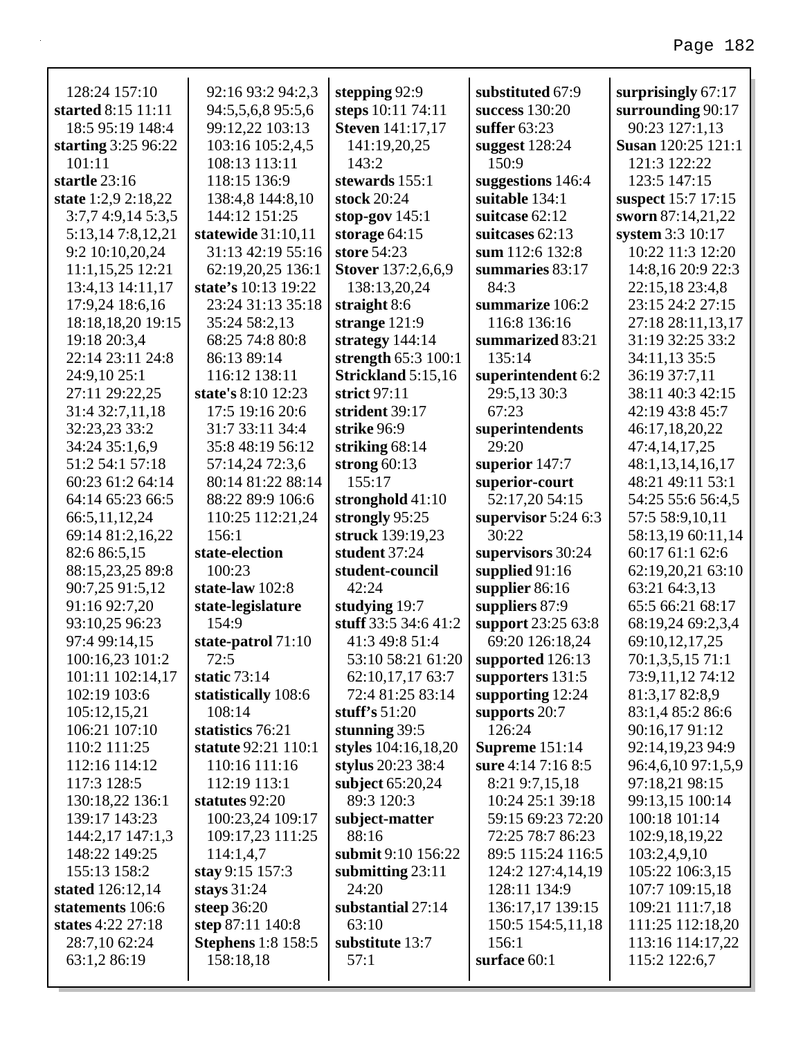128:24 157:10
**started** 8:15 11:11 18:5 95:19 148:4
**starting** 3:25 96:22 101:11
**startle** 23:16
**state** 1:2,9 2:18,22 3:7,7 4:9,14 5:3,5 5:13,14 7:8,12,21 9:2 10:10,20,24 11:1,15,25 12:21 13:4,13 14:11,17 17:9,24 18:6,16 18:18,18,20 19:15 19:18 20:3,4 22:14 23:11 24:8 24:9,10 25:1 27:11 29:22,25 31:4 32:7,11,18 32:23,23 33:2 34:24 35:1,6,9 51:2 54:1 57:18 60:23 61:2 64:14 64:14 65:23 66:5 66:5,11,12,24 69:14 81:2,16,22 82:6 86:5,15 88:15,23,25 89:8 90:7,25 91:5,12 91:16 92:7,20 93:10,25 96:23 97:4 99:14,15 100:16,23 101:2 101:11 102:14,17 102:19 103:6 105:12,15,21 106:21 107:10 110:2 111:25 112:16 114:12 117:3 128:5 130:18,22 136:1 139:17 143:23 144:2,17 147:1,3 148:22 149:25 155:13 158:2
**stated** 126:12,14
**statements** 106:6
**states** 4:22 27:18 28:7,10 62:24 63:1,2 86:19 92:16 93:2 94:2,3 94:5,5,6,8 95:5,6 99:12,22 103:13 103:16 105:2,4,5 108:13 113:11 118:15 136:9 138:4,8 144:8,10 144:12 151:25
**statewide** 31:10,11 31:13 42:19 55:16 62:19,20,25 136:1
**state's** 10:13 19:22 23:24 31:13 35:18 35:24 58:2,13 68:25 74:8 80:8 86:13 89:14 116:12 138:11
**state's** 8:10 12:23 17:5 19:16 20:6 31:7 33:11 34:4 35:8 48:19 56:12 57:14,24 72:3,6 80:14 81:22 88:14 88:22 89:9 106:6 110:25 112:21,24 156:1
**state-election** 100:23
**state-law** 102:8
**state-legislature** 154:9
**state-patrol** 71:10 72:5
**static** 73:14
**statistically** 108:6 108:14
**statistics** 76:21
**statute** 92:21 110:1 110:16 111:16 112:19 113:1
**statutes** 92:20 100:23,24 109:17 109:17,23 111:25 114:1,4,7
**stay** 9:15 157:3
**stays** 31:24
**steep** 36:20
**step** 87:11 140:8
**Stephens** 1:8 158:5 158:18,18
**stepping** 92:9
**steps** 10:11 74:11
**Steven** 141:17,17 141:19,20,25 143:2
**stewards** 155:1
**stock** 20:24
**stop-gov** 145:1
**storage** 64:15
**store** 54:23
**Stover** 137:2,6,6,9 138:13,20,24
**straight** 8:6
**strange** 121:9
**strategy** 144:14
**strength** 65:3 100:1
**Strickland** 5:15,16
**strict** 97:11
**strident** 39:17
**strike** 96:9
**striking** 68:14
**strong** 60:13 155:17
**stronghold** 41:10
**strongly** 95:25
**struck** 139:19,23
**student** 37:24
**student-council** 42:24
**studying** 19:7
**stuff** 33:5 34:6 41:2 41:3 49:8 51:4 53:10 58:21 61:20 62:10,17,17 63:7 72:4 81:25 83:14
**stuff's** 51:20
**stunning** 39:5
**styles** 104:16,18,20
**stylus** 20:23 38:4
**subject** 65:20,24 89:3 120:3
**subject-matter** 88:16
**submit** 9:10 156:22
**submitting** 23:11 24:20
**substantial** 27:14 63:10
**substitute** 13:7 57:1
**substituted** 67:9
**success** 130:20
**suffer** 63:23
**suggest** 128:24 150:9
**suggestions** 146:4
**suitable** 134:1
**suitcase** 62:12
**suitcases** 62:13
**sum** 112:6 132:8
**summaries** 83:17 84:3
**summarize** 106:2 116:8 136:16
**summarized** 83:21 135:14
**superintendent** 6:2 29:5,13 30:3 67:23
**superintendents** 29:20
**superior** 147:7
**superior-court** 52:17,20 54:15
**supervisor** 5:24 6:3 30:22
**supervisors** 30:24
**supplied** 91:16
**supplier** 86:16
**suppliers** 87:9
**support** 23:25 63:8 69:20 126:18,24
**supported** 126:13
**supporters** 131:5
**supporting** 12:24
**supports** 20:7 126:24
**Supreme** 151:14
**sure** 4:14 7:16 8:5 8:21 9:7,15,18 10:24 25:1 39:18 59:15 69:23 72:20 72:25 78:7 86:23 89:5 115:24 116:5 124:2 127:4,14,19 128:11 134:9 136:17,17 139:15 150:5 154:5,11,18 156:1
**surface** 60:1
**surprisingly** 67:17
**surrounding** 90:17 90:23 127:1,13
**Susan** 120:25 121:1 121:3 122:22 123:5 147:15
**suspect** 15:7 17:15
**sworn** 87:14,21,22
**system** 3:3 10:17 10:22 11:3 12:20 14:8,16 20:9 22:3 22:15,18 23:4,8 23:15 24:2 27:15 27:18 28:11,13,17 31:19 32:25 33:2 34:11,13 35:5 36:19 37:7,11 38:11 40:3 42:15 42:19 43:8 45:7 46:17,18,20,22 47:4,14,17,25 48:1,13,14,16,17 48:21 49:11 53:1 54:25 55:6 56:4,5 57:5 58:9,10,11 58:13,19 60:11,14 60:17 61:1 62:6 62:19,20,21 63:10 63:21 64:3,13 65:5 66:21 68:17 68:19,24 69:2,3,4 69:10,12,17,25 70:1,3,5,15 71:1 73:9,11,12 74:12 81:3,17 82:8,9 83:1,4 85:2 86:6 90:16,17 91:12 92:14,19,23 94:9 96:4,6,10 97:1,5,9 97:18,21 98:15 99:13,15 100:14 100:18 101:14 102:9,18,19,22 103:2,4,9,10 105:22 106:3,15 107:7 109:15,18 109:21 111:7,18 111:25 112:18,20 113:16 114:17,22 115:2 122:6,7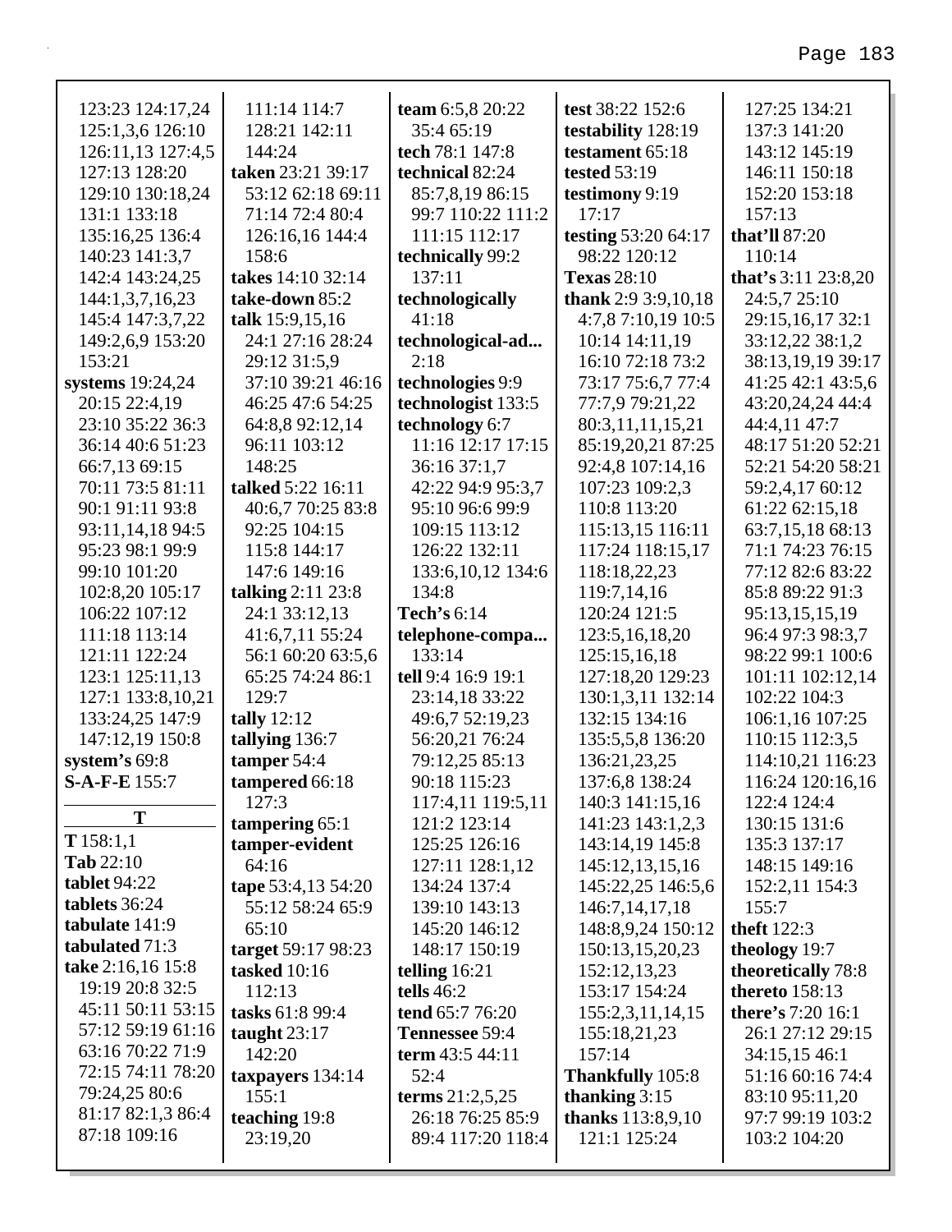123:23 124:17,24 125:1,3,6 126:10 126:11,13 127:4,5 127:13 128:20 129:10 130:18,24 131:1 133:18 135:16,25 136:4 140:23 141:3,7 142:4 143:24,25 144:1,3,7,16,23 145:4 147:3,7,22 149:2,6,9 153:20 153:21

**systems** 19:24,24 20:15 22:4,19 23:10 35:22 36:3 36:14 40:6 51:23 66:7,13 69:15 70:11 73:5 81:11 90:1 91:11 93:8 93:11,14,18 94:5 95:23 98:1 99:9 99:10 101:20 102:8,20 105:17 106:22 107:12 111:18 113:14 121:11 122:24 123:1 125:11,13 127:1 133:8,10,21 133:24,25 147:9 147:12,19 150:8

**system's** 69:8

**S-A-F-E** 155:7

## T

**T** 158:1,1

**Tab** 22:10

**tablet** 94:22

**tablets** 36:24

**tabulate** 141:9

**tabulated** 71:3

**take** 2:16,16 15:8 19:19 20:8 32:5 45:11 50:11 53:15 57:12 59:19 61:16 63:16 70:22 71:9 72:15 74:11 78:20 79:24,25 80:6 81:17 82:1,3 86:4 87:18 109:16 111:14 114:7 128:21 142:11 144:24

**taken** 23:21 39:17 53:12 62:18 69:11 71:14 72:4 80:4 126:16,16 144:4 158:6

**takes** 14:10 32:14

**take-down** 85:2

**talk** 15:9,15,16 24:1 27:16 28:24 29:12 31:5,9 37:10 39:21 46:16 46:25 47:6 54:25 64:8,8 92:12,14 96:11 103:12 148:25

**talked** 5:22 16:11 40:6,7 70:25 83:8 92:25 104:15 115:8 144:17 147:6 149:16

**talking** 2:11 23:8 24:1 33:12,13 41:6,7,11 55:24 56:1 60:20 63:5,6 65:25 74:24 86:1 129:7

**tally** 12:12

**tallying** 136:7

**tamper** 54:4

**tampered** 66:18 127:3

**tampering** 65:1

**tamper-evident** 64:16

**tape** 53:4,13 54:20 55:12 58:24 65:9 65:10

**target** 59:17 98:23

**tasked** 10:16 112:13

**tasks** 61:8 99:4

**taught** 23:17 142:20

**taxpayers** 134:14 155:1

**teaching** 19:8 23:19,20

**team** 6:5,8 20:22 35:4 65:19

**tech** 78:1 147:8

**technical** 82:24 85:7,8,19 86:15 99:7 110:22 111:2 111:15 112:17

**technically** 99:2 137:11

**technologically** 41:18

**technological-ad...** 2:18

**technologies** 9:9

**technologist** 133:5

**technology** 6:7 11:16 12:17 17:15 36:16 37:1,7 42:22 94:9 95:3,7 95:10 96:6 99:9 109:15 113:12 126:22 132:11 133:6,10,12 134:6 134:8

**Tech's** 6:14

**telephone-compa...** 133:14

**tell** 9:4 16:9 19:1 23:14,18 33:22 49:6,7 52:19,23 56:20,21 76:24 79:12,25 85:13 90:18 115:23 117:4,11 119:5,11 121:2 123:14 125:25 126:16 127:11 128:1,12 134:24 137:4 139:10 143:13 145:20 146:12 148:17 150:19

**telling** 16:21

**tells** 46:2

**tend** 65:7 76:20

**Tennessee** 59:4

**term** 43:5 44:11 52:4

**terms** 21:2,5,25 26:18 76:25 85:9 89:4 117:20 118:4

**test** 38:22 152:6

**testability** 128:19

**testament** 65:18

**tested** 53:19

**testimony** 9:19 17:17

**testing** 53:20 64:17 98:22 120:12

**Texas** 28:10

**thank** 2:9 3:9,10,18 4:7,8 7:10,19 10:5 10:14 14:11,19 16:10 72:18 73:2 73:17 75:6,7 77:4 77:7,9 79:21,22 80:3,11,11,15,21 85:19,20,21 87:25 92:4,8 107:14,16 107:23 109:2,3 110:8 113:20 115:13,15 116:11 117:24 118:15,17 118:18,22,23 119:7,14,16 120:24 121:5 123:5,16,18,20 125:15,16,18 127:18,20 129:23 130:1,3,11 132:14 132:15 134:16 135:5,5,8 136:20 136:21,23,25 137:6,8 138:24 140:3 141:15,16 141:23 143:1,2,3 143:14,19 145:8 145:12,13,15,16 145:22,25 146:5,6 146:7,14,17,18 148:8,9,24 150:12 150:13,15,20,23 152:12,13,23 153:17 154:24 155:2,3,11,14,15 155:18,21,23 157:14

**Thankfully** 105:8

**thanking** 3:15

**thanks** 113:8,9,10 121:1 125:24 127:25 134:21 137:3 141:20 143:12 145:19 146:11 150:18 152:20 153:18 157:13

**that'll** 87:20 110:14

**that's** 3:11 23:8,20 24:5,7 25:10 29:15,16,17 32:1 33:12,22 38:1,2 38:13,19,19 39:17 41:25 42:1 43:5,6 43:20,24,24 44:4 44:4,11 47:7 48:17 51:20 52:21 52:21 54:20 58:21 59:2,4,17 60:12 61:22 62:15,18 63:7,15,18 68:13 71:1 74:23 76:15 77:12 82:6 83:22 85:8 89:22 91:3 95:13,15,15,19 96:4 97:3 98:3,7 98:22 99:1 100:6 101:11 102:12,14 102:22 104:3 106:1,16 107:25 110:15 112:3,5 114:10,21 116:23 116:24 120:16,16 122:4 124:4 130:15 131:6 135:3 137:17 148:15 149:16 152:2,11 154:3 155:7

**theft** 122:3

**theology** 19:7

**theoretically** 78:8

**thereto** 158:13

**there's** 7:20 16:1 26:1 27:12 29:15 34:15,15 46:1 51:16 60:16 74:4 83:10 95:11,20 97:7 99:19 103:2 103:2 104:20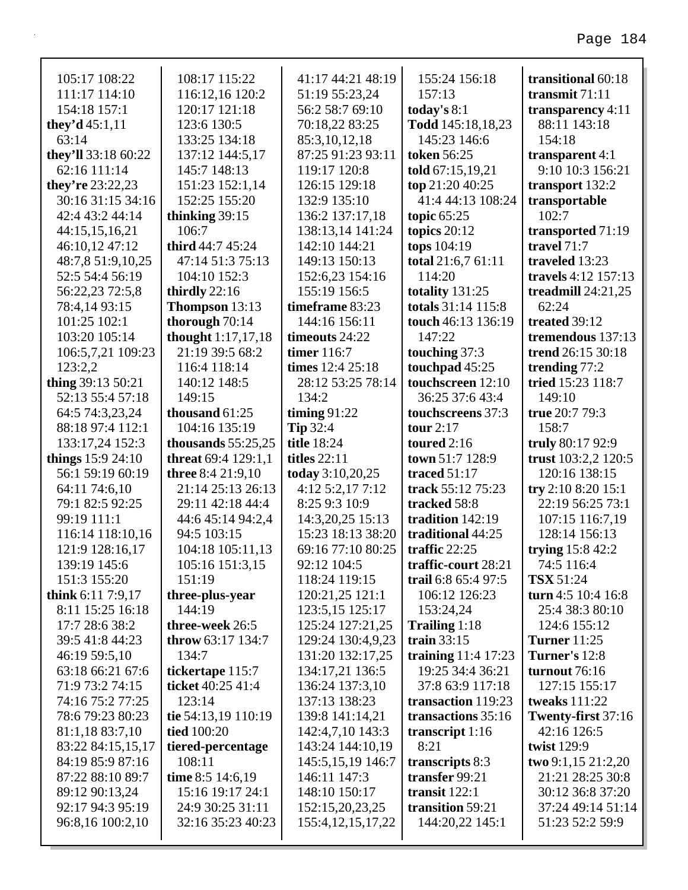105:17 108:22
111:17 114:10
154:18 157:1
**they'd** 45:1,11
63:14
**they'll** 33:18 60:22
62:16 111:14
**they're** 23:22,23
30:16 31:15 34:16
42:4 43:2 44:14
44:15,15,16,21
46:10,12 47:12
48:7,8 51:9,10,25
52:5 54:4 56:19
56:22,23 72:5,8
78:4,14 93:15
101:25 102:1
103:20 105:14
106:5,7,21 109:23
123:2,2
**thing** 39:13 50:21
52:13 55:4 57:18
64:5 74:3,23,24
88:18 97:4 112:1
133:17,24 152:3
**things** 15:9 24:10
56:1 59:19 60:19
64:11 74:6,10
79:1 82:5 92:25
99:19 111:1
116:14 118:10,16
121:9 128:16,17
139:19 145:6
151:3 155:20
**think** 6:11 7:9,17
8:11 15:25 16:18
17:7 28:6 38:2
39:5 41:8 44:23
46:19 59:5,10
63:18 66:21 67:6
71:9 73:2 74:15
74:16 75:2 77:25
78:6 79:23 80:23
81:1,18 83:7,10
83:22 84:15,15,17
84:19 85:9 87:16
87:22 88:10 89:7
89:12 90:13,24
92:17 94:3 95:19
96:8,16 100:2,10
108:17 115:22
116:12,16 120:2
120:17 121:18
123:6 130:5
133:25 134:18
137:12 144:5,17
145:7 148:13
151:23 152:1,14
152:25 155:20
**thinking** 39:15
106:7
**third** 44:7 45:24
47:14 51:3 75:13
104:10 152:3
**thirdly** 22:16
**Thompson** 13:13
**thorough** 70:14
**thought** 1:17,17,18
21:19 39:5 68:2
116:4 118:14
140:12 148:5
149:15
**thousand** 61:25
104:16 135:19
**thousands** 55:25,25
**threat** 69:4 129:1,1
**three** 8:4 21:9,10
21:14 25:13 26:13
29:11 42:18 44:4
44:6 45:14 94:2,4
94:5 103:15
104:18 105:11,13
105:16 151:3,15
151:19
**three-plus-year**
144:19
**three-week** 26:5
**throw** 63:17 134:7
134:7
**tickertape** 115:7
**ticket** 40:25 41:4
123:14
**tie** 54:13,19 110:19
**tied** 100:20
**tiered-percentage**
108:11
**time** 8:5 14:6,19
15:16 19:17 24:1
24:9 30:25 31:11
32:16 35:23 40:23
41:17 44:21 48:19
51:19 55:23,24
56:2 58:7 69:10
70:18,22 83:25
85:3,10,12,18
87:25 91:23 93:11
119:17 120:8
126:15 129:18
132:9 135:10
136:2 137:17,18
138:13,14 141:24
142:10 144:21
149:13 150:13
152:6,23 154:16
155:19 156:5
**timeframe** 83:23
144:16 156:11
**timeouts** 24:22
**timer** 116:7
**times** 12:4 25:18
28:12 53:25 78:14
134:2
**timing** 91:22
**Tip** 32:4
**title** 18:24
**titles** 22:11
**today** 3:10,20,25
4:12 5:2,17 7:12
8:25 9:3 10:9
14:3,20,25 15:13
15:23 18:13 38:20
69:16 77:10 80:25
92:12 104:5
118:24 119:15
120:21,25 121:1
123:5,15 125:17
125:24 127:21,25
129:24 130:4,9,23
131:20 132:17,25
134:17,21 136:5
136:24 137:3,10
137:13 138:23
139:8 141:14,21
142:4,7,10 143:3
143:24 144:10,19
145:5,15,19 146:7
146:11 147:3
148:10 150:17
152:15,20,23,25
155:4,12,15,17,22
155:24 156:18
157:13
**today's** 8:1
**Todd** 145:18,18,23
145:23 146:6
**token** 56:25
**told** 67:15,19,21
**top** 21:20 40:25
41:4 44:13 108:24
**topic** 65:25
**topics** 20:12
**tops** 104:19
**total** 21:6,7 61:11
114:20
**totality** 131:25
**totals** 31:14 115:8
**touch** 46:13 136:19
147:22
**touching** 37:3
**touchpad** 45:25
**touchscreen** 12:10
36:25 37:6 43:4
**touchscreens** 37:3
**tour** 2:17
**toured** 2:16
**town** 51:7 128:9
**traced** 51:17
**track** 55:12 75:23
**tracked** 58:8
**tradition** 142:19
**traditional** 44:25
**traffic** 22:25
**traffic-court** 28:21
**trail** 6:8 65:4 97:5
106:12 126:23
153:24,24
**Trailing** 1:18
**train** 33:15
**training** 11:4 17:23
19:25 34:4 36:21
37:8 63:9 117:18
**transaction** 119:23
**transactions** 35:16
**transcript** 1:16
8:21
**transcripts** 8:3
**transfer** 99:21
**transit** 122:1
**transition** 59:21
144:20,22 145:1
**transitional** 60:18
**transmit** 71:11
**transparency** 4:11
88:11 143:18
154:18
**transparent** 4:1
9:10 10:3 156:21
**transport** 132:2
**transportable**
102:7
**transported** 71:19
**travel** 71:7
**traveled** 13:23
**travels** 4:12 157:13
**treadmill** 24:21,25
62:24
**treated** 39:12
**tremendous** 137:13
**trend** 26:15 30:18
**trending** 77:2
**tried** 15:23 118:7
149:10
**true** 20:7 79:3
158:7
**truly** 80:17 92:9
**trust** 103:2,2 120:5
120:16 138:15
**try** 2:10 8:20 15:1
22:19 56:25 73:1
107:15 116:7,19
128:14 156:13
**trying** 15:8 42:2
74:5 116:4
**TSX** 51:24
**turn** 4:5 10:4 16:8
25:4 38:3 80:10
124:6 155:12
**Turner** 11:25
**Turner's** 12:8
**turnout** 76:16
127:15 155:17
**tweaks** 111:22
**Twenty-first** 37:16
42:16 126:5
**twist** 129:9
**two** 9:1,15 21:2,20
21:21 28:25 30:8
30:12 36:8 37:20
37:24 49:14 51:14
51:23 52:2 59:9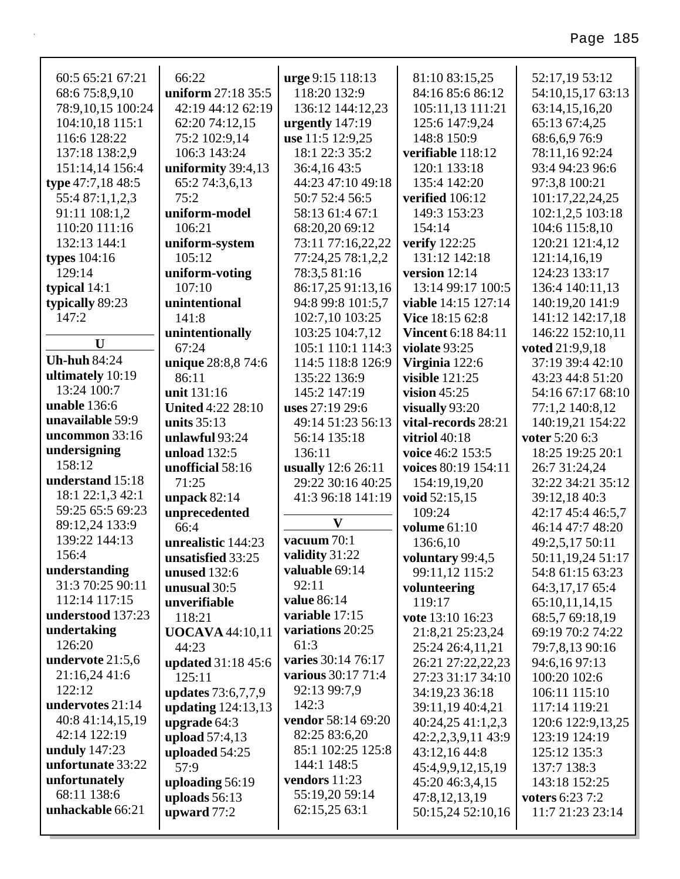60:5 65:21 67:21 68:6 75:8,9,10 78:9,10,15 100:24 104:10,18 115:1 116:6 128:22 137:18 138:2,9 151:14,14 156:4

**type** 47:7,18 48:5 55:4 87:1,1,2,3 91:11 108:1,2 110:20 111:16 132:13 144:1

**types** 104:16 129:14

**typical** 14:1

**typically** 89:23 147:2

## U

**Uh-huh** 84:24

**ultimately** 10:19 13:24 100:7

**unable** 136:6

**unavailable** 59:9

**uncommon** 33:16

**undersigning** 158:12

**understand** 15:18 18:1 22:1,3 42:1 59:25 65:5 69:23 89:12,24 133:9 139:22 144:13 156:4

**understanding** 31:3 70:25 90:11 112:14 117:15

**understood** 137:23

**undertaking** 126:20

**undervote** 21:5,6 21:16,24 41:6 122:12

**undervotes** 21:14 40:8 41:14,15,19 42:14 122:19

**unduly** 147:23

**unfortunate** 33:22

**unfortunately** 68:11 138:6

**unhackable** 66:21

66:22

**uniform** 27:18 35:5 42:19 44:12 62:19 62:20 74:12,15 75:2 102:9,14 106:3 143:24

**uniformity** 39:4,13 65:2 74:3,6,13 75:2

**uniform-model** 106:21

**uniform-system** 105:12

**uniform-voting** 107:10

**unintentional** 141:8

**unintentionally** 67:24

**unique** 28:8,8 74:6 86:11

**unit** 131:16

**United** 4:22 28:10

**units** 35:13

**unlawful** 93:24

**unload** 132:5

**unofficial** 58:16 71:25

**unpack** 82:14

**unprecedented** 66:4

**unrealistic** 144:23

**unsatisfied** 33:25

**unused** 132:6

**unusual** 30:5

**unverifiable** 118:21

**UOCAVA** 44:10,11 44:23

**updated** 31:18 45:6 125:11

**updates** 73:6,7,7,9

**updating** 124:13,13

**upgrade** 64:3

**upload** 57:4,13

**uploaded** 54:25 57:9

**uploading** 56:19

**uploads** 56:13

**upward** 77:2

**urge** 9:15 118:13 118:20 132:9 136:12 144:12,23

**urgently** 147:19

**use** 11:5 12:9,25 18:1 22:3 35:2 36:4,16 43:5 44:23 47:10 49:18 50:7 52:4 56:5 58:13 61:4 67:1 68:20,20 69:12 73:11 77:16,22,22 77:24,25 78:1,2,2 78:3,5 81:16 86:17,25 91:13,16 94:8 99:8 101:5,7 102:7,10 103:25 103:25 104:7,12 105:1 110:1 114:3 114:5 118:8 126:9 135:22 136:9 145:2 147:19

**uses** 27:19 29:6 49:14 51:23 56:13 56:14 135:18 136:11

**usually** 12:6 26:11 29:22 30:16 40:25 41:3 96:18 141:19

## V

**vacuum** 70:1

**validity** 31:22

**valuable** 69:14 92:11

**value** 86:14

**variable** 17:15

**variations** 20:25 61:3

**varies** 30:14 76:17

**various** 30:17 71:4 92:13 99:7,9 142:3

**vendor** 58:14 69:20 82:25 83:6,20 85:1 102:25 125:8 144:1 148:5

**vendors** 11:23 55:19,20 59:14 62:15,25 63:1

81:10 83:15,25 84:16 85:6 86:12 105:11,13 111:21 125:6 147:9,24 148:8 150:9

**verifiable** 118:12 120:1 133:18 135:4 142:20

**verified** 106:12 149:3 153:23 154:14

**verify** 122:25 131:12 142:18

**version** 12:14 13:14 99:17 100:5

**viable** 14:15 127:14

**Vice** 18:15 62:8

**Vincent** 6:18 84:11

**violate** 93:25

**Virginia** 122:6

**visible** 121:25

**vision** 45:25

**visually** 93:20

**vital-records** 28:21

**vitriol** 40:18

**voice** 46:2 153:5

**voices** 80:19 154:11 154:19,19,20

**void** 52:15,15 109:24

**volume** 61:10 136:6,10

**voluntary** 99:4,5 99:11,12 115:2

**volunteering** 119:17

**vote** 13:10 16:23 21:8,21 25:23,24 25:24 26:4,11,21 26:21 27:22,22,23 27:23 31:17 34:10 34:19,23 36:18 39:11,19 40:4,21 40:24,25 41:1,2,3 42:2,2,3,9,11 43:9 43:12,16 44:8 45:4,9,9,12,15,19 45:20 46:3,4,15 47:8,12,13,19 50:15,24 52:10,16

52:17,19 53:12 54:10,15,17 63:13 63:14,15,16,20 65:13 67:4,25 68:6,6,9 76:9 78:11,16 92:24 93:4 94:23 96:6 97:3,8 100:21 101:17,22,24,25 102:1,2,5 103:18 104:6 115:8,10 120:21 121:4,12 121:14,16,19 124:23 133:17 136:4 140:11,13 140:19,20 141:9 141:12 142:17,18 146:22 152:10,11

**voted** 21:9,9,18 37:19 39:4 42:10 43:23 44:8 51:20 54:16 67:17 68:10 77:1,2 140:8,12 140:19,21 154:22

**voter** 5:20 6:3 18:25 19:25 20:1 26:7 31:24,24 32:22 34:21 35:12 39:12,18 40:3 42:17 45:4 46:5,7 46:14 47:7 48:20 49:2,5,17 50:11 50:11,19,24 51:17 54:8 61:15 63:23 64:3,17,17 65:4 65:10,11,14,15 68:5,7 69:18,19 69:19 70:2 74:22 79:7,8,13 90:16 94:6,16 97:13 100:20 102:6 106:11 115:10 117:14 119:21 120:6 122:9,13,25 123:19 124:19 125:12 135:3 137:7 138:3 143:18 152:25

**voters** 6:23 7:2 11:7 21:23 23:14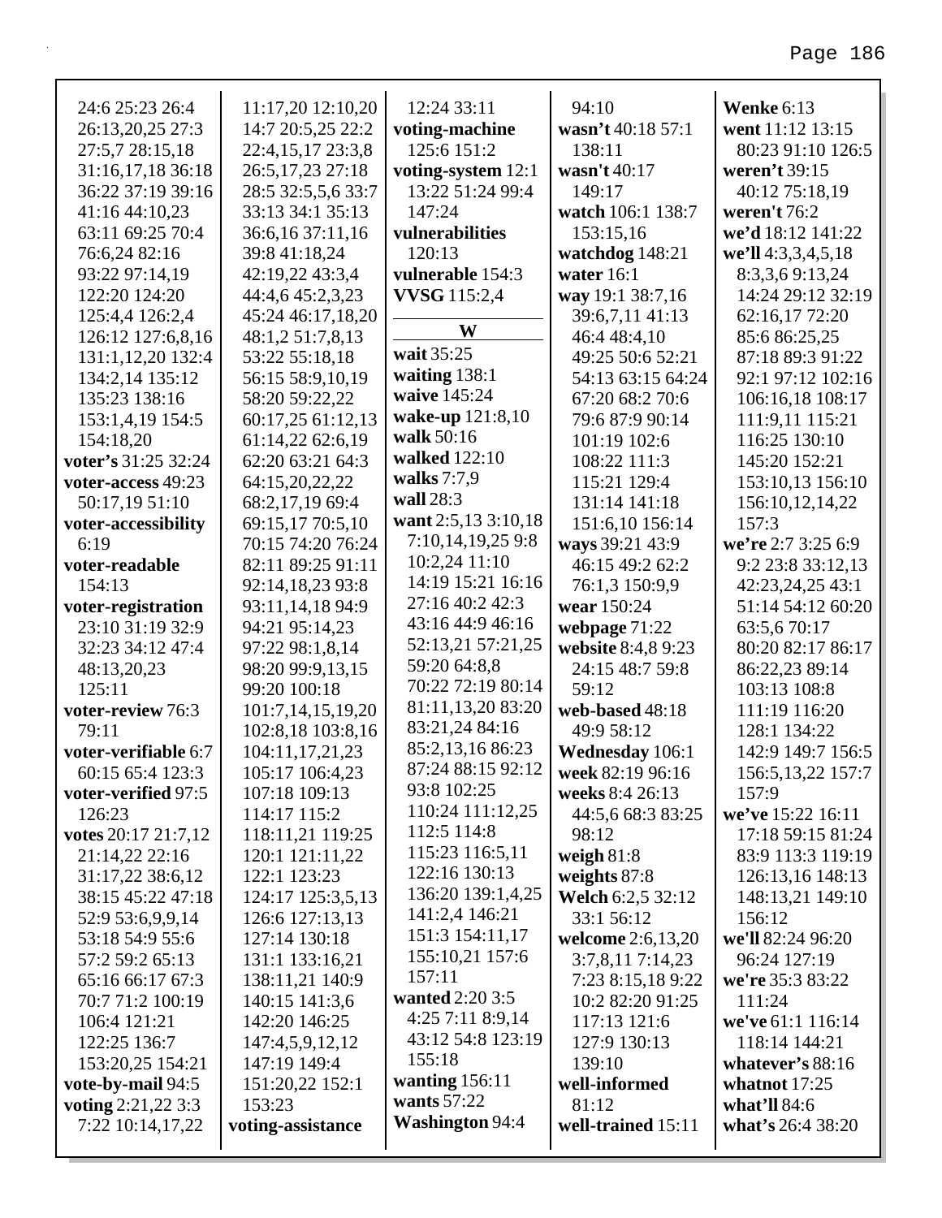24:6 25:23 26:4
26:13,20,25 27:3
27:5,7 28:15,18
31:16,17,18 36:18
36:22 37:19 39:16
41:16 44:10,23
63:11 69:25 70:4
76:6,24 82:16
93:22 97:14,19
122:20 124:20
125:4,4 126:2,4
126:12 127:6,8,16
131:1,12,20 132:4
134:2,14 135:12
135:23 138:16
153:1,4,19 154:5
154:18,20

**voter's** 31:25 32:24

**voter-access** 49:23
50:17,19 51:10

**voter-accessibility**
6:19

**voter-readable**
154:13

**voter-registration**
23:10 31:19 32:9
32:23 34:12 47:4
48:13,20,23
125:11

**voter-review** 76:3
79:11

**voter-verifiable** 6:7
60:15 65:4 123:3

**voter-verified** 97:5
126:23

**votes** 20:17 21:7,12
21:14,22 22:16
31:17,22 38:6,12
38:15 45:22 47:18
52:9 53:6,9,9,14
53:18 54:9 55:6
57:2 59:2 65:13
65:16 66:17 67:3
70:7 71:2 100:19
106:4 121:21
122:25 136:7
153:20,25 154:21

**vote-by-mail** 94:5

**voting** 2:21,22 3:3
7:22 10:14,17,22
11:17,20 12:10,20
14:7 20:5,25 22:2
22:4,15,17 23:3,8
26:5,17,23 27:18
28:5 32:5,5,6 33:7
33:13 34:1 35:13
36:6,16 37:11,16
39:8 41:18,24
42:19,22 43:3,4
44:4,6 45:2,3,23
45:24 46:17,18,20
48:1,2 51:7,8,13
53:22 55:18,18
56:15 58:9,10,19
58:20 59:22,22
60:17,25 61:12,13
61:14,22 62:6,19
62:20 63:21 64:3
64:15,20,22,22
68:2,17,19 69:4
69:15,17 70:5,10
70:15 74:20 76:24
82:11 89:25 91:11
92:14,18,23 93:8
93:11,14,18 94:9
94:21 95:14,23
97:22 98:1,8,14
98:20 99:9,13,15
99:20 100:18
101:7,14,15,19,20
102:8,18 103:8,16
104:11,17,21,23
105:17 106:4,23
107:18 109:13
114:17 115:2
118:11,21 119:25
120:1 121:11,22
122:1 123:23
124:17 125:3,5,13
126:6 127:13,13
127:14 130:18
131:1 133:16,21
138:11,21 140:9
140:15 141:3,6
142:20 146:25
147:4,5,9,12,12
147:19 149:4
151:20,22 152:1
153:23

**voting-assistance**
12:24 33:11

**voting-machine**
125:6 151:2

**voting-system** 12:1
13:22 51:24 99:4
147:24

**vulnerabilities**
120:13

**vulnerable** 154:3

**VVSG** 115:2,4

## W

**wait** 35:25

**waiting** 138:1

**waive** 145:24

**wake-up** 121:8,10

**walk** 50:16

**walked** 122:10

**walks** 7:7,9

**wall** 28:3

**want** 2:5,13 3:10,18
7:10,14,19,25 9:8
10:2,24 11:10
14:19 15:21 16:16
27:16 40:2 42:3
43:16 44:9 46:16
52:13,21 57:21,25
59:20 64:8,8
70:22 72:19 80:14
81:11,13,20 83:20
83:21,24 84:16
85:2,13,16 86:23
87:24 88:15 92:12
93:8 102:25
110:24 111:12,25
112:5 114:8
115:23 116:5,11
122:16 130:13
136:20 139:1,4,25
141:2,4 146:21
151:3 154:11,17
155:10,21 157:6
157:11

**wanted** 2:20 3:5
4:25 7:11 8:9,14
43:12 54:8 123:19
155:18

**wanting** 156:11

**wants** 57:22

**Washington** 94:4
94:10

**wasn't** 40:18 57:1
138:11

**wasn't** 40:17
149:17

**watch** 106:1 138:7
153:15,16

**watchdog** 148:21

**water** 16:1

**way** 19:1 38:7,16
39:6,7,11 41:13
46:4 48:4,10
49:25 50:6 52:21
54:13 63:15 64:24
67:20 68:2 70:6
79:6 87:9 90:14
101:19 102:6
108:22 111:3
115:21 129:4
131:14 141:18
151:6,10 156:14

**ways** 39:21 43:9
46:15 49:2 62:2
76:1,3 150:9,9

**wear** 150:24

**webpage** 71:22

**website** 8:4,8 9:23
24:15 48:7 59:8
59:12

**web-based** 48:18
49:9 58:12

**Wednesday** 106:1

**week** 82:19 96:16

**weeks** 8:4 26:13
44:5,6 68:3 83:25
98:12

**weigh** 81:8

**weights** 87:8

**Welch** 6:2,5 32:12
33:1 56:12

**welcome** 2:6,13,20
3:7,8,11 7:14,23
7:23 8:15,18 9:22
10:2 82:20 91:25
117:13 121:6
127:9 130:13
139:10

**well-informed**
81:12

**well-trained** 15:11

**Wenke** 6:13

**went** 11:12 13:15
80:23 91:10 126:5

**weren't** 39:15
40:12 75:18,19

**weren't** 76:2

**we'd** 18:12 141:22

**we'll** 4:3,3,4,5,18
8:3,3,6 9:13,24
14:24 29:12 32:19
62:16,17 72:20
85:6 86:25,25
87:18 89:3 91:22
92:1 97:12 102:16
106:16,18 108:17
111:9,11 115:21
116:25 130:10
145:20 152:21
153:10,13 156:10
156:10,12,14,22
157:3

**we're** 2:7 3:25 6:9
9:2 23:8 33:12,13
42:23,24,25 43:1
51:14 54:12 60:20
63:5,6 70:17
80:20 82:17 86:17
86:22,23 89:14
103:13 108:8
111:19 116:20
128:1 134:22
142:9 149:7 156:5
156:5,13,22 157:7
157:9

**we've** 15:22 16:11
17:18 59:15 81:24
83:9 113:3 119:19
126:13,16 148:13
148:13,21 149:10
156:12

**we'll** 82:24 96:20
96:24 127:19

**we're** 35:3 83:22
111:24

**we've** 61:1 116:14
118:14 144:21

**whatever's** 88:16

**whatnot** 17:25

**what'll** 84:6

**what's** 26:4 38:20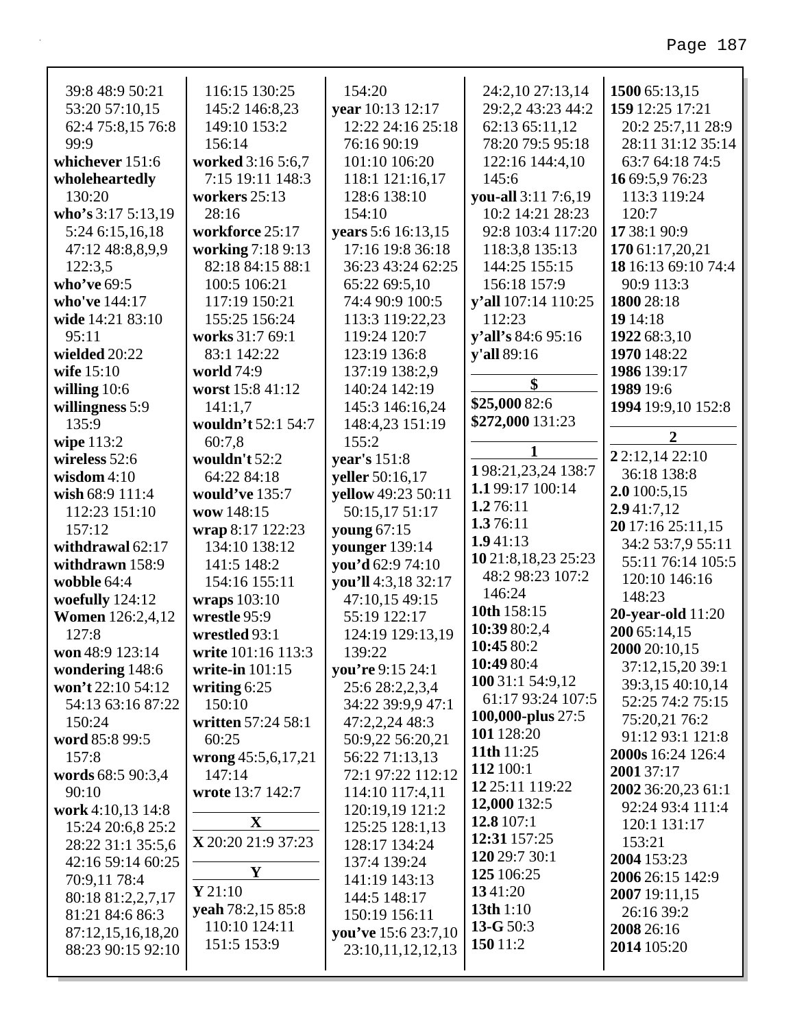39:8 48:9 50:21 53:20 57:10,15 62:4 75:8,15 76:8 99:9
**whichever** 151:6
**wholeheartedly** 130:20
**who's** 3:17 5:13,19 5:24 6:15,16,18 47:12 48:8,8,9,9 122:3,5
**who've** 69:5
**who've** 144:17
**wide** 14:21 83:10 95:11
**wielded** 20:22
**wife** 15:10
**willing** 10:6
**willingness** 5:9 135:9
**wipe** 113:2
**wireless** 52:6
**wisdom** 4:10
**wish** 68:9 111:4 112:23 151:10 157:12
**withdrawal** 62:17
**withdrawn** 158:9
**wobble** 64:4
**woefully** 124:12
**Women** 126:2,4,12 127:8
**won** 48:9 123:14
**wondering** 148:6
**won't** 22:10 54:12 54:13 63:16 87:22 150:24
**word** 85:8 99:5 157:8
**words** 68:5 90:3,4 90:10
**work** 4:10,13 14:8 15:24 20:6,8 25:2 28:22 31:1 35:5,6 42:16 59:14 60:25 70:9,11 78:4 80:18 81:2,2,7,17 81:21 84:6 86:3 87:12,15,16,18,20 88:23 90:15 92:10 116:15 130:25 145:2 146:8,23 149:10 153:2 156:14
**worked** 3:16 5:6,7 7:15 19:11 148:3
**workers** 25:13 28:16
**workforce** 25:17
**working** 7:18 9:13 82:18 84:15 88:1 100:5 106:21 117:19 150:21 155:25 156:24
**works** 31:7 69:1 83:1 142:22
**world** 74:9
**worst** 15:8 41:12 141:1,7
**wouldn't** 52:1 54:7 60:7,8
**wouldn't** 52:2 64:22 84:18
**would've** 135:7
**wow** 148:15
**wrap** 8:17 122:23 134:10 138:12 141:5 148:2 154:16 155:11
**wraps** 103:10
**wrestle** 95:9
**wrestled** 93:1
**write** 101:16 113:3
**write-in** 101:15
**writing** 6:25 150:10
**written** 57:24 58:1 60:25
**wrong** 45:5,6,17,21 147:14
**wrote** 13:7 142:7

**X**

**X** 20:20 21:9 37:23

**Y**

**Y** 21:10
**yeah** 78:2,15 85:8 110:10 124:11 151:5 153:9 154:20
**year** 10:13 12:17 12:22 24:16 25:18 76:16 90:19 101:10 106:20 118:1 121:16,17 128:6 138:10 154:10
**years** 5:6 16:13,15 17:16 19:8 36:18 36:23 43:24 62:25 65:22 69:5,10 74:4 90:9 100:5 113:3 119:22,23 119:24 120:7 123:19 136:8 137:19 138:2,9 140:24 142:19 145:3 146:16,24 148:4,23 151:19 155:2
**year's** 151:8
**yeller** 50:16,17
**yellow** 49:23 50:11 50:15,17 51:17
**young** 67:15
**younger** 139:14
**you'd** 62:9 74:10
**you'll** 4:3,18 32:17 47:10,15 49:15 55:19 122:17 124:19 129:13,19 139:22
**you're** 9:15 24:1 25:6 28:2,2,3,4 34:22 39:9,9 47:1 47:2,2,24 48:3 50:9,22 56:20,21 56:22 71:13,13 72:1 97:22 112:12 114:10 117:4,11 120:19,19 121:2 125:25 128:1,13 128:17 134:24 137:4 139:24 141:19 143:13 144:5 148:17 150:19 156:11
**you've** 15:6 23:7,10 23:10,11,12,12,13 24:2,10 27:13,14 29:2,2 43:23 44:2 62:13 65:11,12 78:20 79:5 95:18 122:16 144:4,10 145:6
**you-all** 3:11 7:6,19 10:2 14:21 28:23 92:8 103:4 117:20 118:3,8 135:13 144:25 155:15 156:18 157:9
**y'all** 107:14 110:25 112:23
**y'all's** 84:6 95:16
**y'all** 89:16

**$**

**$25,000** 82:6
**$272,000** 131:23

**1**

**1** 98:21,23,24 138:7
**1.1** 99:17 100:14
**1.2** 76:11
**1.3** 76:11
**1.9** 41:13
**10** 21:8,18,23 25:23 48:2 98:23 107:2 146:24
**10th** 158:15
**10:39** 80:2,4
**10:45** 80:2
**10:49** 80:4
**100** 31:1 54:9,12 61:17 93:24 107:5
**100,000-plus** 27:5
**101** 128:20
**11th** 11:25
**112** 100:1
**12** 25:11 119:22
**12,000** 132:5
**12.8** 107:1
**12:31** 157:25
**120** 29:7 30:1
**125** 106:25
**13** 41:20
**13th** 1:10
**13-G** 50:3
**150** 11:2
**1500** 65:13,15
**159** 12:25 17:21 20:2 25:7,11 28:9 28:11 31:12 35:14 63:7 64:18 74:5
**16** 69:5,9 76:23 113:3 119:24 120:7
**17** 38:1 90:9
**170** 61:17,20,21
**18** 16:13 69:10 74:4 90:9 113:3
**1800** 28:18
**19** 14:18
**1922** 68:3,10
**1970** 148:22
**1986** 139:17
**1989** 19:6
**1994** 19:9,10 152:8

**2**

**2** 2:12,14 22:10 36:18 138:8
**2.0** 100:5,15
**2.9** 41:7,12
**20** 17:16 25:11,15 34:2 53:7,9 55:11 55:11 76:14 105:5 120:10 146:16 148:23
**20-year-old** 11:20
**200** 65:14,15
**2000** 20:10,15 37:12,15,20 39:1 39:3,15 40:10,14 52:25 74:2 75:15 75:20,21 76:2 91:12 93:1 121:8
**2000s** 16:24 126:4
**2001** 37:17
**2002** 36:20,23 61:1 92:24 93:4 111:4 120:1 131:17 153:21
**2004** 153:23
**2006** 26:15 142:9
**2007** 19:11,15 26:16 39:2
**2008** 26:16
**2014** 105:20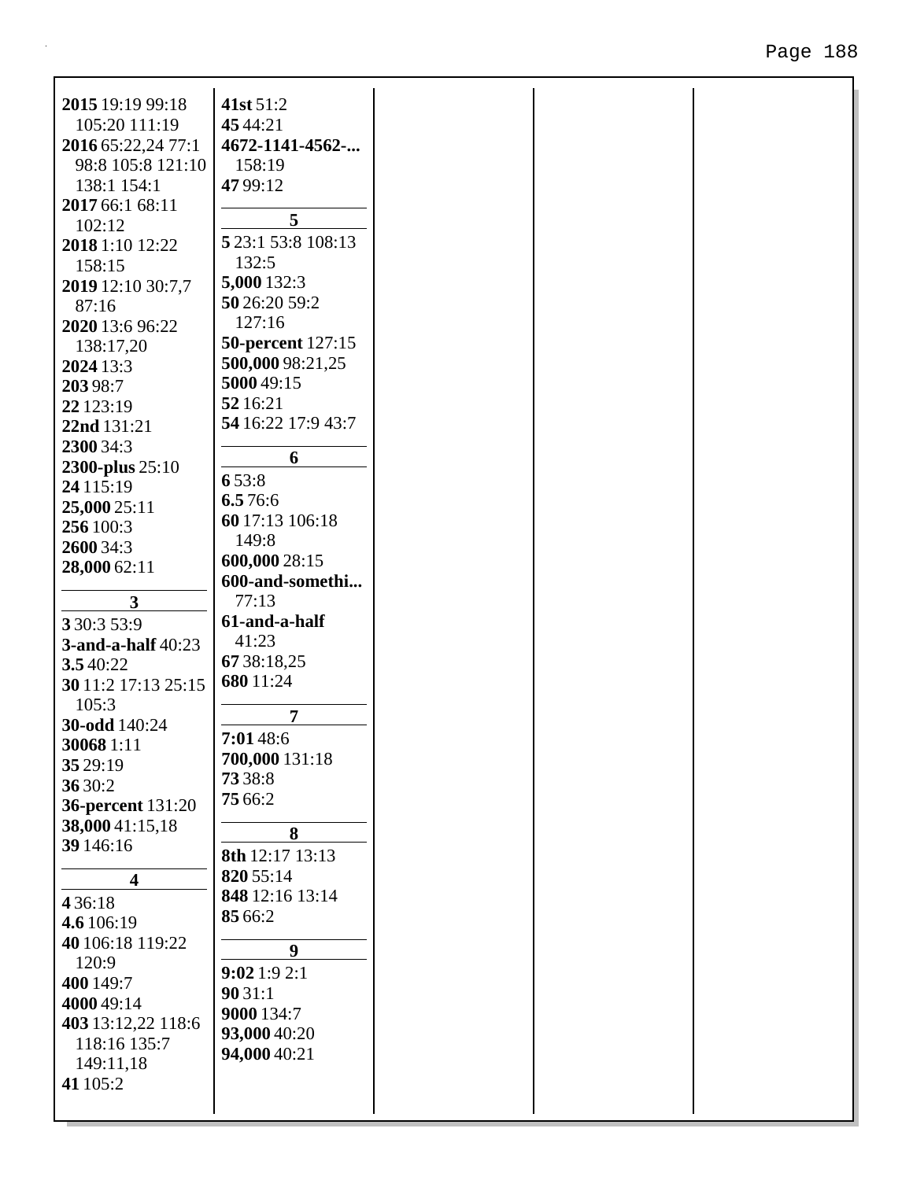**2015** 19:19 99:18 105:20 111:19
**2016** 65:22,24 77:1 98:8 105:8 121:10 138:1 154:1
**2017** 66:1 68:11 102:12
**2018** 1:10 12:22 158:15
**2019** 12:10 30:7,7 87:16
**2020** 13:6 96:22 138:17,20
**2024** 13:3
**203** 98:7
**22** 123:19
**22nd** 131:21
**2300** 34:3
**2300-plus** 25:10
**24** 115:19
**25,000** 25:11
**256** 100:3
**2600** 34:3
**28,000** 62:11

### 3

**3** 30:3 53:9
**3-and-a-half** 40:23
**3.5** 40:22
**30** 11:2 17:13 25:15 105:3
**30-odd** 140:24
**30068** 1:11
**35** 29:19
**36** 30:2
**36-percent** 131:20
**38,000** 41:15,18
**39** 146:16

### 4

**4** 36:18
**4.6** 106:19
**40** 106:18 119:22 120:9
**400** 149:7
**4000** 49:14
**403** 13:12,22 118:6 118:16 135:7 149:11,18
**41** 105:2
**41st** 51:2
**45** 44:21
**4672-1141-4562-...** 158:19
**47** 99:12

### 5

**5** 23:1 53:8 108:13 132:5
**5,000** 132:3
**50** 26:20 59:2 127:16
**50-percent** 127:15
**500,000** 98:21,25
**5000** 49:15
**52** 16:21
**54** 16:22 17:9 43:7

### 6

**6** 53:8
**6.5** 76:6
**60** 17:13 106:18 149:8
**600,000** 28:15
**600-and-somethi...** 77:13
**61-and-a-half** 41:23
**67** 38:18,25
**680** 11:24

### 7

**7:01** 48:6
**700,000** 131:18
**73** 38:8
**75** 66:2

### 8

**8th** 12:17 13:13
**820** 55:14
**848** 12:16 13:14
**85** 66:2

### 9

**9:02** 1:9 2:1
**90** 31:1
**9000** 134:7
**93,000** 40:20
**94,000** 40:21